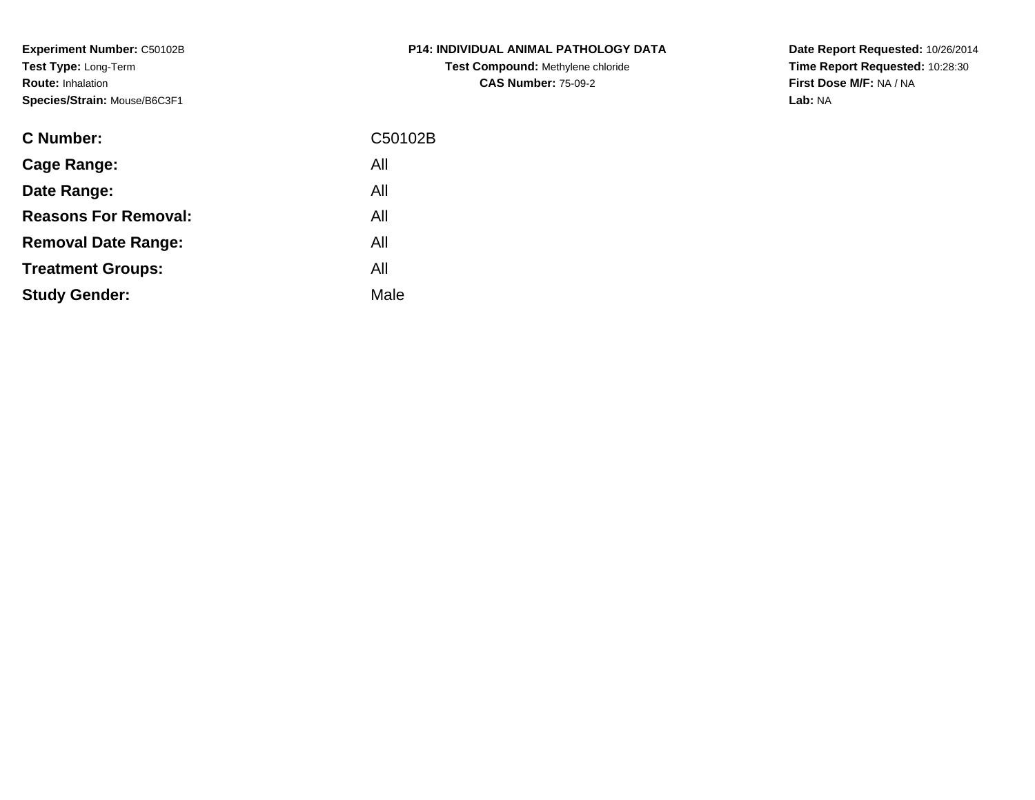**Experiment Number:** C50102B
**Test Type:** Long-Term
**Route:** Inhalation
**Species/Strain:** Mouse/B6C3F1

**P14: INDIVIDUAL ANIMAL PATHOLOGY DATA**
**Test Compound:** Methylene chloride
**CAS Number:** 75-09-2

**Date Report Requested:** 10/26/2014
**Time Report Requested:** 10:28:30
**First Dose M/F:** NA / NA
**Lab:** NA

| | |
|---|---|
| **C Number:** | C50102B |
| **Cage Range:** | All |
| **Date Range:** | All |
| **Reasons For Removal:** | All |
| **Removal Date Range:** | All |
| **Treatment Groups:** | All |
| **Study Gender:** | Male |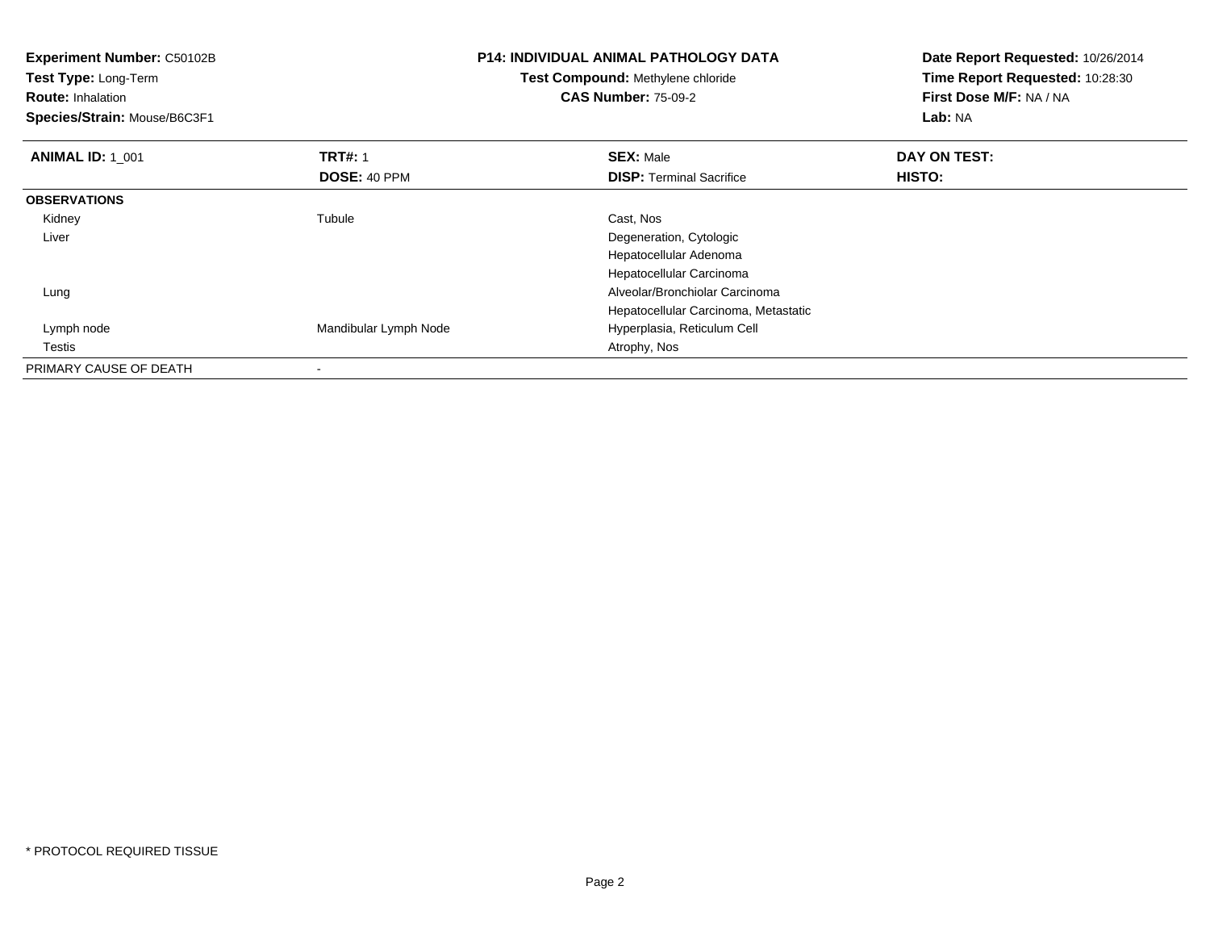**Experiment Number:** C50102B
**Test Type:** Long-Term
**Route:** Inhalation
**Species/Strain:** Mouse/B6C3F1

**P14: INDIVIDUAL ANIMAL PATHOLOGY DATA**
**Test Compound:** Methylene chloride
**CAS Number:** 75-09-2

**Date Report Requested:** 10/26/2014
**Time Report Requested:** 10:28:30
**First Dose M/F:** NA / NA
**Lab:** NA

| **ANIMAL ID:** 1_001 | **TRT#:** 1 | **SEX:** Male | **DAY ON TEST:** |
|---|---|---|---|
| | **DOSE:** 40 PPM | **DISP:** Terminal Sacrifice | **HISTO:** |
| **OBSERVATIONS** | | | |
| Kidney | Tubule | Cast, Nos | |
| Liver | | Degeneration, Cytologic | |
| | | Hepatocellular Adenoma | |
| | | Hepatocellular Carcinoma | |
| Lung | | Alveolar/Bronchiolar Carcinoma | |
| | | Hepatocellular Carcinoma, Metastatic | |
| Lymph node | Mandibular Lymph Node | Hyperplasia, Reticulum Cell | |
| Testis | | Atrophy, Nos | |
| PRIMARY CAUSE OF DEATH | - | | |

* PROTOCOL REQUIRED TISSUE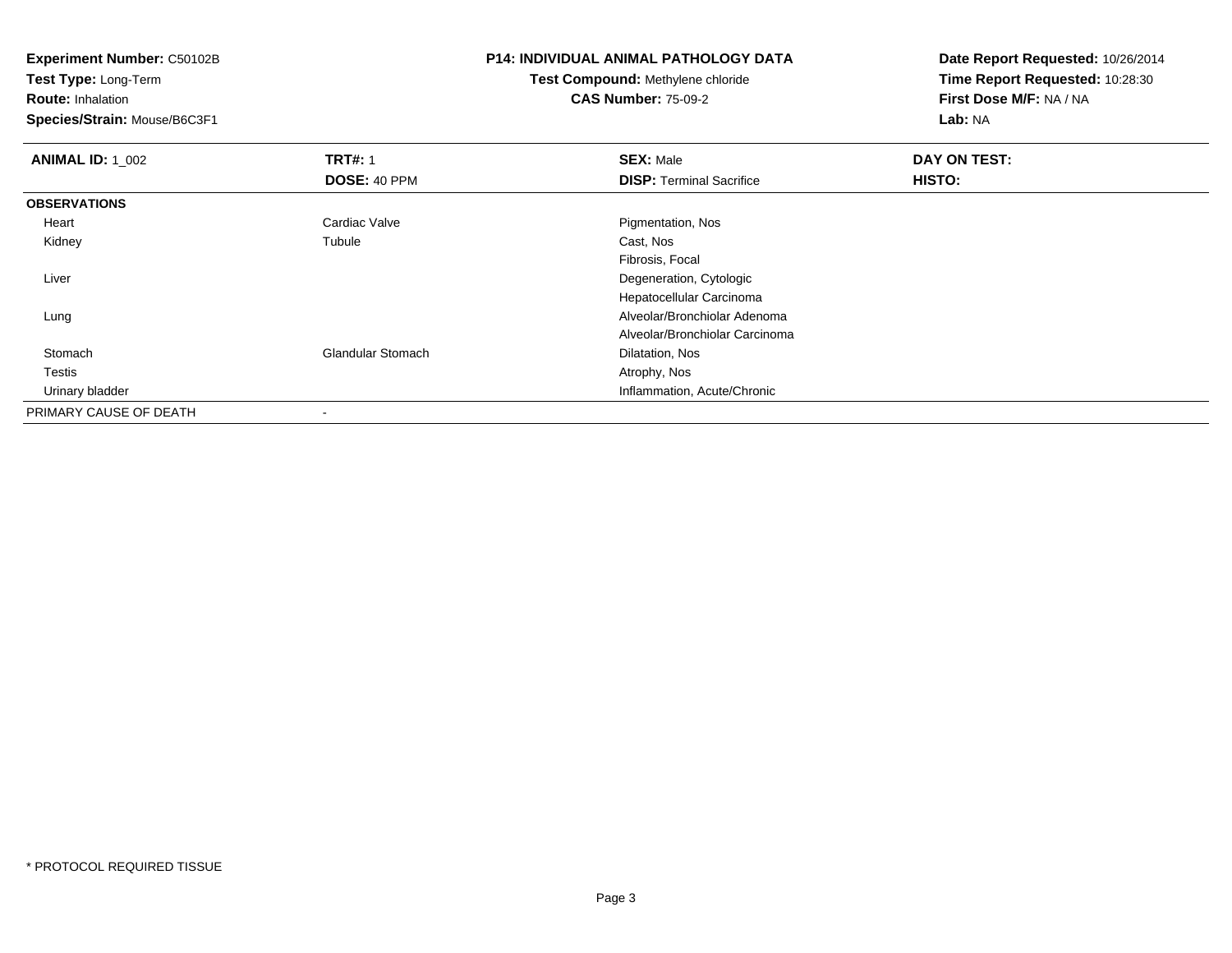**Experiment Number:** C50102B
**Test Type:** Long-Term
**Route:** Inhalation
**Species/Strain:** Mouse/B6C3F1

**P14: INDIVIDUAL ANIMAL PATHOLOGY DATA**
**Test Compound:** Methylene chloride
**CAS Number:** 75-09-2

**Date Report Requested:** 10/26/2014
**Time Report Requested:** 10:28:30
**First Dose M/F:** NA / NA
**Lab:** NA

| **ANIMAL ID:** 1_002 | **TRT#:** 1 | **SEX:** Male | **DAY ON TEST:** |
|---|---|---|---|
| | **DOSE:** 40 PPM | **DISP:** Terminal Sacrifice | **HISTO:** |
| **OBSERVATIONS** | | | |
| Heart | Cardiac Valve | Pigmentation, Nos | |
| Kidney | Tubule | Cast, Nos | |
| | | Fibrosis, Focal | |
| Liver | | Degeneration, Cytologic | |
| | | Hepatocellular Carcinoma | |
| Lung | | Alveolar/Bronchiolar Adenoma | |
| | | Alveolar/Bronchiolar Carcinoma | |
| Stomach | Glandular Stomach | Dilatation, Nos | |
| Testis | | Atrophy, Nos | |
| Urinary bladder | | Inflammation, Acute/Chronic | |
| PRIMARY CAUSE OF DEATH | - | | |

* PROTOCOL REQUIRED TISSUE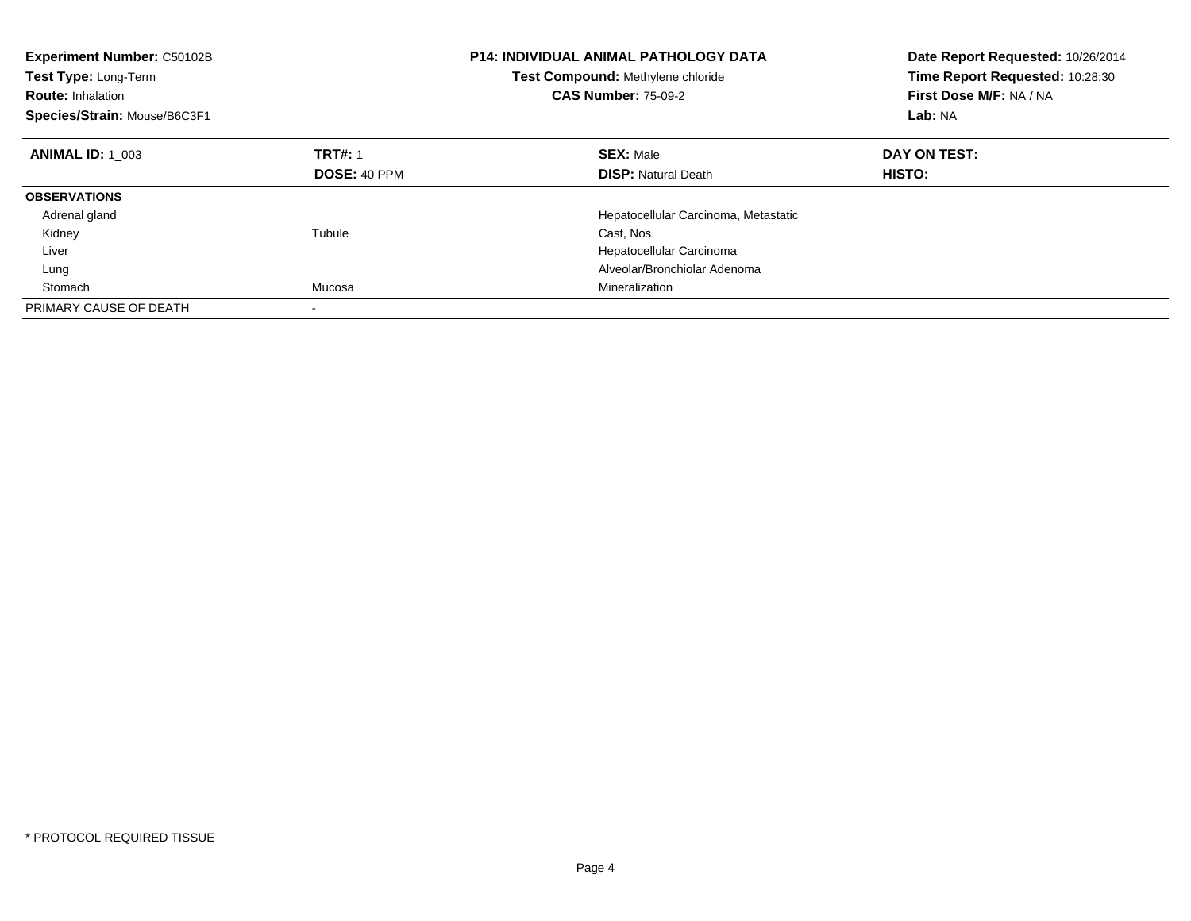**Experiment Number:** C50102B
**Test Type:** Long-Term
**Route:** Inhalation
**Species/Strain:** Mouse/B6C3F1

**P14: INDIVIDUAL ANIMAL PATHOLOGY DATA**
**Test Compound:** Methylene chloride
**CAS Number:** 75-09-2

**Date Report Requested:** 10/26/2014
**Time Report Requested:** 10:28:30
**First Dose M/F:** NA / NA
**Lab:** NA

| **ANIMAL ID:** 1_003 | **TRT#:** 1 | **SEX:** Male | **DAY ON TEST:** |
|---|---|---|---|
| | **DOSE:** 40 PPM | **DISP:** Natural Death | **HISTO:** |
| **OBSERVATIONS** | | | |
| Adrenal gland | | Hepatocellular Carcinoma, Metastatic | |
| Kidney | Tubule | Cast, Nos | |
| Liver | | Hepatocellular Carcinoma | |
| Lung | | Alveolar/Bronchiolar Adenoma | |
| Stomach | Mucosa | Mineralization | |
| PRIMARY CAUSE OF DEATH | - | | |

* PROTOCOL REQUIRED TISSUE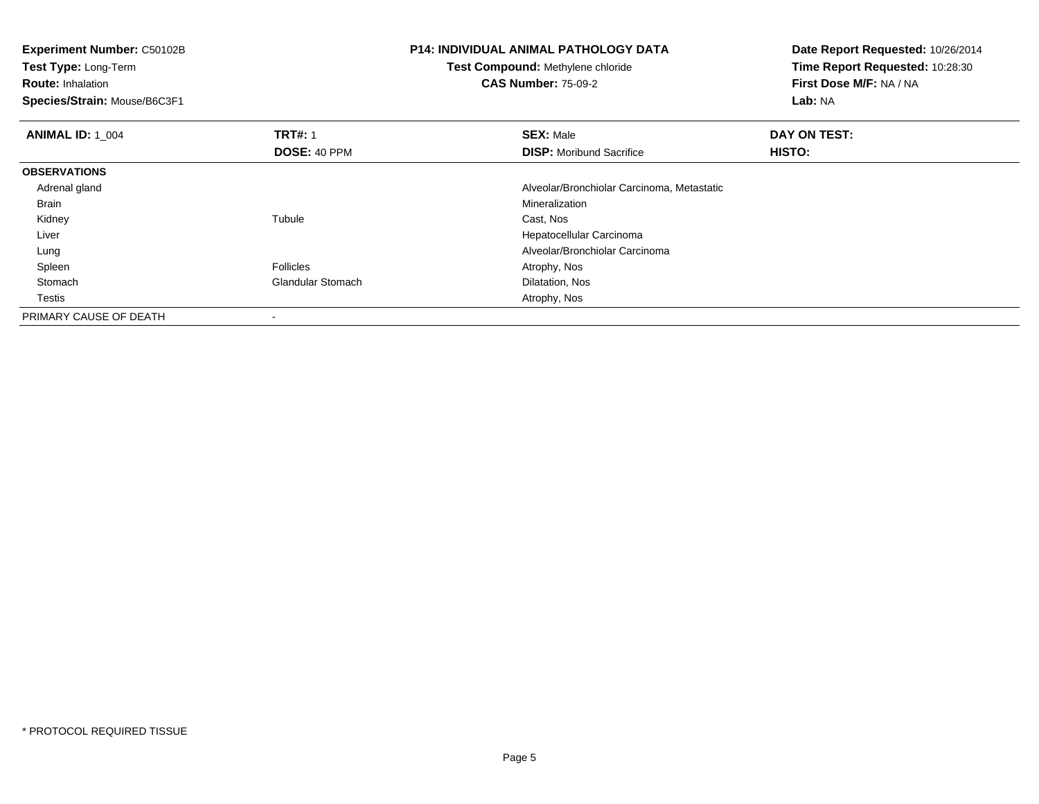**Experiment Number:** C50102B
**Test Type:** Long-Term
**Route:** Inhalation
**Species/Strain:** Mouse/B6C3F1

**P14: INDIVIDUAL ANIMAL PATHOLOGY DATA**
**Test Compound:** Methylene chloride
**CAS Number:** 75-09-2

**Date Report Requested:** 10/26/2014
**Time Report Requested:** 10:28:30
**First Dose M/F:** NA / NA
**Lab:** NA

| **ANIMAL ID:** 1_004 | **TRT#:** 1 | **SEX:** Male | **DAY ON TEST:** |
|---|---|---|---|
| | **DOSE:** 40 PPM | **DISP:** Moribund Sacrifice | **HISTO:** |
| **OBSERVATIONS** | | | |
| Adrenal gland | | Alveolar/Bronchiolar Carcinoma, Metastatic | |
| Brain | | Mineralization | |
| Kidney | Tubule | Cast, Nos | |
| Liver | | Hepatocellular Carcinoma | |
| Lung | | Alveolar/Bronchiolar Carcinoma | |
| Spleen | Follicles | Atrophy, Nos | |
| Stomach | Glandular Stomach | Dilatation, Nos | |
| Testis | | Atrophy, Nos | |
| PRIMARY CAUSE OF DEATH | - | | |

* PROTOCOL REQUIRED TISSUE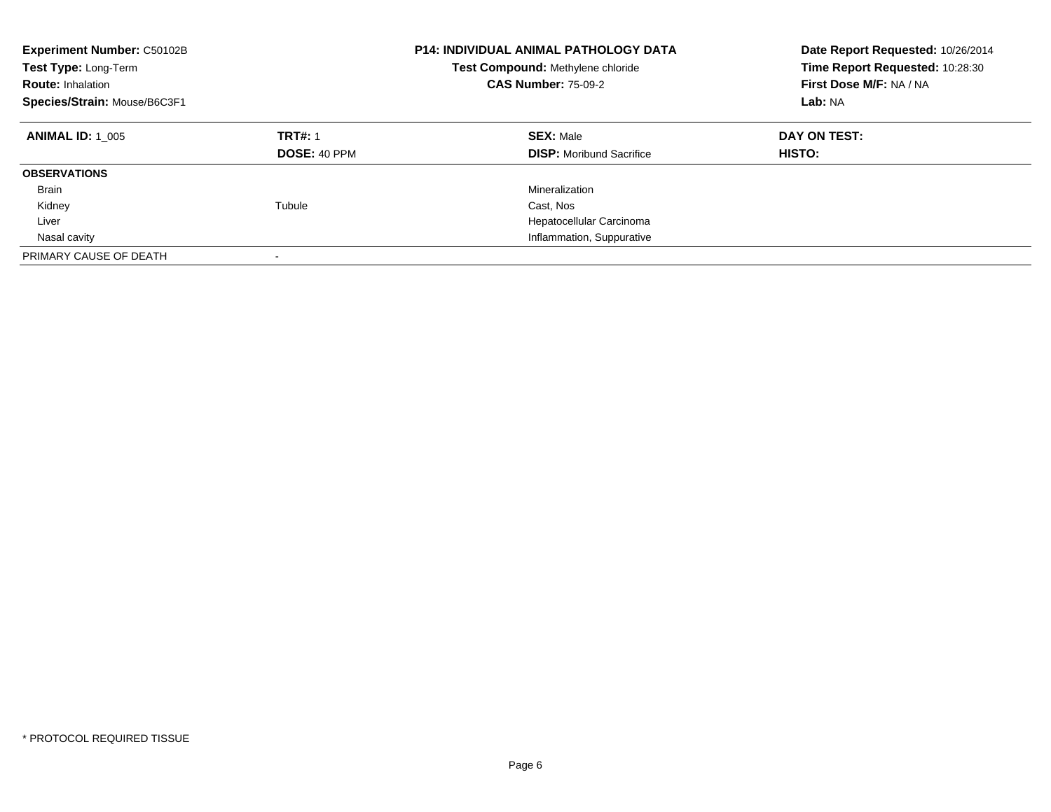**Experiment Number:** C50102B
**Test Type:** Long-Term
**Route:** Inhalation
**Species/Strain:** Mouse/B6C3F1

**P14: INDIVIDUAL ANIMAL PATHOLOGY DATA**
**Test Compound:** Methylene chloride
**CAS Number:** 75-09-2

**Date Report Requested:** 10/26/2014
**Time Report Requested:** 10:28:30
**First Dose M/F:** NA / NA
**Lab:** NA

| **ANIMAL ID:** 1_005 | **TRT#:** 1 | **SEX:** Male | **DAY ON TEST:** |
|---|---|---|---|
| | **DOSE:** 40 PPM | **DISP:** Moribund Sacrifice | **HISTO:** |
| **OBSERVATIONS** | | | |
| Brain | | Mineralization | |
| Kidney | Tubule | Cast, Nos | |
| Liver | | Hepatocellular Carcinoma | |
| Nasal cavity | | Inflammation, Suppurative | |
| PRIMARY CAUSE OF DEATH | - | | |

* PROTOCOL REQUIRED TISSUE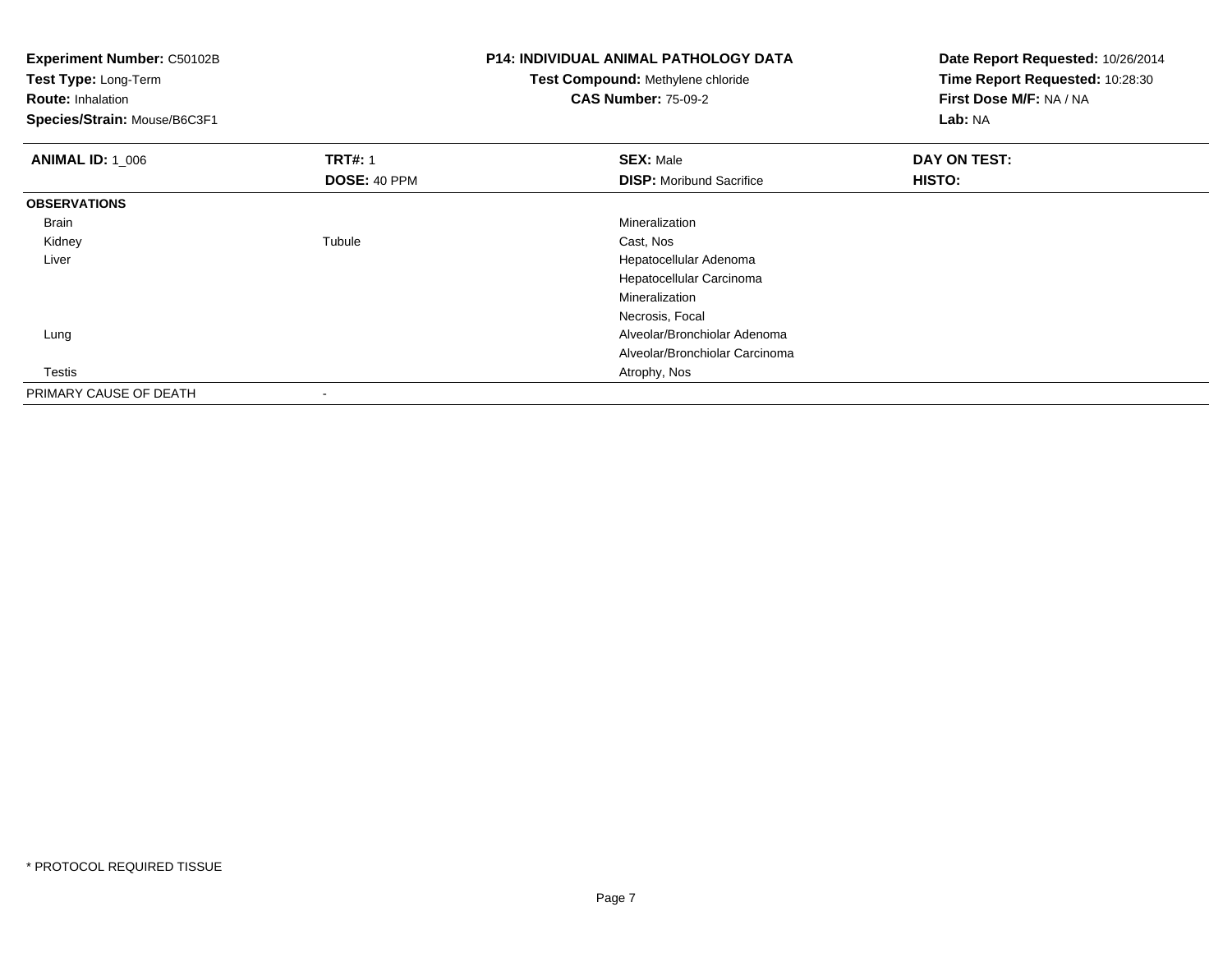**Experiment Number:** C50102B
**Test Type:** Long-Term
**Route:** Inhalation
**Species/Strain:** Mouse/B6C3F1

**P14: INDIVIDUAL ANIMAL PATHOLOGY DATA**
**Test Compound:** Methylene chloride
**CAS Number:** 75-09-2

**Date Report Requested:** 10/26/2014
**Time Report Requested:** 10:28:30
**First Dose M/F:** NA / NA
**Lab:** NA

| **ANIMAL ID:** 1_006 | **TRT#:** 1 | **SEX:** Male | **DAY ON TEST:** |
|---|---|---|---|
| | **DOSE:** 40 PPM | **DISP:** Moribund Sacrifice | **HISTO:** |
| **OBSERVATIONS** | | | |
| Brain | | Mineralization | |
| Kidney | Tubule | Cast, Nos | |
| Liver | | Hepatocellular Adenoma | |
| | | Hepatocellular Carcinoma | |
| | | Mineralization | |
| | | Necrosis, Focal | |
| Lung | | Alveolar/Bronchiolar Adenoma | |
| | | Alveolar/Bronchiolar Carcinoma | |
| Testis | | Atrophy, Nos | |
| PRIMARY CAUSE OF DEATH | - | | |

* PROTOCOL REQUIRED TISSUE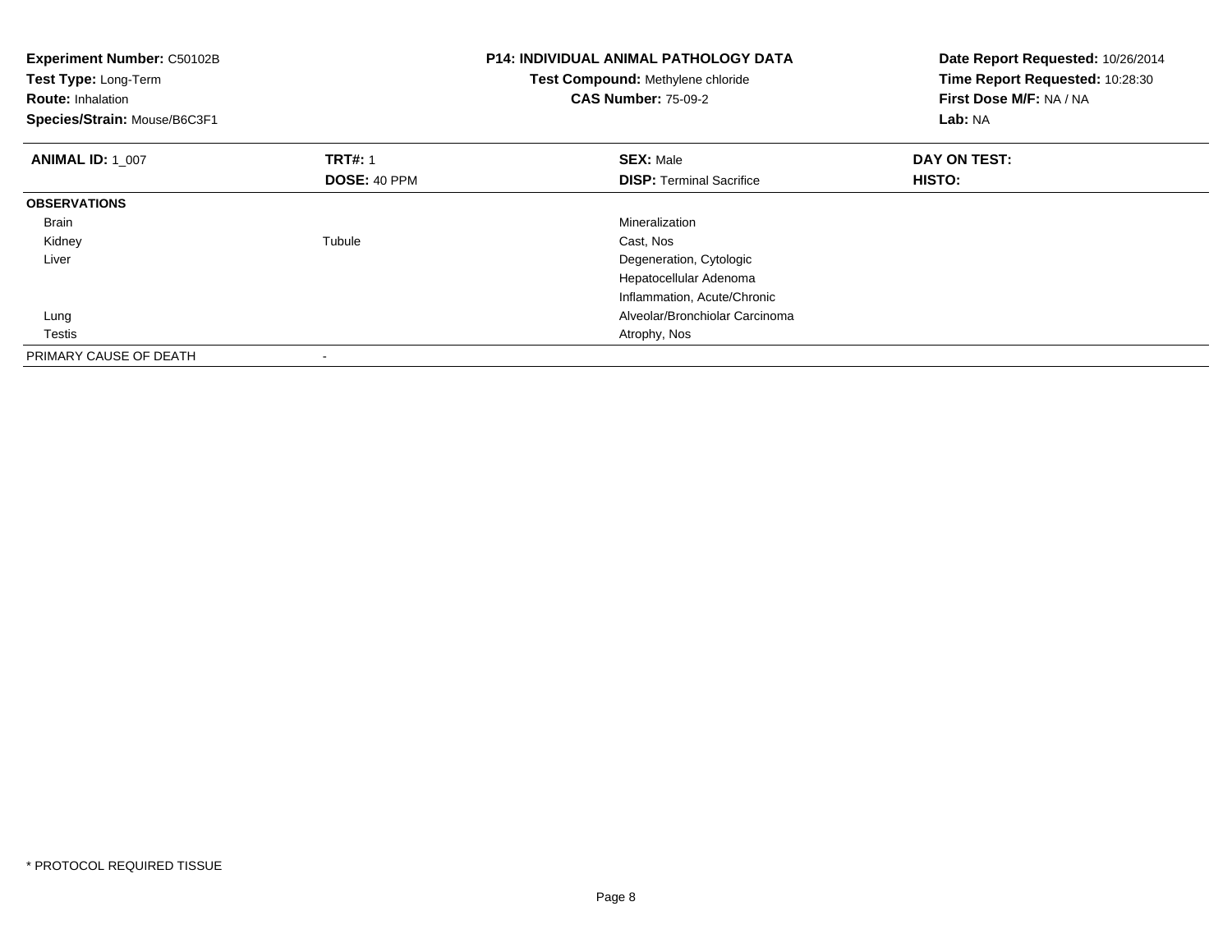**Experiment Number:** C50102B
**Test Type:** Long-Term
**Route:** Inhalation
**Species/Strain:** Mouse/B6C3F1

**P14: INDIVIDUAL ANIMAL PATHOLOGY DATA**
**Test Compound:** Methylene chloride
**CAS Number:** 75-09-2

**Date Report Requested:** 10/26/2014
**Time Report Requested:** 10:28:30
**First Dose M/F:** NA / NA
**Lab:** NA

| **ANIMAL ID:** 1_007 | **TRT#:** 1 | **SEX:** Male | **DAY ON TEST:** |
|---|---|---|---|
| | **DOSE:** 40 PPM | **DISP:** Terminal Sacrifice | **HISTO:** |
| **OBSERVATIONS** | | | |
| Brain | | Mineralization | |
| Kidney | Tubule | Cast, Nos | |
| Liver | | Degeneration, Cytologic | |
| | | Hepatocellular Adenoma | |
| | | Inflammation, Acute/Chronic | |
| Lung | | Alveolar/Bronchiolar Carcinoma | |
| Testis | | Atrophy, Nos | |
| PRIMARY CAUSE OF DEATH | - | | |

* PROTOCOL REQUIRED TISSUE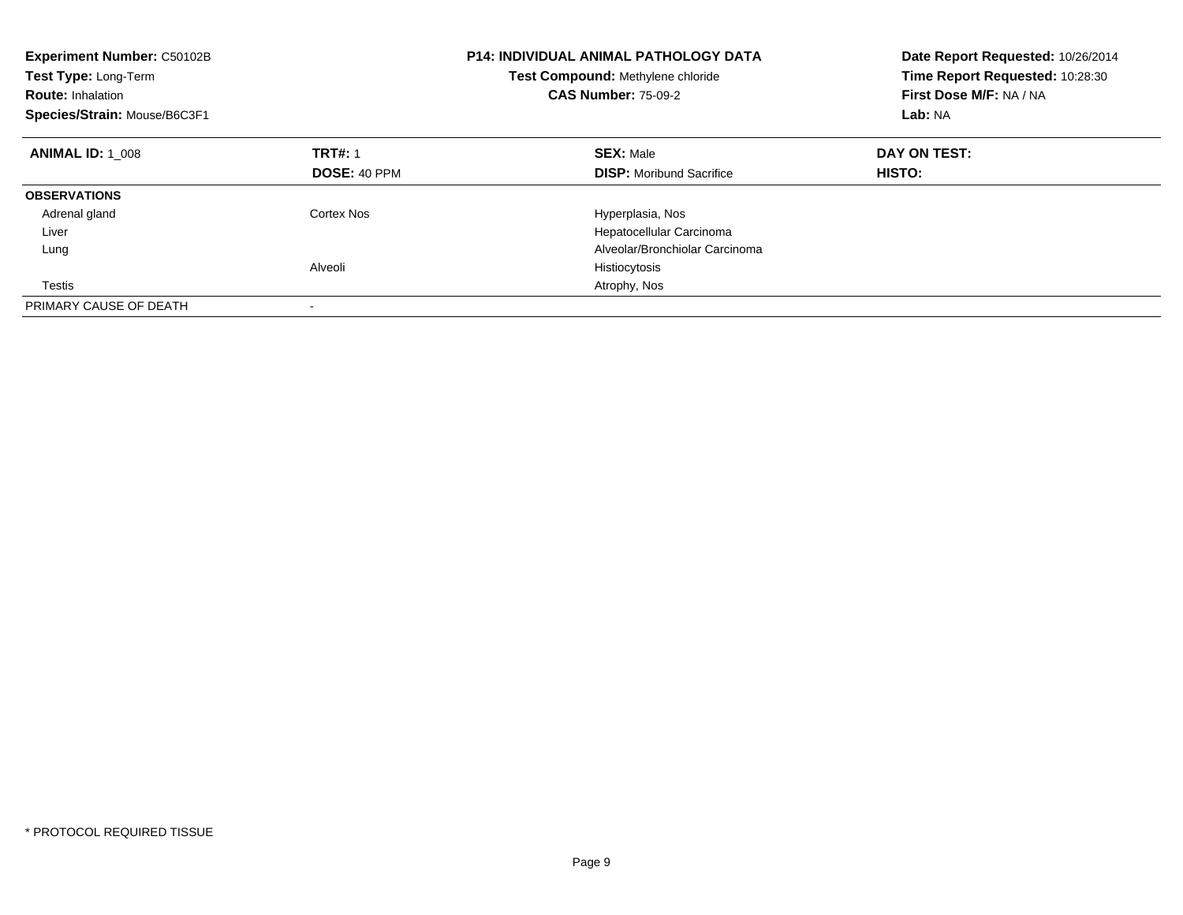**Experiment Number:** C50102B
**Test Type:** Long-Term
**Route:** Inhalation
**Species/Strain:** Mouse/B6C3F1

**P14: INDIVIDUAL ANIMAL PATHOLOGY DATA**
**Test Compound:** Methylene chloride
**CAS Number:** 75-09-2

**Date Report Requested:** 10/26/2014
**Time Report Requested:** 10:28:30
**First Dose M/F:** NA / NA
**Lab:** NA

| **ANIMAL ID:** 1_008 | **TRT#:** 1 | **SEX:** Male | **DAY ON TEST:** |
|---|---|---|---|
| | **DOSE:** 40 PPM | **DISP:** Moribund Sacrifice | **HISTO:** |
| **OBSERVATIONS** | | | |
| Adrenal gland | Cortex Nos | Hyperplasia, Nos | |
| Liver | | Hepatocellular Carcinoma | |
| Lung | | Alveolar/Bronchiolar Carcinoma | |
| | Alveoli | Histiocytosis | |
| Testis | | Atrophy, Nos | |
| PRIMARY CAUSE OF DEATH | - | | |

* PROTOCOL REQUIRED TISSUE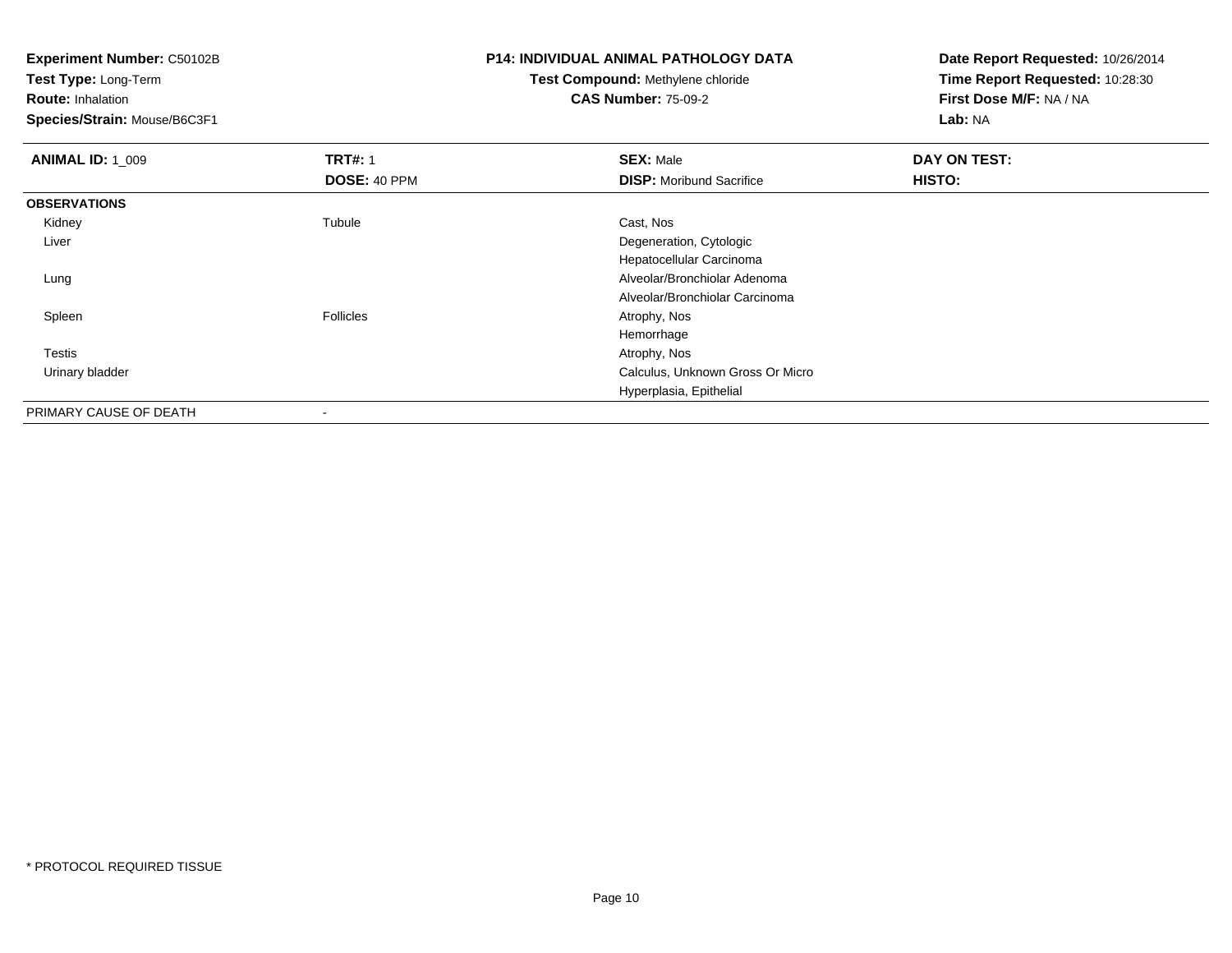**Experiment Number:** C50102B
**Test Type:** Long-Term
**Route:** Inhalation
**Species/Strain:** Mouse/B6C3F1

**P14: INDIVIDUAL ANIMAL PATHOLOGY DATA**
**Test Compound:** Methylene chloride
**CAS Number:** 75-09-2

**Date Report Requested:** 10/26/2014
**Time Report Requested:** 10:28:30
**First Dose M/F:** NA / NA
**Lab:** NA

| **ANIMAL ID:** 1_009 | **TRT#:** 1 | **SEX:** Male | **DAY ON TEST:** |
|---|---|---|---|
| | **DOSE:** 40 PPM | **DISP:** Moribund Sacrifice | **HISTO:** |
| **OBSERVATIONS** | | | |
| Kidney | Tubule | Cast, Nos | |
| Liver | | Degeneration, Cytologic | |
| | | Hepatocellular Carcinoma | |
| Lung | | Alveolar/Bronchiolar Adenoma | |
| | | Alveolar/Bronchiolar Carcinoma | |
| Spleen | Follicles | Atrophy, Nos | |
| | | Hemorrhage | |
| Testis | | Atrophy, Nos | |
| Urinary bladder | | Calculus, Unknown Gross Or Micro | |
| | | Hyperplasia, Epithelial | |
| PRIMARY CAUSE OF DEATH | - | | |

* PROTOCOL REQUIRED TISSUE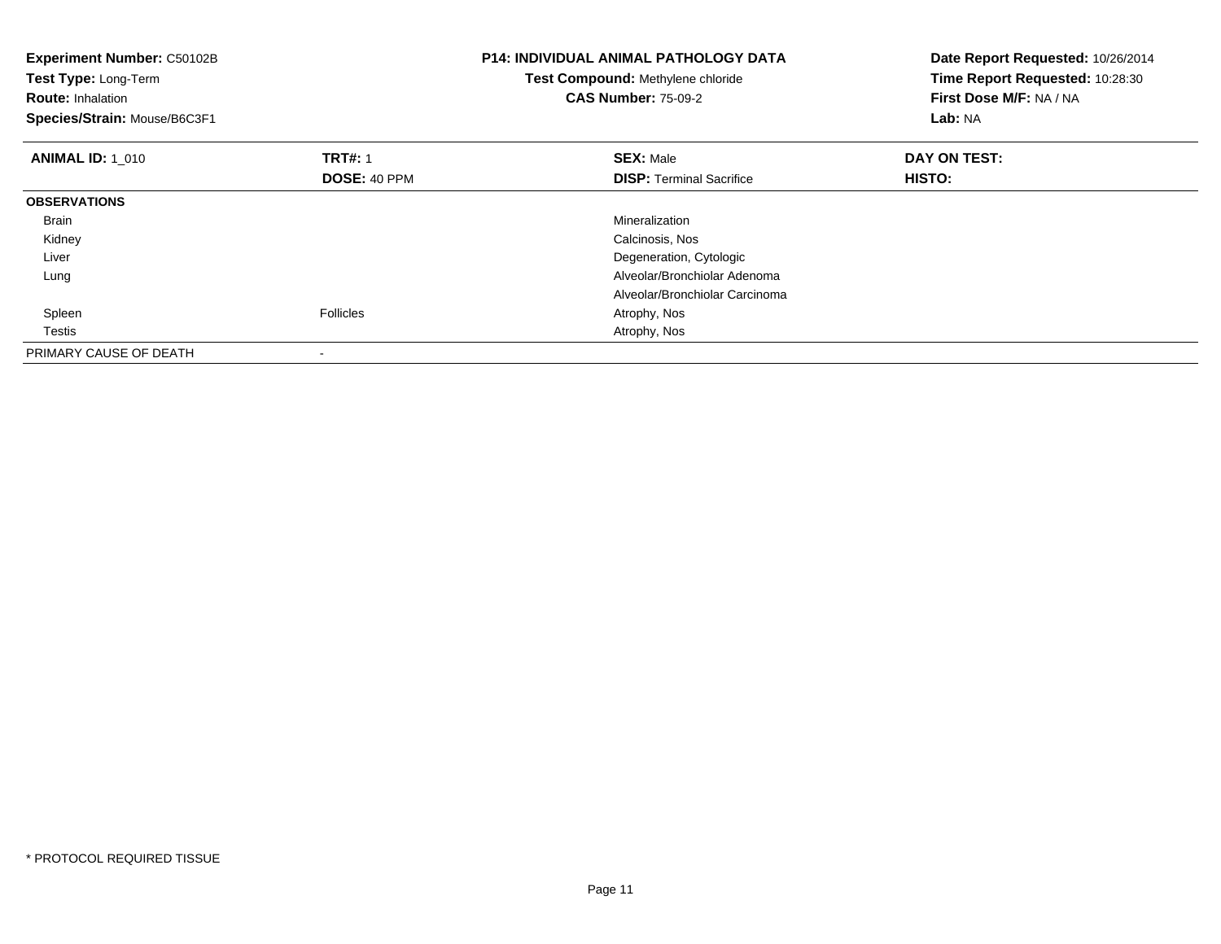**Experiment Number:** C50102B
**Test Type:** Long-Term
**Route:** Inhalation
**Species/Strain:** Mouse/B6C3F1

**P14: INDIVIDUAL ANIMAL PATHOLOGY DATA**
**Test Compound:** Methylene chloride
**CAS Number:** 75-09-2

**Date Report Requested:** 10/26/2014
**Time Report Requested:** 10:28:30
**First Dose M/F:** NA / NA
**Lab:** NA

| **ANIMAL ID:** 1_010 | **TRT#:** 1 | **SEX:** Male | **DAY ON TEST:** |
|---|---|---|---|
| | **DOSE:** 40 PPM | **DISP:** Terminal Sacrifice | **HISTO:** |
| **OBSERVATIONS** | | | |
| Brain | | Mineralization | |
| Kidney | | Calcinosis, Nos | |
| Liver | | Degeneration, Cytologic | |
| Lung | | Alveolar/Bronchiolar Adenoma | |
| | | Alveolar/Bronchiolar Carcinoma | |
| Spleen | Follicles | Atrophy, Nos | |
| Testis | | Atrophy, Nos | |
| PRIMARY CAUSE OF DEATH | - | | |

* PROTOCOL REQUIRED TISSUE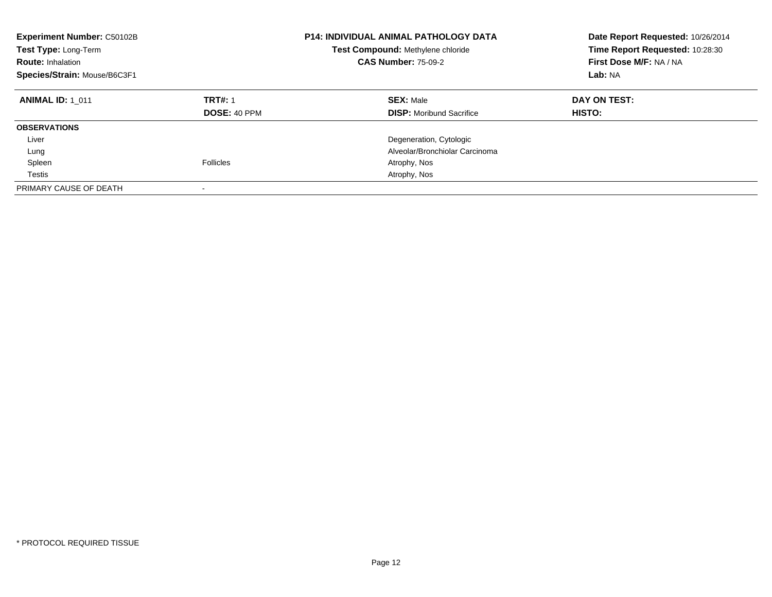**Experiment Number:** C50102B
**Test Type:** Long-Term
**Route:** Inhalation
**Species/Strain:** Mouse/B6C3F1

**P14: INDIVIDUAL ANIMAL PATHOLOGY DATA**
**Test Compound:** Methylene chloride
**CAS Number:** 75-09-2

**Date Report Requested:** 10/26/2014
**Time Report Requested:** 10:28:30
**First Dose M/F:** NA / NA
**Lab:** NA

| **ANIMAL ID:** 1_011 | **TRT#:** 1 | **SEX:** Male | **DAY ON TEST:** |
|---|---|---|---|
| | **DOSE:** 40 PPM | **DISP:** Moribund Sacrifice | **HISTO:** |
| **OBSERVATIONS** | | | |
| Liver | | Degeneration, Cytologic | |
| Lung | | Alveolar/Bronchiolar Carcinoma | |
| Spleen | Follicles | Atrophy, Nos | |
| Testis | | Atrophy, Nos | |
| PRIMARY CAUSE OF DEATH | - | | |

* PROTOCOL REQUIRED TISSUE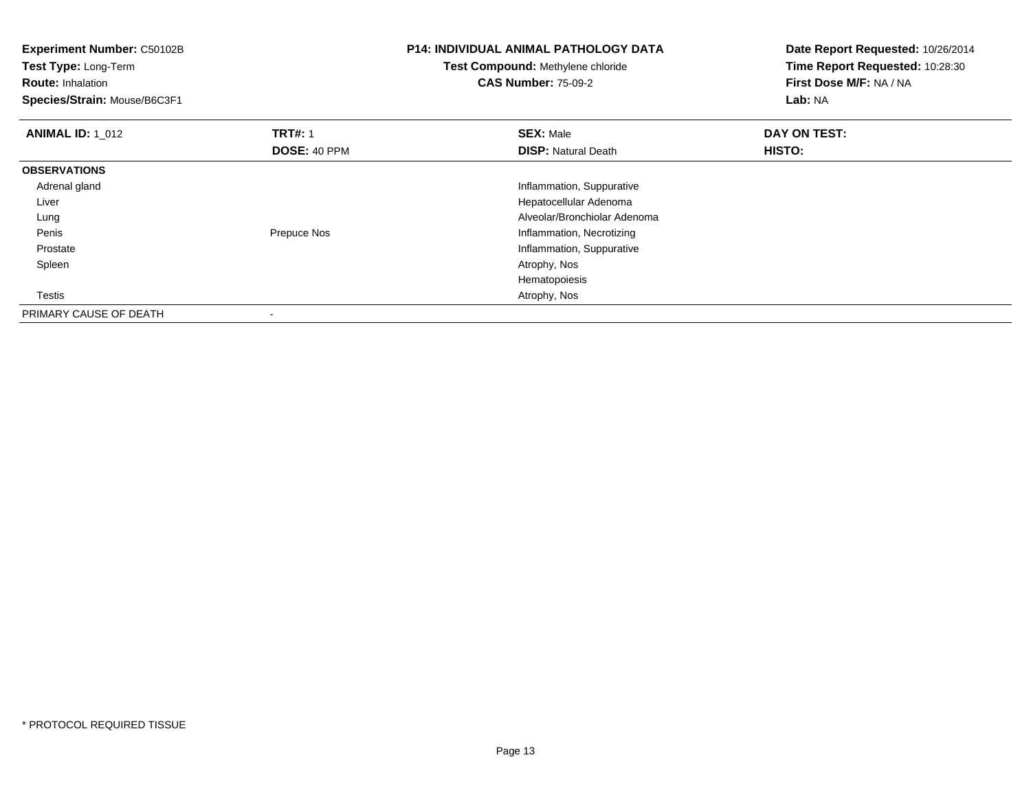**Experiment Number:** C50102B
**Test Type:** Long-Term
**Route:** Inhalation
**Species/Strain:** Mouse/B6C3F1

**P14: INDIVIDUAL ANIMAL PATHOLOGY DATA**
**Test Compound:** Methylene chloride
**CAS Number:** 75-09-2

**Date Report Requested:** 10/26/2014
**Time Report Requested:** 10:28:30
**First Dose M/F:** NA / NA
**Lab:** NA

| **ANIMAL ID:** 1_012 | **TRT#:** 1 | **SEX:** Male | **DAY ON TEST:** |
|---|---|---|---|
| | **DOSE:** 40 PPM | **DISP:** Natural Death | **HISTO:** |
| **OBSERVATIONS** | | | |
| Adrenal gland | | Inflammation, Suppurative | |
| Liver | | Hepatocellular Adenoma | |
| Lung | | Alveolar/Bronchiolar Adenoma | |
| Penis | Prepuce Nos | Inflammation, Necrotizing | |
| Prostate | | Inflammation, Suppurative | |
| Spleen | | Atrophy, Nos | |
| | | Hematopoiesis | |
| Testis | | Atrophy, Nos | |
| PRIMARY CAUSE OF DEATH | - | | |

* PROTOCOL REQUIRED TISSUE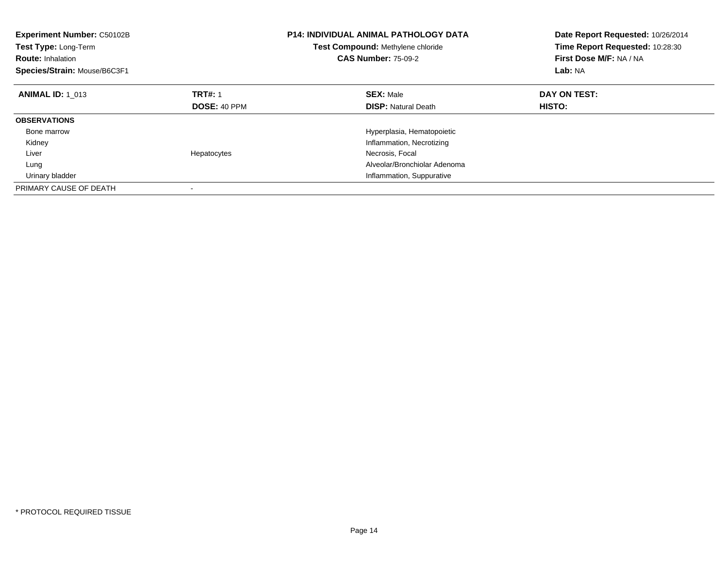**Experiment Number:** C50102B
**Test Type:** Long-Term
**Route:** Inhalation
**Species/Strain:** Mouse/B6C3F1

**P14: INDIVIDUAL ANIMAL PATHOLOGY DATA**
**Test Compound:** Methylene chloride
**CAS Number:** 75-09-2

**Date Report Requested:** 10/26/2014
**Time Report Requested:** 10:28:30
**First Dose M/F:** NA / NA
**Lab:** NA

| **ANIMAL ID:** 1_013 | **TRT#:** 1 | **SEX:** Male | **DAY ON TEST:** |
|---|---|---|---|
| | **DOSE:** 40 PPM | **DISP:** Natural Death | **HISTO:** |
| **OBSERVATIONS** | | | |
| Bone marrow | | Hyperplasia, Hematopoietic | |
| Kidney | | Inflammation, Necrotizing | |
| Liver | Hepatocytes | Necrosis, Focal | |
| Lung | | Alveolar/Bronchiolar Adenoma | |
| Urinary bladder | | Inflammation, Suppurative | |
| PRIMARY CAUSE OF DEATH | - | | |

* PROTOCOL REQUIRED TISSUE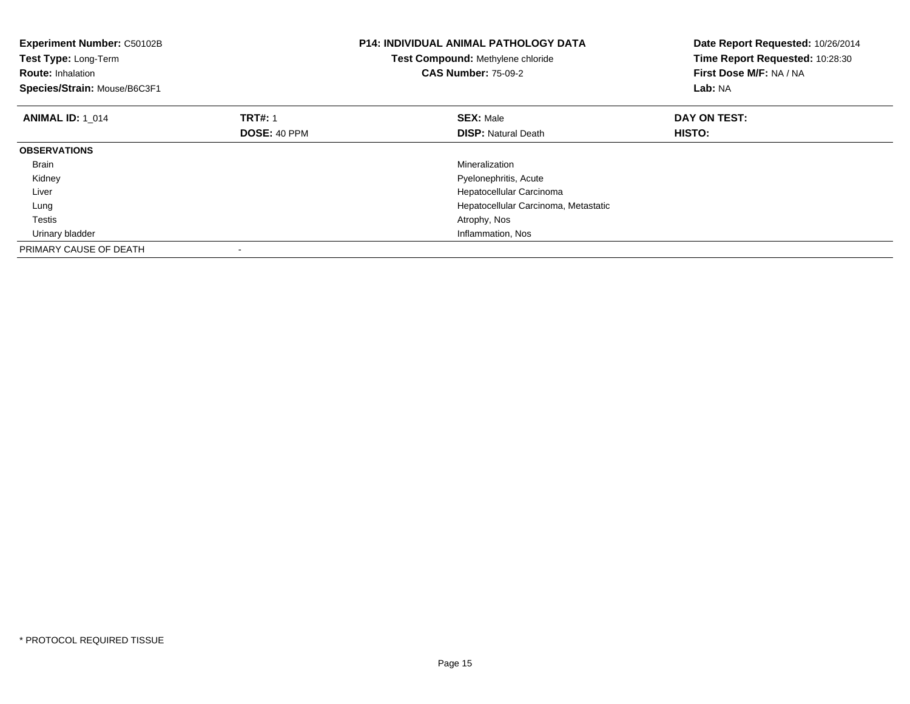**Experiment Number:** C50102B
**Test Type:** Long-Term
**Route:** Inhalation
**Species/Strain:** Mouse/B6C3F1

**P14: INDIVIDUAL ANIMAL PATHOLOGY DATA**
**Test Compound:** Methylene chloride
**CAS Number:** 75-09-2

**Date Report Requested:** 10/26/2014
**Time Report Requested:** 10:28:30
**First Dose M/F:** NA / NA
**Lab:** NA

| **ANIMAL ID:** 1_014 | **TRT#:** 1 | **SEX:** Male | **DAY ON TEST:** |
|---|---|---|---|
| | **DOSE:** 40 PPM | **DISP:** Natural Death | **HISTO:** |
| **OBSERVATIONS** | | | |
| Brain | | Mineralization | |
| Kidney | | Pyelonephritis, Acute | |
| Liver | | Hepatocellular Carcinoma | |
| Lung | | Hepatocellular Carcinoma, Metastatic | |
| Testis | | Atrophy, Nos | |
| Urinary bladder | | Inflammation, Nos | |
| PRIMARY CAUSE OF DEATH | - | | |

\* PROTOCOL REQUIRED TISSUE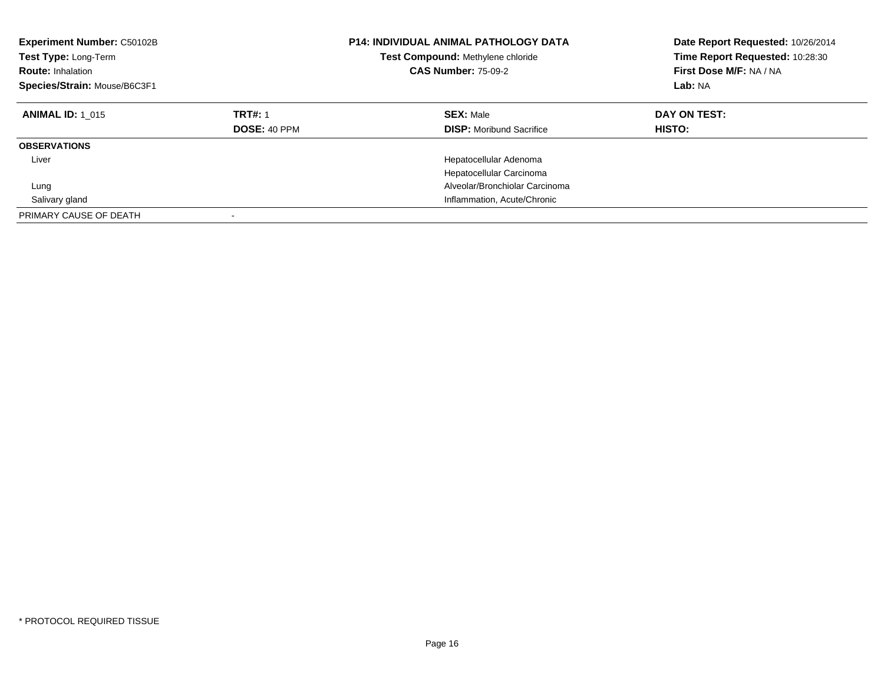**Experiment Number:** C50102B
**Test Type:** Long-Term
**Route:** Inhalation
**Species/Strain:** Mouse/B6C3F1

**P14: INDIVIDUAL ANIMAL PATHOLOGY DATA**
**Test Compound:** Methylene chloride
**CAS Number:** 75-09-2

**Date Report Requested:** 10/26/2014
**Time Report Requested:** 10:28:30
**First Dose M/F:** NA / NA
**Lab:** NA

| **ANIMAL ID:** 1_015 | **TRT#:** 1 | **SEX:** Male | **DAY ON TEST:** |
|---|---|---|---|
| | **DOSE:** 40 PPM | **DISP:** Moribund Sacrifice | **HISTO:** |
| **OBSERVATIONS** | | | |
| Liver | | Hepatocellular Adenoma | |
| | | Hepatocellular Carcinoma | |
| Lung | | Alveolar/Bronchiolar Carcinoma | |
| Salivary gland | | Inflammation, Acute/Chronic | |
| PRIMARY CAUSE OF DEATH | - | | |

* PROTOCOL REQUIRED TISSUE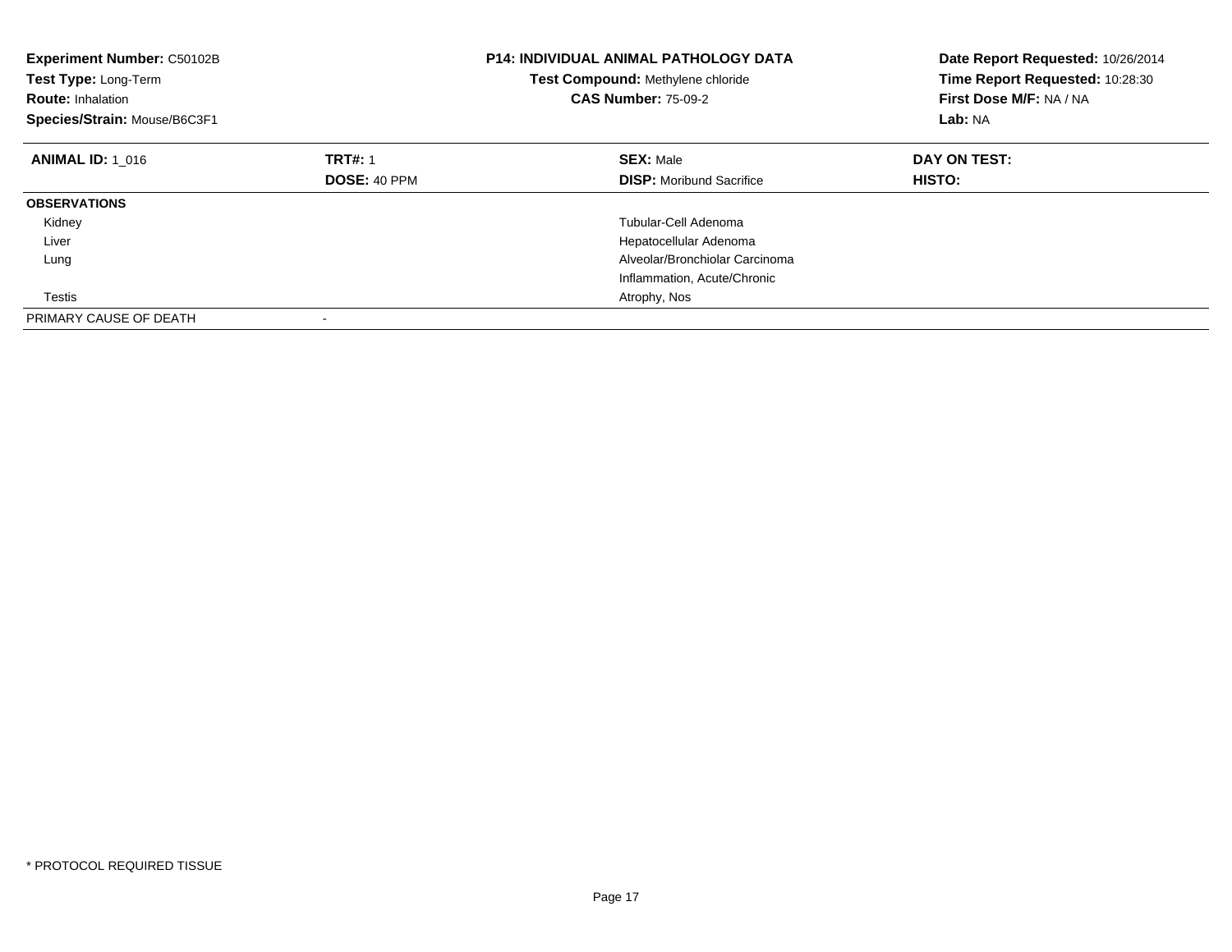**Experiment Number:** C50102B
**Test Type:** Long-Term
**Route:** Inhalation
**Species/Strain:** Mouse/B6C3F1

**P14: INDIVIDUAL ANIMAL PATHOLOGY DATA**
**Test Compound:** Methylene chloride
**CAS Number:** 75-09-2

**Date Report Requested:** 10/26/2014
**Time Report Requested:** 10:28:30
**First Dose M/F:** NA / NA
**Lab:** NA

| **ANIMAL ID:** 1_016 | **TRT#:** 1 | **SEX:** Male | **DAY ON TEST:** |
|---|---|---|---|
| | **DOSE:** 40 PPM | **DISP:** Moribund Sacrifice | **HISTO:** |
| **OBSERVATIONS** | | | |
| Kidney | | Tubular-Cell Adenoma | |
| Liver | | Hepatocellular Adenoma | |
| Lung | | Alveolar/Bronchiolar Carcinoma | |
| | | Inflammation, Acute/Chronic | |
| Testis | | Atrophy, Nos | |
| PRIMARY CAUSE OF DEATH | - | | |

* PROTOCOL REQUIRED TISSUE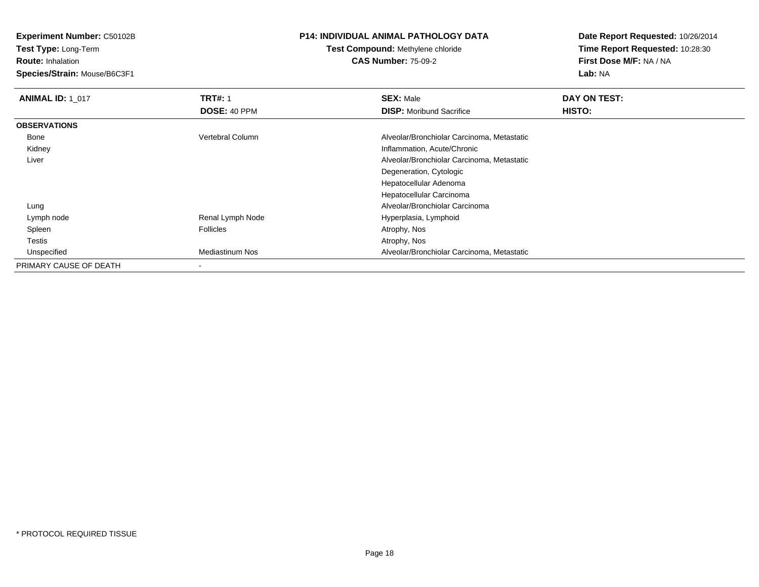**Experiment Number:** C50102B
**Test Type:** Long-Term
**Route:** Inhalation
**Species/Strain:** Mouse/B6C3F1

**P14: INDIVIDUAL ANIMAL PATHOLOGY DATA**
**Test Compound:** Methylene chloride
**CAS Number:** 75-09-2

**Date Report Requested:** 10/26/2014
**Time Report Requested:** 10:28:30
**First Dose M/F:** NA / NA
**Lab:** NA

| **ANIMAL ID:** 1_017 | **TRT#:** 1 | **SEX:** Male | **DAY ON TEST:** |
|---|---|---|---|
| | **DOSE:** 40 PPM | **DISP:** Moribund Sacrifice | **HISTO:** |
| **OBSERVATIONS** | | | |
| Bone | Vertebral Column | Alveolar/Bronchiolar Carcinoma, Metastatic | |
| Kidney | | Inflammation, Acute/Chronic | |
| Liver | | Alveolar/Bronchiolar Carcinoma, Metastatic | |
| | | Degeneration, Cytologic | |
| | | Hepatocellular Adenoma | |
| | | Hepatocellular Carcinoma | |
| Lung | | Alveolar/Bronchiolar Carcinoma | |
| Lymph node | Renal Lymph Node | Hyperplasia, Lymphoid | |
| Spleen | Follicles | Atrophy, Nos | |
| Testis | | Atrophy, Nos | |
| Unspecified | Mediastinum Nos | Alveolar/Bronchiolar Carcinoma, Metastatic | |
| PRIMARY CAUSE OF DEATH | - | | |

\* PROTOCOL REQUIRED TISSUE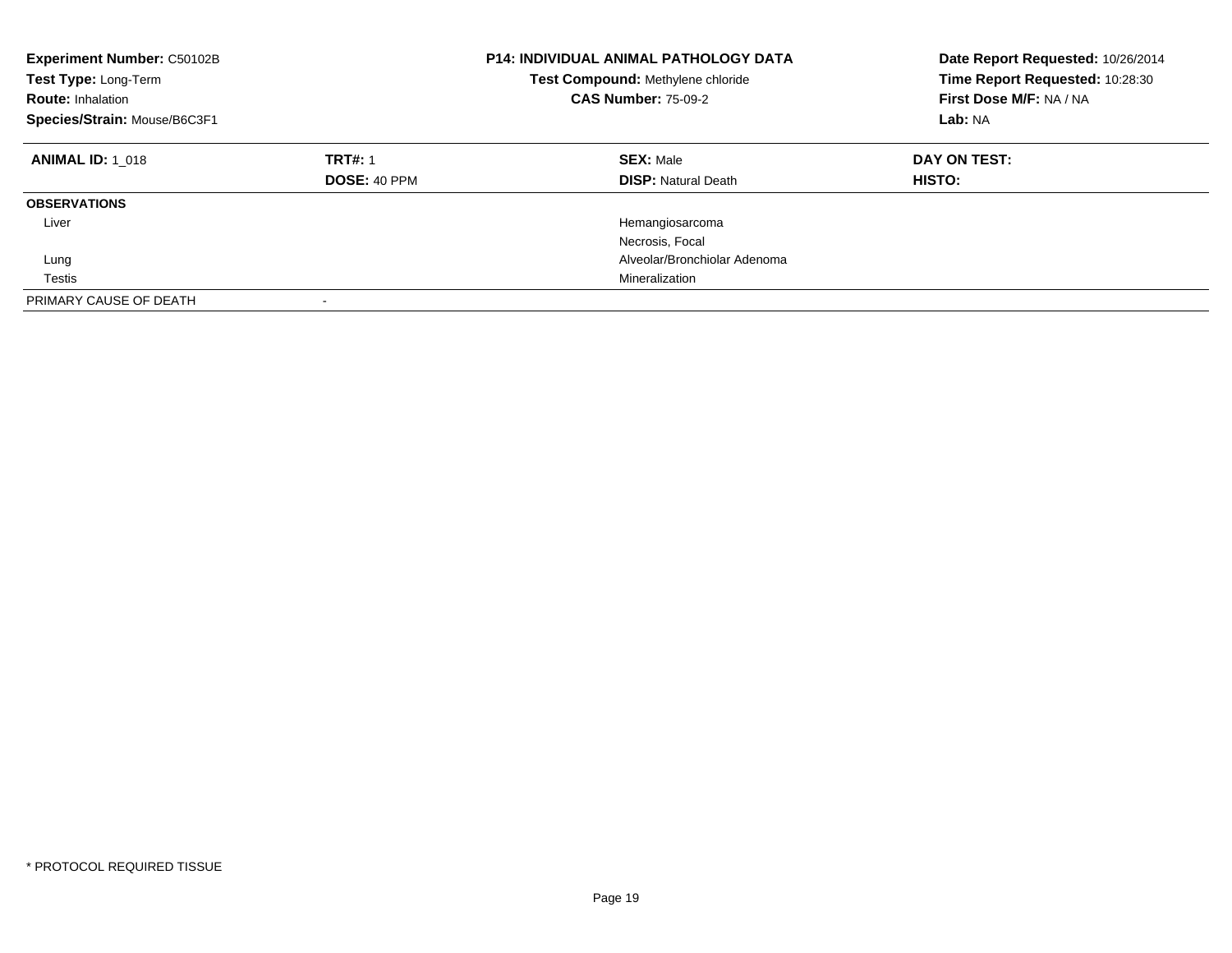**Experiment Number:** C50102B
**Test Type:** Long-Term
**Route:** Inhalation
**Species/Strain:** Mouse/B6C3F1

**P14: INDIVIDUAL ANIMAL PATHOLOGY DATA**
**Test Compound:** Methylene chloride
**CAS Number:** 75-09-2

**Date Report Requested:** 10/26/2014
**Time Report Requested:** 10:28:30
**First Dose M/F:** NA / NA
**Lab:** NA

| **ANIMAL ID:** 1_018 | **TRT#:** 1 | **SEX:** Male | **DAY ON TEST:** |
|---|---|---|---|
| | **DOSE:** 40 PPM | **DISP:** Natural Death | **HISTO:** |
| **OBSERVATIONS** | | | |
| Liver | | Hemangiosarcoma | |
| | | Necrosis, Focal | |
| Lung | | Alveolar/Bronchiolar Adenoma | |
| Testis | | Mineralization | |
| PRIMARY CAUSE OF DEATH | - | | |

\* PROTOCOL REQUIRED TISSUE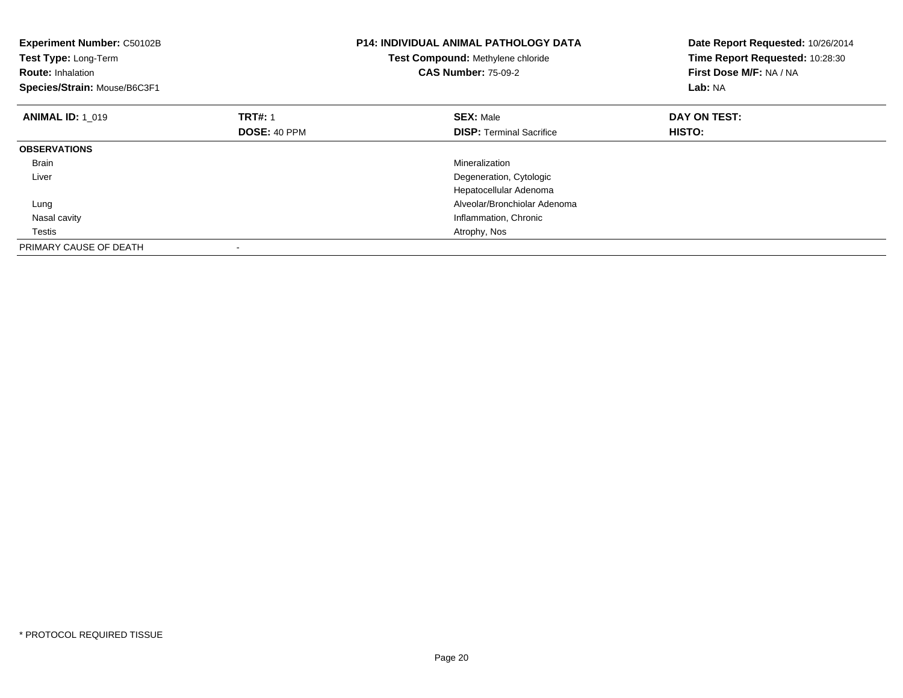**Experiment Number:** C50102B
**Test Type:** Long-Term
**Route:** Inhalation
**Species/Strain:** Mouse/B6C3F1

**P14: INDIVIDUAL ANIMAL PATHOLOGY DATA**
**Test Compound:** Methylene chloride
**CAS Number:** 75-09-2

**Date Report Requested:** 10/26/2014
**Time Report Requested:** 10:28:30
**First Dose M/F:** NA / NA
**Lab:** NA

| **ANIMAL ID:** 1_019 | **TRT#:** 1 | **SEX:** Male | **DAY ON TEST:** |
|---|---|---|---|
| | **DOSE:** 40 PPM | **DISP:** Terminal Sacrifice | **HISTO:** |
| **OBSERVATIONS** | | | |
| Brain | | Mineralization | |
| Liver | | Degeneration, Cytologic | |
| | | Hepatocellular Adenoma | |
| Lung | | Alveolar/Bronchiolar Adenoma | |
| Nasal cavity | | Inflammation, Chronic | |
| Testis | | Atrophy, Nos | |
| PRIMARY CAUSE OF DEATH | - | | |

* PROTOCOL REQUIRED TISSUE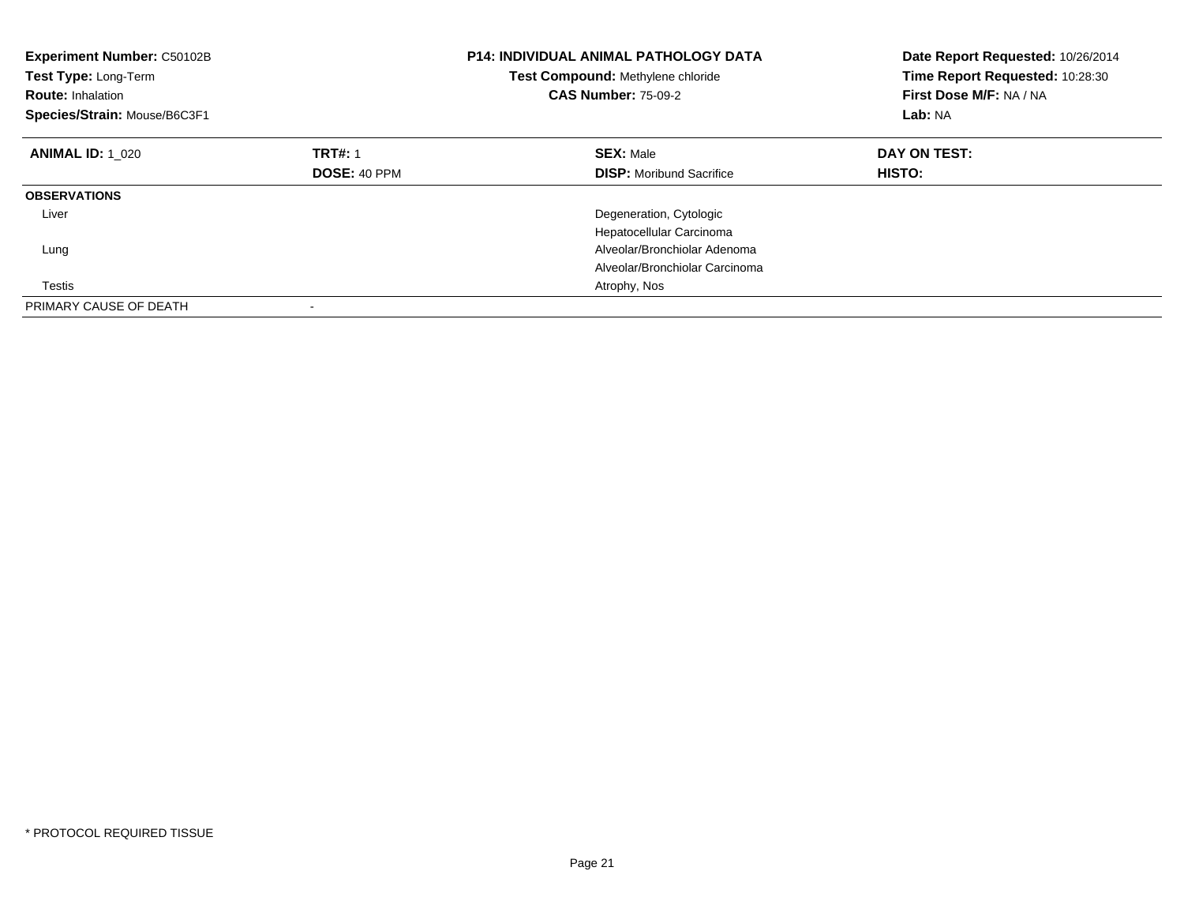**Experiment Number:** C50102B
**Test Type:** Long-Term
**Route:** Inhalation
**Species/Strain:** Mouse/B6C3F1

**P14: INDIVIDUAL ANIMAL PATHOLOGY DATA**
**Test Compound:** Methylene chloride
**CAS Number:** 75-09-2

**Date Report Requested:** 10/26/2014
**Time Report Requested:** 10:28:30
**First Dose M/F:** NA / NA
**Lab:** NA

| **ANIMAL ID:** 1_020 | **TRT#:** 1 | **SEX:** Male | **DAY ON TEST:** |
|---|---|---|---|
| | **DOSE:** 40 PPM | **DISP:** Moribund Sacrifice | **HISTO:** |
| **OBSERVATIONS** | | | |
| Liver | | Degeneration, Cytologic | |
| | | Hepatocellular Carcinoma | |
| Lung | | Alveolar/Bronchiolar Adenoma | |
| | | Alveolar/Bronchiolar Carcinoma | |
| Testis | | Atrophy, Nos | |
| PRIMARY CAUSE OF DEATH | - | | |

* PROTOCOL REQUIRED TISSUE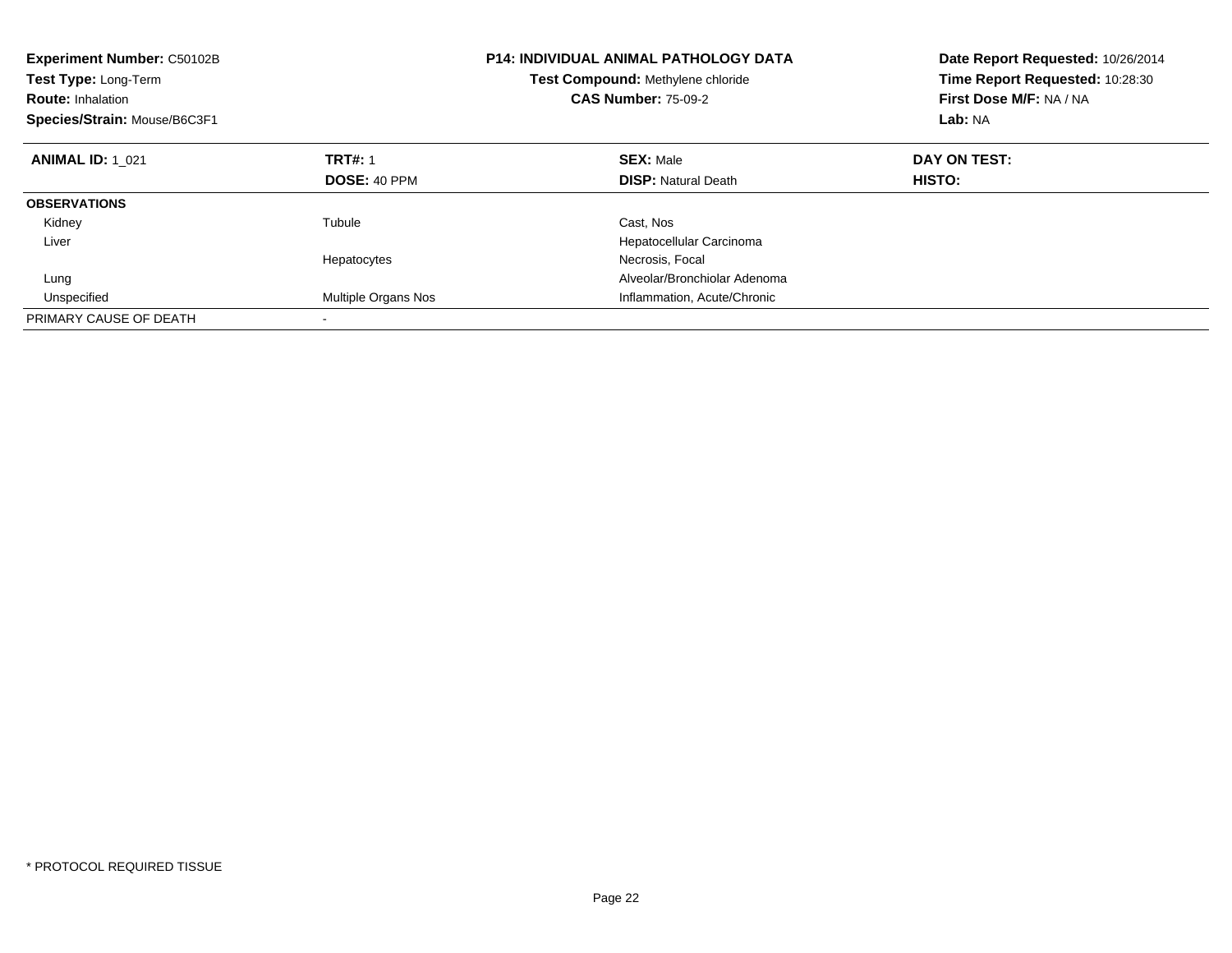**Experiment Number:** C50102B
**Test Type:** Long-Term
**Route:** Inhalation
**Species/Strain:** Mouse/B6C3F1

**P14: INDIVIDUAL ANIMAL PATHOLOGY DATA**
**Test Compound:** Methylene chloride
**CAS Number:** 75-09-2

**Date Report Requested:** 10/26/2014
**Time Report Requested:** 10:28:30
**First Dose M/F:** NA / NA
**Lab:** NA

| **ANIMAL ID:** 1_021 | **TRT#:** 1 | **SEX:** Male | **DAY ON TEST:** |
|---|---|---|---|
| | **DOSE:** 40 PPM | **DISP:** Natural Death | **HISTO:** |
| **OBSERVATIONS** | | | |
| Kidney | Tubule | Cast, Nos | |
| Liver | | Hepatocellular Carcinoma | |
| | Hepatocytes | Necrosis, Focal | |
| Lung | | Alveolar/Bronchiolar Adenoma | |
| Unspecified | Multiple Organs Nos | Inflammation, Acute/Chronic | |
| PRIMARY CAUSE OF DEATH | - | | |

* PROTOCOL REQUIRED TISSUE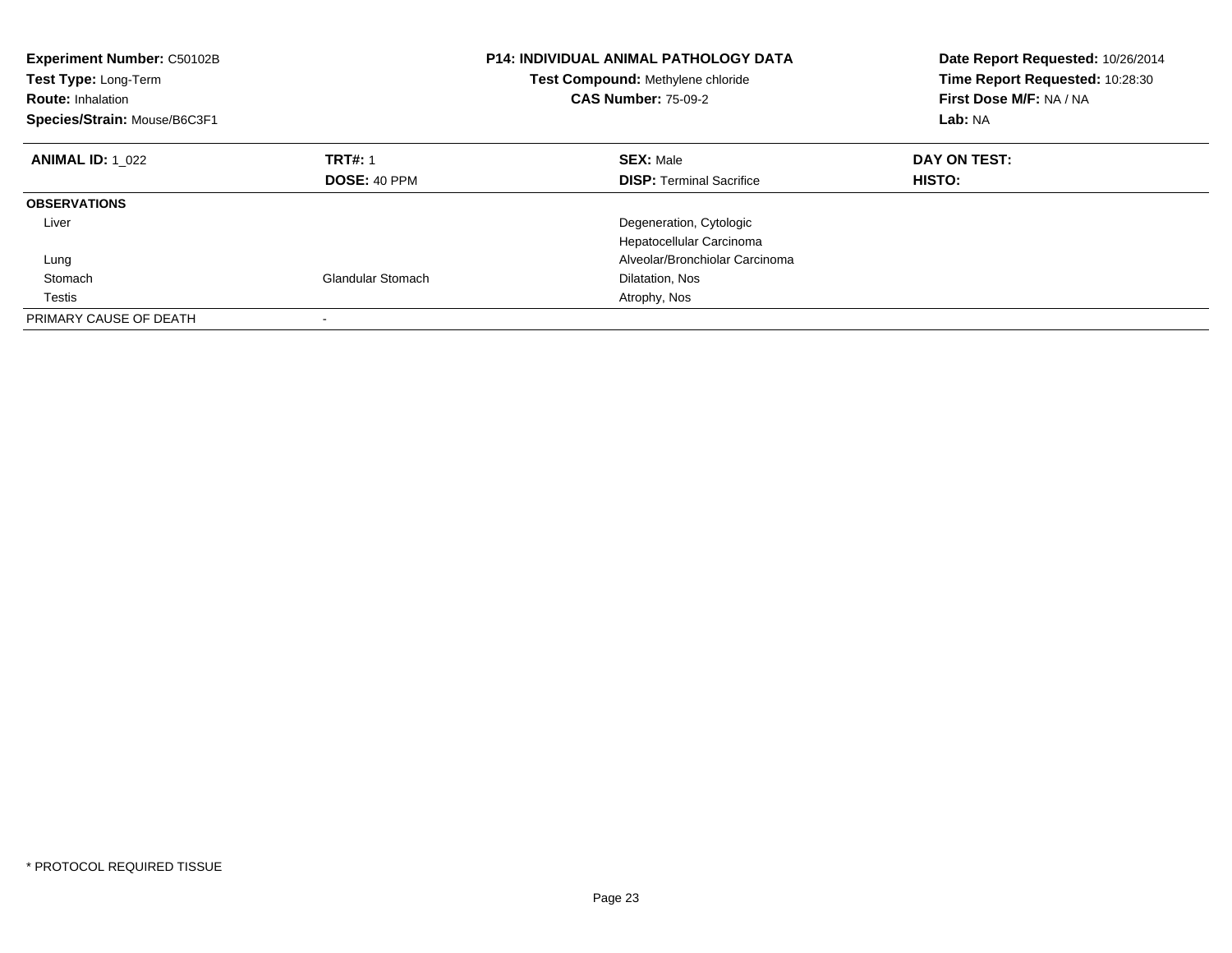**Experiment Number:** C50102B
**Test Type:** Long-Term
**Route:** Inhalation
**Species/Strain:** Mouse/B6C3F1

**P14: INDIVIDUAL ANIMAL PATHOLOGY DATA**
**Test Compound:** Methylene chloride
**CAS Number:** 75-09-2

**Date Report Requested:** 10/26/2014
**Time Report Requested:** 10:28:30
**First Dose M/F:** NA / NA
**Lab:** NA

| **ANIMAL ID:** 1_022 | **TRT#:** 1 | **SEX:** Male | **DAY ON TEST:** |
|---|---|---|---|
| | **DOSE:** 40 PPM | **DISP:** Terminal Sacrifice | **HISTO:** |
| **OBSERVATIONS** | | | |
| Liver | | Degeneration, Cytologic | |
| | | Hepatocellular Carcinoma | |
| Lung | | Alveolar/Bronchiolar Carcinoma | |
| Stomach | Glandular Stomach | Dilatation, Nos | |
| Testis | | Atrophy, Nos | |
| PRIMARY CAUSE OF DEATH | - | | |

\* PROTOCOL REQUIRED TISSUE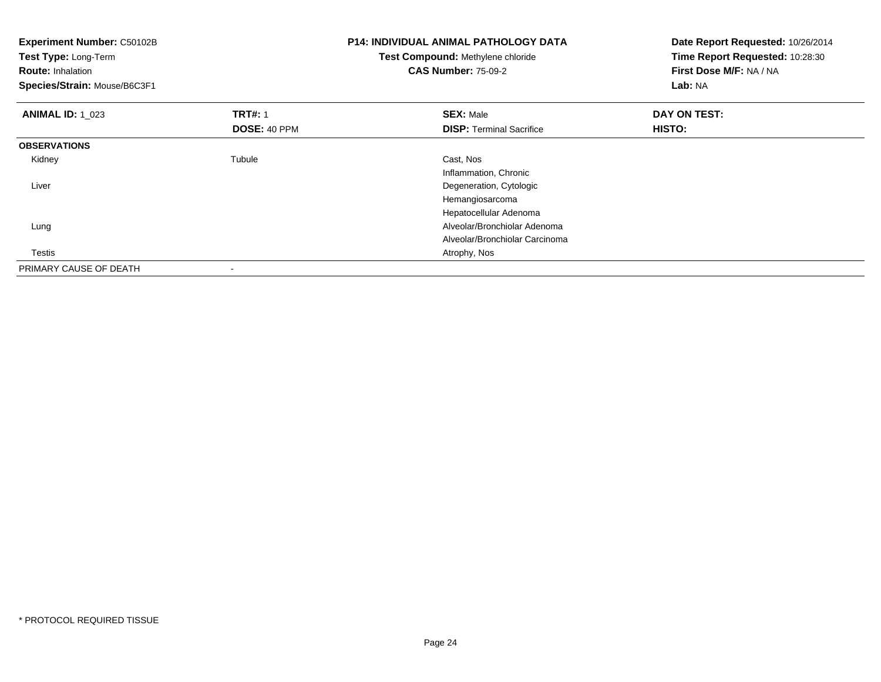**Experiment Number:** C50102B
**Test Type:** Long-Term
**Route:** Inhalation
**Species/Strain:** Mouse/B6C3F1

**P14: INDIVIDUAL ANIMAL PATHOLOGY DATA**
**Test Compound:** Methylene chloride
**CAS Number:** 75-09-2

**Date Report Requested:** 10/26/2014
**Time Report Requested:** 10:28:30
**First Dose M/F:** NA / NA
**Lab:** NA

| **ANIMAL ID:** 1_023 | **TRT#:** 1 | **SEX:** Male | **DAY ON TEST:** |
|---|---|---|---|
| | **DOSE:** 40 PPM | **DISP:** Terminal Sacrifice | **HISTO:** |
| **OBSERVATIONS** | | | |
| Kidney | Tubule | Cast, Nos | |
| | | Inflammation, Chronic | |
| Liver | | Degeneration, Cytologic | |
| | | Hemangiosarcoma | |
| | | Hepatocellular Adenoma | |
| Lung | | Alveolar/Bronchiolar Adenoma | |
| | | Alveolar/Bronchiolar Carcinoma | |
| Testis | | Atrophy, Nos | |
| PRIMARY CAUSE OF DEATH | - | | |

\* PROTOCOL REQUIRED TISSUE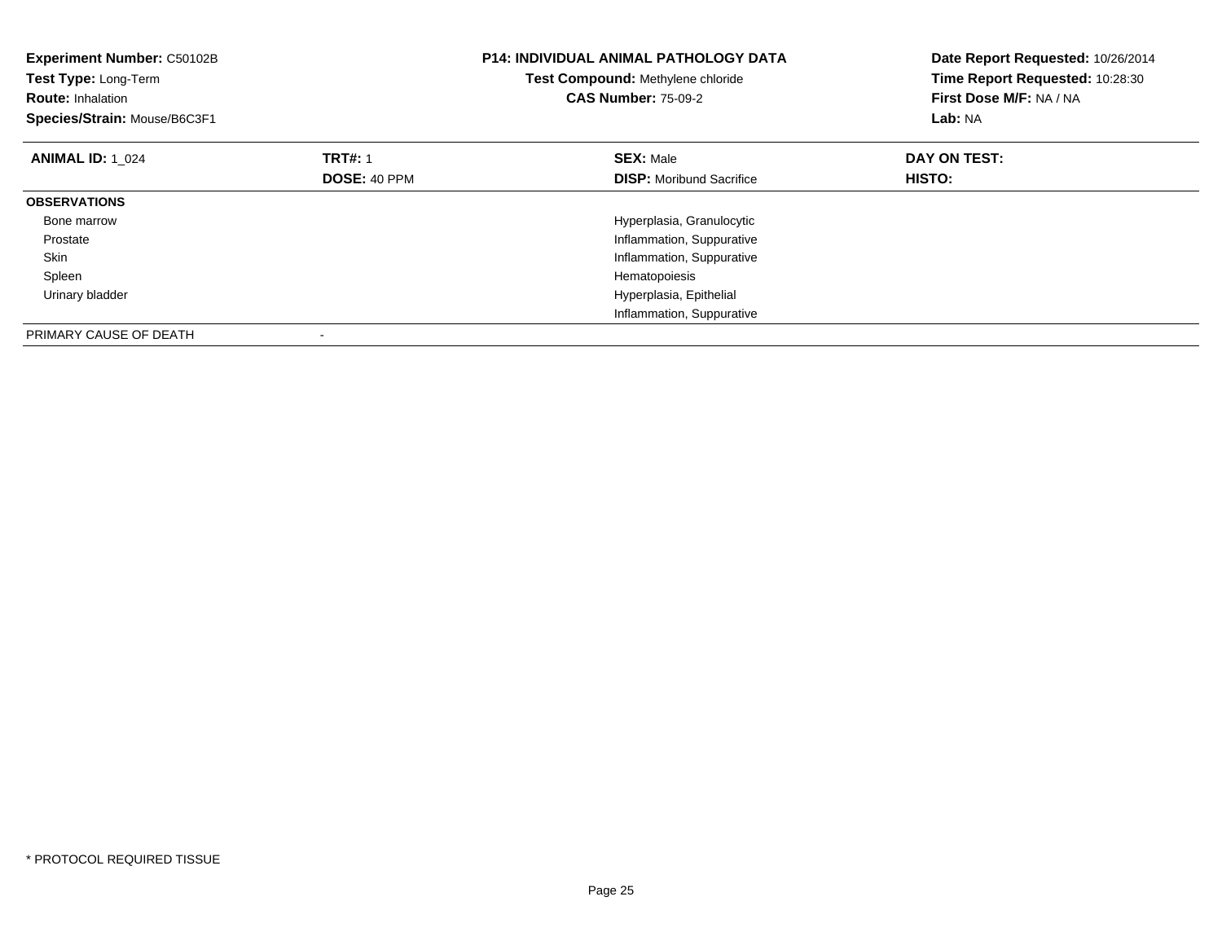**Experiment Number:** C50102B
**Test Type:** Long-Term
**Route:** Inhalation
**Species/Strain:** Mouse/B6C3F1

**P14: INDIVIDUAL ANIMAL PATHOLOGY DATA**
**Test Compound:** Methylene chloride
**CAS Number:** 75-09-2

**Date Report Requested:** 10/26/2014
**Time Report Requested:** 10:28:30
**First Dose M/F:** NA / NA
**Lab:** NA

| **ANIMAL ID:** 1_024 | **TRT#:** 1 | **SEX:** Male | **DAY ON TEST:** |
|---|---|---|---|
| | **DOSE:** 40 PPM | **DISP:** Moribund Sacrifice | **HISTO:** |
| **OBSERVATIONS** | | | |
| Bone marrow | | Hyperplasia, Granulocytic | |
| Prostate | | Inflammation, Suppurative | |
| Skin | | Inflammation, Suppurative | |
| Spleen | | Hematopoiesis | |
| Urinary bladder | | Hyperplasia, Epithelial | |
| | | Inflammation, Suppurative | |
| PRIMARY CAUSE OF DEATH | - | | |

* PROTOCOL REQUIRED TISSUE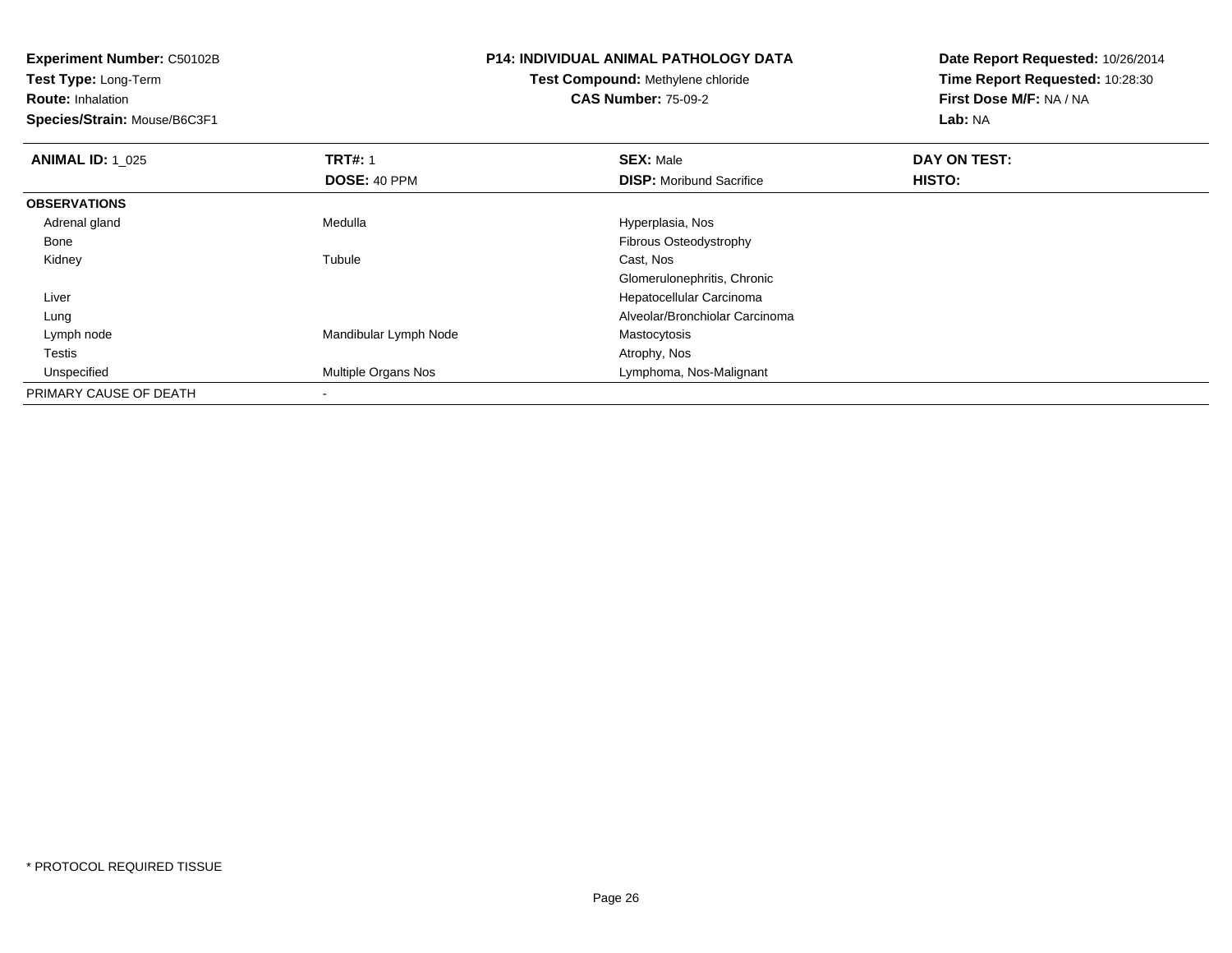**Experiment Number:** C50102B
**Test Type:** Long-Term
**Route:** Inhalation
**Species/Strain:** Mouse/B6C3F1

# P14: INDIVIDUAL ANIMAL PATHOLOGY DATA

**Test Compound:** Methylene chloride
**CAS Number:** 75-09-2

**Date Report Requested:** 10/26/2014
**Time Report Requested:** 10:28:30
**First Dose M/F:** NA / NA
**Lab:** NA

| **ANIMAL ID:** 1_025 | **TRT#:** 1 | **SEX:** Male | **DAY ON TEST:** |
|---|---|---|---|
| | **DOSE:** 40 PPM | **DISP:** Moribund Sacrifice | **HISTO:** |
| **OBSERVATIONS** | | | |
| Adrenal gland | Medulla | Hyperplasia, Nos | |
| Bone | | Fibrous Osteodystrophy | |
| Kidney | Tubule | Cast, Nos | |
| | | Glomerulonephritis, Chronic | |
| Liver | | Hepatocellular Carcinoma | |
| Lung | | Alveolar/Bronchiolar Carcinoma | |
| Lymph node | Mandibular Lymph Node | Mastocytosis | |
| Testis | | Atrophy, Nos | |
| Unspecified | Multiple Organs Nos | Lymphoma, Nos-Malignant | |
| PRIMARY CAUSE OF DEATH | - | | |

\* PROTOCOL REQUIRED TISSUE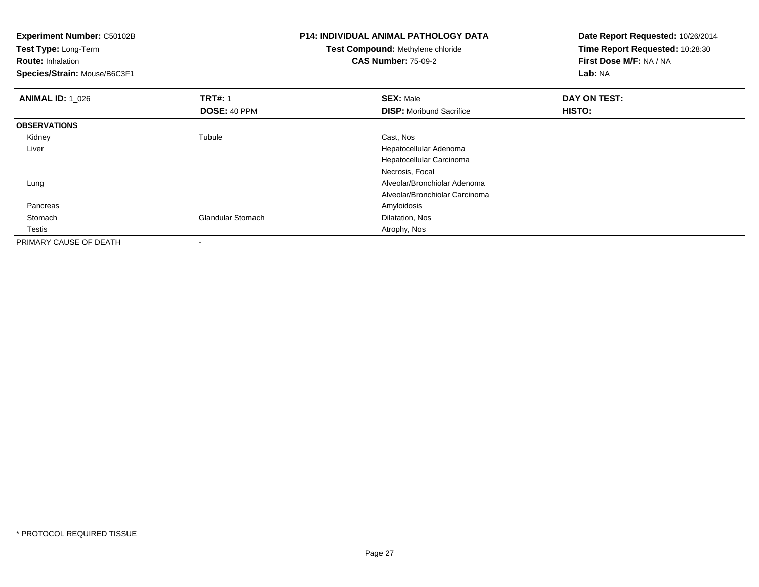**Experiment Number:** C50102B
**Test Type:** Long-Term
**Route:** Inhalation
**Species/Strain:** Mouse/B6C3F1

**P14: INDIVIDUAL ANIMAL PATHOLOGY DATA**
**Test Compound:** Methylene chloride
**CAS Number:** 75-09-2

**Date Report Requested:** 10/26/2014
**Time Report Requested:** 10:28:30
**First Dose M/F:** NA / NA
**Lab:** NA

| **ANIMAL ID:** 1_026 | **TRT#:** 1 | **SEX:** Male | **DAY ON TEST:** |
|---|---|---|---|
| | **DOSE:** 40 PPM | **DISP:** Moribund Sacrifice | **HISTO:** |
| **OBSERVATIONS** | | | |
| Kidney | Tubule | Cast, Nos | |
| Liver | | Hepatocellular Adenoma | |
| | | Hepatocellular Carcinoma | |
| | | Necrosis, Focal | |
| Lung | | Alveolar/Bronchiolar Adenoma | |
| | | Alveolar/Bronchiolar Carcinoma | |
| Pancreas | | Amyloidosis | |
| Stomach | Glandular Stomach | Dilatation, Nos | |
| Testis | | Atrophy, Nos | |
| PRIMARY CAUSE OF DEATH | - | | |

* PROTOCOL REQUIRED TISSUE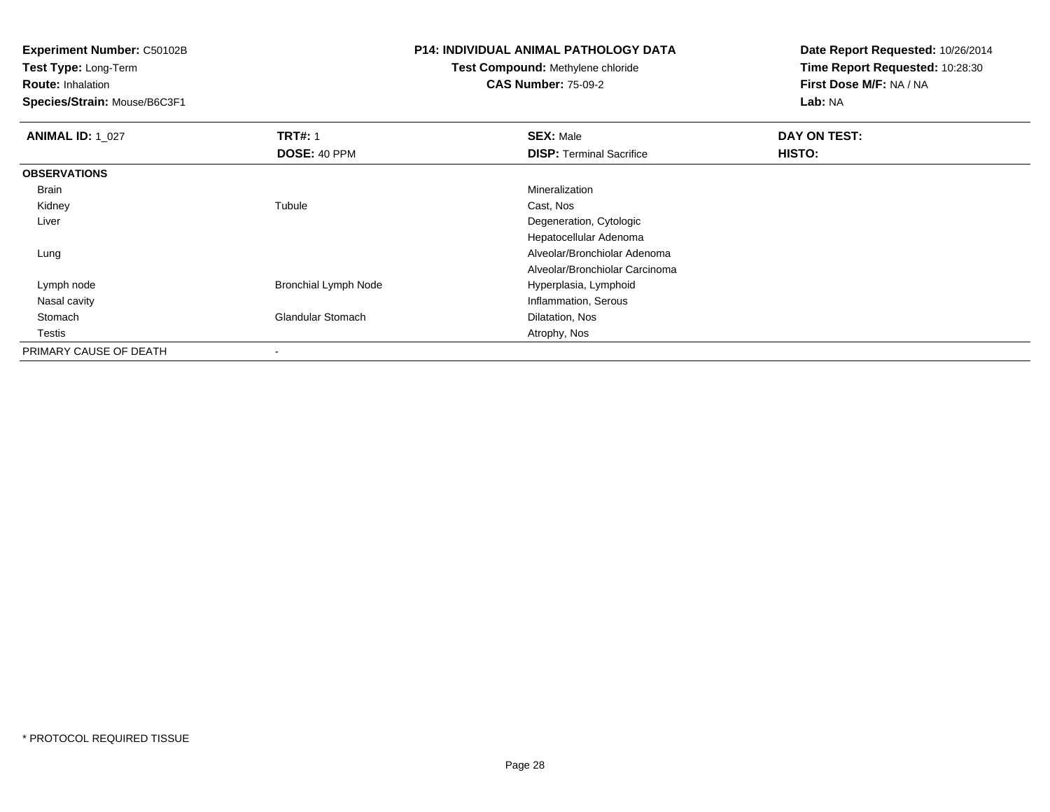**Experiment Number:** C50102B
**Test Type:** Long-Term
**Route:** Inhalation
**Species/Strain:** Mouse/B6C3F1

**P14: INDIVIDUAL ANIMAL PATHOLOGY DATA**
**Test Compound:** Methylene chloride
**CAS Number:** 75-09-2

**Date Report Requested:** 10/26/2014
**Time Report Requested:** 10:28:30
**First Dose M/F:** NA / NA
**Lab:** NA

| **ANIMAL ID:** 1_027 | **TRT#:** 1 | **SEX:** Male | **DAY ON TEST:** |
|---|---|---|---|
| | **DOSE:** 40 PPM | **DISP:** Terminal Sacrifice | **HISTO:** |
| **OBSERVATIONS** | | | |
| Brain | | Mineralization | |
| Kidney | Tubule | Cast, Nos | |
| Liver | | Degeneration, Cytologic | |
| | | Hepatocellular Adenoma | |
| Lung | | Alveolar/Bronchiolar Adenoma | |
| | | Alveolar/Bronchiolar Carcinoma | |
| Lymph node | Bronchial Lymph Node | Hyperplasia, Lymphoid | |
| Nasal cavity | | Inflammation, Serous | |
| Stomach | Glandular Stomach | Dilatation, Nos | |
| Testis | | Atrophy, Nos | |
| PRIMARY CAUSE OF DEATH | - | | |

* PROTOCOL REQUIRED TISSUE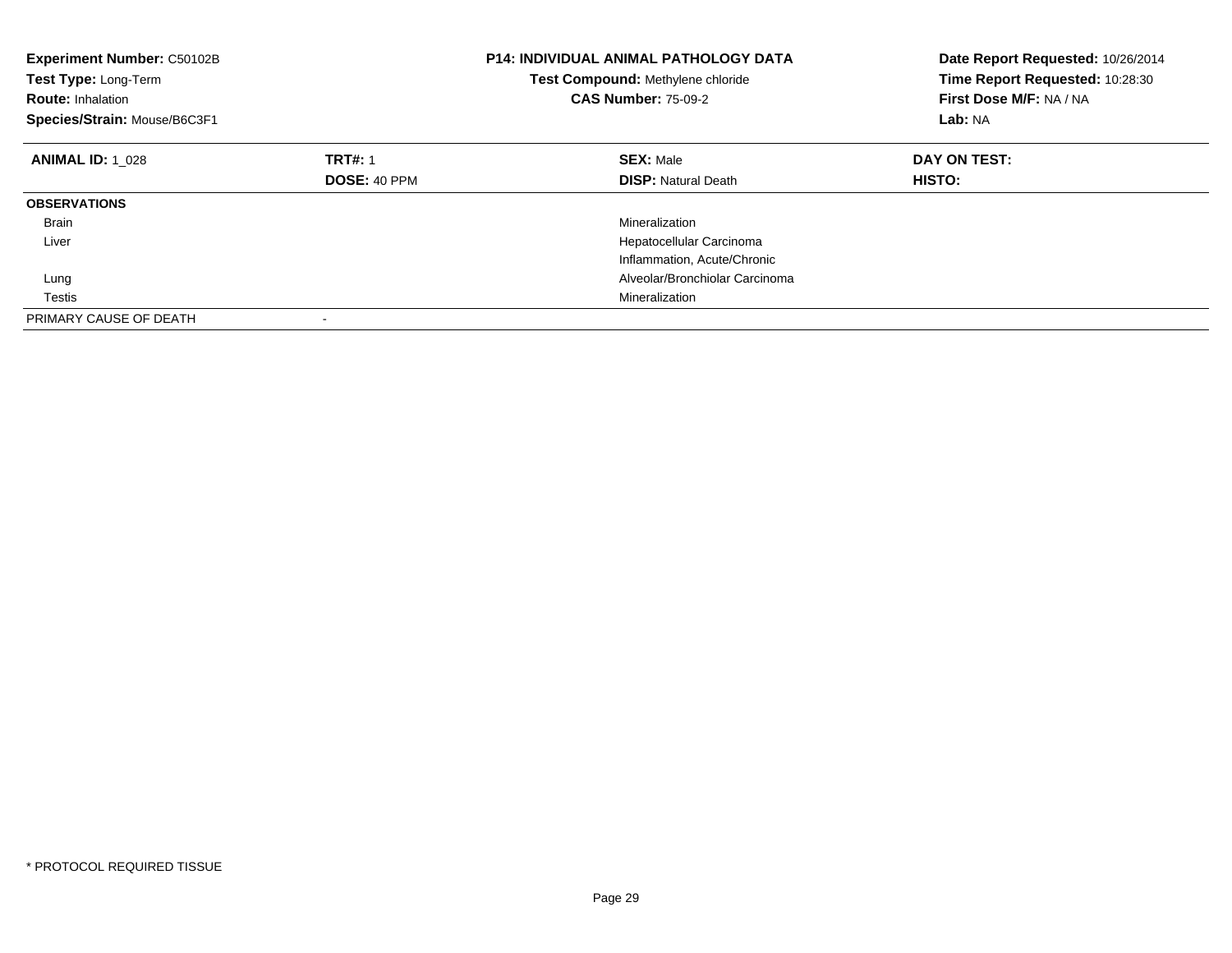| **Experiment Number:** C50102B | **P14: INDIVIDUAL ANIMAL PATHOLOGY DATA** | **Date Report Requested:** 10/26/2014 |
|---|---|---|
| **Test Type:** Long-Term | **Test Compound:** Methylene chloride | **Time Report Requested:** 10:28:30 |
| **Route:** Inhalation | **CAS Number:** 75-09-2 | **First Dose M/F:** NA / NA |
| **Species/Strain:** Mouse/B6C3F1 | | **Lab:** NA |

| **ANIMAL ID:** 1_028 | **TRT#:** 1 | **SEX:** Male | **DAY ON TEST:** |
|---|---|---|---|
| | **DOSE:** 40 PPM | **DISP:** Natural Death | **HISTO:** |
| **OBSERVATIONS** | | | |
| Brain | | Mineralization | |
| Liver | | Hepatocellular Carcinoma | |
| | | Inflammation, Acute/Chronic | |
| Lung | | Alveolar/Bronchiolar Carcinoma | |
| Testis | | Mineralization | |
| PRIMARY CAUSE OF DEATH | - | | |

* PROTOCOL REQUIRED TISSUE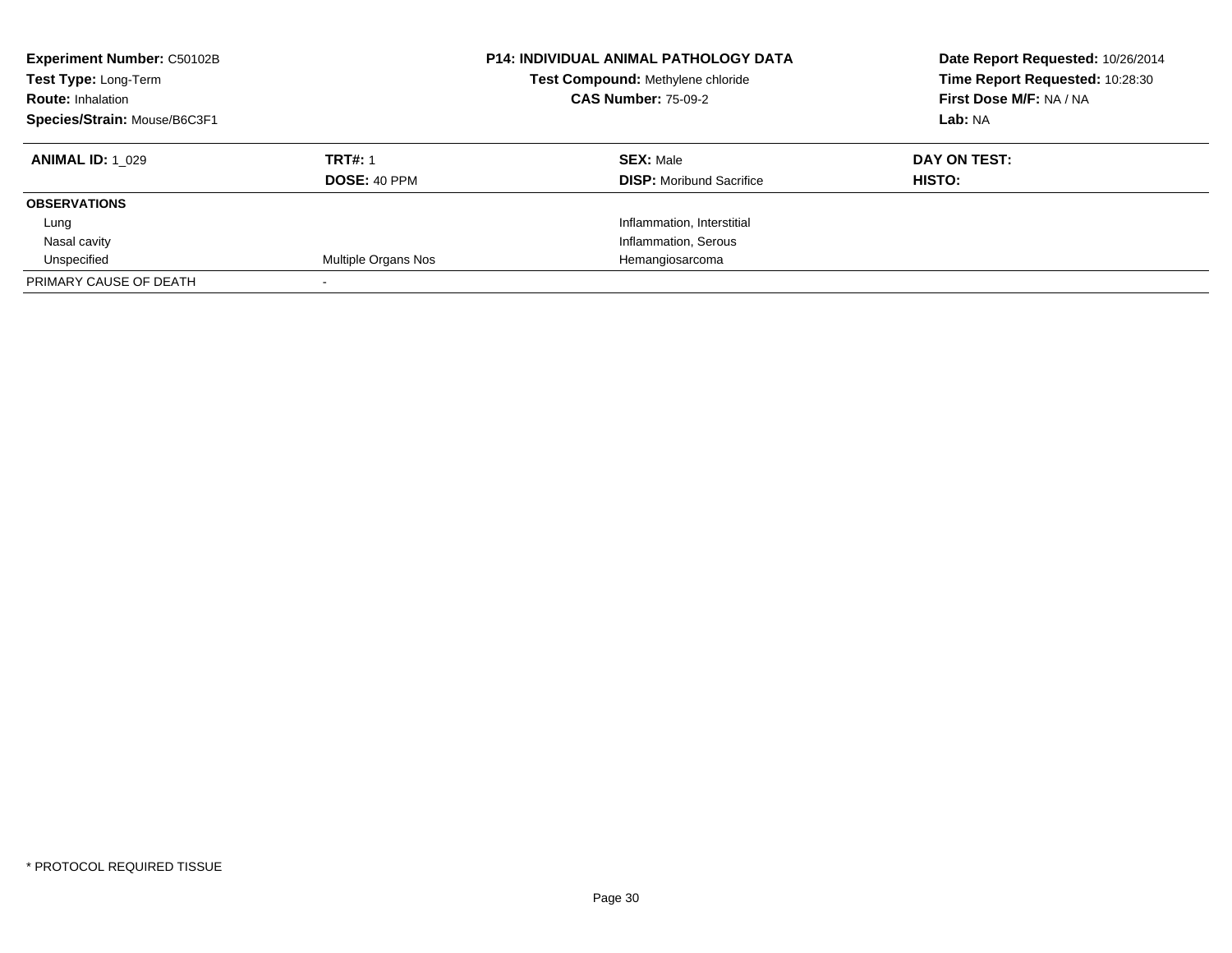**Experiment Number:** C50102B
**Test Type:** Long-Term
**Route:** Inhalation
**Species/Strain:** Mouse/B6C3F1

**P14: INDIVIDUAL ANIMAL PATHOLOGY DATA**
**Test Compound:** Methylene chloride
**CAS Number:** 75-09-2

**Date Report Requested:** 10/26/2014
**Time Report Requested:** 10:28:30
**First Dose M/F:** NA / NA
**Lab:** NA

| **ANIMAL ID:** 1_029 | **TRT#:** 1 | **SEX:** Male | **DAY ON TEST:** |
|---|---|---|---|
| | **DOSE:** 40 PPM | **DISP:** Moribund Sacrifice | **HISTO:** |
| **OBSERVATIONS** | | | |
| Lung | | Inflammation, Interstitial | |
| Nasal cavity | | Inflammation, Serous | |
| Unspecified | Multiple Organs Nos | Hemangiosarcoma | |
| PRIMARY CAUSE OF DEATH | - | | |

* PROTOCOL REQUIRED TISSUE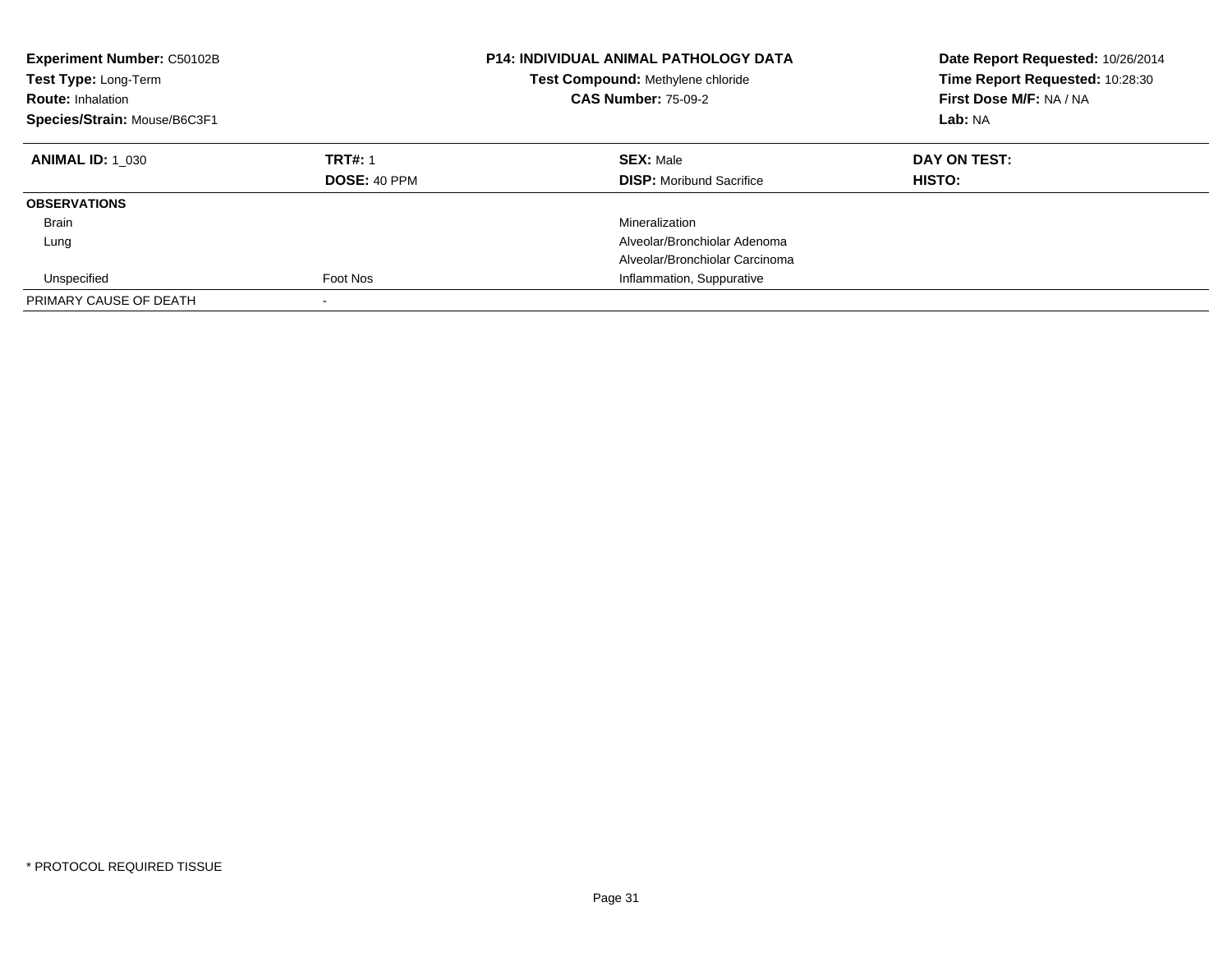**Experiment Number:** C50102B
**Test Type:** Long-Term
**Route:** Inhalation
**Species/Strain:** Mouse/B6C3F1

**P14: INDIVIDUAL ANIMAL PATHOLOGY DATA**
**Test Compound:** Methylene chloride
**CAS Number:** 75-09-2

**Date Report Requested:** 10/26/2014
**Time Report Requested:** 10:28:30
**First Dose M/F:** NA / NA
**Lab:** NA

| **ANIMAL ID:** 1_030 | **TRT#:** 1 | **SEX:** Male | **DAY ON TEST:** |
|---|---|---|---|
| | **DOSE:** 40 PPM | **DISP:** Moribund Sacrifice | **HISTO:** |
| **OBSERVATIONS** | | | |
| Brain | | Mineralization | |
| Lung | | Alveolar/Bronchiolar Adenoma | |
| | | Alveolar/Bronchiolar Carcinoma | |
| Unspecified | Foot Nos | Inflammation, Suppurative | |
| PRIMARY CAUSE OF DEATH | - | | |

* PROTOCOL REQUIRED TISSUE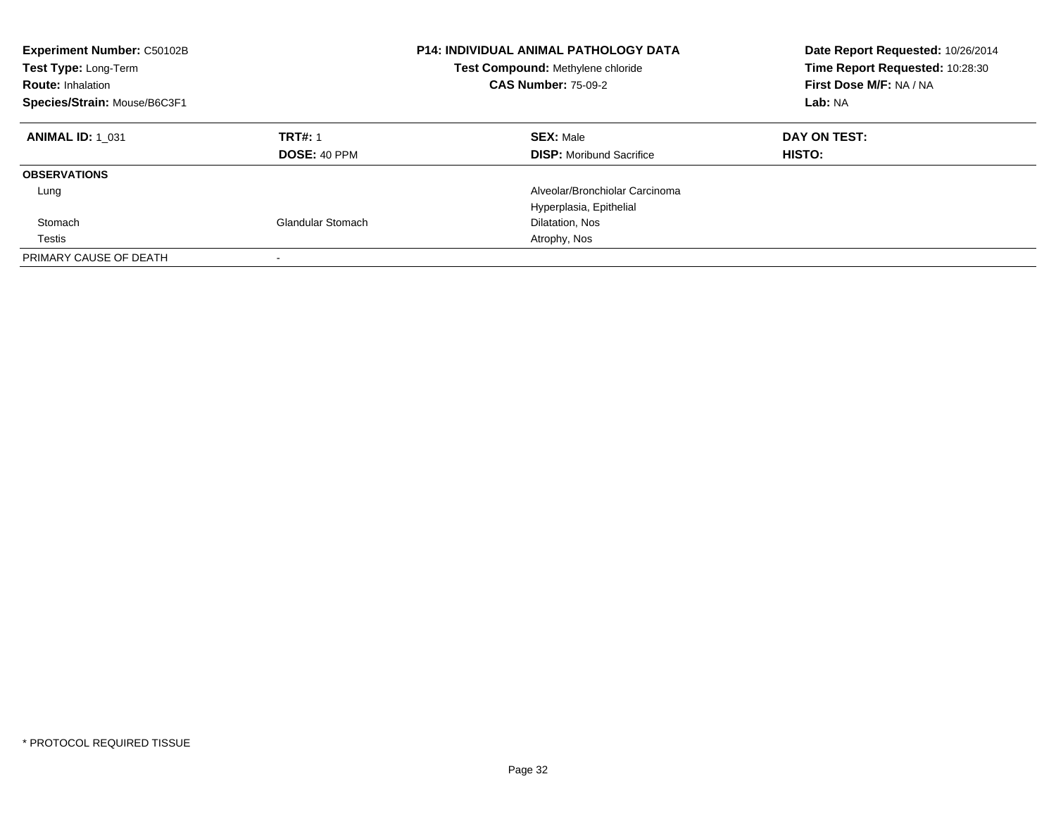**Experiment Number:** C50102B
**Test Type:** Long-Term
**Route:** Inhalation
**Species/Strain:** Mouse/B6C3F1

**P14: INDIVIDUAL ANIMAL PATHOLOGY DATA**
**Test Compound:** Methylene chloride
**CAS Number:** 75-09-2

**Date Report Requested:** 10/26/2014
**Time Report Requested:** 10:28:30
**First Dose M/F:** NA / NA
**Lab:** NA

| **ANIMAL ID:** 1_031 | **TRT#:** 1 | **SEX:** Male | **DAY ON TEST:** |
|---|---|---|---|
| | **DOSE:** 40 PPM | **DISP:** Moribund Sacrifice | **HISTO:** |
| **OBSERVATIONS** | | | |
| Lung | | Alveolar/Bronchiolar Carcinoma | |
| | | Hyperplasia, Epithelial | |
| Stomach | Glandular Stomach | Dilatation, Nos | |
| Testis | | Atrophy, Nos | |
| PRIMARY CAUSE OF DEATH | - | | |

\* PROTOCOL REQUIRED TISSUE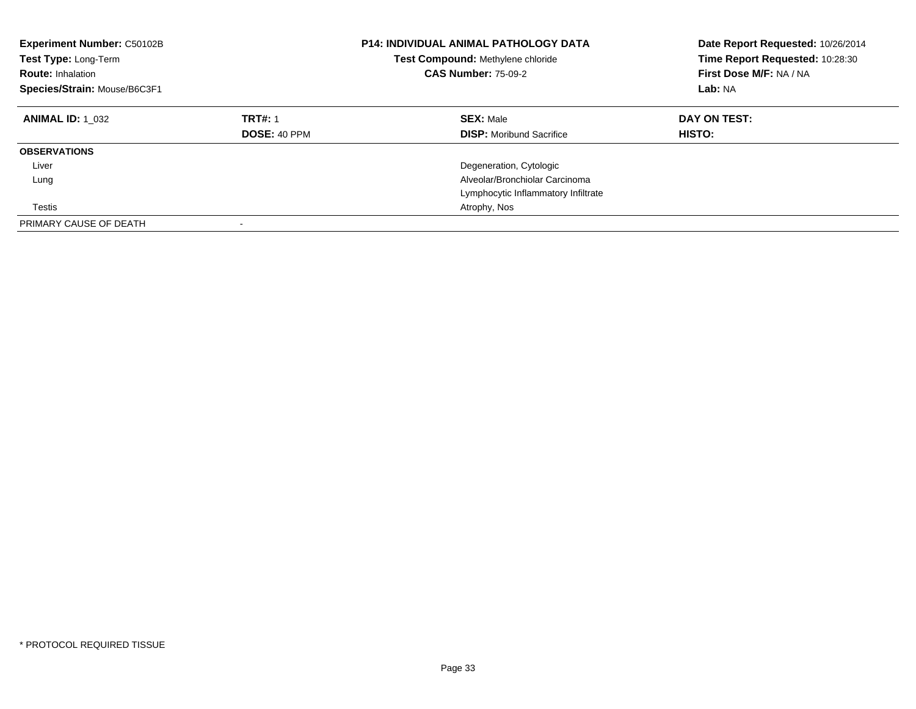**Experiment Number:** C50102B
**Test Type:** Long-Term
**Route:** Inhalation
**Species/Strain:** Mouse/B6C3F1

**P14: INDIVIDUAL ANIMAL PATHOLOGY DATA**
**Test Compound:** Methylene chloride
**CAS Number:** 75-09-2

**Date Report Requested:** 10/26/2014
**Time Report Requested:** 10:28:30
**First Dose M/F:** NA / NA
**Lab:** NA

| **ANIMAL ID:** 1_032 | **TRT#:** 1 | **SEX:** Male | **DAY ON TEST:** |
|---|---|---|---|
| | **DOSE:** 40 PPM | **DISP:** Moribund Sacrifice | **HISTO:** |
| **OBSERVATIONS** | | | |
| Liver | | Degeneration, Cytologic | |
| Lung | | Alveolar/Bronchiolar Carcinoma | |
| | | Lymphocytic Inflammatory Infiltrate | |
| Testis | | Atrophy, Nos | |
| PRIMARY CAUSE OF DEATH | - | | |

* PROTOCOL REQUIRED TISSUE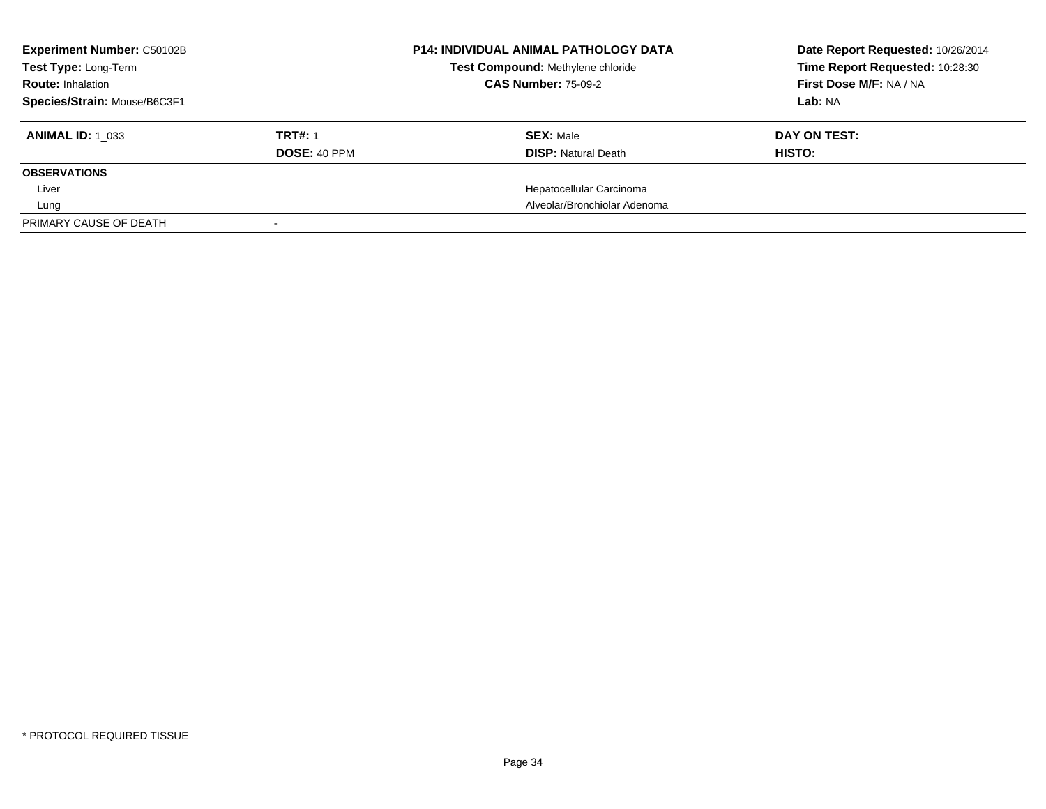| **Experiment Number:** C50102B | **P14: INDIVIDUAL ANIMAL PATHOLOGY DATA** | **Date Report Requested:** 10/26/2014 |
|---|---|---|
| **Test Type:** Long-Term | **Test Compound:** Methylene chloride | **Time Report Requested:** 10:28:30 |
| **Route:** Inhalation | **CAS Number:** 75-09-2 | **First Dose M/F:** NA / NA |
| **Species/Strain:** Mouse/B6C3F1 | | **Lab:** NA |

| **ANIMAL ID:** 1_033 | **TRT#:** 1 | **SEX:** Male | **DAY ON TEST:** |
|---|---|---|---|
| | **DOSE:** 40 PPM | **DISP:** Natural Death | **HISTO:** |
| **OBSERVATIONS** | | | |
| Liver | | Hepatocellular Carcinoma | |
| Lung | | Alveolar/Bronchiolar Adenoma | |
| PRIMARY CAUSE OF DEATH | - | | |

* PROTOCOL REQUIRED TISSUE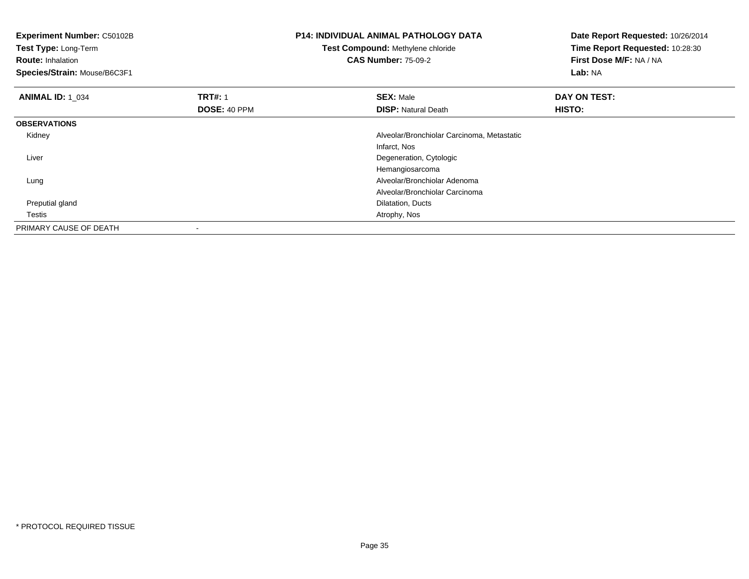**Experiment Number:** C50102B
**Test Type:** Long-Term
**Route:** Inhalation
**Species/Strain:** Mouse/B6C3F1

**P14: INDIVIDUAL ANIMAL PATHOLOGY DATA**
**Test Compound:** Methylene chloride
**CAS Number:** 75-09-2

**Date Report Requested:** 10/26/2014
**Time Report Requested:** 10:28:30
**First Dose M/F:** NA / NA
**Lab:** NA

| **ANIMAL ID:** 1_034 | **TRT#:** 1 | **SEX:** Male | **DAY ON TEST:** |
|---|---|---|---|
| | **DOSE:** 40 PPM | **DISP:** Natural Death | **HISTO:** |
| **OBSERVATIONS** | | | |
| Kidney | | Alveolar/Bronchiolar Carcinoma, Metastatic | |
| | | Infarct, Nos | |
| Liver | | Degeneration, Cytologic | |
| | | Hemangiosarcoma | |
| Lung | | Alveolar/Bronchiolar Adenoma | |
| | | Alveolar/Bronchiolar Carcinoma | |
| Preputial gland | | Dilatation, Ducts | |
| Testis | | Atrophy, Nos | |
| PRIMARY CAUSE OF DEATH | - | | |

* PROTOCOL REQUIRED TISSUE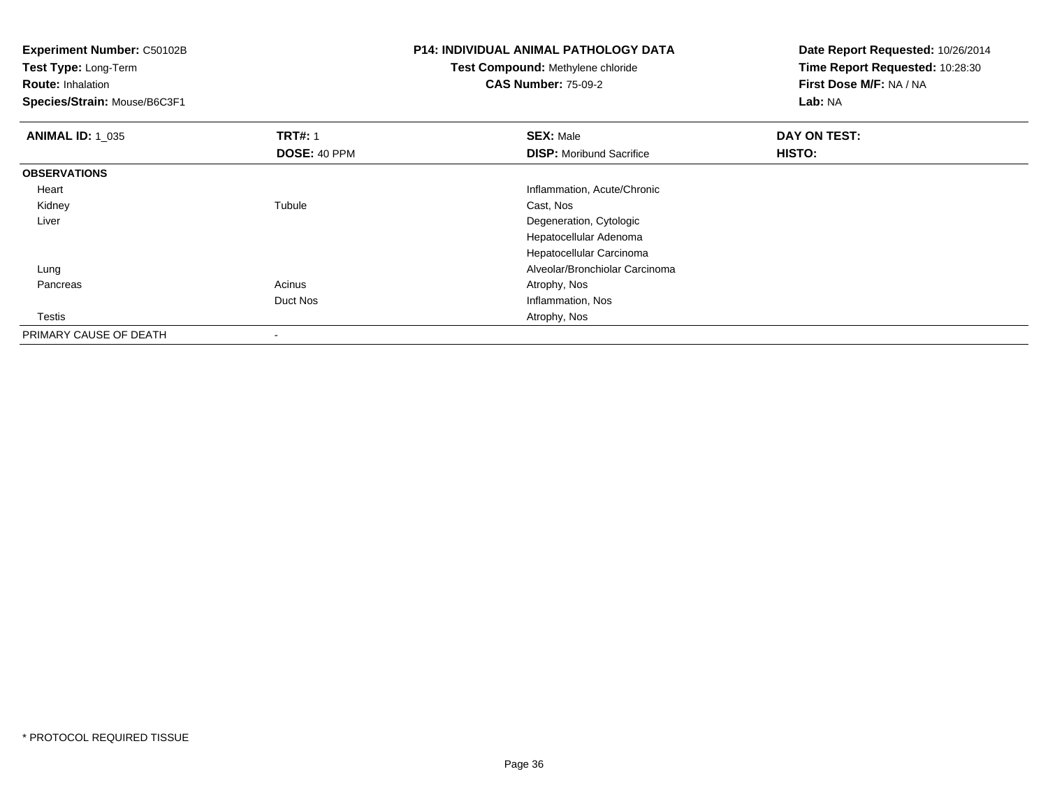**Experiment Number:** C50102B
**Test Type:** Long-Term
**Route:** Inhalation
**Species/Strain:** Mouse/B6C3F1

**P14: INDIVIDUAL ANIMAL PATHOLOGY DATA**
**Test Compound:** Methylene chloride
**CAS Number:** 75-09-2

**Date Report Requested:** 10/26/2014
**Time Report Requested:** 10:28:30
**First Dose M/F:** NA / NA
**Lab:** NA

| **ANIMAL ID:** 1_035 | **TRT#:** 1 | **SEX:** Male | **DAY ON TEST:** |
|---|---|---|---|
| | **DOSE:** 40 PPM | **DISP:** Moribund Sacrifice | **HISTO:** |
| **OBSERVATIONS** | | | |
| Heart | | Inflammation, Acute/Chronic | |
| Kidney | Tubule | Cast, Nos | |
| Liver | | Degeneration, Cytologic | |
| | | Hepatocellular Adenoma | |
| | | Hepatocellular Carcinoma | |
| Lung | | Alveolar/Bronchiolar Carcinoma | |
| Pancreas | Acinus | Atrophy, Nos | |
| | Duct Nos | Inflammation, Nos | |
| Testis | | Atrophy, Nos | |
| PRIMARY CAUSE OF DEATH | - | | |

* PROTOCOL REQUIRED TISSUE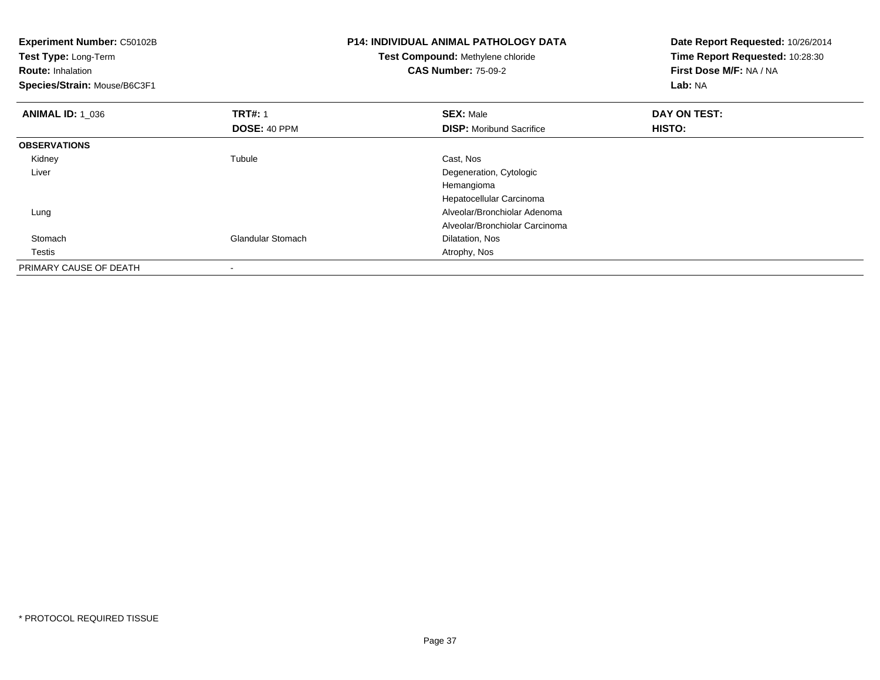**Experiment Number:** C50102B
**Test Type:** Long-Term
**Route:** Inhalation
**Species/Strain:** Mouse/B6C3F1

**P14: INDIVIDUAL ANIMAL PATHOLOGY DATA**
**Test Compound:** Methylene chloride
**CAS Number:** 75-09-2

**Date Report Requested:** 10/26/2014
**Time Report Requested:** 10:28:30
**First Dose M/F:** NA / NA
**Lab:** NA

| **ANIMAL ID:** 1_036 | **TRT#:** 1 | **SEX:** Male | **DAY ON TEST:** |
|---|---|---|---|
| | **DOSE:** 40 PPM | **DISP:** Moribund Sacrifice | **HISTO:** |
| **OBSERVATIONS** | | | |
| Kidney | Tubule | Cast, Nos | |
| Liver | | Degeneration, Cytologic | |
| | | Hemangioma | |
| | | Hepatocellular Carcinoma | |
| Lung | | Alveolar/Bronchiolar Adenoma | |
| | | Alveolar/Bronchiolar Carcinoma | |
| Stomach | Glandular Stomach | Dilatation, Nos | |
| Testis | | Atrophy, Nos | |
| PRIMARY CAUSE OF DEATH | - | | |

* PROTOCOL REQUIRED TISSUE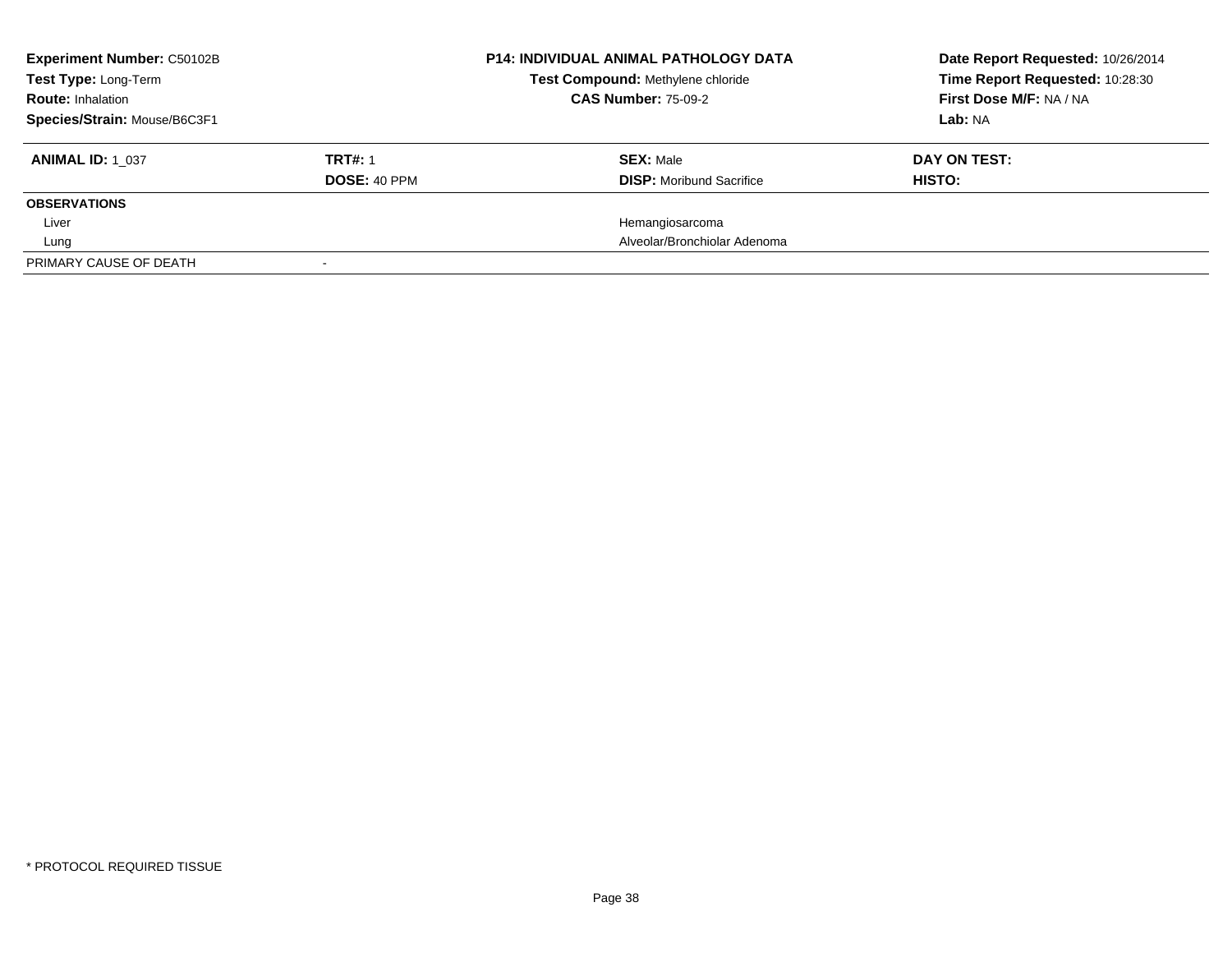**Experiment Number:** C50102B
**Test Type:** Long-Term
**Route:** Inhalation
**Species/Strain:** Mouse/B6C3F1

**P14: INDIVIDUAL ANIMAL PATHOLOGY DATA**
**Test Compound:** Methylene chloride
**CAS Number:** 75-09-2

**Date Report Requested:** 10/26/2014
**Time Report Requested:** 10:28:30
**First Dose M/F:** NA / NA
**Lab:** NA

| **ANIMAL ID:** 1_037 | **TRT#:** 1 | **SEX:** Male | **DAY ON TEST:** |
|---|---|---|---|
| | **DOSE:** 40 PPM | **DISP:** Moribund Sacrifice | **HISTO:** |
| **OBSERVATIONS** | | | |
| Liver | | Hemangiosarcoma | |
| Lung | | Alveolar/Bronchiolar Adenoma | |
| PRIMARY CAUSE OF DEATH | - | | |

* PROTOCOL REQUIRED TISSUE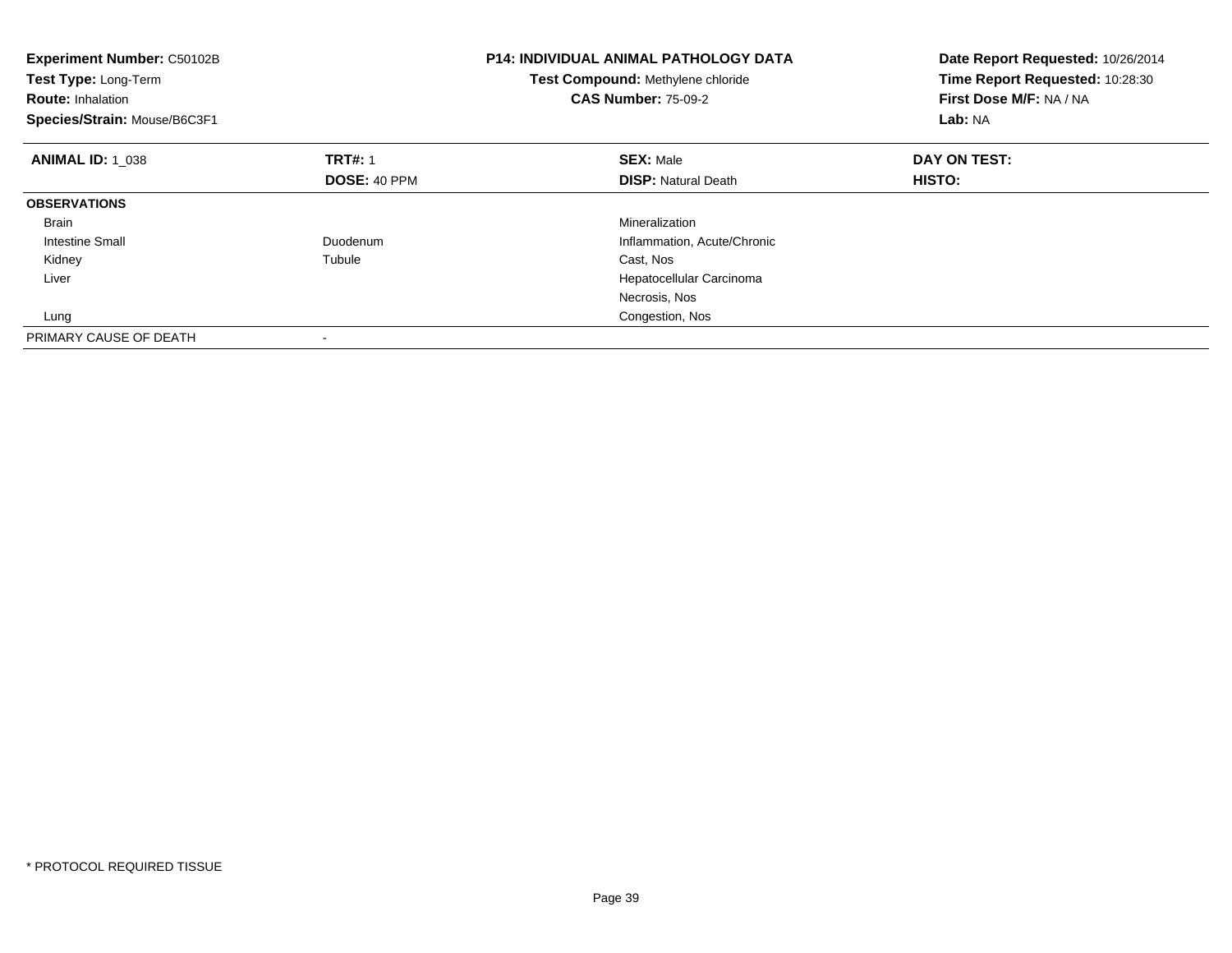**Experiment Number:** C50102B
**Test Type:** Long-Term
**Route:** Inhalation
**Species/Strain:** Mouse/B6C3F1

**P14: INDIVIDUAL ANIMAL PATHOLOGY DATA**
**Test Compound:** Methylene chloride
**CAS Number:** 75-09-2

**Date Report Requested:** 10/26/2014
**Time Report Requested:** 10:28:30
**First Dose M/F:** NA / NA
**Lab:** NA

| **ANIMAL ID:** 1_038 | **TRT#:** 1 | **SEX:** Male | **DAY ON TEST:** |
|---|---|---|---|
| | **DOSE:** 40 PPM | **DISP:** Natural Death | **HISTO:** |
| **OBSERVATIONS** | | | |
| Brain | | Mineralization | |
| Intestine Small | Duodenum | Inflammation, Acute/Chronic | |
| Kidney | Tubule | Cast, Nos | |
| Liver | | Hepatocellular Carcinoma | |
| | | Necrosis, Nos | |
| Lung | | Congestion, Nos | |
| PRIMARY CAUSE OF DEATH | - | | |

* PROTOCOL REQUIRED TISSUE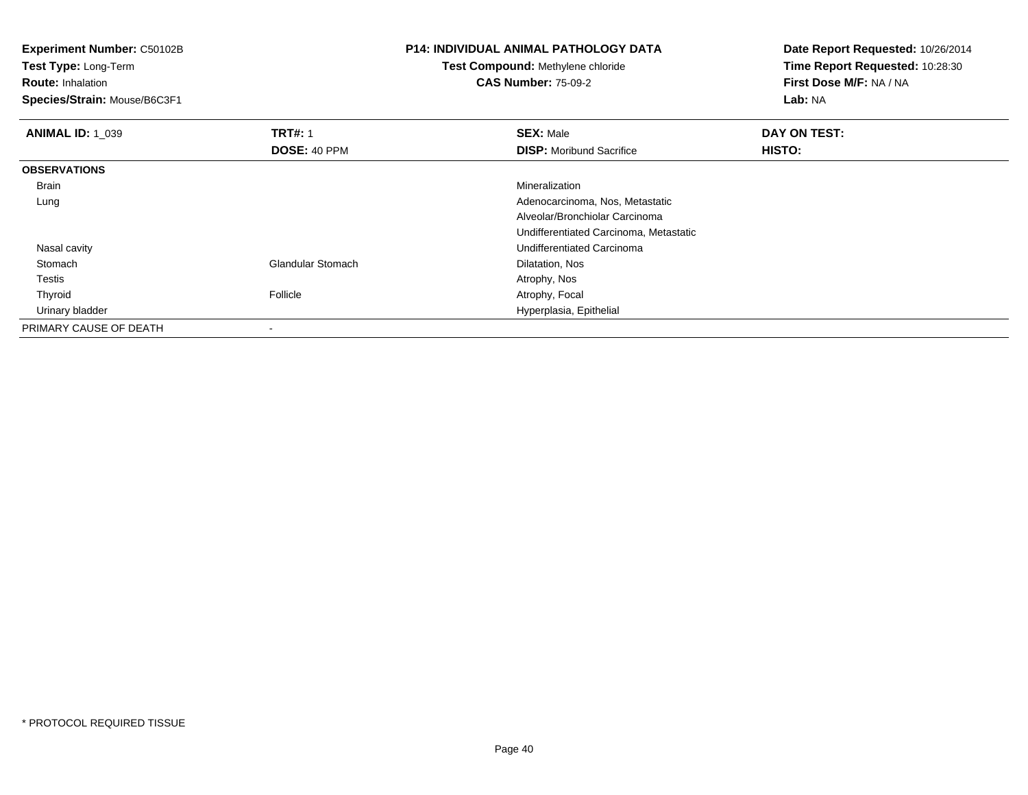**Experiment Number:** C50102B
**Test Type:** Long-Term
**Route:** Inhalation
**Species/Strain:** Mouse/B6C3F1

**P14: INDIVIDUAL ANIMAL PATHOLOGY DATA**
**Test Compound:** Methylene chloride
**CAS Number:** 75-09-2

**Date Report Requested:** 10/26/2014
**Time Report Requested:** 10:28:30
**First Dose M/F:** NA / NA
**Lab:** NA

| **ANIMAL ID:** 1_039 | **TRT#:** 1 | **SEX:** Male | **DAY ON TEST:** |
|---|---|---|---|
| | **DOSE:** 40 PPM | **DISP:** Moribund Sacrifice | **HISTO:** |
| **OBSERVATIONS** | | | |
| Brain | | Mineralization | |
| Lung | | Adenocarcinoma, Nos, Metastatic | |
| | | Alveolar/Bronchiolar Carcinoma | |
| | | Undifferentiated Carcinoma, Metastatic | |
| Nasal cavity | | Undifferentiated Carcinoma | |
| Stomach | Glandular Stomach | Dilatation, Nos | |
| Testis | | Atrophy, Nos | |
| Thyroid | Follicle | Atrophy, Focal | |
| Urinary bladder | | Hyperplasia, Epithelial | |
| PRIMARY CAUSE OF DEATH | - | | |

* PROTOCOL REQUIRED TISSUE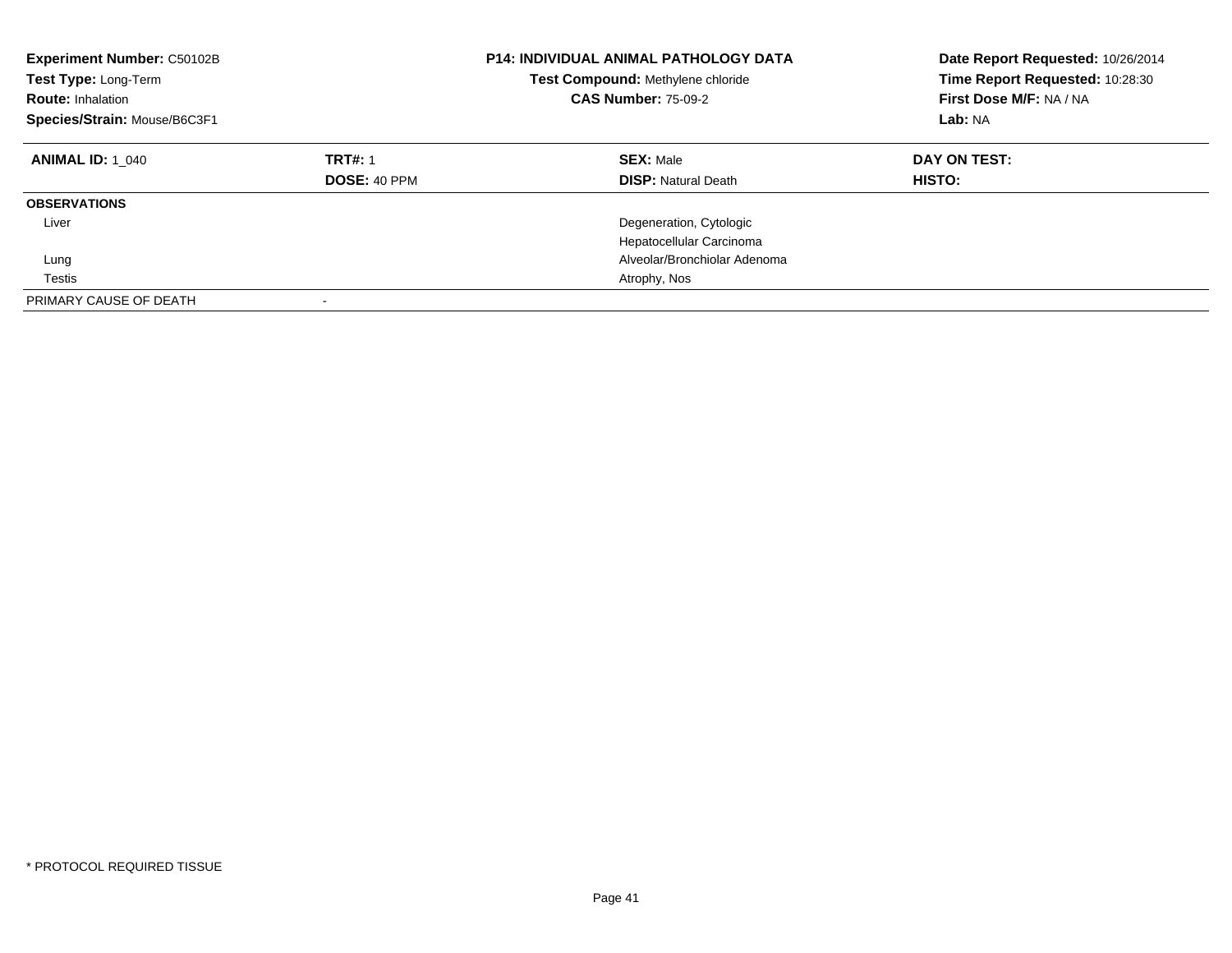**Experiment Number:** C50102B
**Test Type:** Long-Term
**Route:** Inhalation
**Species/Strain:** Mouse/B6C3F1

**P14: INDIVIDUAL ANIMAL PATHOLOGY DATA**
**Test Compound:** Methylene chloride
**CAS Number:** 75-09-2

**Date Report Requested:** 10/26/2014
**Time Report Requested:** 10:28:30
**First Dose M/F:** NA / NA
**Lab:** NA

| **ANIMAL ID:** 1_040 | **TRT#:** 1 | **SEX:** Male | **DAY ON TEST:** |
|---|---|---|---|
| | **DOSE:** 40 PPM | **DISP:** Natural Death | **HISTO:** |
| **OBSERVATIONS** | | | |
| Liver | | Degeneration, Cytologic | |
| | | Hepatocellular Carcinoma | |
| Lung | | Alveolar/Bronchiolar Adenoma | |
| Testis | | Atrophy, Nos | |
| PRIMARY CAUSE OF DEATH | - | | |

\* PROTOCOL REQUIRED TISSUE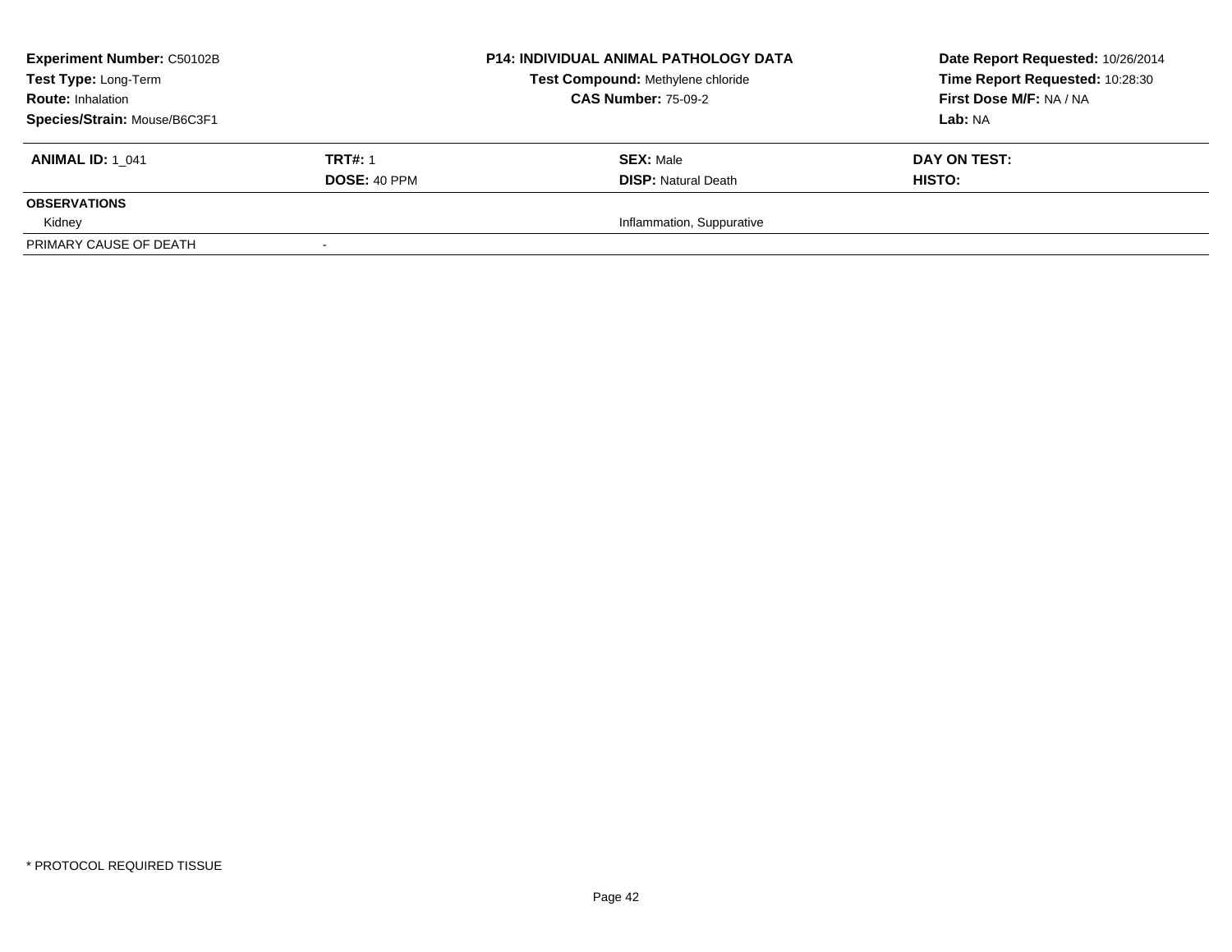| **Experiment Number:** C50102B | **P14: INDIVIDUAL ANIMAL PATHOLOGY DATA** | **Date Report Requested:** 10/26/2014 |
|---|---|---|
| **Test Type:** Long-Term | **Test Compound:** Methylene chloride | **Time Report Requested:** 10:28:30 |
| **Route:** Inhalation | **CAS Number:** 75-09-2 | **First Dose M/F:** NA / NA |
| **Species/Strain:** Mouse/B6C3F1 | | **Lab:** NA |

| **ANIMAL ID:** 1_041 | **TRT#:** 1 | **SEX:** Male | **DAY ON TEST:** |
|---|---|---|---|
| | **DOSE:** 40 PPM | **DISP:** Natural Death | **HISTO:** |
| **OBSERVATIONS** | | | |
| Kidney | | Inflammation, Suppurative | |
| PRIMARY CAUSE OF DEATH | - | | |

\* PROTOCOL REQUIRED TISSUE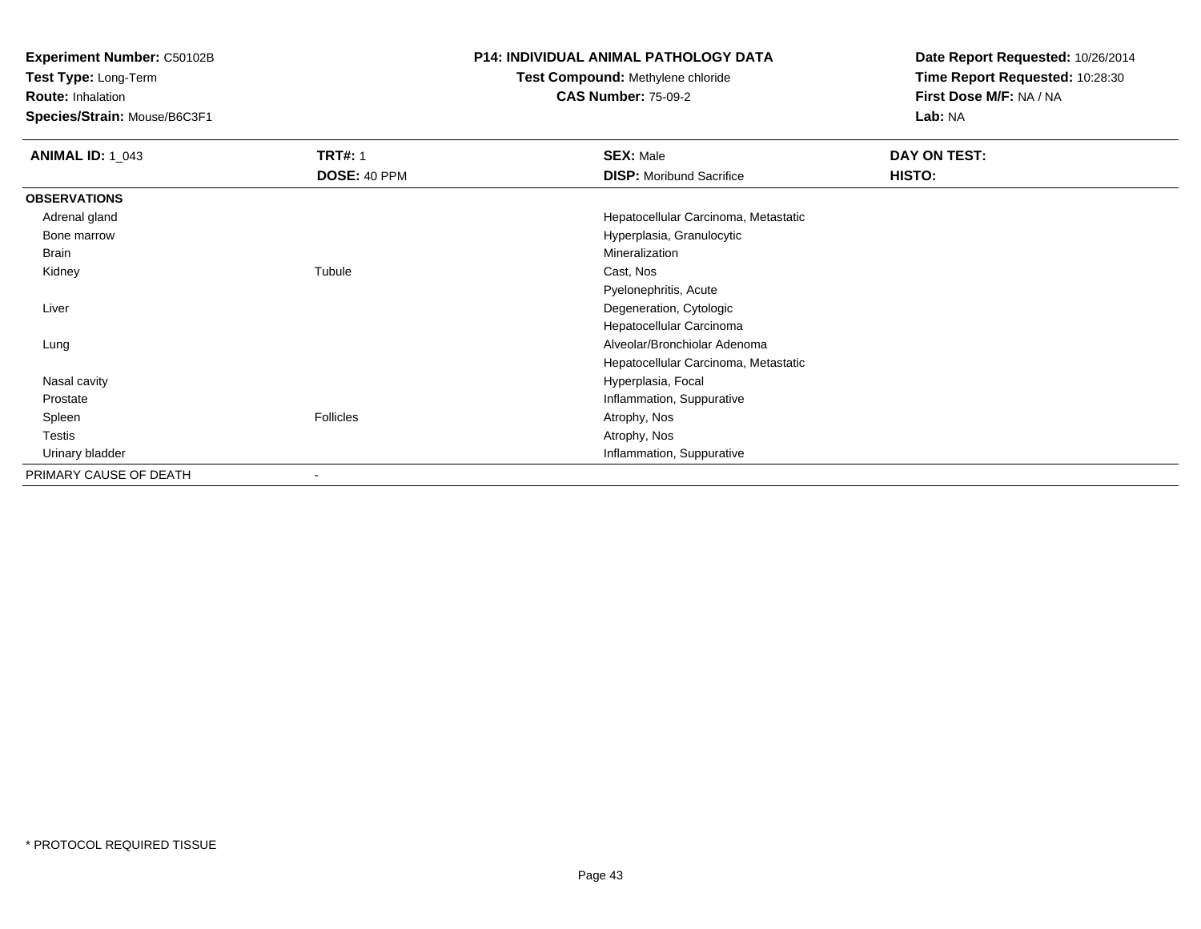**Experiment Number:** C50102B
**Test Type:** Long-Term
**Route:** Inhalation
**Species/Strain:** Mouse/B6C3F1

**P14: INDIVIDUAL ANIMAL PATHOLOGY DATA**
**Test Compound:** Methylene chloride
**CAS Number:** 75-09-2

**Date Report Requested:** 10/26/2014
**Time Report Requested:** 10:28:30
**First Dose M/F:** NA / NA
**Lab:** NA

| **ANIMAL ID:** 1_043 | **TRT#:** 1 | **SEX:** Male | **DAY ON TEST:** |
|---|---|---|---|
| | **DOSE:** 40 PPM | **DISP:** Moribund Sacrifice | **HISTO:** |
| **OBSERVATIONS** | | | |
| Adrenal gland | | Hepatocellular Carcinoma, Metastatic | |
| Bone marrow | | Hyperplasia, Granulocytic | |
| Brain | | Mineralization | |
| Kidney | Tubule | Cast, Nos | |
| | | Pyelonephritis, Acute | |
| Liver | | Degeneration, Cytologic | |
| | | Hepatocellular Carcinoma | |
| Lung | | Alveolar/Bronchiolar Adenoma | |
| | | Hepatocellular Carcinoma, Metastatic | |
| Nasal cavity | | Hyperplasia, Focal | |
| Prostate | | Inflammation, Suppurative | |
| Spleen | Follicles | Atrophy, Nos | |
| Testis | | Atrophy, Nos | |
| Urinary bladder | | Inflammation, Suppurative | |
| PRIMARY CAUSE OF DEATH | - | | |

* PROTOCOL REQUIRED TISSUE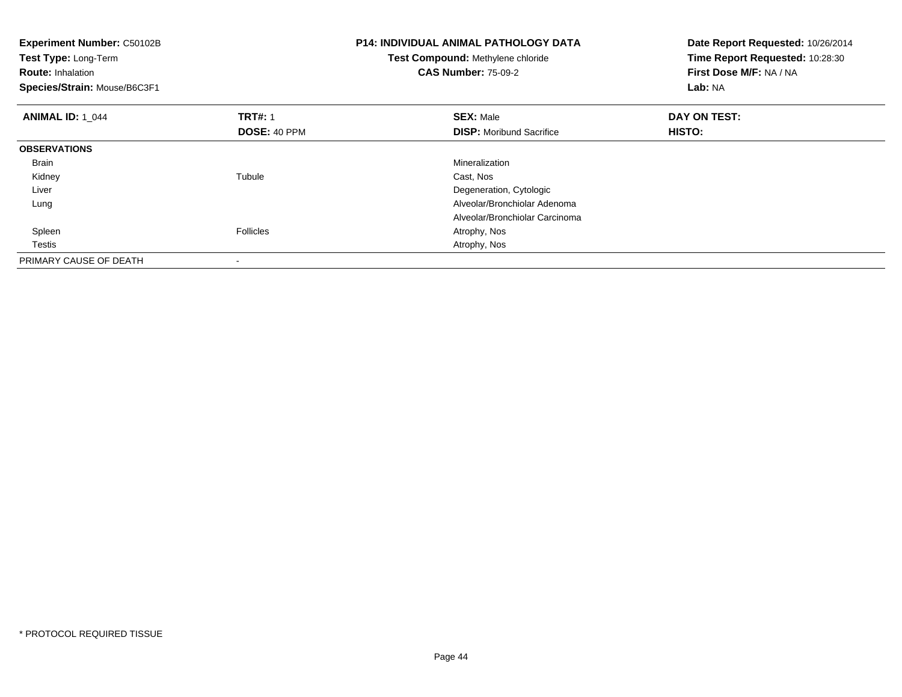**Experiment Number:** C50102B
**Test Type:** Long-Term
**Route:** Inhalation
**Species/Strain:** Mouse/B6C3F1

**P14: INDIVIDUAL ANIMAL PATHOLOGY DATA**
**Test Compound:** Methylene chloride
**CAS Number:** 75-09-2

**Date Report Requested:** 10/26/2014
**Time Report Requested:** 10:28:30
**First Dose M/F:** NA / NA
**Lab:** NA

| **ANIMAL ID:** 1_044 | **TRT#:** 1 | **SEX:** Male | **DAY ON TEST:** |
|---|---|---|---|
| | **DOSE:** 40 PPM | **DISP:** Moribund Sacrifice | **HISTO:** |
| **OBSERVATIONS** | | | |
| Brain | | Mineralization | |
| Kidney | Tubule | Cast, Nos | |
| Liver | | Degeneration, Cytologic | |
| Lung | | Alveolar/Bronchiolar Adenoma | |
| | | Alveolar/Bronchiolar Carcinoma | |
| Spleen | Follicles | Atrophy, Nos | |
| Testis | | Atrophy, Nos | |
| PRIMARY CAUSE OF DEATH | - | | |

\* PROTOCOL REQUIRED TISSUE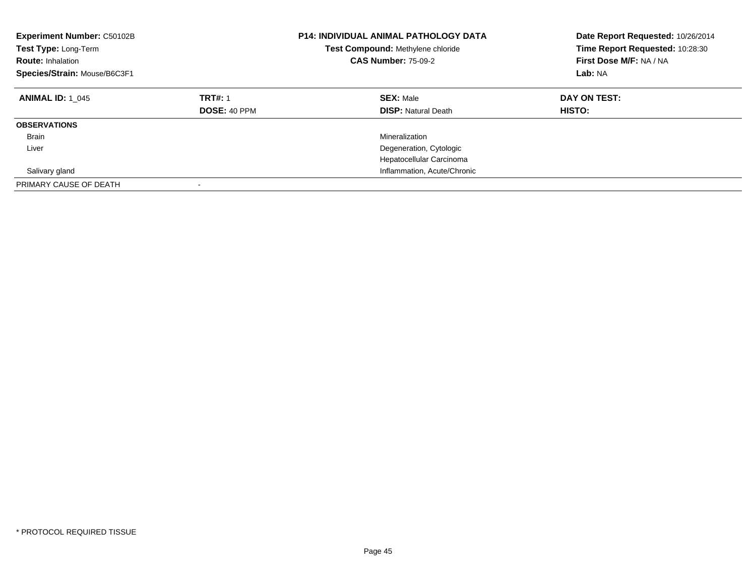**Experiment Number:** C50102B
**Test Type:** Long-Term
**Route:** Inhalation
**Species/Strain:** Mouse/B6C3F1

**P14: INDIVIDUAL ANIMAL PATHOLOGY DATA**
**Test Compound:** Methylene chloride
**CAS Number:** 75-09-2

**Date Report Requested:** 10/26/2014
**Time Report Requested:** 10:28:30
**First Dose M/F:** NA / NA
**Lab:** NA

| **ANIMAL ID:** 1_045 | **TRT#:** 1 | **SEX:** Male | **DAY ON TEST:** |
|---|---|---|---|
| | **DOSE:** 40 PPM | **DISP:** Natural Death | **HISTO:** |
| **OBSERVATIONS** | | | |
| Brain | | Mineralization | |
| Liver | | Degeneration, Cytologic | |
| | | Hepatocellular Carcinoma | |
| Salivary gland | | Inflammation, Acute/Chronic | |
| PRIMARY CAUSE OF DEATH | - | | |

\* PROTOCOL REQUIRED TISSUE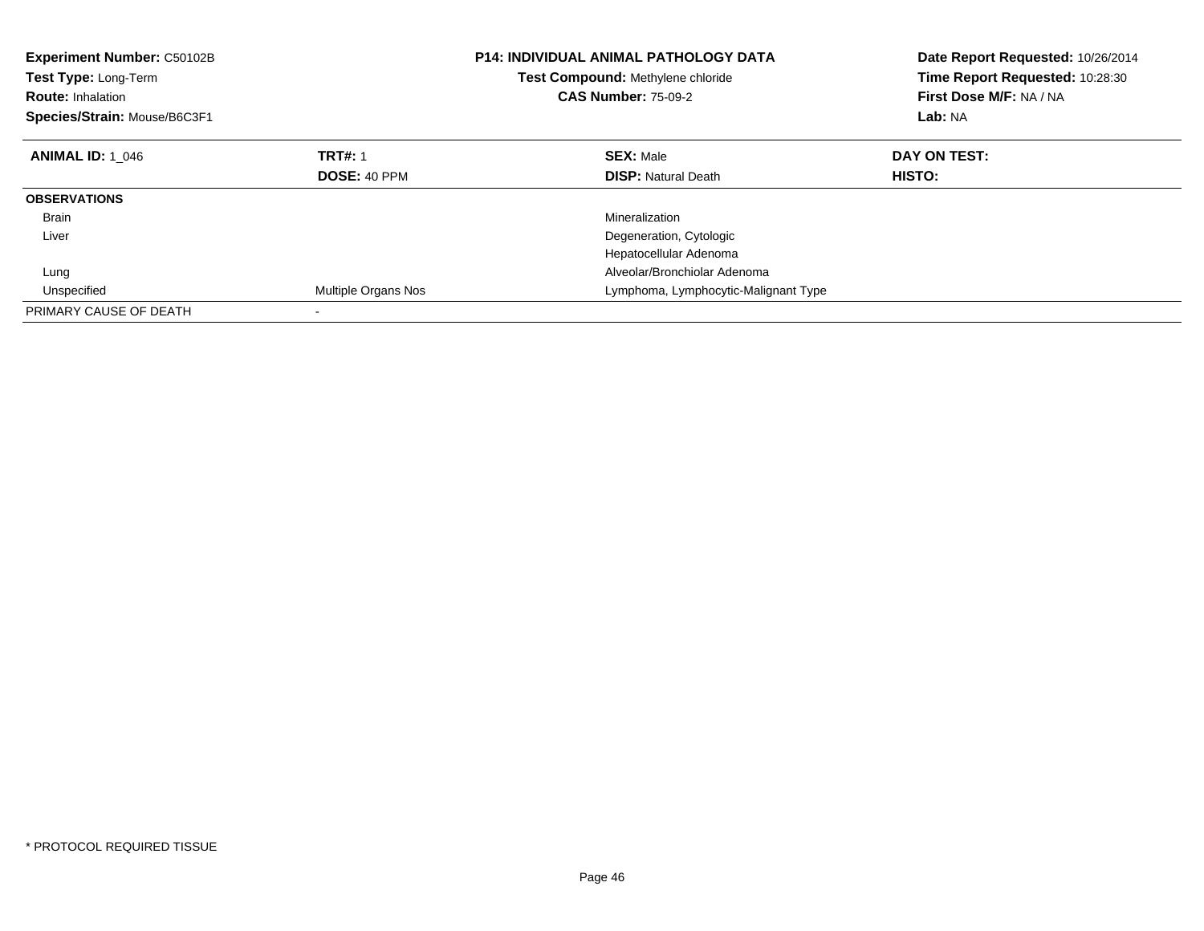**Experiment Number:** C50102B
**Test Type:** Long-Term
**Route:** Inhalation
**Species/Strain:** Mouse/B6C3F1

**P14: INDIVIDUAL ANIMAL PATHOLOGY DATA**
**Test Compound:** Methylene chloride
**CAS Number:** 75-09-2

**Date Report Requested:** 10/26/2014
**Time Report Requested:** 10:28:30
**First Dose M/F:** NA / NA
**Lab:** NA

| **ANIMAL ID:** 1_046 | **TRT#:** 1 | **SEX:** Male | **DAY ON TEST:** |
|---|---|---|---|
| | **DOSE:** 40 PPM | **DISP:** Natural Death | **HISTO:** |
| **OBSERVATIONS** | | | |
| Brain | | Mineralization | |
| Liver | | Degeneration, Cytologic | |
| | | Hepatocellular Adenoma | |
| Lung | | Alveolar/Bronchiolar Adenoma | |
| Unspecified | Multiple Organs Nos | Lymphoma, Lymphocytic-Malignant Type | |
| PRIMARY CAUSE OF DEATH | - | | |

\* PROTOCOL REQUIRED TISSUE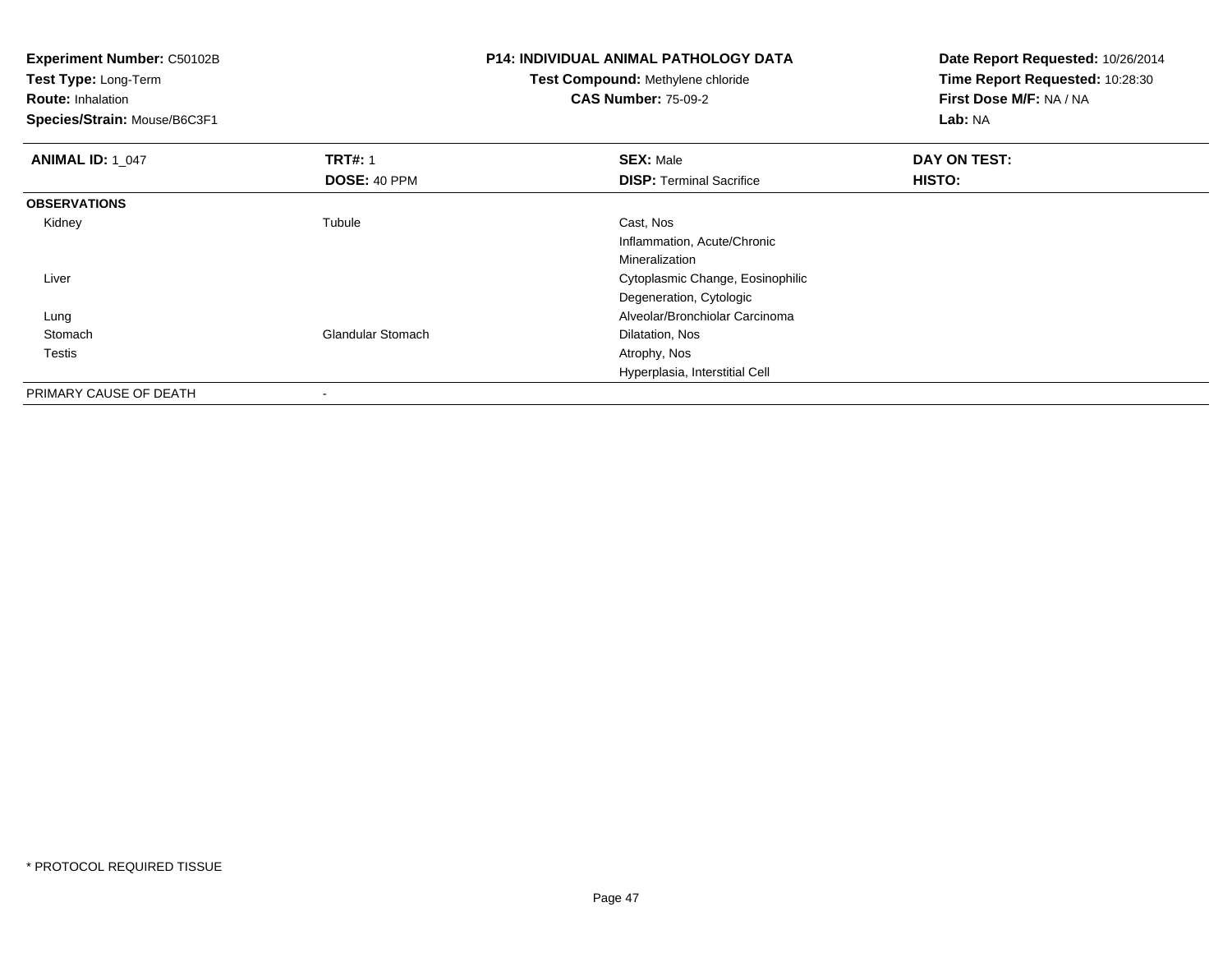**Experiment Number:** C50102B
**Test Type:** Long-Term
**Route:** Inhalation
**Species/Strain:** Mouse/B6C3F1

**P14: INDIVIDUAL ANIMAL PATHOLOGY DATA**
**Test Compound:** Methylene chloride
**CAS Number:** 75-09-2

**Date Report Requested:** 10/26/2014
**Time Report Requested:** 10:28:30
**First Dose M/F:** NA / NA
**Lab:** NA

| **ANIMAL ID:** 1_047 | **TRT#:** 1 | **SEX:** Male | **DAY ON TEST:** |
|---|---|---|---|
| | **DOSE:** 40 PPM | **DISP:** Terminal Sacrifice | **HISTO:** |
| **OBSERVATIONS** | | | |
| Kidney | Tubule | Cast, Nos | |
| | | Inflammation, Acute/Chronic | |
| | | Mineralization | |
| Liver | | Cytoplasmic Change, Eosinophilic | |
| | | Degeneration, Cytologic | |
| Lung | | Alveolar/Bronchiolar Carcinoma | |
| Stomach | Glandular Stomach | Dilatation, Nos | |
| Testis | | Atrophy, Nos | |
| | | Hyperplasia, Interstitial Cell | |
| PRIMARY CAUSE OF DEATH | - | | |

* PROTOCOL REQUIRED TISSUE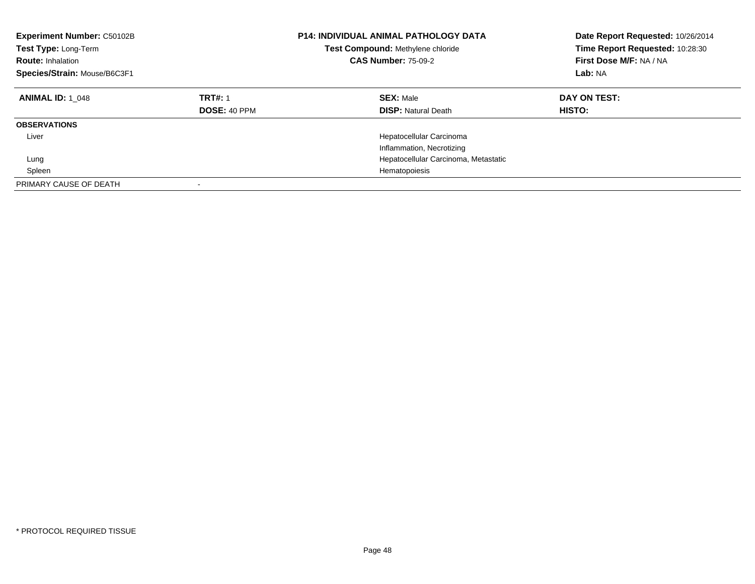**Experiment Number:** C50102B
**Test Type:** Long-Term
**Route:** Inhalation
**Species/Strain:** Mouse/B6C3F1

**P14: INDIVIDUAL ANIMAL PATHOLOGY DATA**
**Test Compound:** Methylene chloride
**CAS Number:** 75-09-2

**Date Report Requested:** 10/26/2014
**Time Report Requested:** 10:28:30
**First Dose M/F:** NA / NA
**Lab:** NA

| **ANIMAL ID:** 1_048 | **TRT#:** 1 | **SEX:** Male | **DAY ON TEST:** |
|---|---|---|---|
| | **DOSE:** 40 PPM | **DISP:** Natural Death | **HISTO:** |
| **OBSERVATIONS** | | | |
| Liver | | Hepatocellular Carcinoma | |
| | | Inflammation, Necrotizing | |
| Lung | | Hepatocellular Carcinoma, Metastatic | |
| Spleen | | Hematopoiesis | |
| PRIMARY CAUSE OF DEATH | - | | |

\* PROTOCOL REQUIRED TISSUE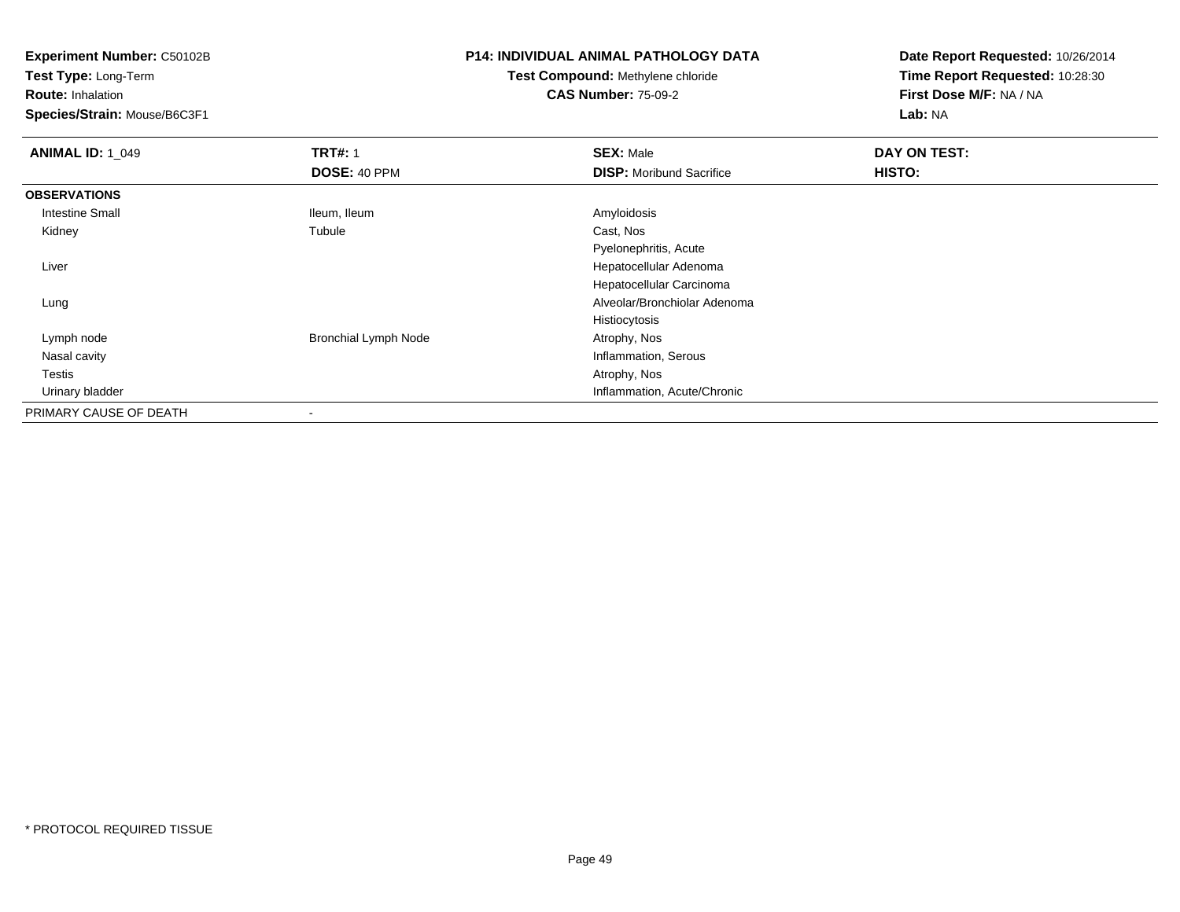**Experiment Number:** C50102B
**Test Type:** Long-Term
**Route:** Inhalation
**Species/Strain:** Mouse/B6C3F1

**P14: INDIVIDUAL ANIMAL PATHOLOGY DATA**
**Test Compound:** Methylene chloride
**CAS Number:** 75-09-2

**Date Report Requested:** 10/26/2014
**Time Report Requested:** 10:28:30
**First Dose M/F:** NA / NA
**Lab:** NA

| **ANIMAL ID:** 1_049 | **TRT#:** 1 | **SEX:** Male | **DAY ON TEST:** |
|---|---|---|---|
| | **DOSE:** 40 PPM | **DISP:** Moribund Sacrifice | **HISTO:** |
| **OBSERVATIONS** | | | |
| Intestine Small | Ileum, Ileum | Amyloidosis | |
| Kidney | Tubule | Cast, Nos | |
| | | Pyelonephritis, Acute | |
| Liver | | Hepatocellular Adenoma | |
| | | Hepatocellular Carcinoma | |
| Lung | | Alveolar/Bronchiolar Adenoma | |
| | | Histiocytosis | |
| Lymph node | Bronchial Lymph Node | Atrophy, Nos | |
| Nasal cavity | | Inflammation, Serous | |
| Testis | | Atrophy, Nos | |
| Urinary bladder | | Inflammation, Acute/Chronic | |
| PRIMARY CAUSE OF DEATH | - | | |

* PROTOCOL REQUIRED TISSUE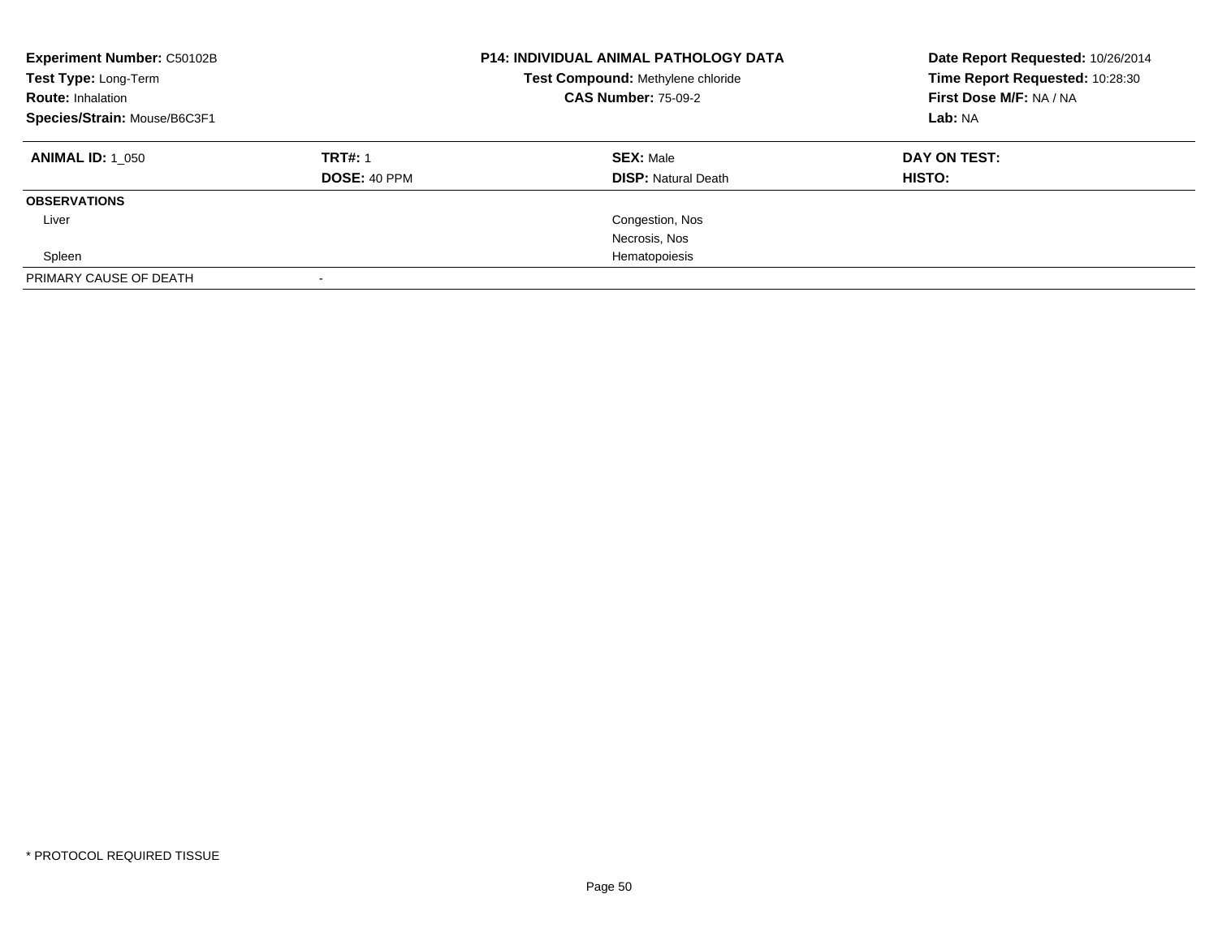| **Experiment Number:** C50102B | **P14: INDIVIDUAL ANIMAL PATHOLOGY DATA** | **Date Report Requested:** 10/26/2014 |
|---|---|---|
| **Test Type:** Long-Term | **Test Compound:** Methylene chloride | **Time Report Requested:** 10:28:30 |
| **Route:** Inhalation | **CAS Number:** 75-09-2 | **First Dose M/F:** NA / NA |
| **Species/Strain:** Mouse/B6C3F1 | | **Lab:** NA |

| **ANIMAL ID:** 1_050 | **TRT#:** 1 | **SEX:** Male | **DAY ON TEST:** |
|---|---|---|---|
| | **DOSE:** 40 PPM | **DISP:** Natural Death | **HISTO:** |
| **OBSERVATIONS** | | | |
| Liver | | Congestion, Nos | |
| | | Necrosis, Nos | |
| Spleen | | Hematopoiesis | |
| PRIMARY CAUSE OF DEATH | - | | |

\* PROTOCOL REQUIRED TISSUE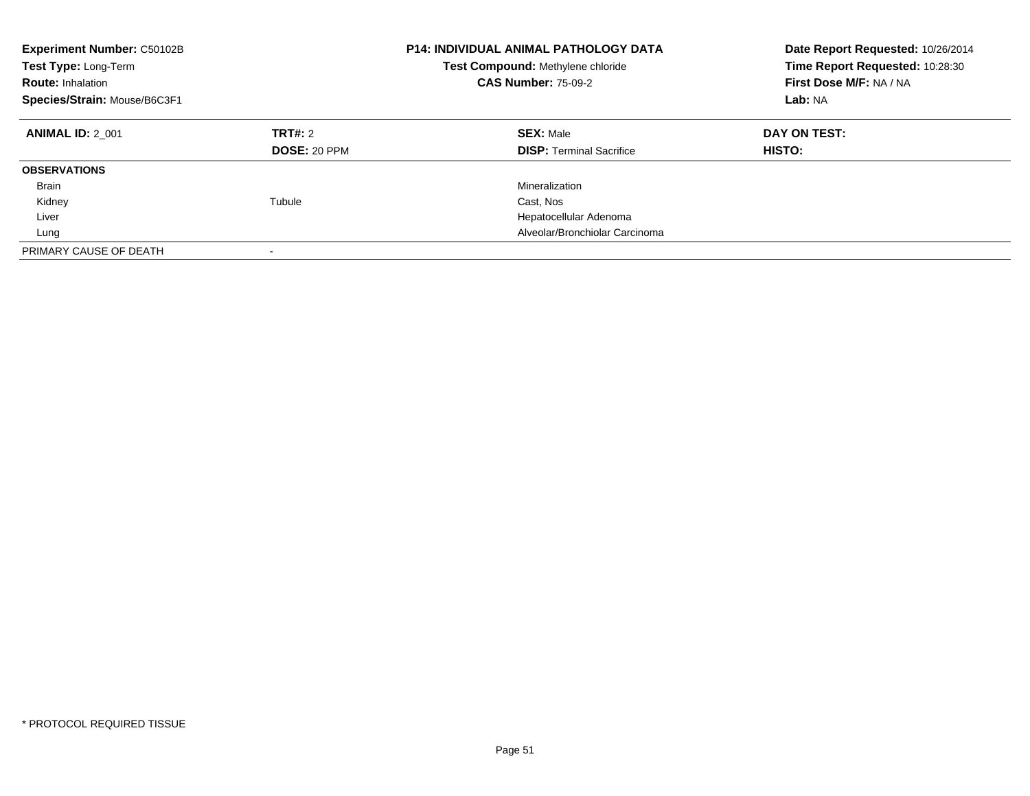**Experiment Number:** C50102B
**Test Type:** Long-Term
**Route:** Inhalation
**Species/Strain:** Mouse/B6C3F1

**P14: INDIVIDUAL ANIMAL PATHOLOGY DATA**
**Test Compound:** Methylene chloride
**CAS Number:** 75-09-2

**Date Report Requested:** 10/26/2014
**Time Report Requested:** 10:28:30
**First Dose M/F:** NA / NA
**Lab:** NA

| **ANIMAL ID:** 2_001 | **TRT#:** 2 | **SEX:** Male | **DAY ON TEST:** |
|---|---|---|---|
| | **DOSE:** 20 PPM | **DISP:** Terminal Sacrifice | **HISTO:** |
| **OBSERVATIONS** | | | |
| Brain | | Mineralization | |
| Kidney | Tubule | Cast, Nos | |
| Liver | | Hepatocellular Adenoma | |
| Lung | | Alveolar/Bronchiolar Carcinoma | |
| PRIMARY CAUSE OF DEATH | - | | |

* PROTOCOL REQUIRED TISSUE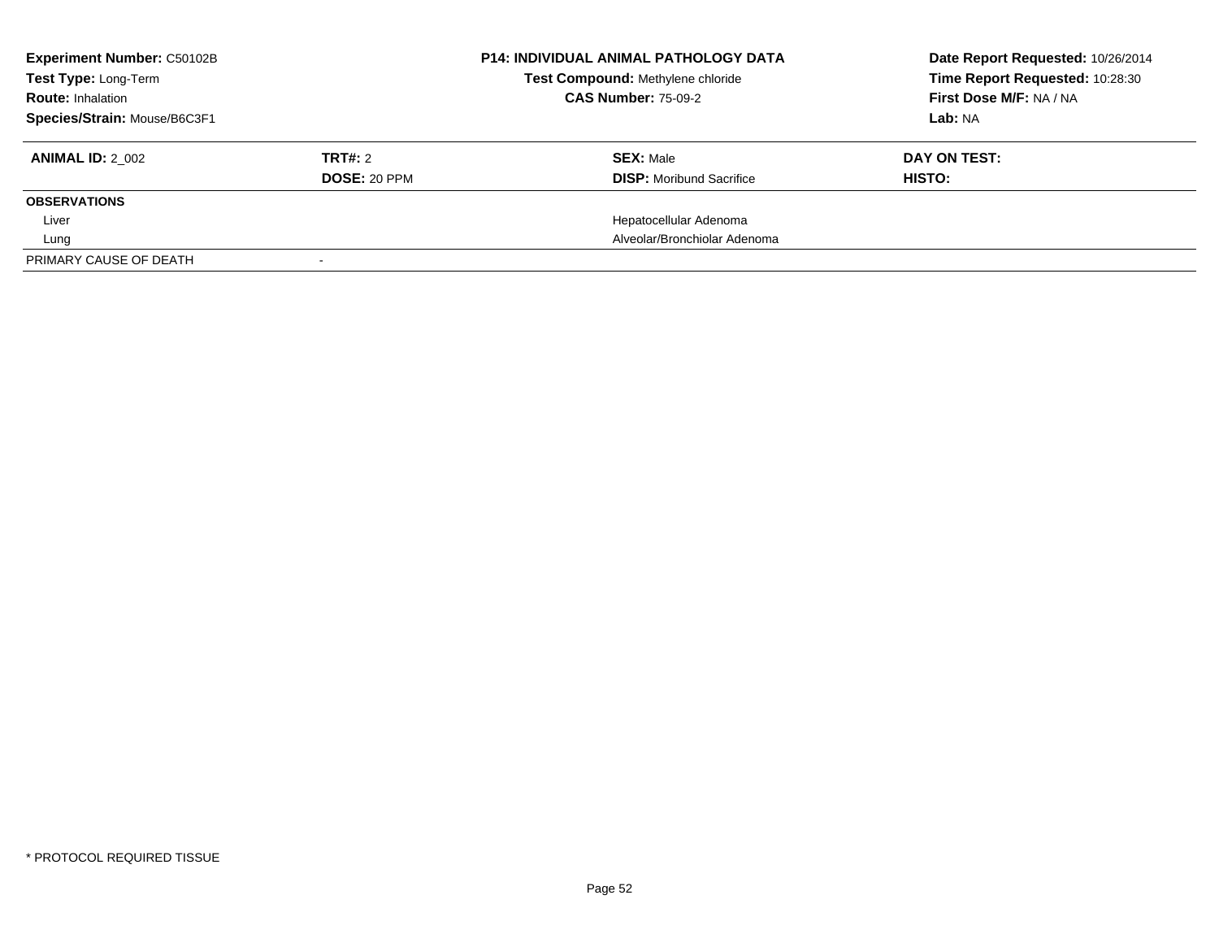**Experiment Number:** C50102B
**Test Type:** Long-Term
**Route:** Inhalation
**Species/Strain:** Mouse/B6C3F1

**P14: INDIVIDUAL ANIMAL PATHOLOGY DATA**
**Test Compound:** Methylene chloride
**CAS Number:** 75-09-2

**Date Report Requested:** 10/26/2014
**Time Report Requested:** 10:28:30
**First Dose M/F:** NA / NA
**Lab:** NA

| **ANIMAL ID:** 2_002 | **TRT#:** 2 | **SEX:** Male | **DAY ON TEST:** |
|---|---|---|---|
| | **DOSE:** 20 PPM | **DISP:** Moribund Sacrifice | **HISTO:** |
| **OBSERVATIONS** | | | |
| Liver | | Hepatocellular Adenoma | |
| Lung | | Alveolar/Bronchiolar Adenoma | |
| PRIMARY CAUSE OF DEATH | - | | |

* PROTOCOL REQUIRED TISSUE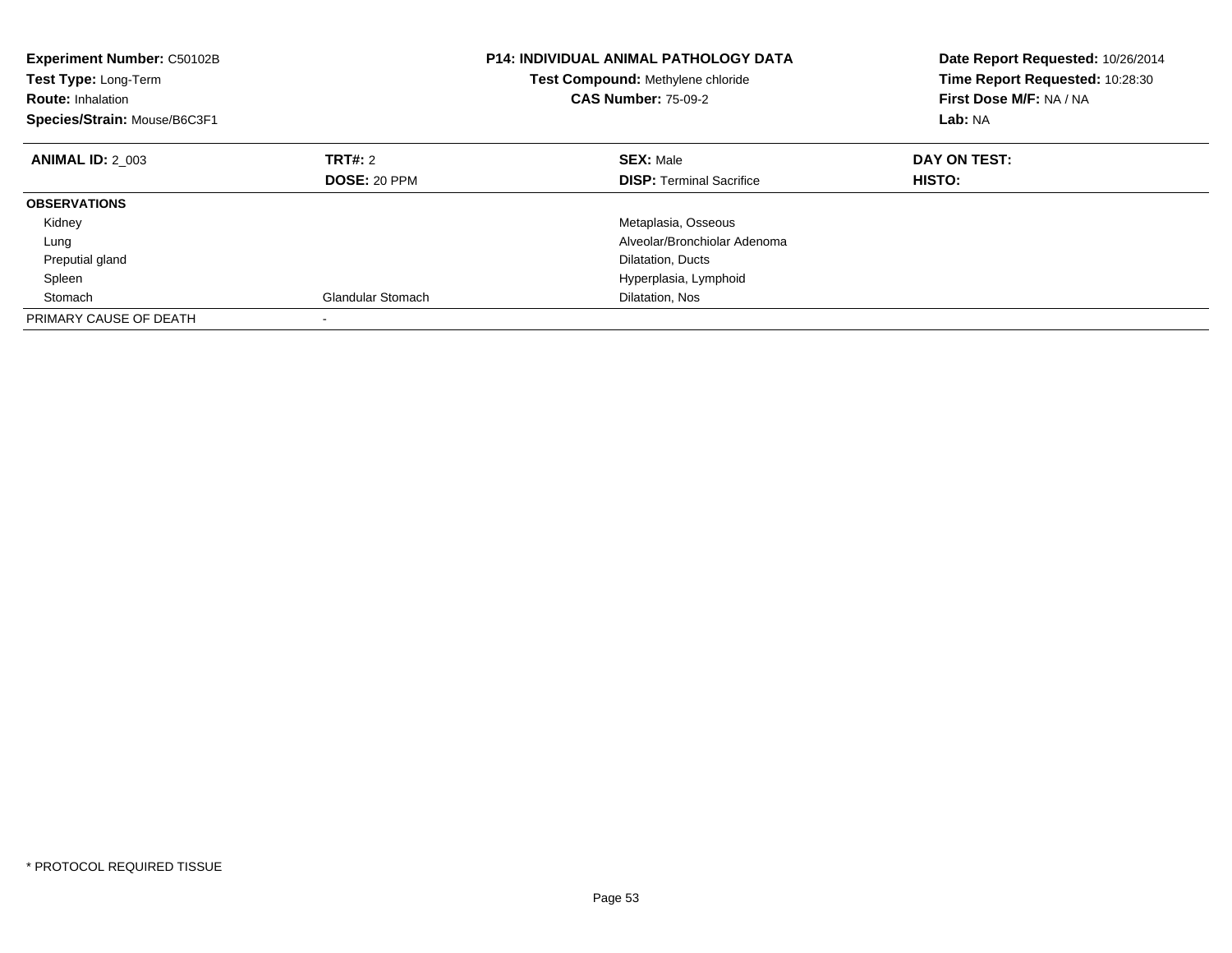**Experiment Number:** C50102B
**Test Type:** Long-Term
**Route:** Inhalation
**Species/Strain:** Mouse/B6C3F1

**P14: INDIVIDUAL ANIMAL PATHOLOGY DATA**
**Test Compound:** Methylene chloride
**CAS Number:** 75-09-2

**Date Report Requested:** 10/26/2014
**Time Report Requested:** 10:28:30
**First Dose M/F:** NA / NA
**Lab:** NA

| **ANIMAL ID:** 2_003 | **TRT#:** 2 | **SEX:** Male | **DAY ON TEST:** |
|---|---|---|---|
| | **DOSE:** 20 PPM | **DISP:** Terminal Sacrifice | **HISTO:** |
| **OBSERVATIONS** | | | |
| Kidney | | Metaplasia, Osseous | |
| Lung | | Alveolar/Bronchiolar Adenoma | |
| Preputial gland | | Dilatation, Ducts | |
| Spleen | | Hyperplasia, Lymphoid | |
| Stomach | Glandular Stomach | Dilatation, Nos | |
| PRIMARY CAUSE OF DEATH | - | | |

* PROTOCOL REQUIRED TISSUE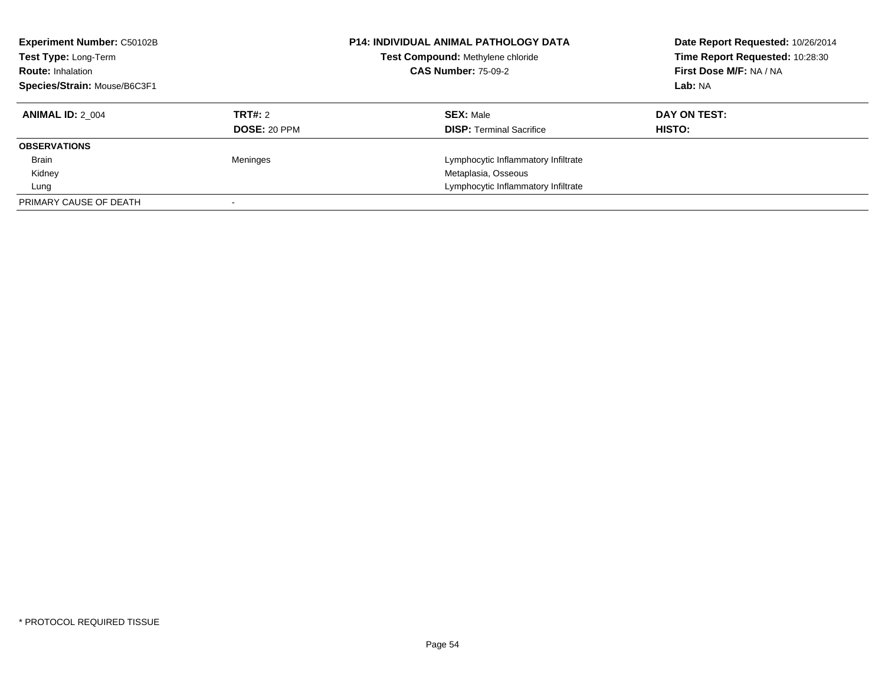| **Experiment Number:** C50102B | **P14: INDIVIDUAL ANIMAL PATHOLOGY DATA** | **Date Report Requested:** 10/26/2014 |
|---|---|---|
| **Test Type:** Long-Term | **Test Compound:** Methylene chloride | **Time Report Requested:** 10:28:30 |
| **Route:** Inhalation | **CAS Number:** 75-09-2 | **First Dose M/F:** NA / NA |
| **Species/Strain:** Mouse/B6C3F1 | | **Lab:** NA |

| **ANIMAL ID:** 2_004 | **TRT#:** 2 | **SEX:** Male | **DAY ON TEST:** |
|---|---|---|---|
| | **DOSE:** 20 PPM | **DISP:** Terminal Sacrifice | **HISTO:** |
| **OBSERVATIONS** | | | |
| Brain | Meninges | Lymphocytic Inflammatory Infiltrate | |
| Kidney | | Metaplasia, Osseous | |
| Lung | | Lymphocytic Inflammatory Infiltrate | |
| PRIMARY CAUSE OF DEATH | - | | |

* PROTOCOL REQUIRED TISSUE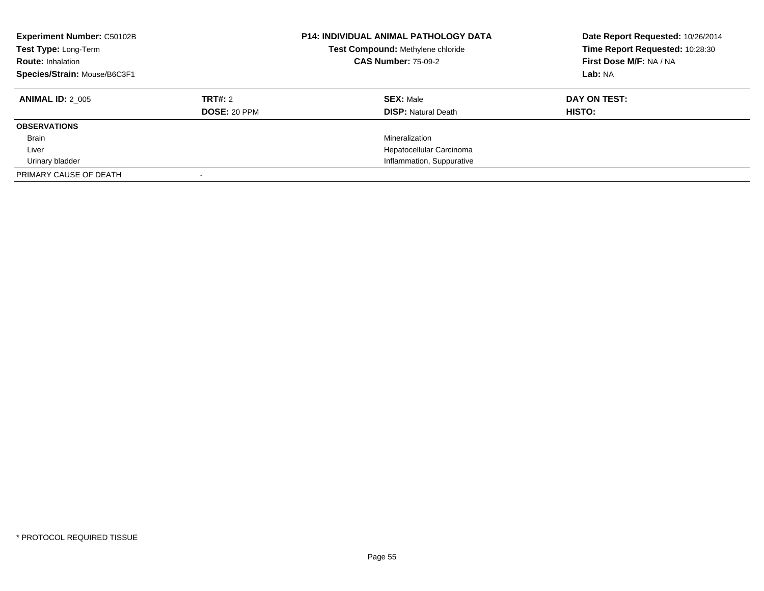**Experiment Number:** C50102B
**Test Type:** Long-Term
**Route:** Inhalation
**Species/Strain:** Mouse/B6C3F1

**P14: INDIVIDUAL ANIMAL PATHOLOGY DATA**
**Test Compound:** Methylene chloride
**CAS Number:** 75-09-2

**Date Report Requested:** 10/26/2014
**Time Report Requested:** 10:28:30
**First Dose M/F:** NA / NA
**Lab:** NA

| **ANIMAL ID:** 2_005 | **TRT#:** 2 | **SEX:** Male | **DAY ON TEST:** |
|---|---|---|---|
| | **DOSE:** 20 PPM | **DISP:** Natural Death | **HISTO:** |
| **OBSERVATIONS** | | | |
| Brain | | Mineralization | |
| Liver | | Hepatocellular Carcinoma | |
| Urinary bladder | | Inflammation, Suppurative | |
| PRIMARY CAUSE OF DEATH | - | | |

* PROTOCOL REQUIRED TISSUE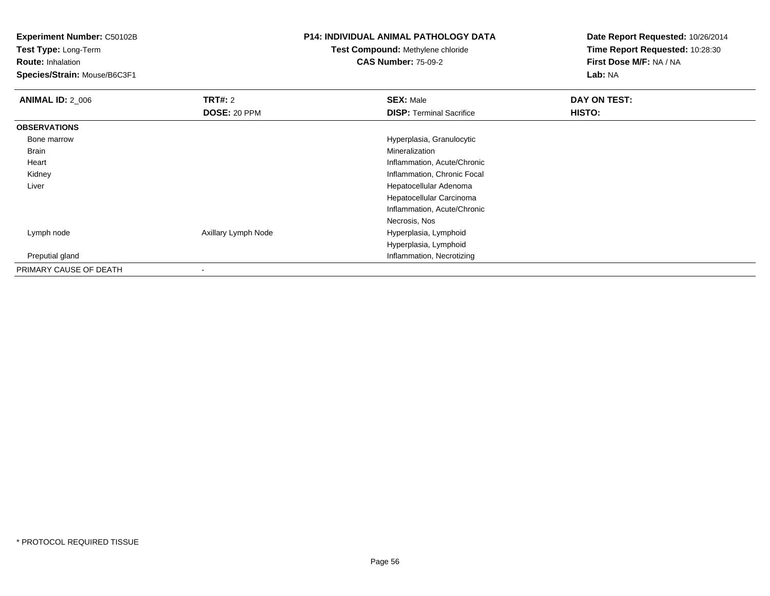**Experiment Number:** C50102B
**Test Type:** Long-Term
**Route:** Inhalation
**Species/Strain:** Mouse/B6C3F1

**P14: INDIVIDUAL ANIMAL PATHOLOGY DATA**
**Test Compound:** Methylene chloride
**CAS Number:** 75-09-2

**Date Report Requested:** 10/26/2014
**Time Report Requested:** 10:28:30
**First Dose M/F:** NA / NA
**Lab:** NA

| **ANIMAL ID:** 2_006 | **TRT#:** 2 | **SEX:** Male | **DAY ON TEST:** |
|---|---|---|---|
| | **DOSE:** 20 PPM | **DISP:** Terminal Sacrifice | **HISTO:** |
| **OBSERVATIONS** | | | |
| Bone marrow | | Hyperplasia, Granulocytic | |
| Brain | | Mineralization | |
| Heart | | Inflammation, Acute/Chronic | |
| Kidney | | Inflammation, Chronic Focal | |
| Liver | | Hepatocellular Adenoma | |
| | | Hepatocellular Carcinoma | |
| | | Inflammation, Acute/Chronic | |
| | | Necrosis, Nos | |
| Lymph node | Axillary Lymph Node | Hyperplasia, Lymphoid | |
| | | Hyperplasia, Lymphoid | |
| Preputial gland | | Inflammation, Necrotizing | |
| PRIMARY CAUSE OF DEATH | - | | |

* PROTOCOL REQUIRED TISSUE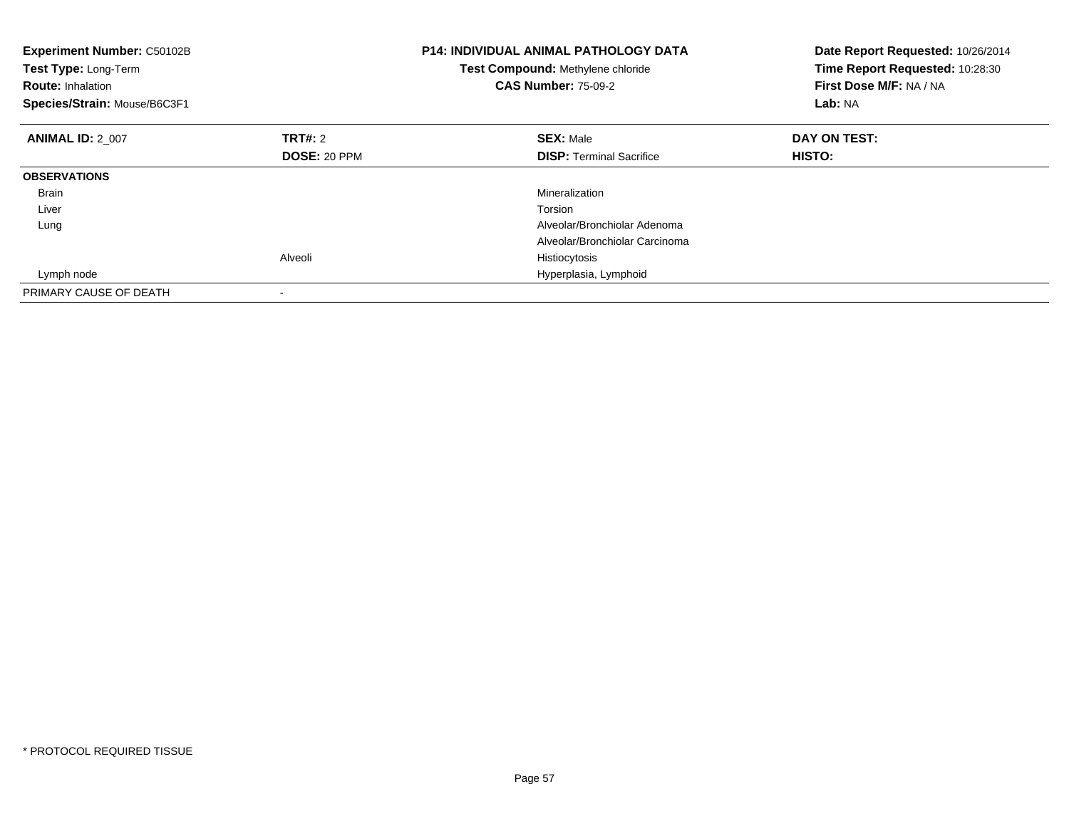**Experiment Number:** C50102B
**Test Type:** Long-Term
**Route:** Inhalation
**Species/Strain:** Mouse/B6C3F1

**P14: INDIVIDUAL ANIMAL PATHOLOGY DATA**
**Test Compound:** Methylene chloride
**CAS Number:** 75-09-2

**Date Report Requested:** 10/26/2014
**Time Report Requested:** 10:28:30
**First Dose M/F:** NA / NA
**Lab:** NA

| **ANIMAL ID:** 2_007 | **TRT#:** 2 | **SEX:** Male | **DAY ON TEST:** |
|---|---|---|---|
| | **DOSE:** 20 PPM | **DISP:** Terminal Sacrifice | **HISTO:** |
| **OBSERVATIONS** | | | |
| Brain | | Mineralization | |
| Liver | | Torsion | |
| Lung | | Alveolar/Bronchiolar Adenoma | |
| | | Alveolar/Bronchiolar Carcinoma | |
| | Alveoli | Histiocytosis | |
| Lymph node | | Hyperplasia, Lymphoid | |
| PRIMARY CAUSE OF DEATH | - | | |

* PROTOCOL REQUIRED TISSUE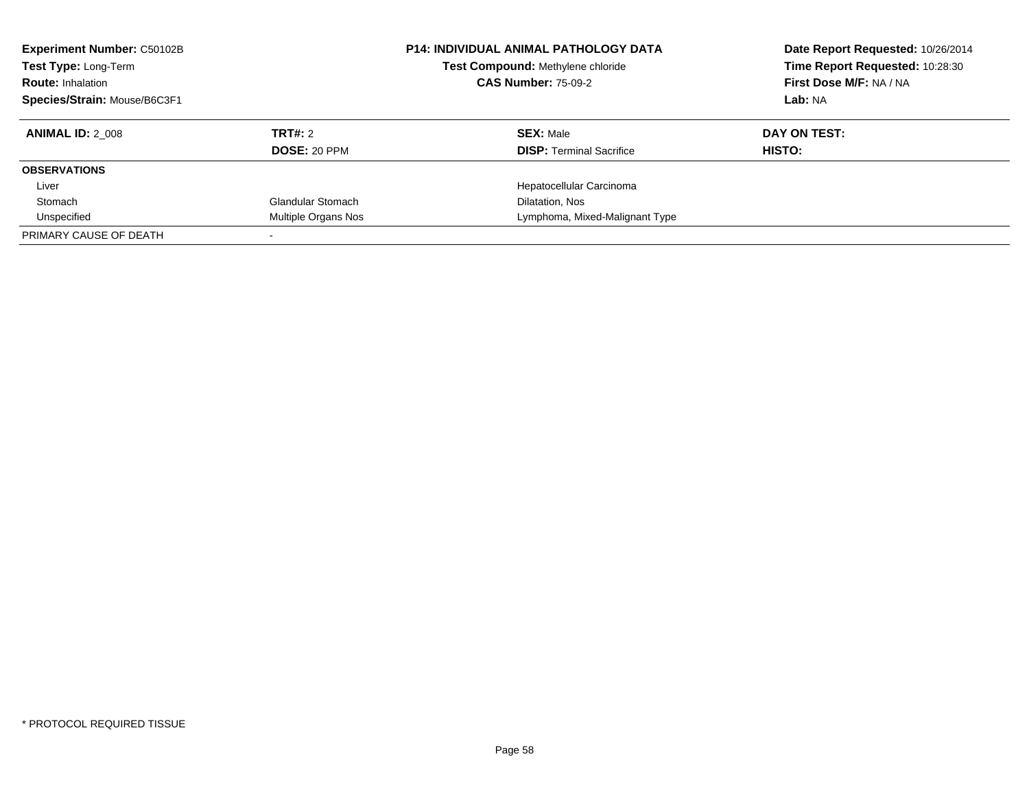**Experiment Number:** C50102B
**Test Type:** Long-Term
**Route:** Inhalation
**Species/Strain:** Mouse/B6C3F1

**P14: INDIVIDUAL ANIMAL PATHOLOGY DATA**
**Test Compound:** Methylene chloride
**CAS Number:** 75-09-2

**Date Report Requested:** 10/26/2014
**Time Report Requested:** 10:28:30
**First Dose M/F:** NA / NA
**Lab:** NA

| **ANIMAL ID:** 2_008 | **TRT#:** 2 | **SEX:** Male | **DAY ON TEST:** |
|---|---|---|---|
| | **DOSE:** 20 PPM | **DISP:** Terminal Sacrifice | **HISTO:** |
| **OBSERVATIONS** | | | |
| Liver | | Hepatocellular Carcinoma | |
| Stomach | Glandular Stomach | Dilatation, Nos | |
| Unspecified | Multiple Organs Nos | Lymphoma, Mixed-Malignant Type | |
| PRIMARY CAUSE OF DEATH | - | | |

* PROTOCOL REQUIRED TISSUE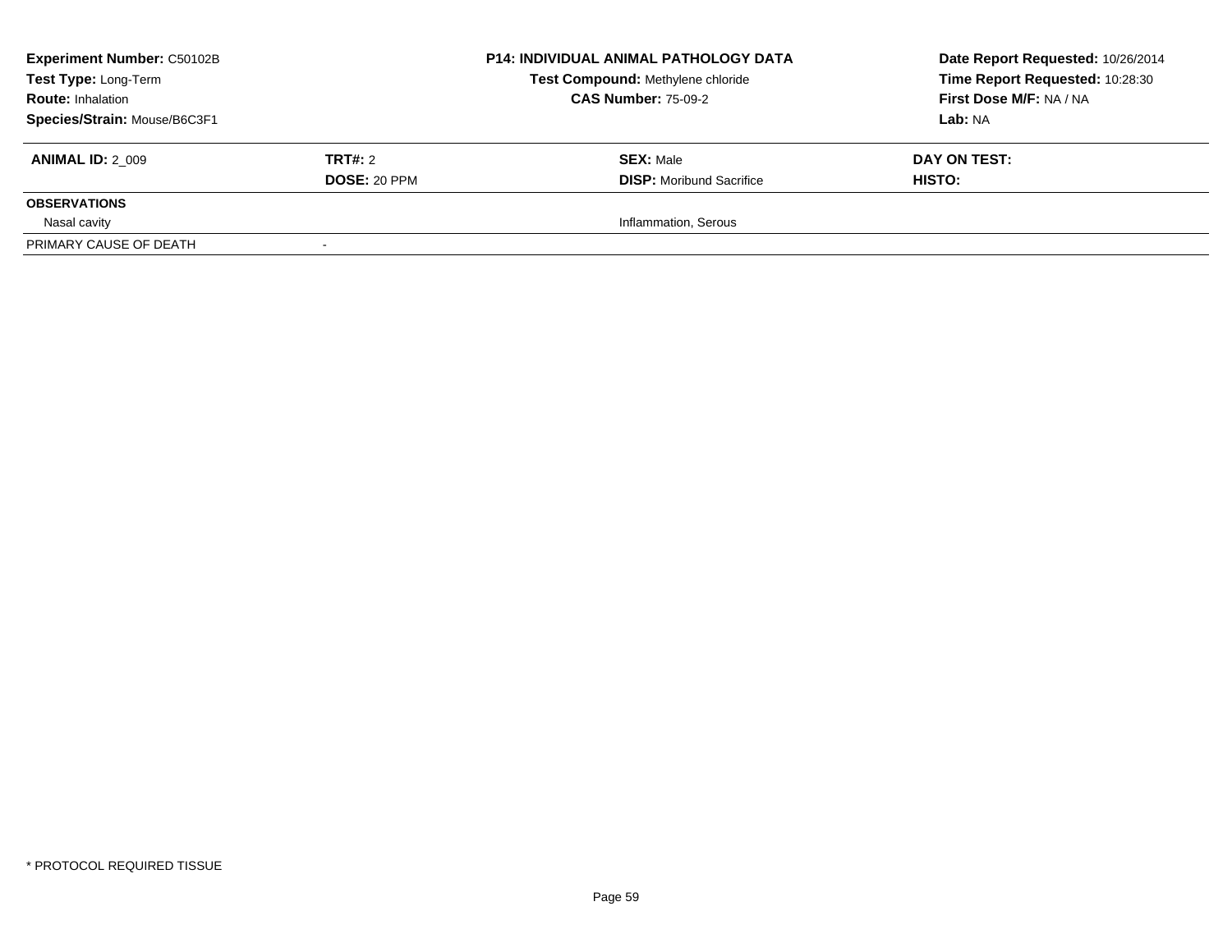| **Experiment Number:** C50102B | | **P14: INDIVIDUAL ANIMAL PATHOLOGY DATA** | **Date Report Requested:** 10/26/2014 |
|---|---|---|---|
| **Test Type:** Long-Term | | **Test Compound:** Methylene chloride | **Time Report Requested:** 10:28:30 |
| **Route:** Inhalation | | **CAS Number:** 75-09-2 | **First Dose M/F:** NA / NA |
| **Species/Strain:** Mouse/B6C3F1 | | | **Lab:** NA |

| **ANIMAL ID:** 2_009 | **TRT#:** 2 | **SEX:** Male | **DAY ON TEST:** |
|---|---|---|---|
| | **DOSE:** 20 PPM | **DISP:** Moribund Sacrifice | **HISTO:** |
| **OBSERVATIONS** | | | |
| Nasal cavity | | Inflammation, Serous | |
| PRIMARY CAUSE OF DEATH | - | | |

* PROTOCOL REQUIRED TISSUE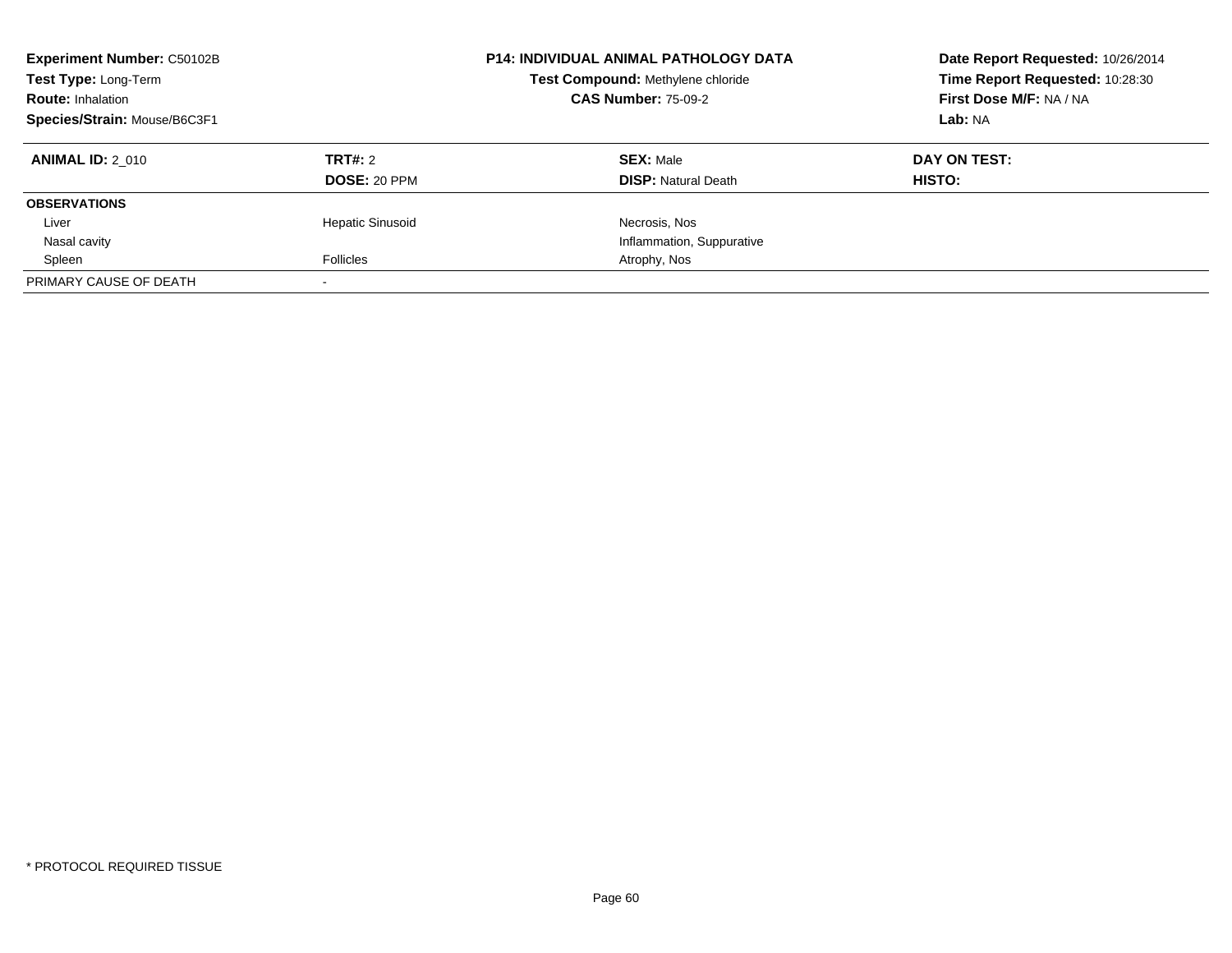**Experiment Number:** C50102B
**Test Type:** Long-Term
**Route:** Inhalation
**Species/Strain:** Mouse/B6C3F1

**P14: INDIVIDUAL ANIMAL PATHOLOGY DATA**
**Test Compound:** Methylene chloride
**CAS Number:** 75-09-2

**Date Report Requested:** 10/26/2014
**Time Report Requested:** 10:28:30
**First Dose M/F:** NA / NA
**Lab:** NA

| **ANIMAL ID:** 2_010 | **TRT#:** 2 | **SEX:** Male | **DAY ON TEST:** |
|---|---|---|---|
| | **DOSE:** 20 PPM | **DISP:** Natural Death | **HISTO:** |
| **OBSERVATIONS** | | | |
| Liver | Hepatic Sinusoid | Necrosis, Nos | |
| Nasal cavity | | Inflammation, Suppurative | |
| Spleen | Follicles | Atrophy, Nos | |
| PRIMARY CAUSE OF DEATH | - | | |

\* PROTOCOL REQUIRED TISSUE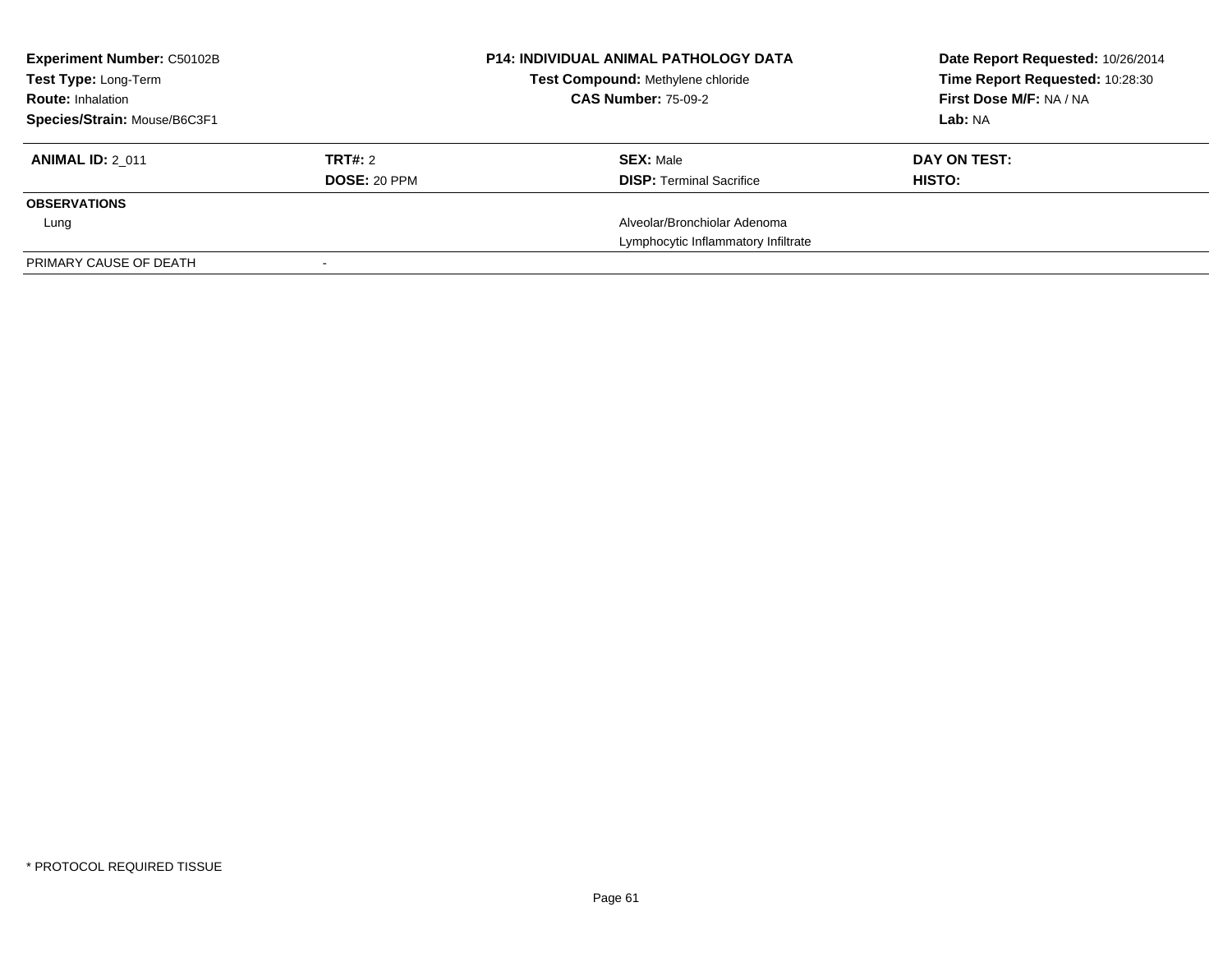**Experiment Number:** C50102B
**Test Type:** Long-Term
**Route:** Inhalation
**Species/Strain:** Mouse/B6C3F1

**P14: INDIVIDUAL ANIMAL PATHOLOGY DATA**
**Test Compound:** Methylene chloride
**CAS Number:** 75-09-2

**Date Report Requested:** 10/26/2014
**Time Report Requested:** 10:28:30
**First Dose M/F:** NA / NA
**Lab:** NA

| **ANIMAL ID:** 2_011 | **TRT#:** 2 | **SEX:** Male | **DAY ON TEST:** |
|---|---|---|---|
| | **DOSE:** 20 PPM | **DISP:** Terminal Sacrifice | **HISTO:** |
| **OBSERVATIONS** | | | |
| Lung | | Alveolar/Bronchiolar Adenoma | |
| | | Lymphocytic Inflammatory Infiltrate | |
| PRIMARY CAUSE OF DEATH | - | | |

\* PROTOCOL REQUIRED TISSUE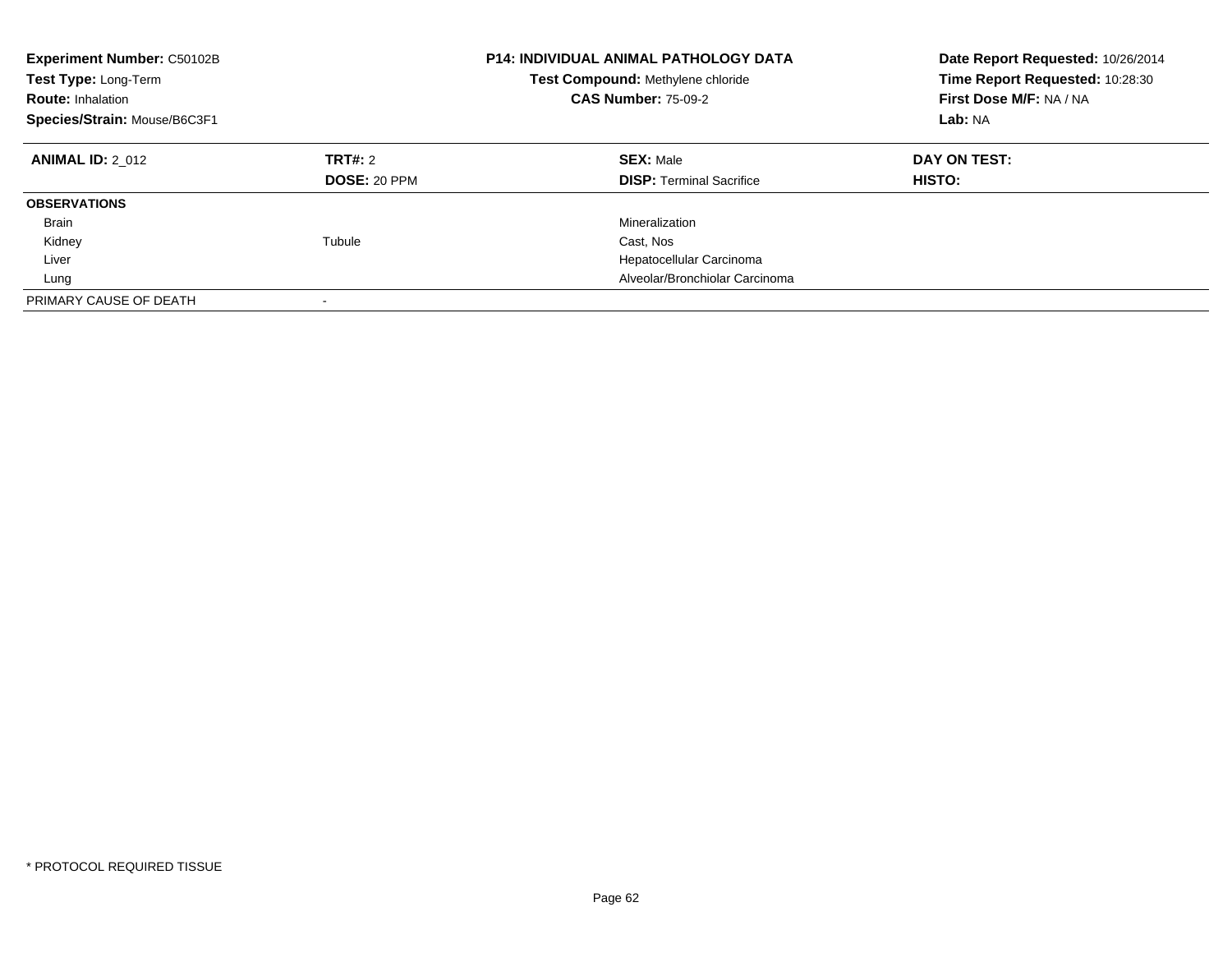**Experiment Number:** C50102B
**Test Type:** Long-Term
**Route:** Inhalation
**Species/Strain:** Mouse/B6C3F1

**P14: INDIVIDUAL ANIMAL PATHOLOGY DATA**
**Test Compound:** Methylene chloride
**CAS Number:** 75-09-2

**Date Report Requested:** 10/26/2014
**Time Report Requested:** 10:28:30
**First Dose M/F:** NA / NA
**Lab:** NA

| **ANIMAL ID:** 2_012 | **TRT#:** 2 | **SEX:** Male | **DAY ON TEST:** |
|---|---|---|---|
| | **DOSE:** 20 PPM | **DISP:** Terminal Sacrifice | **HISTO:** |
| **OBSERVATIONS** | | | |
| Brain | | Mineralization | |
| Kidney | Tubule | Cast, Nos | |
| Liver | | Hepatocellular Carcinoma | |
| Lung | | Alveolar/Bronchiolar Carcinoma | |
| PRIMARY CAUSE OF DEATH | - | | |

* PROTOCOL REQUIRED TISSUE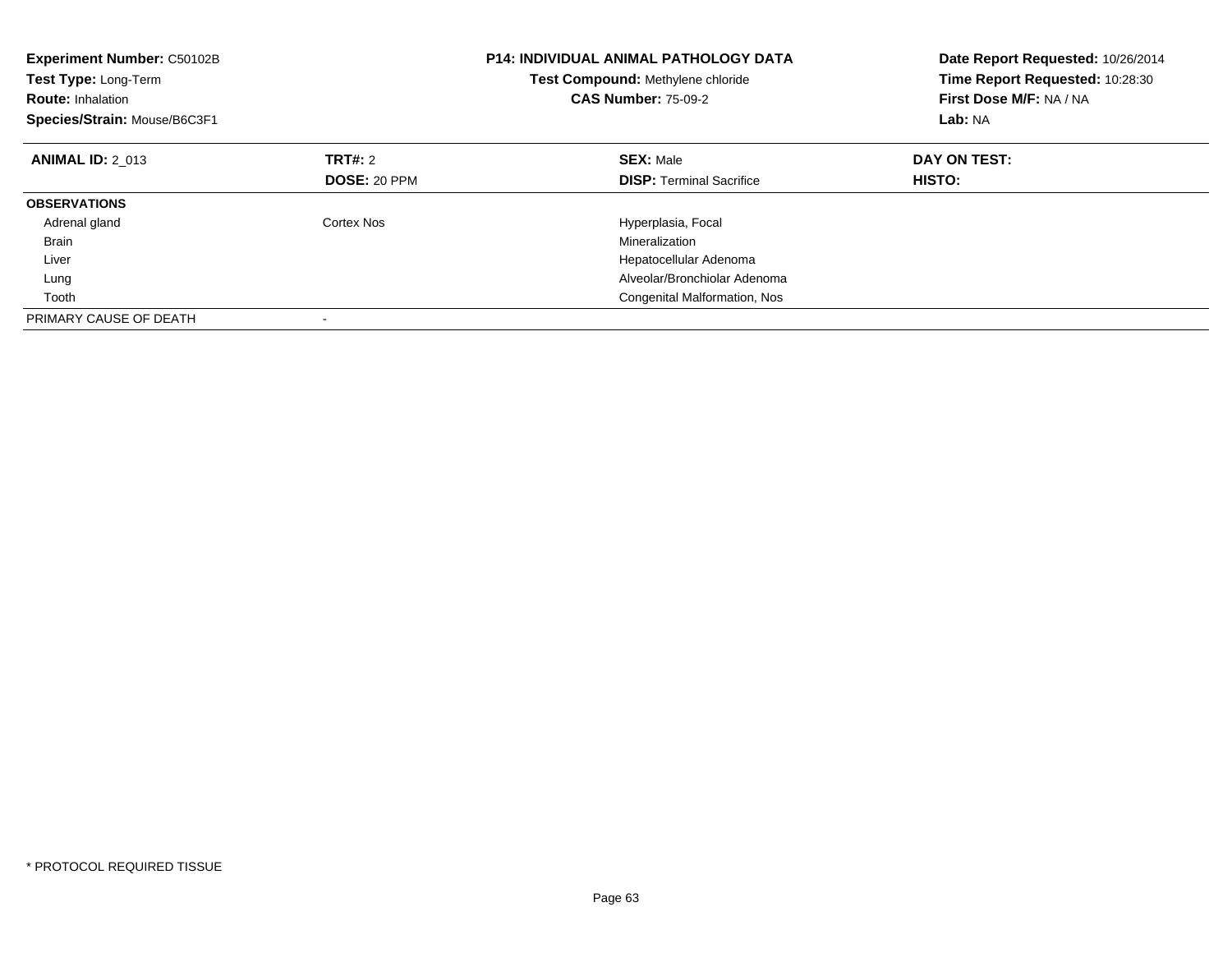**Experiment Number:** C50102B
**Test Type:** Long-Term
**Route:** Inhalation
**Species/Strain:** Mouse/B6C3F1

**P14: INDIVIDUAL ANIMAL PATHOLOGY DATA**
**Test Compound:** Methylene chloride
**CAS Number:** 75-09-2

**Date Report Requested:** 10/26/2014
**Time Report Requested:** 10:28:30
**First Dose M/F:** NA / NA
**Lab:** NA

| **ANIMAL ID:** 2_013 | **TRT#:** 2 | **SEX:** Male | **DAY ON TEST:** |
|---|---|---|---|
| | **DOSE:** 20 PPM | **DISP:** Terminal Sacrifice | **HISTO:** |
| **OBSERVATIONS** | | | |
| Adrenal gland | Cortex Nos | Hyperplasia, Focal | |
| Brain | | Mineralization | |
| Liver | | Hepatocellular Adenoma | |
| Lung | | Alveolar/Bronchiolar Adenoma | |
| Tooth | | Congenital Malformation, Nos | |
| PRIMARY CAUSE OF DEATH | - | | |

* PROTOCOL REQUIRED TISSUE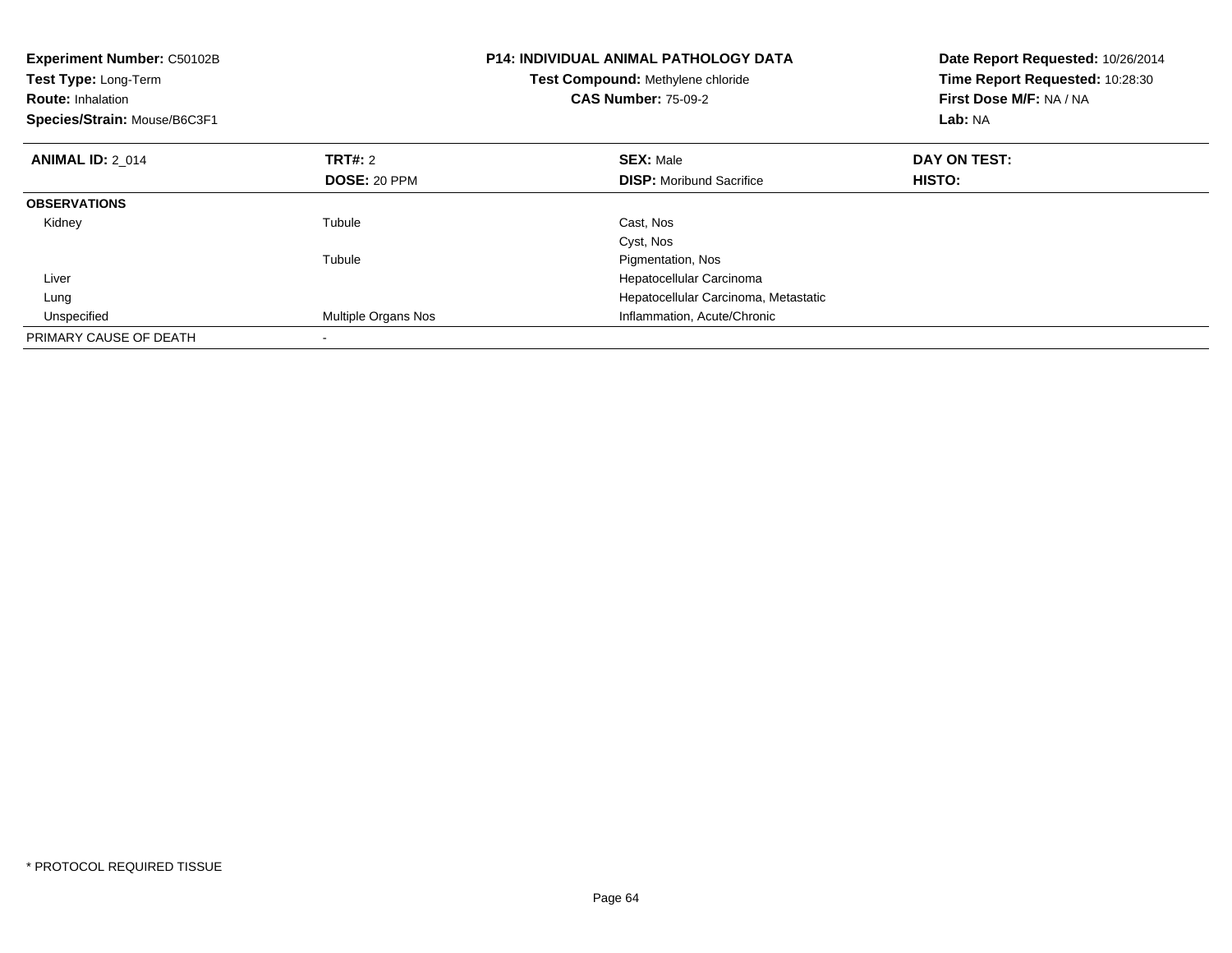**Experiment Number:** C50102B
**Test Type:** Long-Term
**Route:** Inhalation
**Species/Strain:** Mouse/B6C3F1

**P14: INDIVIDUAL ANIMAL PATHOLOGY DATA**
**Test Compound:** Methylene chloride
**CAS Number:** 75-09-2

**Date Report Requested:** 10/26/2014
**Time Report Requested:** 10:28:30
**First Dose M/F:** NA / NA
**Lab:** NA

| **ANIMAL ID:** 2_014 | **TRT#:** 2 | **SEX:** Male | **DAY ON TEST:** |
|---|---|---|---|
| | **DOSE:** 20 PPM | **DISP:** Moribund Sacrifice | **HISTO:** |
| **OBSERVATIONS** | | | |
| Kidney | Tubule | Cast, Nos | |
| | | Cyst, Nos | |
| | Tubule | Pigmentation, Nos | |
| Liver | | Hepatocellular Carcinoma | |
| Lung | | Hepatocellular Carcinoma, Metastatic | |
| Unspecified | Multiple Organs Nos | Inflammation, Acute/Chronic | |
| PRIMARY CAUSE OF DEATH | - | | |

* PROTOCOL REQUIRED TISSUE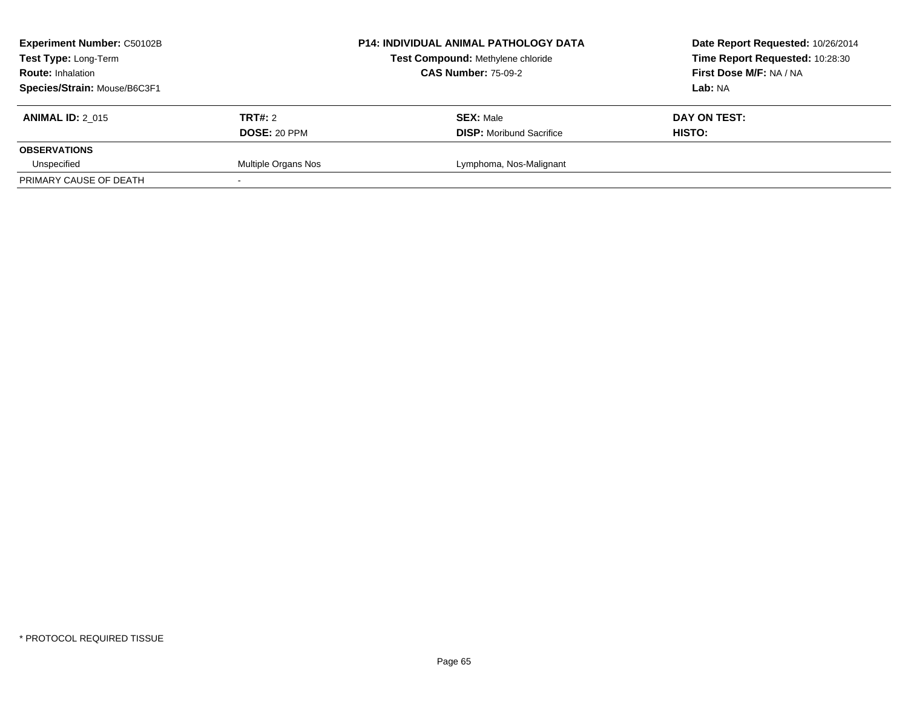| **Experiment Number:** C50102B | **P14: INDIVIDUAL ANIMAL PATHOLOGY DATA** | **Date Report Requested:** 10/26/2014 |
|---|---|---|
| **Test Type:** Long-Term | **Test Compound:** Methylene chloride | **Time Report Requested:** 10:28:30 |
| **Route:** Inhalation | **CAS Number:** 75-09-2 | **First Dose M/F:** NA / NA |
| **Species/Strain:** Mouse/B6C3F1 | | **Lab:** NA |

| **ANIMAL ID:** 2_015 | **TRT#:** 2 | **SEX:** Male | **DAY ON TEST:** |
|---|---|---|---|
| | **DOSE:** 20 PPM | **DISP:** Moribund Sacrifice | **HISTO:** |
| **OBSERVATIONS** | | | |
| Unspecified | Multiple Organs Nos | Lymphoma, Nos-Malignant | |
| PRIMARY CAUSE OF DEATH | - | | |

\* PROTOCOL REQUIRED TISSUE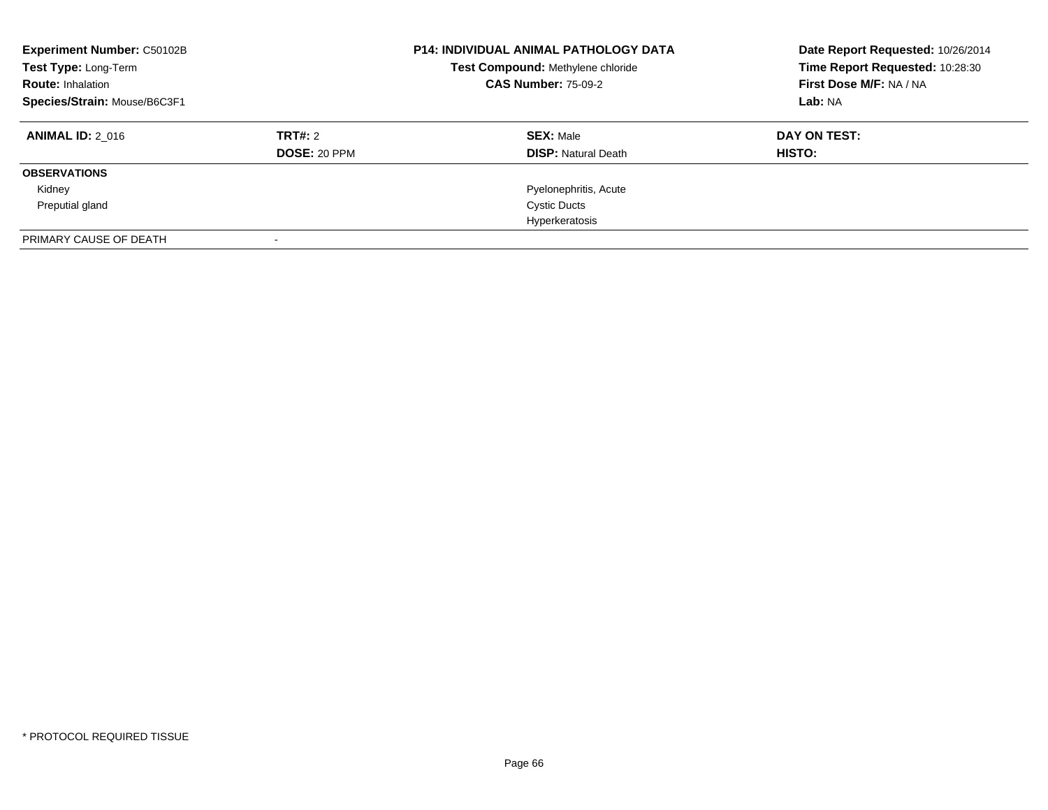**Experiment Number:** C50102B
**Test Type:** Long-Term
**Route:** Inhalation
**Species/Strain:** Mouse/B6C3F1

**P14: INDIVIDUAL ANIMAL PATHOLOGY DATA**
**Test Compound:** Methylene chloride
**CAS Number:** 75-09-2

**Date Report Requested:** 10/26/2014
**Time Report Requested:** 10:28:30
**First Dose M/F:** NA / NA
**Lab:** NA

| **ANIMAL ID:** 2_016 | **TRT#:** 2 | **SEX:** Male | **DAY ON TEST:** |
|---|---|---|---|
| | **DOSE:** 20 PPM | **DISP:** Natural Death | **HISTO:** |
| **OBSERVATIONS** | | | |
| Kidney | | Pyelonephritis, Acute | |
| Preputial gland | | Cystic Ducts | |
| | | Hyperkeratosis | |
| PRIMARY CAUSE OF DEATH | - | | |

\* PROTOCOL REQUIRED TISSUE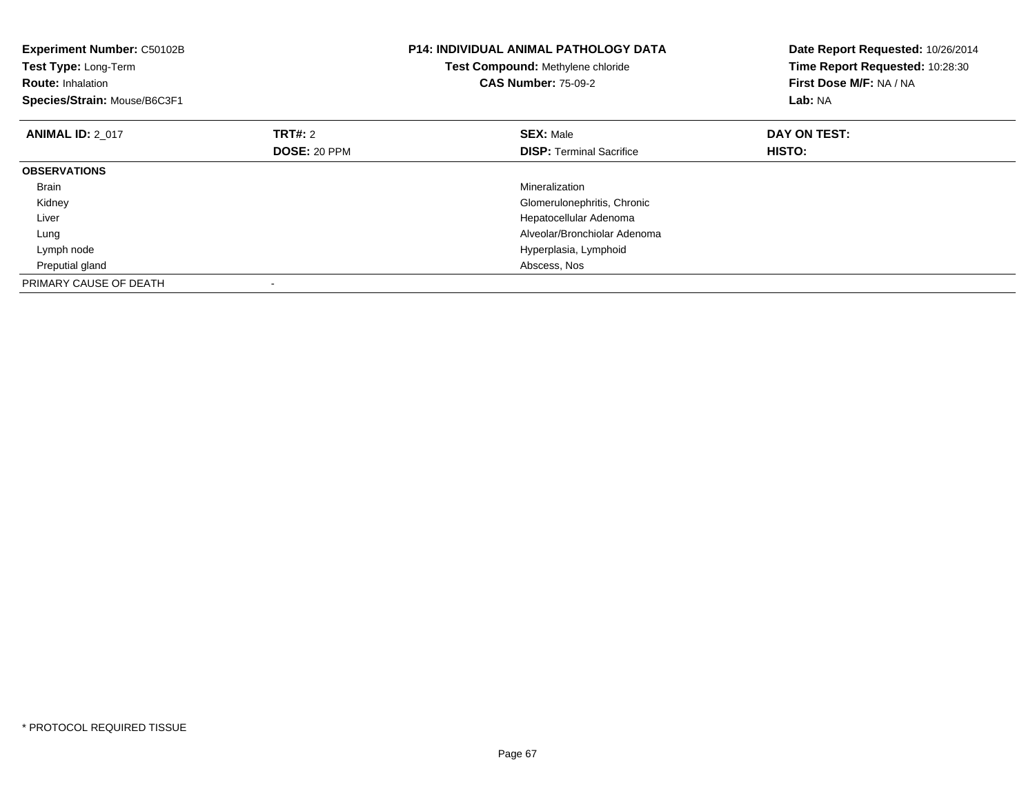**Experiment Number:** C50102B
**Test Type:** Long-Term
**Route:** Inhalation
**Species/Strain:** Mouse/B6C3F1

**P14: INDIVIDUAL ANIMAL PATHOLOGY DATA**
**Test Compound:** Methylene chloride
**CAS Number:** 75-09-2

**Date Report Requested:** 10/26/2014
**Time Report Requested:** 10:28:30
**First Dose M/F:** NA / NA
**Lab:** NA

| **ANIMAL ID:** 2_017 | **TRT#:** 2 | **SEX:** Male | **DAY ON TEST:** |
|---|---|---|---|
| | **DOSE:** 20 PPM | **DISP:** Terminal Sacrifice | **HISTO:** |
| **OBSERVATIONS** | | | |
| Brain | | Mineralization | |
| Kidney | | Glomerulonephritis, Chronic | |
| Liver | | Hepatocellular Adenoma | |
| Lung | | Alveolar/Bronchiolar Adenoma | |
| Lymph node | | Hyperplasia, Lymphoid | |
| Preputial gland | | Abscess, Nos | |
| PRIMARY CAUSE OF DEATH | - | | |

* PROTOCOL REQUIRED TISSUE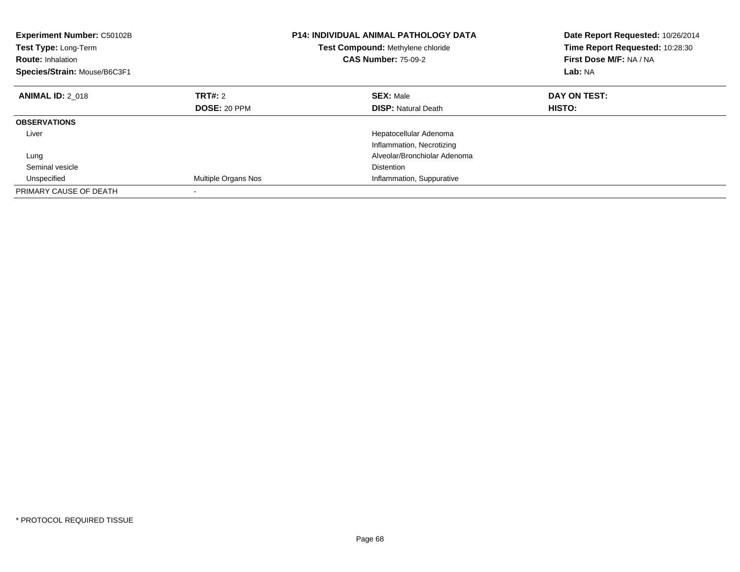**Experiment Number:** C50102B
**Test Type:** Long-Term
**Route:** Inhalation
**Species/Strain:** Mouse/B6C3F1

**P14: INDIVIDUAL ANIMAL PATHOLOGY DATA**
**Test Compound:** Methylene chloride
**CAS Number:** 75-09-2

**Date Report Requested:** 10/26/2014
**Time Report Requested:** 10:28:30
**First Dose M/F:** NA / NA
**Lab:** NA

| **ANIMAL ID:** 2_018 | **TRT#:** 2 | **SEX:** Male | **DAY ON TEST:** |
|---|---|---|---|
| | **DOSE:** 20 PPM | **DISP:** Natural Death | **HISTO:** |
| **OBSERVATIONS** | | | |
| Liver | | Hepatocellular Adenoma | |
| | | Inflammation, Necrotizing | |
| Lung | | Alveolar/Bronchiolar Adenoma | |
| Seminal vesicle | | Distention | |
| Unspecified | Multiple Organs Nos | Inflammation, Suppurative | |
| PRIMARY CAUSE OF DEATH | - | | |

* PROTOCOL REQUIRED TISSUE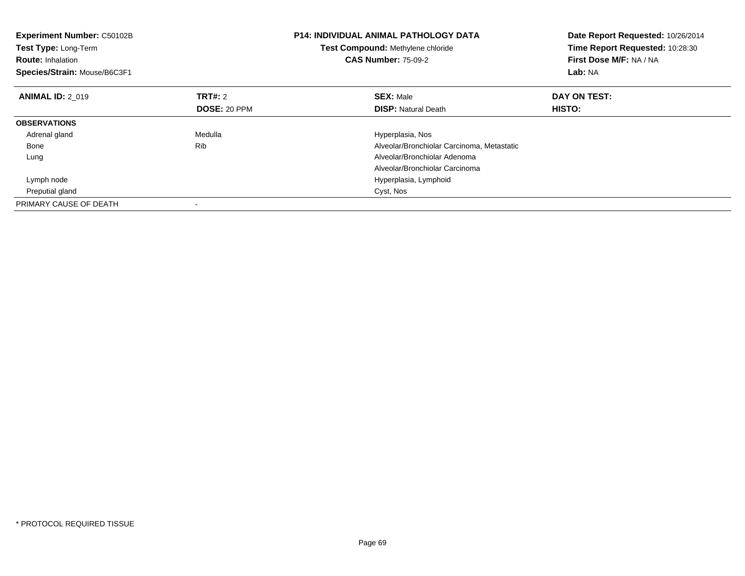**Experiment Number:** C50102B
**Test Type:** Long-Term
**Route:** Inhalation
**Species/Strain:** Mouse/B6C3F1

**P14: INDIVIDUAL ANIMAL PATHOLOGY DATA**
**Test Compound:** Methylene chloride
**CAS Number:** 75-09-2

**Date Report Requested:** 10/26/2014
**Time Report Requested:** 10:28:30
**First Dose M/F:** NA / NA
**Lab:** NA

| **ANIMAL ID:** 2_019 | **TRT#:** 2 | **SEX:** Male | **DAY ON TEST:** |
|---|---|---|---|
| | **DOSE:** 20 PPM | **DISP:** Natural Death | **HISTO:** |
| **OBSERVATIONS** | | | |
| Adrenal gland | Medulla | Hyperplasia, Nos | |
| Bone | Rib | Alveolar/Bronchiolar Carcinoma, Metastatic | |
| Lung | | Alveolar/Bronchiolar Adenoma | |
| | | Alveolar/Bronchiolar Carcinoma | |
| Lymph node | | Hyperplasia, Lymphoid | |
| Preputial gland | | Cyst, Nos | |
| PRIMARY CAUSE OF DEATH | - | | |

* PROTOCOL REQUIRED TISSUE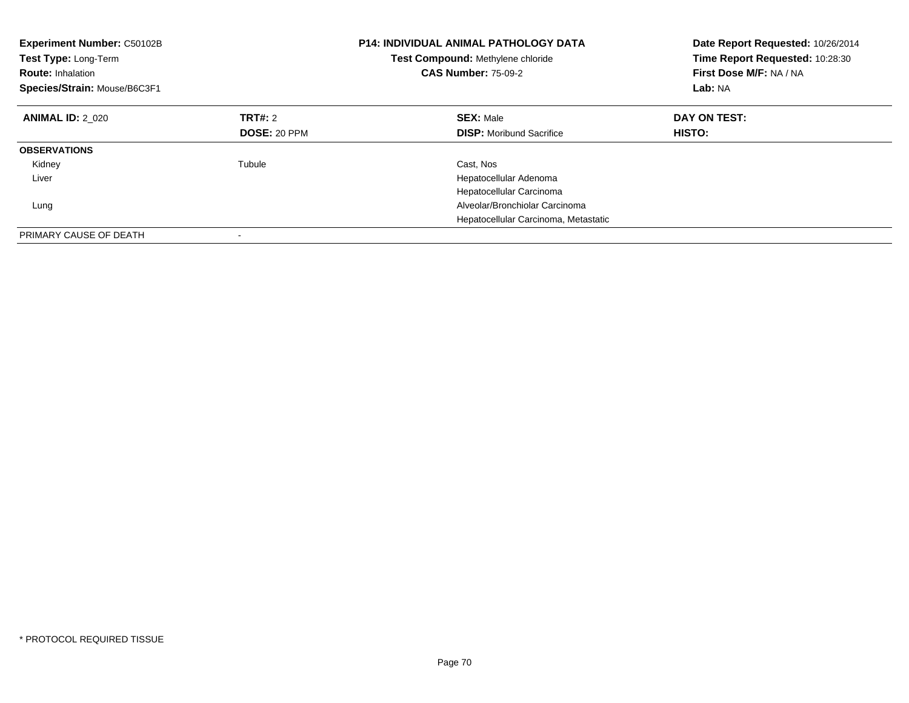**Experiment Number:** C50102B
**Test Type:** Long-Term
**Route:** Inhalation
**Species/Strain:** Mouse/B6C3F1

**P14: INDIVIDUAL ANIMAL PATHOLOGY DATA**
**Test Compound:** Methylene chloride
**CAS Number:** 75-09-2

**Date Report Requested:** 10/26/2014
**Time Report Requested:** 10:28:30
**First Dose M/F:** NA / NA
**Lab:** NA

| **ANIMAL ID:** 2_020 | **TRT#:** 2 | **SEX:** Male | **DAY ON TEST:** |
|---|---|---|---|
| | **DOSE:** 20 PPM | **DISP:** Moribund Sacrifice | **HISTO:** |
| **OBSERVATIONS** | | | |
| Kidney | Tubule | Cast, Nos | |
| Liver | | Hepatocellular Adenoma | |
| | | Hepatocellular Carcinoma | |
| Lung | | Alveolar/Bronchiolar Carcinoma | |
| | | Hepatocellular Carcinoma, Metastatic | |
| PRIMARY CAUSE OF DEATH | - | | |

* PROTOCOL REQUIRED TISSUE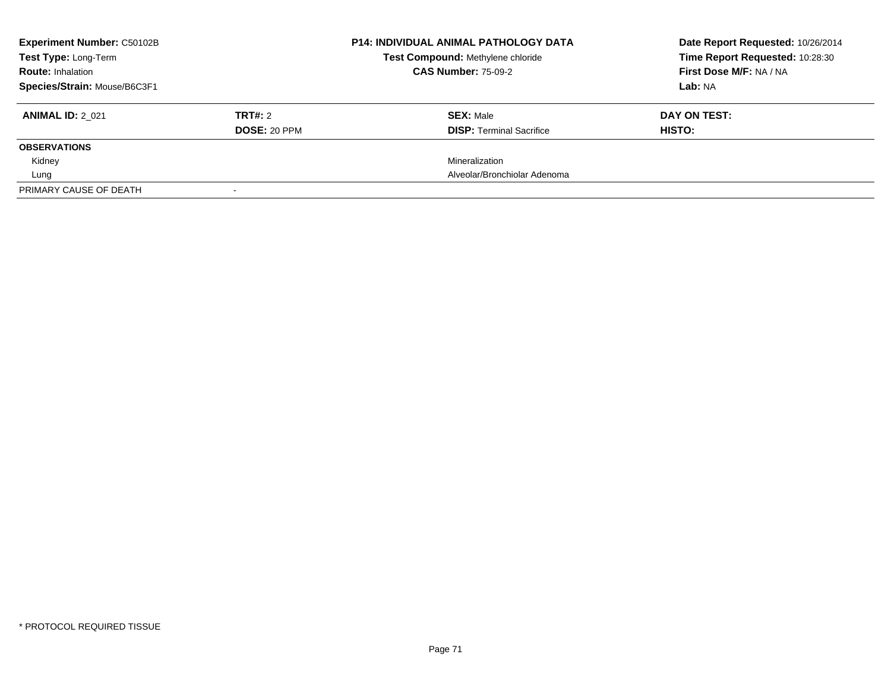**Experiment Number:** C50102B
**Test Type:** Long-Term
**Route:** Inhalation
**Species/Strain:** Mouse/B6C3F1

**P14: INDIVIDUAL ANIMAL PATHOLOGY DATA**
**Test Compound:** Methylene chloride
**CAS Number:** 75-09-2

**Date Report Requested:** 10/26/2014
**Time Report Requested:** 10:28:30
**First Dose M/F:** NA / NA
**Lab:** NA

| **ANIMAL ID:** 2_021 | **TRT#:** 2 | **SEX:** Male | **DAY ON TEST:** |
|---|---|---|---|
| | **DOSE:** 20 PPM | **DISP:** Terminal Sacrifice | **HISTO:** |
| **OBSERVATIONS** | | | |
| Kidney | | Mineralization | |
| Lung | | Alveolar/Bronchiolar Adenoma | |
| PRIMARY CAUSE OF DEATH | - | | |

* PROTOCOL REQUIRED TISSUE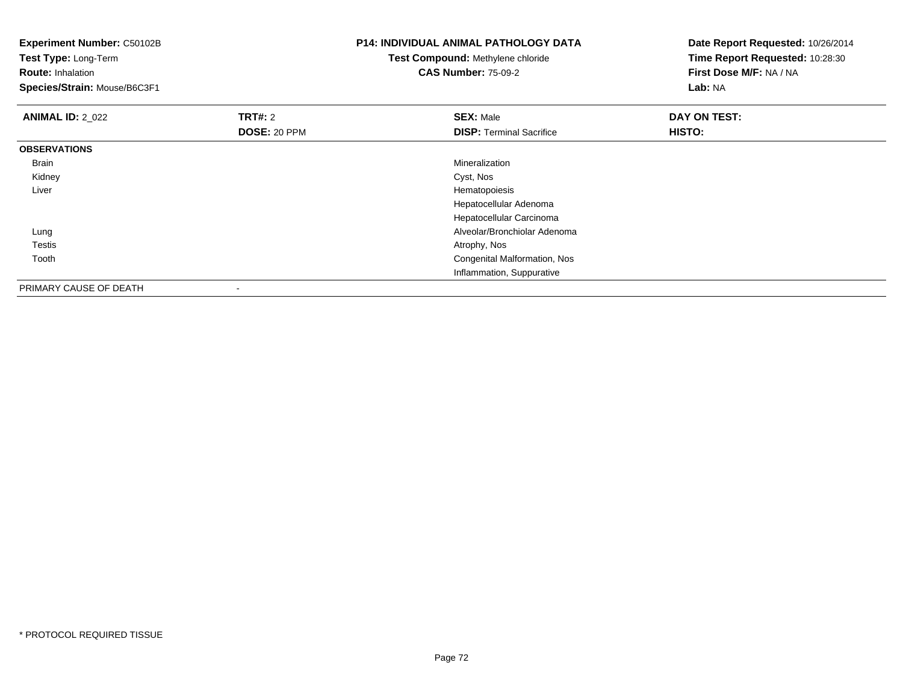**Experiment Number:** C50102B
**Test Type:** Long-Term
**Route:** Inhalation
**Species/Strain:** Mouse/B6C3F1

**P14: INDIVIDUAL ANIMAL PATHOLOGY DATA**
**Test Compound:** Methylene chloride
**CAS Number:** 75-09-2

**Date Report Requested:** 10/26/2014
**Time Report Requested:** 10:28:30
**First Dose M/F:** NA / NA
**Lab:** NA

| **ANIMAL ID:** 2_022 | **TRT#:** 2 | **SEX:** Male | **DAY ON TEST:** |
|---|---|---|---|
| | **DOSE:** 20 PPM | **DISP:** Terminal Sacrifice | **HISTO:** |
| **OBSERVATIONS** | | | |
| Brain | | Mineralization | |
| Kidney | | Cyst, Nos | |
| Liver | | Hematopoiesis | |
| | | Hepatocellular Adenoma | |
| | | Hepatocellular Carcinoma | |
| Lung | | Alveolar/Bronchiolar Adenoma | |
| Testis | | Atrophy, Nos | |
| Tooth | | Congenital Malformation, Nos | |
| | | Inflammation, Suppurative | |
| PRIMARY CAUSE OF DEATH | - | | |

* PROTOCOL REQUIRED TISSUE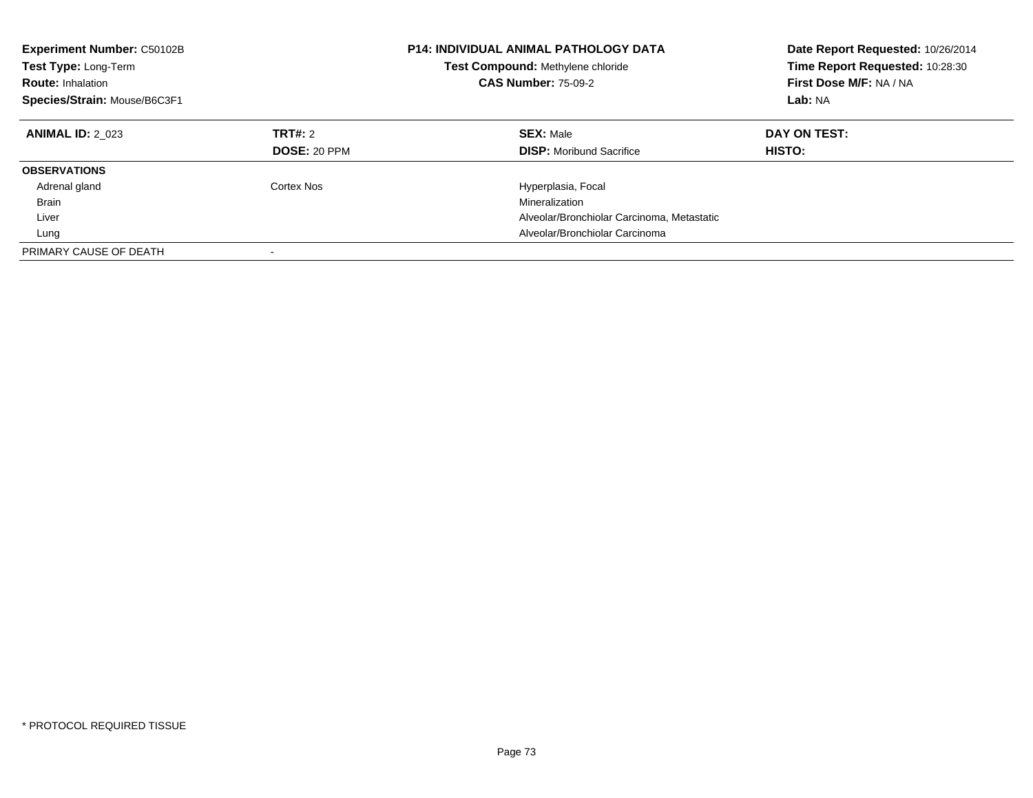**Experiment Number:** C50102B
**Test Type:** Long-Term
**Route:** Inhalation
**Species/Strain:** Mouse/B6C3F1

**P14: INDIVIDUAL ANIMAL PATHOLOGY DATA**
**Test Compound:** Methylene chloride
**CAS Number:** 75-09-2

**Date Report Requested:** 10/26/2014
**Time Report Requested:** 10:28:30
**First Dose M/F:** NA / NA
**Lab:** NA

| **ANIMAL ID:** 2_023 | **TRT#:** 2 | **SEX:** Male | **DAY ON TEST:** |
|---|---|---|---|
| | **DOSE:** 20 PPM | **DISP:** Moribund Sacrifice | **HISTO:** |
| **OBSERVATIONS** | | | |
| Adrenal gland | Cortex Nos | Hyperplasia, Focal | |
| Brain | | Mineralization | |
| Liver | | Alveolar/Bronchiolar Carcinoma, Metastatic | |
| Lung | | Alveolar/Bronchiolar Carcinoma | |
| PRIMARY CAUSE OF DEATH | - | | |

* PROTOCOL REQUIRED TISSUE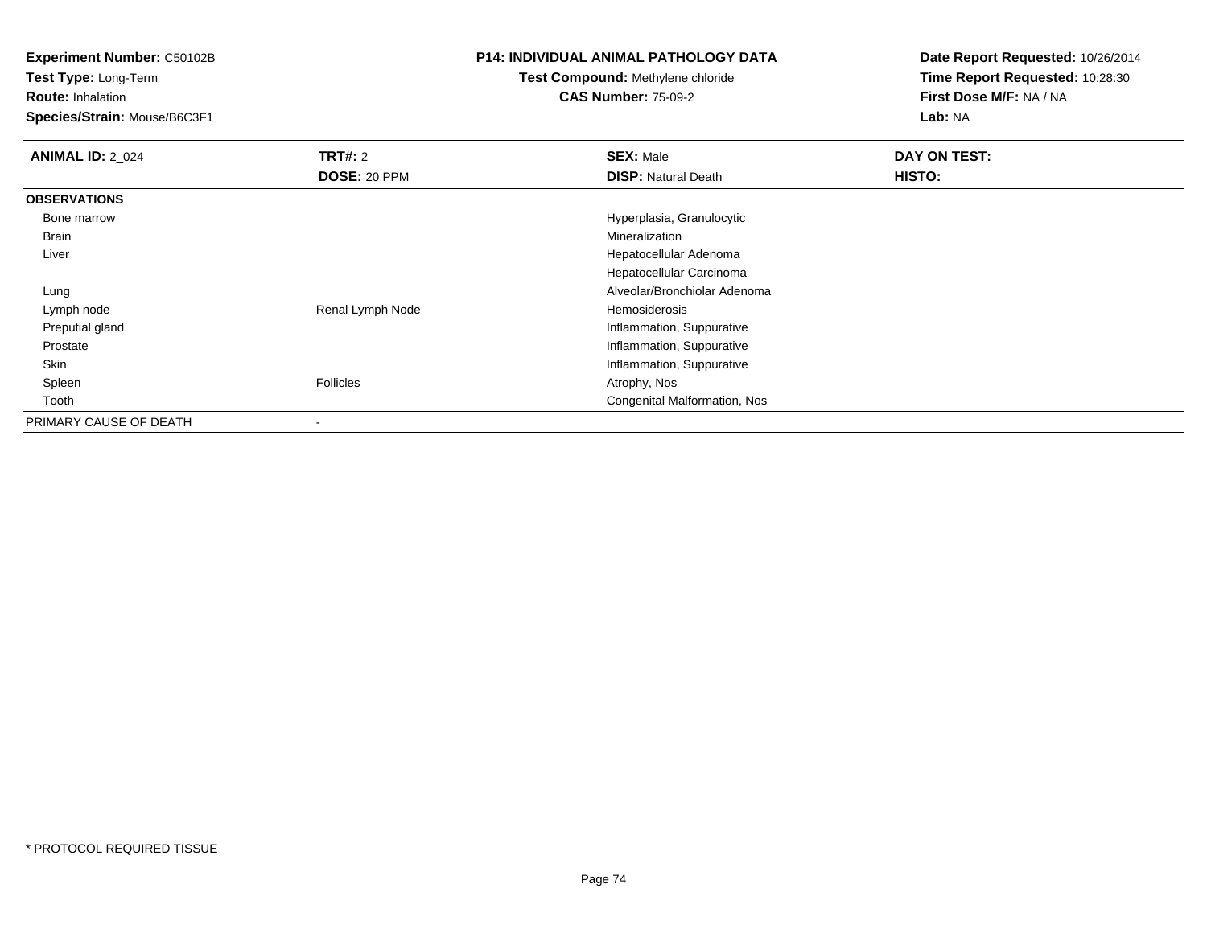**Experiment Number:** C50102B
**Test Type:** Long-Term
**Route:** Inhalation
**Species/Strain:** Mouse/B6C3F1

**P14: INDIVIDUAL ANIMAL PATHOLOGY DATA**
**Test Compound:** Methylene chloride
**CAS Number:** 75-09-2

**Date Report Requested:** 10/26/2014
**Time Report Requested:** 10:28:30
**First Dose M/F:** NA / NA
**Lab:** NA

| **ANIMAL ID:** 2_024 | **TRT#:** 2 | **SEX:** Male | **DAY ON TEST:** |
|---|---|---|---|
| | **DOSE:** 20 PPM | **DISP:** Natural Death | **HISTO:** |
| **OBSERVATIONS** | | | |
| Bone marrow | | Hyperplasia, Granulocytic | |
| Brain | | Mineralization | |
| Liver | | Hepatocellular Adenoma | |
| | | Hepatocellular Carcinoma | |
| Lung | | Alveolar/Bronchiolar Adenoma | |
| Lymph node | Renal Lymph Node | Hemosiderosis | |
| Preputial gland | | Inflammation, Suppurative | |
| Prostate | | Inflammation, Suppurative | |
| Skin | | Inflammation, Suppurative | |
| Spleen | Follicles | Atrophy, Nos | |
| Tooth | | Congenital Malformation, Nos | |
| PRIMARY CAUSE OF DEATH | - | | |

* PROTOCOL REQUIRED TISSUE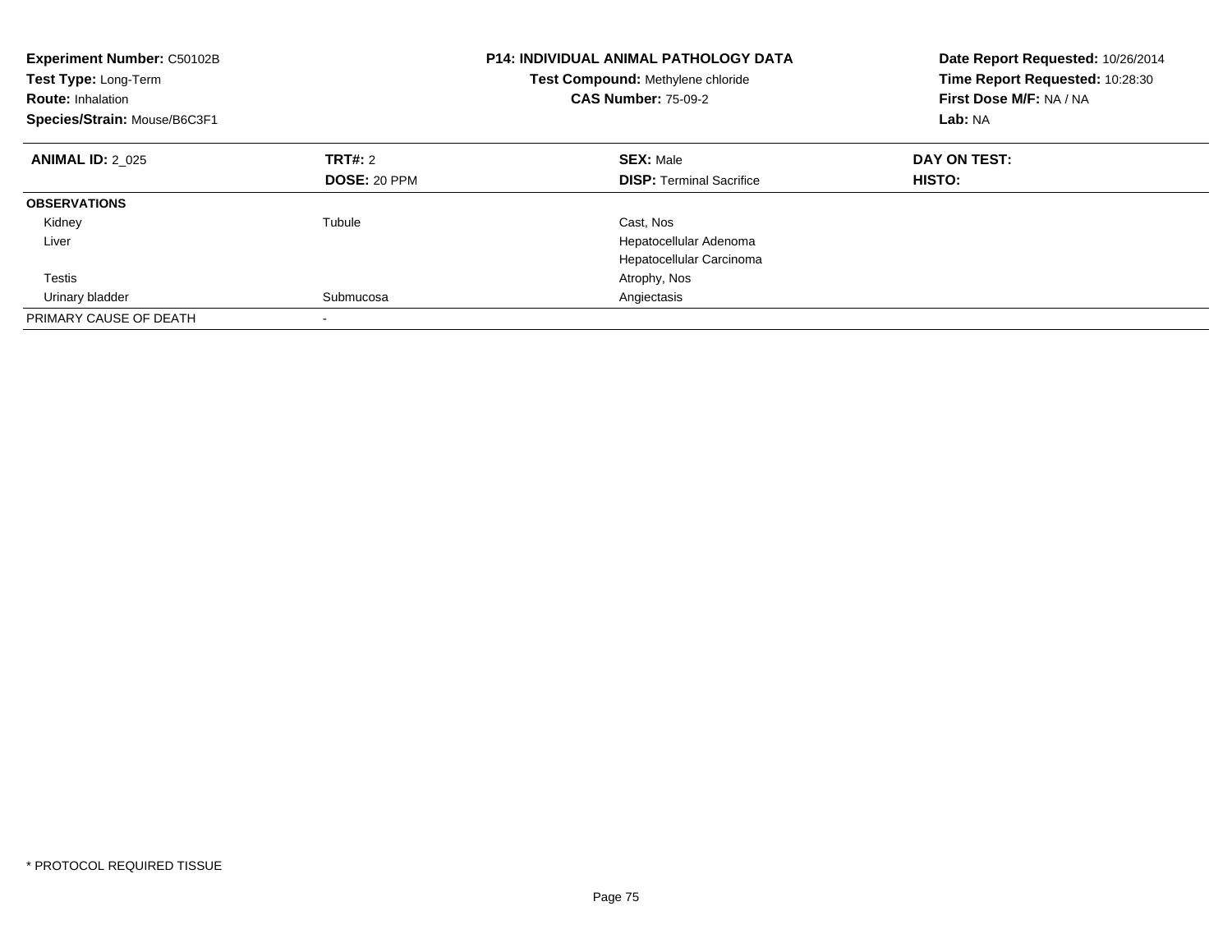**Experiment Number:** C50102B
**Test Type:** Long-Term
**Route:** Inhalation
**Species/Strain:** Mouse/B6C3F1

**P14: INDIVIDUAL ANIMAL PATHOLOGY DATA**
**Test Compound:** Methylene chloride
**CAS Number:** 75-09-2

**Date Report Requested:** 10/26/2014
**Time Report Requested:** 10:28:30
**First Dose M/F:** NA / NA
**Lab:** NA

| **ANIMAL ID:** 2_025 | **TRT#:** 2 | **SEX:** Male | **DAY ON TEST:** |
|---|---|---|---|
| | **DOSE:** 20 PPM | **DISP:** Terminal Sacrifice | **HISTO:** |
| **OBSERVATIONS** | | | |
| Kidney | Tubule | Cast, Nos | |
| Liver | | Hepatocellular Adenoma | |
| | | Hepatocellular Carcinoma | |
| Testis | | Atrophy, Nos | |
| Urinary bladder | Submucosa | Angiectasis | |
| PRIMARY CAUSE OF DEATH | - | | |

* PROTOCOL REQUIRED TISSUE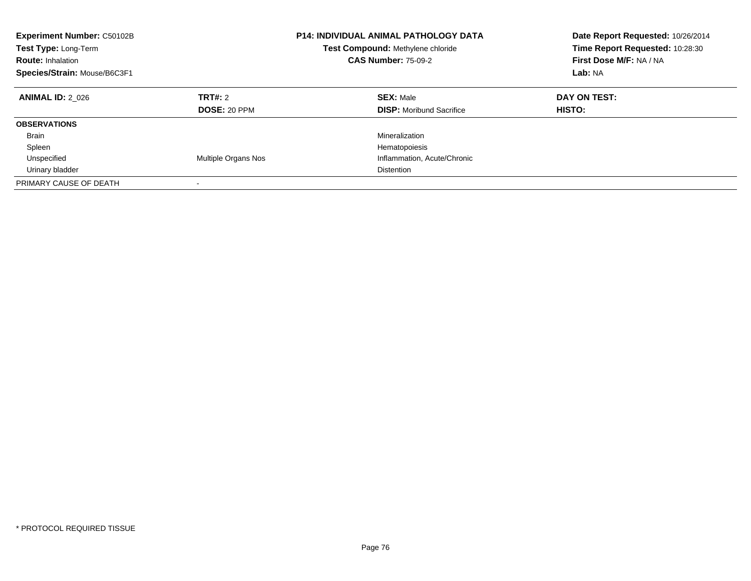**Experiment Number:** C50102B
**Test Type:** Long-Term
**Route:** Inhalation
**Species/Strain:** Mouse/B6C3F1

**P14: INDIVIDUAL ANIMAL PATHOLOGY DATA**
**Test Compound:** Methylene chloride
**CAS Number:** 75-09-2

**Date Report Requested:** 10/26/2014
**Time Report Requested:** 10:28:30
**First Dose M/F:** NA / NA
**Lab:** NA

| **ANIMAL ID:** 2_026 | **TRT#:** 2 | **SEX:** Male | **DAY ON TEST:** |
|---|---|---|---|
| | **DOSE:** 20 PPM | **DISP:** Moribund Sacrifice | **HISTO:** |
| **OBSERVATIONS** | | | |
| Brain | | Mineralization | |
| Spleen | | Hematopoiesis | |
| Unspecified | Multiple Organs Nos | Inflammation, Acute/Chronic | |
| Urinary bladder | | Distention | |
| PRIMARY CAUSE OF DEATH | - | | |

* PROTOCOL REQUIRED TISSUE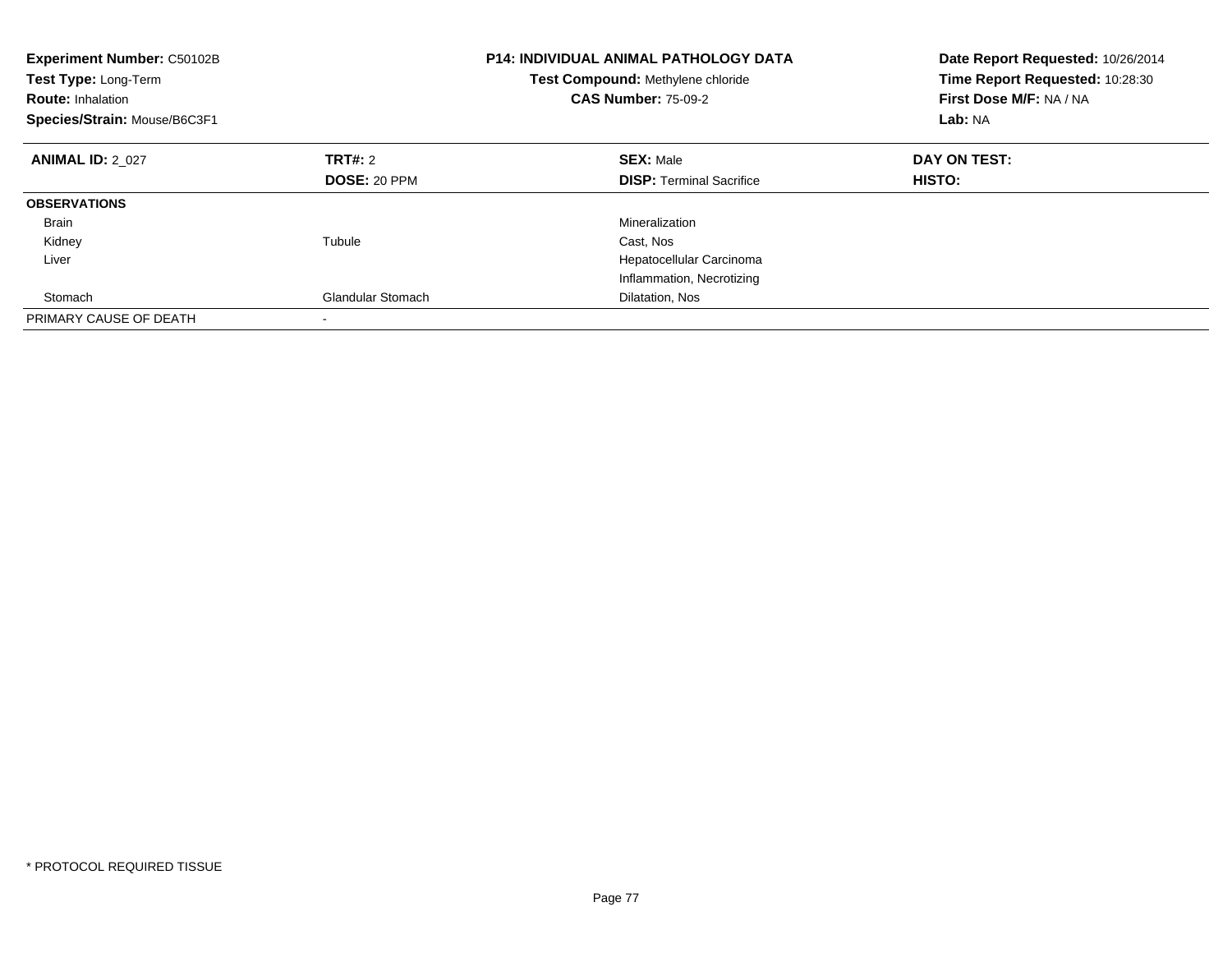**Experiment Number:** C50102B
**Test Type:** Long-Term
**Route:** Inhalation
**Species/Strain:** Mouse/B6C3F1

**P14: INDIVIDUAL ANIMAL PATHOLOGY DATA**
**Test Compound:** Methylene chloride
**CAS Number:** 75-09-2

**Date Report Requested:** 10/26/2014
**Time Report Requested:** 10:28:30
**First Dose M/F:** NA / NA
**Lab:** NA

| **ANIMAL ID:** 2_027 | **TRT#:** 2 | **SEX:** Male | **DAY ON TEST:** |
|---|---|---|---|
| | **DOSE:** 20 PPM | **DISP:** Terminal Sacrifice | **HISTO:** |
| **OBSERVATIONS** | | | |
| Brain | | Mineralization | |
| Kidney | Tubule | Cast, Nos | |
| Liver | | Hepatocellular Carcinoma | |
| | | Inflammation, Necrotizing | |
| Stomach | Glandular Stomach | Dilatation, Nos | |
| PRIMARY CAUSE OF DEATH | - | | |

* PROTOCOL REQUIRED TISSUE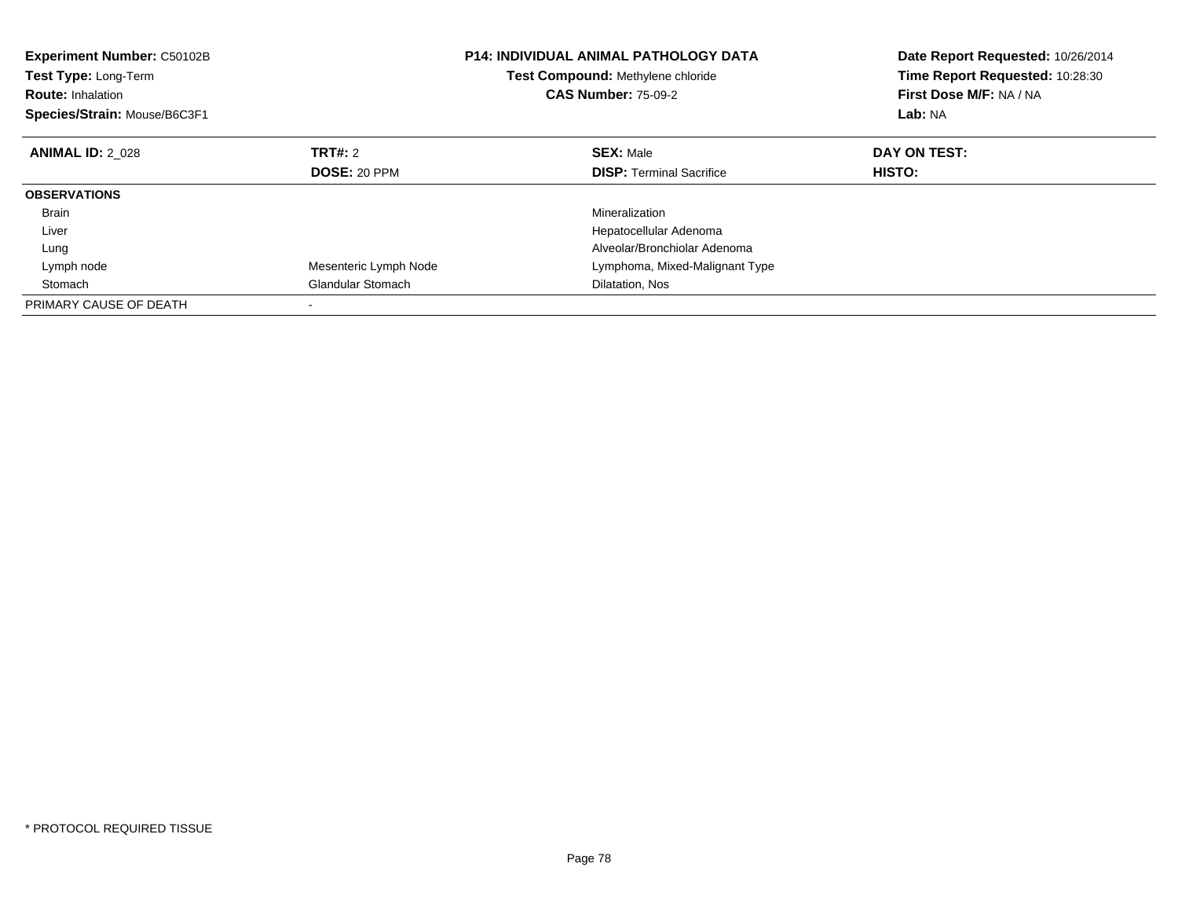**Experiment Number:** C50102B
**Test Type:** Long-Term
**Route:** Inhalation
**Species/Strain:** Mouse/B6C3F1

**P14: INDIVIDUAL ANIMAL PATHOLOGY DATA**
**Test Compound:** Methylene chloride
**CAS Number:** 75-09-2

**Date Report Requested:** 10/26/2014
**Time Report Requested:** 10:28:30
**First Dose M/F:** NA / NA
**Lab:** NA

| **ANIMAL ID:** 2_028 | **TRT#:** 2 | **SEX:** Male | **DAY ON TEST:** |
|---|---|---|---|
| | **DOSE:** 20 PPM | **DISP:** Terminal Sacrifice | **HISTO:** |
| **OBSERVATIONS** | | | |
| Brain | | Mineralization | |
| Liver | | Hepatocellular Adenoma | |
| Lung | | Alveolar/Bronchiolar Adenoma | |
| Lymph node | Mesenteric Lymph Node | Lymphoma, Mixed-Malignant Type | |
| Stomach | Glandular Stomach | Dilatation, Nos | |
| PRIMARY CAUSE OF DEATH | - | | |

* PROTOCOL REQUIRED TISSUE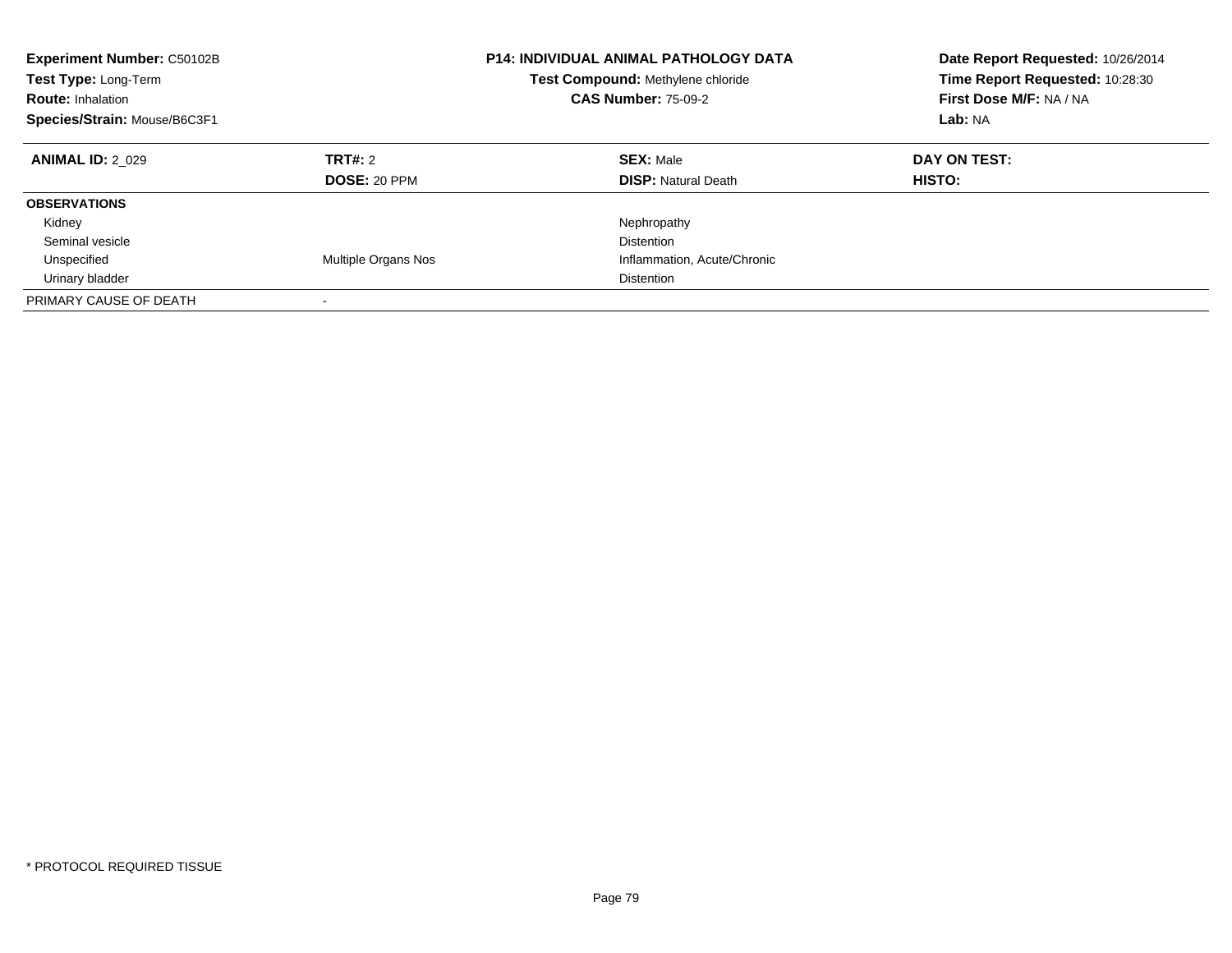**Experiment Number:** C50102B
**Test Type:** Long-Term
**Route:** Inhalation
**Species/Strain:** Mouse/B6C3F1

**P14: INDIVIDUAL ANIMAL PATHOLOGY DATA**
**Test Compound:** Methylene chloride
**CAS Number:** 75-09-2

**Date Report Requested:** 10/26/2014
**Time Report Requested:** 10:28:30
**First Dose M/F:** NA / NA
**Lab:** NA

| **ANIMAL ID:** 2_029 | **TRT#:** 2 | **SEX:** Male | **DAY ON TEST:** |
|---|---|---|---|
| | **DOSE:** 20 PPM | **DISP:** Natural Death | **HISTO:** |
| **OBSERVATIONS** | | | |
| Kidney | | Nephropathy | |
| Seminal vesicle | | Distention | |
| Unspecified | Multiple Organs Nos | Inflammation, Acute/Chronic | |
| Urinary bladder | | Distention | |
| PRIMARY CAUSE OF DEATH | - | | |

* PROTOCOL REQUIRED TISSUE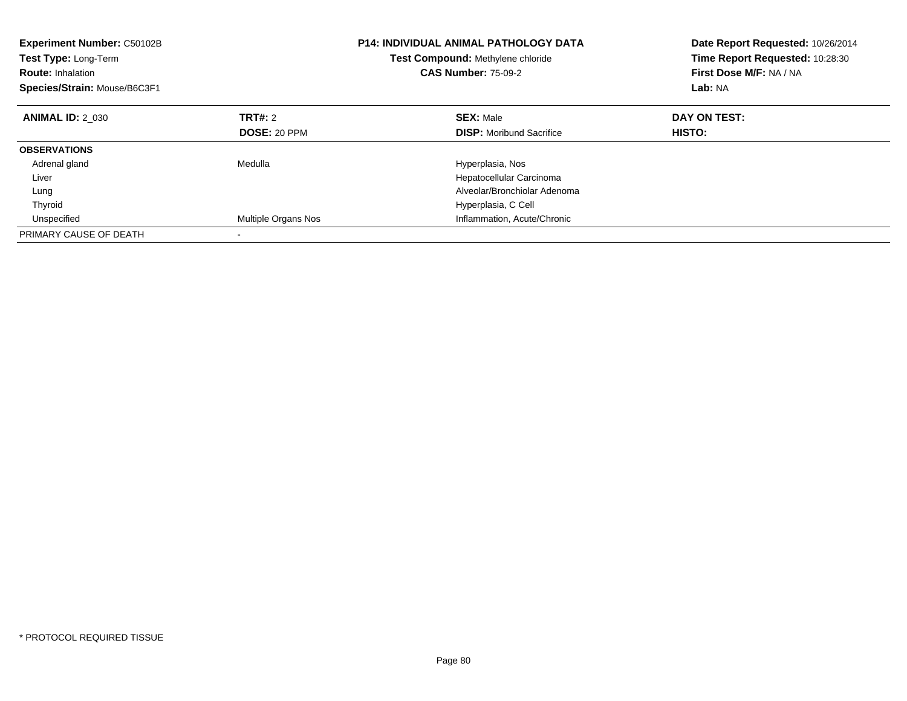**Experiment Number:** C50102B
**Test Type:** Long-Term
**Route:** Inhalation
**Species/Strain:** Mouse/B6C3F1

**P14: INDIVIDUAL ANIMAL PATHOLOGY DATA**
**Test Compound:** Methylene chloride
**CAS Number:** 75-09-2

**Date Report Requested:** 10/26/2014
**Time Report Requested:** 10:28:30
**First Dose M/F:** NA / NA
**Lab:** NA

| **ANIMAL ID:** 2_030 | **TRT#:** 2 | **SEX:** Male | **DAY ON TEST:** |
|---|---|---|---|
| | **DOSE:** 20 PPM | **DISP:** Moribund Sacrifice | **HISTO:** |
| **OBSERVATIONS** | | | |
| Adrenal gland | Medulla | Hyperplasia, Nos | |
| Liver | | Hepatocellular Carcinoma | |
| Lung | | Alveolar/Bronchiolar Adenoma | |
| Thyroid | | Hyperplasia, C Cell | |
| Unspecified | Multiple Organs Nos | Inflammation, Acute/Chronic | |
| PRIMARY CAUSE OF DEATH | - | | |

* PROTOCOL REQUIRED TISSUE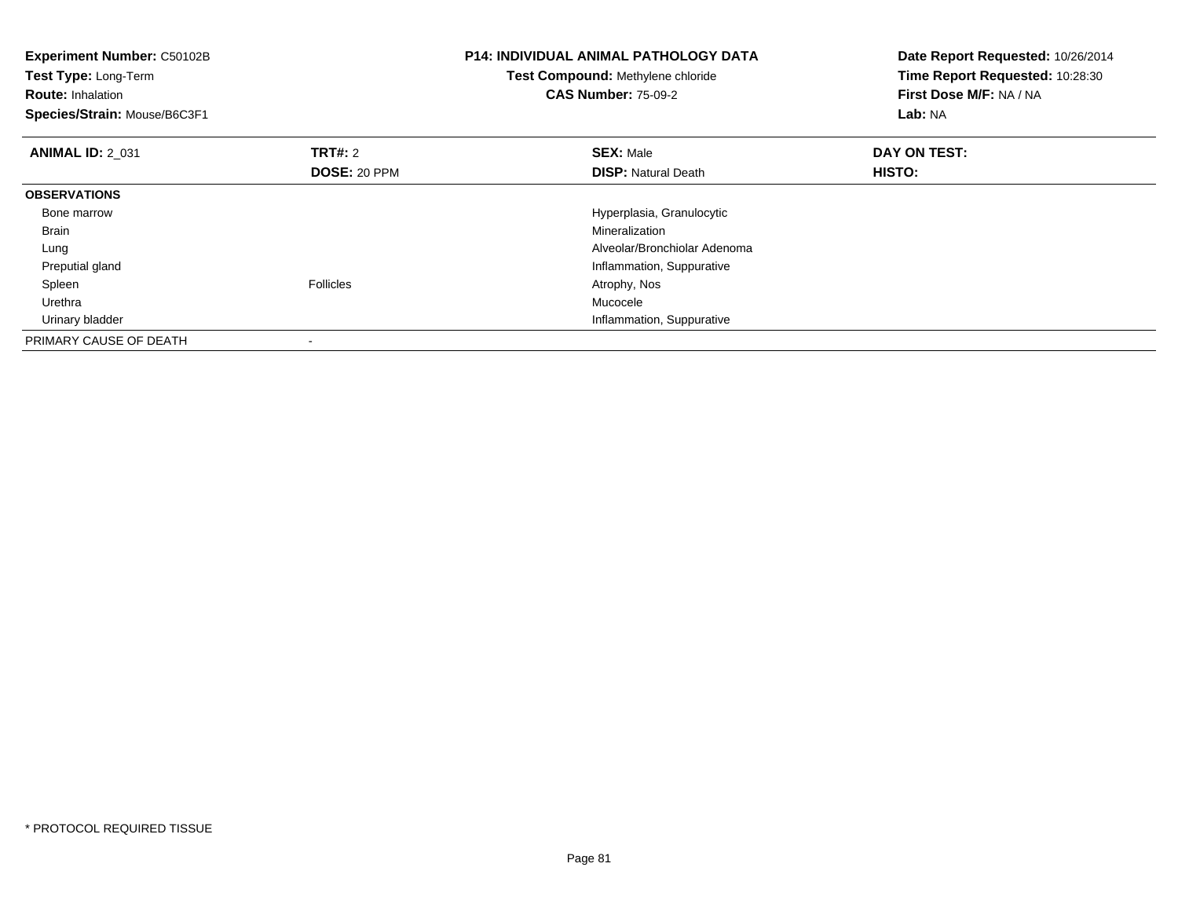**Experiment Number:** C50102B
**Test Type:** Long-Term
**Route:** Inhalation
**Species/Strain:** Mouse/B6C3F1

**P14: INDIVIDUAL ANIMAL PATHOLOGY DATA**
**Test Compound:** Methylene chloride
**CAS Number:** 75-09-2

**Date Report Requested:** 10/26/2014
**Time Report Requested:** 10:28:30
**First Dose M/F:** NA / NA
**Lab:** NA

| **ANIMAL ID:** 2_031 | **TRT#:** 2 | **SEX:** Male | **DAY ON TEST:** |
|---|---|---|---|
| | **DOSE:** 20 PPM | **DISP:** Natural Death | **HISTO:** |
| **OBSERVATIONS** | | | |
| Bone marrow | | Hyperplasia, Granulocytic | |
| Brain | | Mineralization | |
| Lung | | Alveolar/Bronchiolar Adenoma | |
| Preputial gland | | Inflammation, Suppurative | |
| Spleen | Follicles | Atrophy, Nos | |
| Urethra | | Mucocele | |
| Urinary bladder | | Inflammation, Suppurative | |
| PRIMARY CAUSE OF DEATH | - | | |

* PROTOCOL REQUIRED TISSUE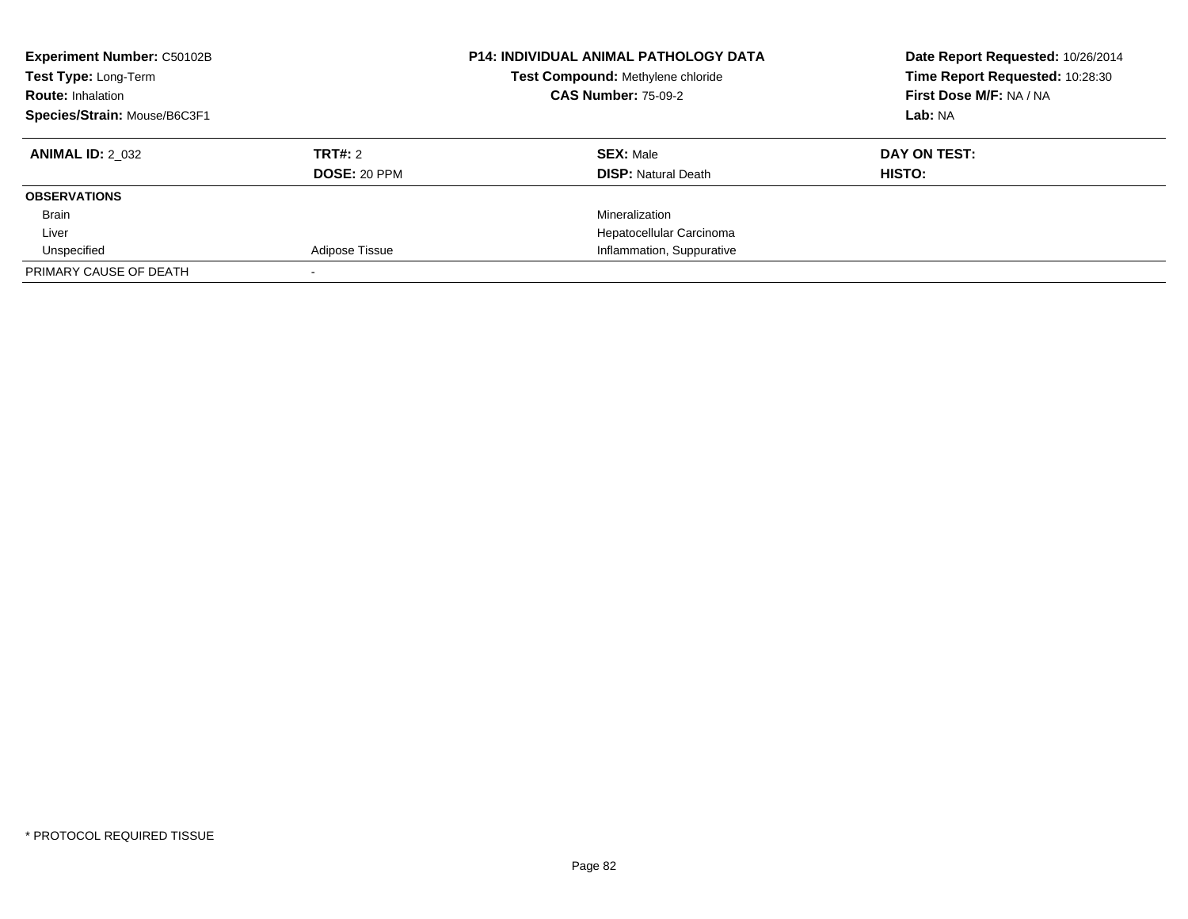**Experiment Number:** C50102B
**Test Type:** Long-Term
**Route:** Inhalation
**Species/Strain:** Mouse/B6C3F1

**P14: INDIVIDUAL ANIMAL PATHOLOGY DATA**
**Test Compound:** Methylene chloride
**CAS Number:** 75-09-2

**Date Report Requested:** 10/26/2014
**Time Report Requested:** 10:28:30
**First Dose M/F:** NA / NA
**Lab:** NA

| **ANIMAL ID:** 2_032 | **TRT#:** 2 | **SEX:** Male | **DAY ON TEST:** |
|---|---|---|---|
| | **DOSE:** 20 PPM | **DISP:** Natural Death | **HISTO:** |
| **OBSERVATIONS** | | | |
| Brain | | Mineralization | |
| Liver | | Hepatocellular Carcinoma | |
| Unspecified | Adipose Tissue | Inflammation, Suppurative | |
| PRIMARY CAUSE OF DEATH | - | | |

* PROTOCOL REQUIRED TISSUE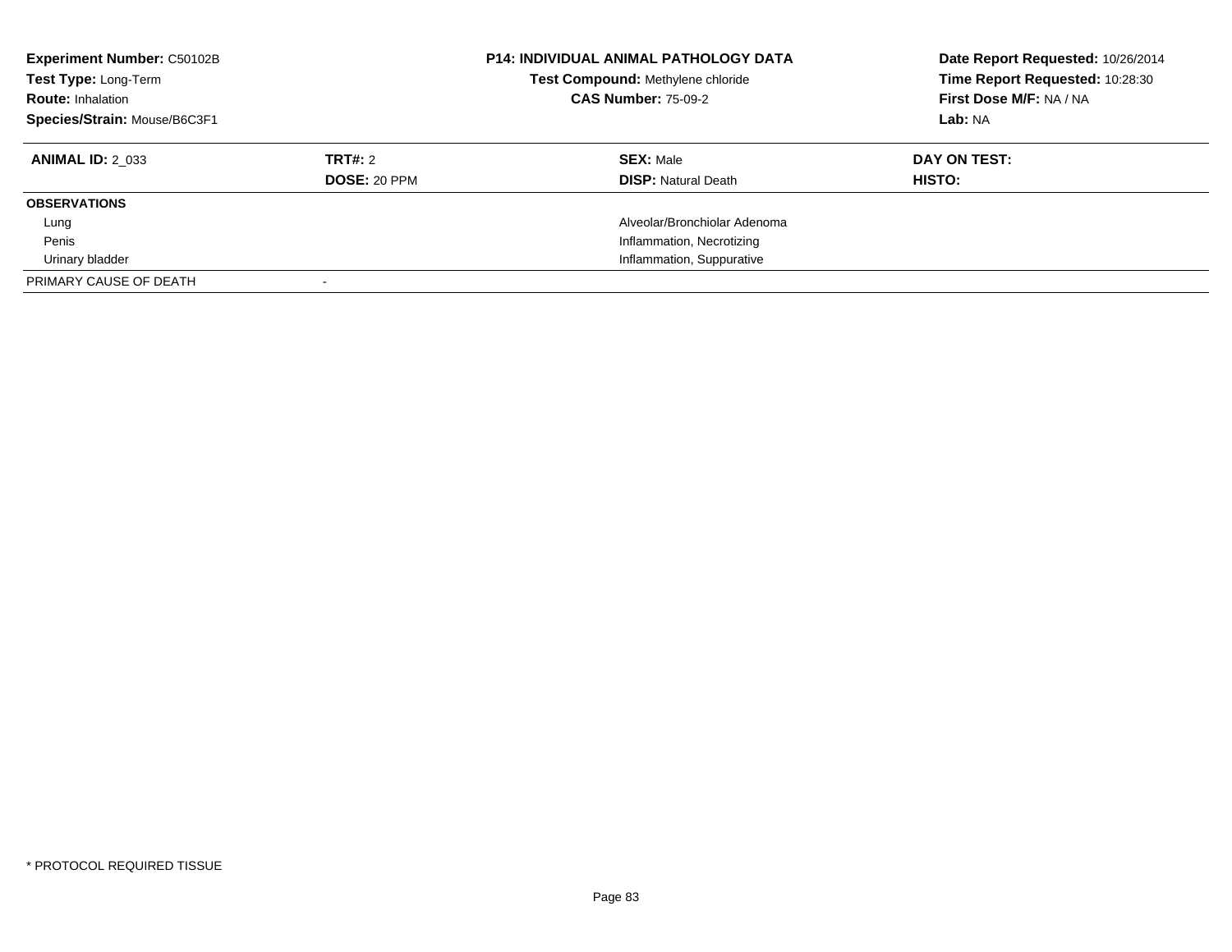**Experiment Number:** C50102B
**Test Type:** Long-Term
**Route:** Inhalation
**Species/Strain:** Mouse/B6C3F1

**P14: INDIVIDUAL ANIMAL PATHOLOGY DATA**
**Test Compound:** Methylene chloride
**CAS Number:** 75-09-2

**Date Report Requested:** 10/26/2014
**Time Report Requested:** 10:28:30
**First Dose M/F:** NA / NA
**Lab:** NA

| **ANIMAL ID:** 2_033 | **TRT#:** 2 | **SEX:** Male | **DAY ON TEST:** |
|---|---|---|---|
| | **DOSE:** 20 PPM | **DISP:** Natural Death | **HISTO:** |
| **OBSERVATIONS** | | | |
| Lung | | Alveolar/Bronchiolar Adenoma | |
| Penis | | Inflammation, Necrotizing | |
| Urinary bladder | | Inflammation, Suppurative | |
| PRIMARY CAUSE OF DEATH | - | | |

* PROTOCOL REQUIRED TISSUE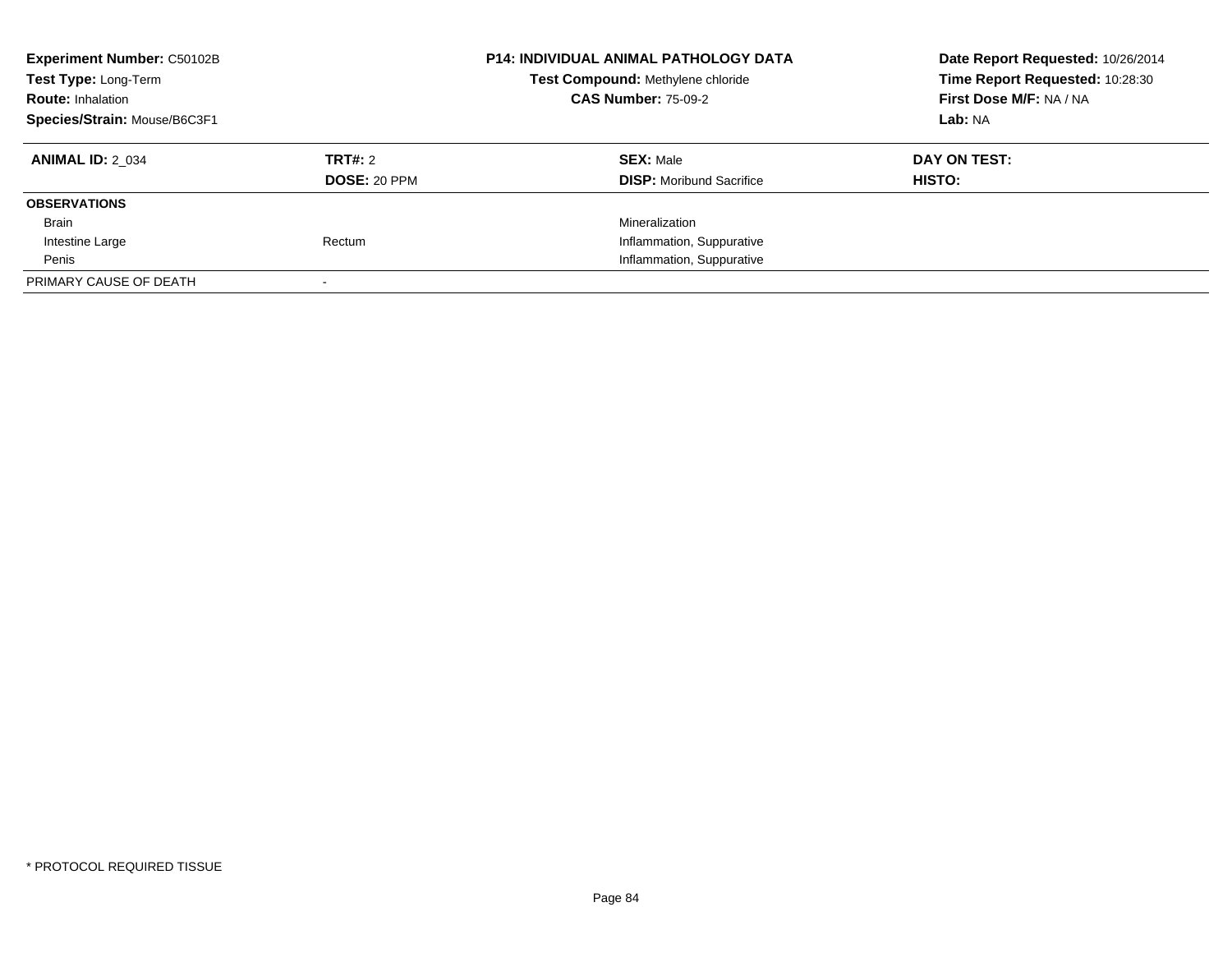**Experiment Number:** C50102B
**Test Type:** Long-Term
**Route:** Inhalation
**Species/Strain:** Mouse/B6C3F1

**P14: INDIVIDUAL ANIMAL PATHOLOGY DATA**
**Test Compound:** Methylene chloride
**CAS Number:** 75-09-2

**Date Report Requested:** 10/26/2014
**Time Report Requested:** 10:28:30
**First Dose M/F:** NA / NA
**Lab:** NA

| **ANIMAL ID:** 2_034 | **TRT#:** 2 | **SEX:** Male | **DAY ON TEST:** |
|---|---|---|---|
| | **DOSE:** 20 PPM | **DISP:** Moribund Sacrifice | **HISTO:** |
| **OBSERVATIONS** | | | |
| Brain | | Mineralization | |
| Intestine Large | Rectum | Inflammation, Suppurative | |
| Penis | | Inflammation, Suppurative | |
| PRIMARY CAUSE OF DEATH | - | | |

* PROTOCOL REQUIRED TISSUE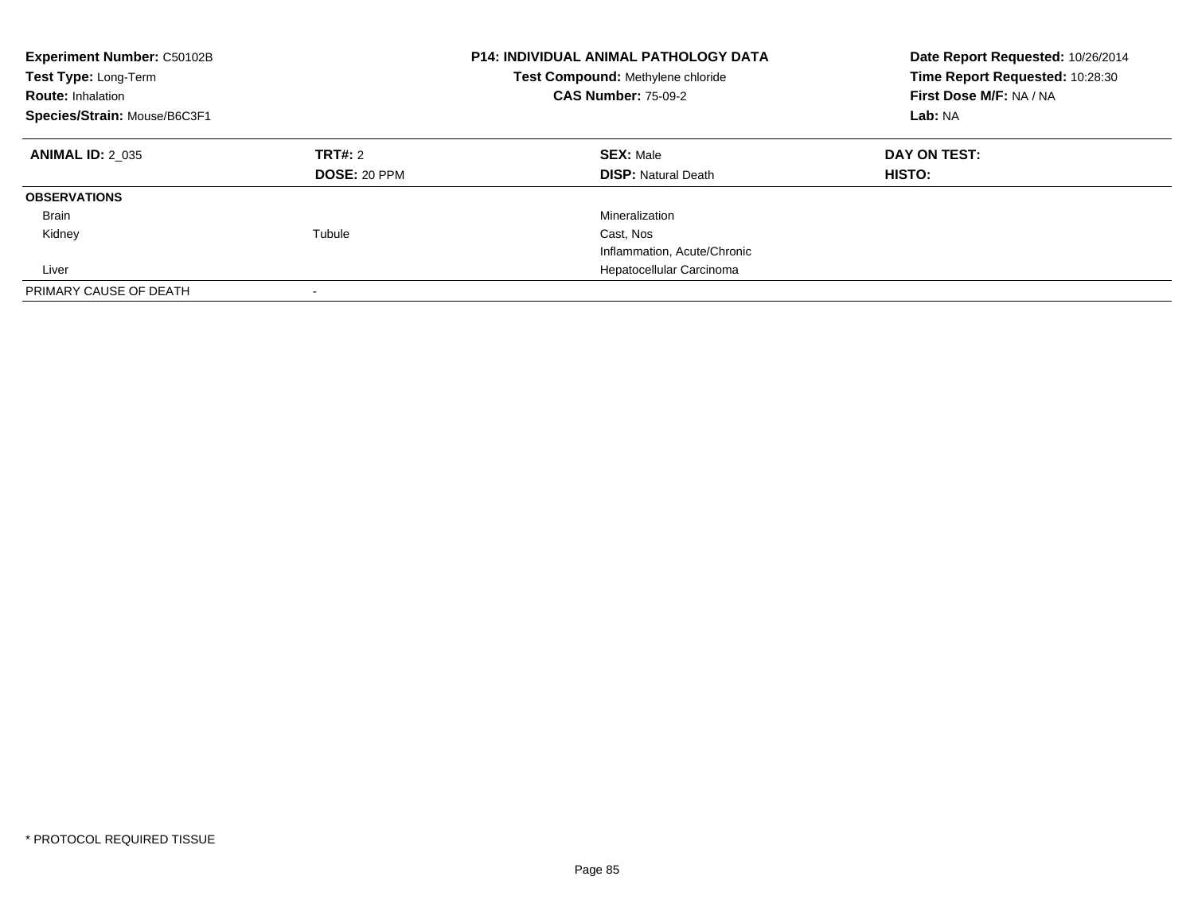**Experiment Number:** C50102B
**Test Type:** Long-Term
**Route:** Inhalation
**Species/Strain:** Mouse/B6C3F1

**P14: INDIVIDUAL ANIMAL PATHOLOGY DATA**
**Test Compound:** Methylene chloride
**CAS Number:** 75-09-2

**Date Report Requested:** 10/26/2014
**Time Report Requested:** 10:28:30
**First Dose M/F:** NA / NA
**Lab:** NA

| **ANIMAL ID:** 2_035 | **TRT#:** 2 | **SEX:** Male | **DAY ON TEST:** |
|---|---|---|---|
| | **DOSE:** 20 PPM | **DISP:** Natural Death | **HISTO:** |
| **OBSERVATIONS** | | | |
| Brain | | Mineralization | |
| Kidney | Tubule | Cast, Nos | |
| | | Inflammation, Acute/Chronic | |
| Liver | | Hepatocellular Carcinoma | |
| PRIMARY CAUSE OF DEATH | - | | |

* PROTOCOL REQUIRED TISSUE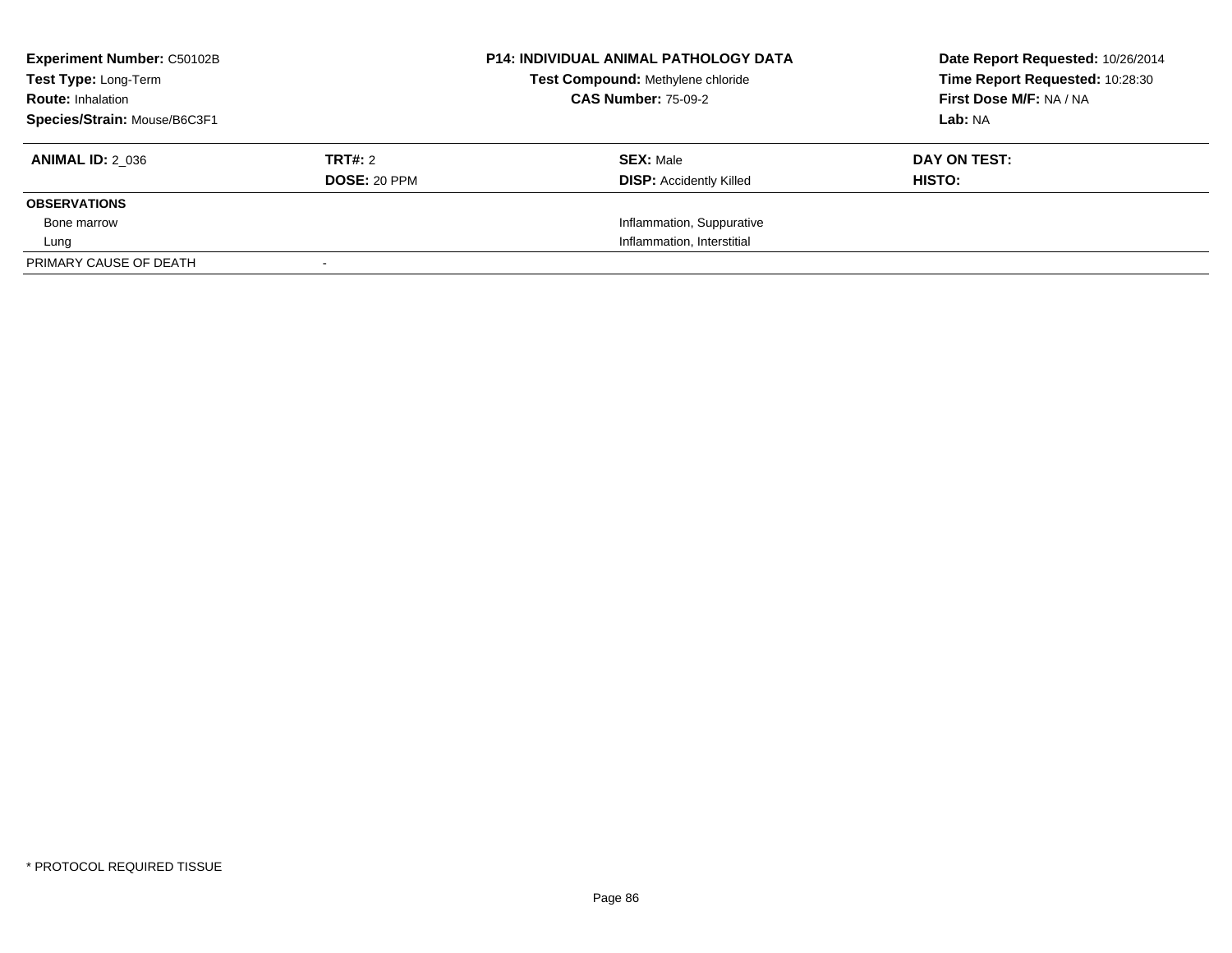**Experiment Number:** C50102B
**Test Type:** Long-Term
**Route:** Inhalation
**Species/Strain:** Mouse/B6C3F1

**P14: INDIVIDUAL ANIMAL PATHOLOGY DATA**
**Test Compound:** Methylene chloride
**CAS Number:** 75-09-2

**Date Report Requested:** 10/26/2014
**Time Report Requested:** 10:28:30
**First Dose M/F:** NA / NA
**Lab:** NA

| **ANIMAL ID:** 2_036 | **TRT#:** 2 | **SEX:** Male | **DAY ON TEST:** |
|---|---|---|---|
| | **DOSE:** 20 PPM | **DISP:** Accidently Killed | **HISTO:** |
| **OBSERVATIONS** | | | |
| Bone marrow | | Inflammation, Suppurative | |
| Lung | | Inflammation, Interstitial | |
| PRIMARY CAUSE OF DEATH | - | | |

* PROTOCOL REQUIRED TISSUE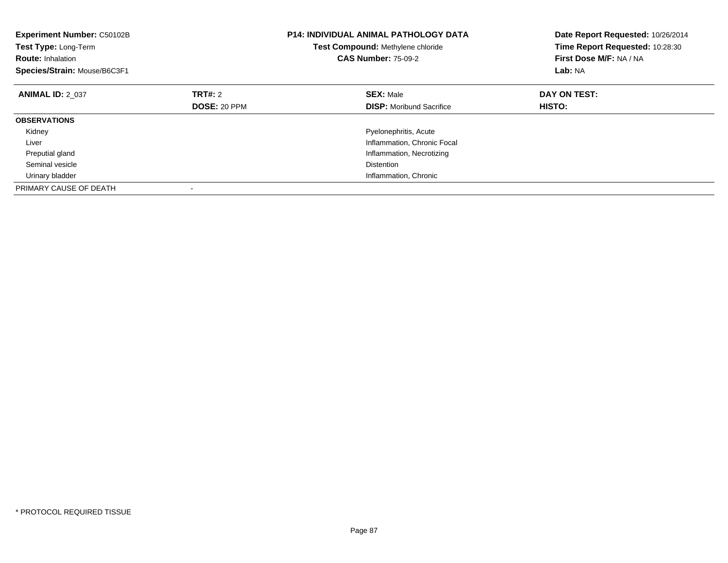**Experiment Number:** C50102B
**Test Type:** Long-Term
**Route:** Inhalation
**Species/Strain:** Mouse/B6C3F1

**P14: INDIVIDUAL ANIMAL PATHOLOGY DATA**
**Test Compound:** Methylene chloride
**CAS Number:** 75-09-2

**Date Report Requested:** 10/26/2014
**Time Report Requested:** 10:28:30
**First Dose M/F:** NA / NA
**Lab:** NA

| **ANIMAL ID:** 2_037 | **TRT#:** 2 | **SEX:** Male | **DAY ON TEST:** |
|---|---|---|---|
| | **DOSE:** 20 PPM | **DISP:** Moribund Sacrifice | **HISTO:** |
| **OBSERVATIONS** | | | |
| Kidney | | Pyelonephritis, Acute | |
| Liver | | Inflammation, Chronic Focal | |
| Preputial gland | | Inflammation, Necrotizing | |
| Seminal vesicle | | Distention | |
| Urinary bladder | | Inflammation, Chronic | |
| PRIMARY CAUSE OF DEATH | - | | |

* PROTOCOL REQUIRED TISSUE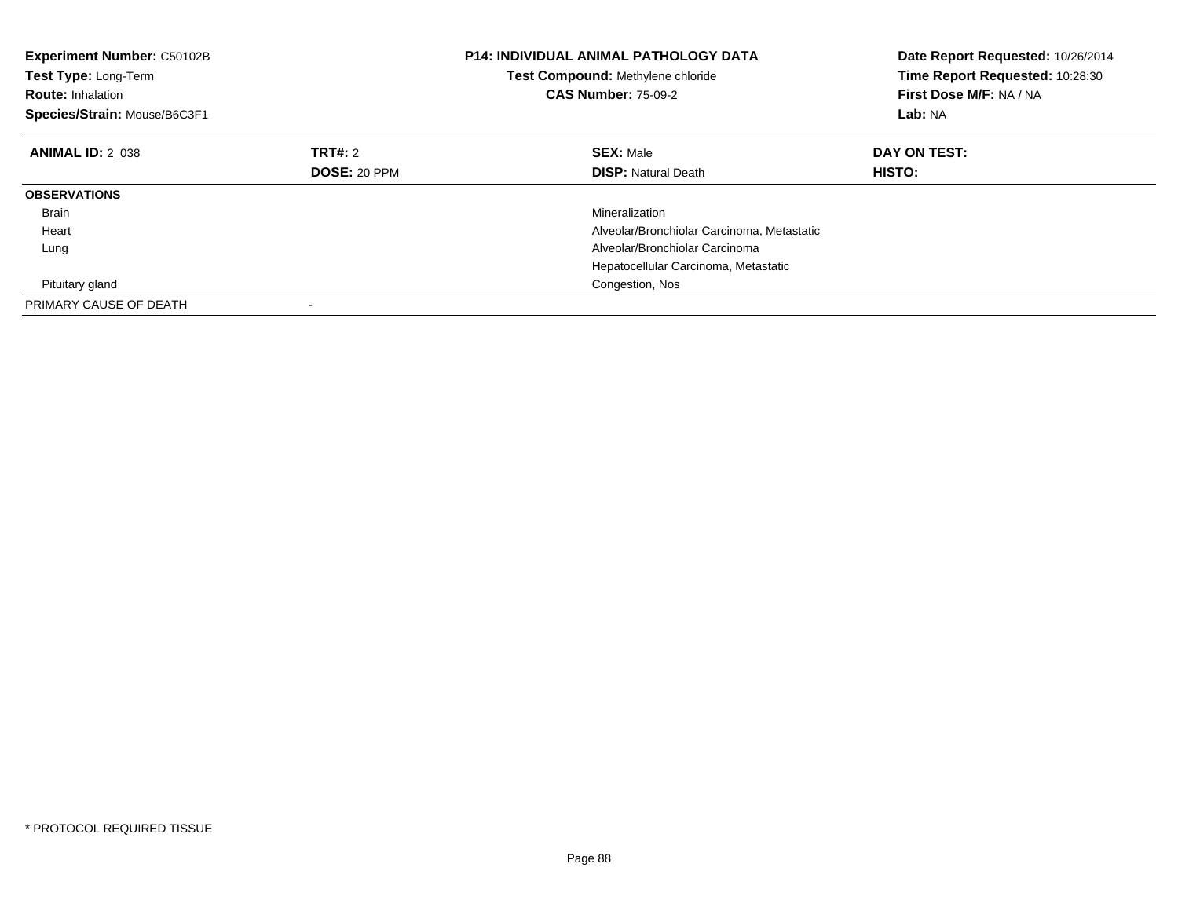**Experiment Number:** C50102B
**Test Type:** Long-Term
**Route:** Inhalation
**Species/Strain:** Mouse/B6C3F1

**P14: INDIVIDUAL ANIMAL PATHOLOGY DATA**
**Test Compound:** Methylene chloride
**CAS Number:** 75-09-2

**Date Report Requested:** 10/26/2014
**Time Report Requested:** 10:28:30
**First Dose M/F:** NA / NA
**Lab:** NA

| **ANIMAL ID:** 2_038 | **TRT#:** 2 | **SEX:** Male | **DAY ON TEST:** |
|---|---|---|---|
| | **DOSE:** 20 PPM | **DISP:** Natural Death | **HISTO:** |
| **OBSERVATIONS** | | | |
| Brain | | Mineralization | |
| Heart | | Alveolar/Bronchiolar Carcinoma, Metastatic | |
| Lung | | Alveolar/Bronchiolar Carcinoma | |
| | | Hepatocellular Carcinoma, Metastatic | |
| Pituitary gland | | Congestion, Nos | |
| PRIMARY CAUSE OF DEATH | - | | |

* PROTOCOL REQUIRED TISSUE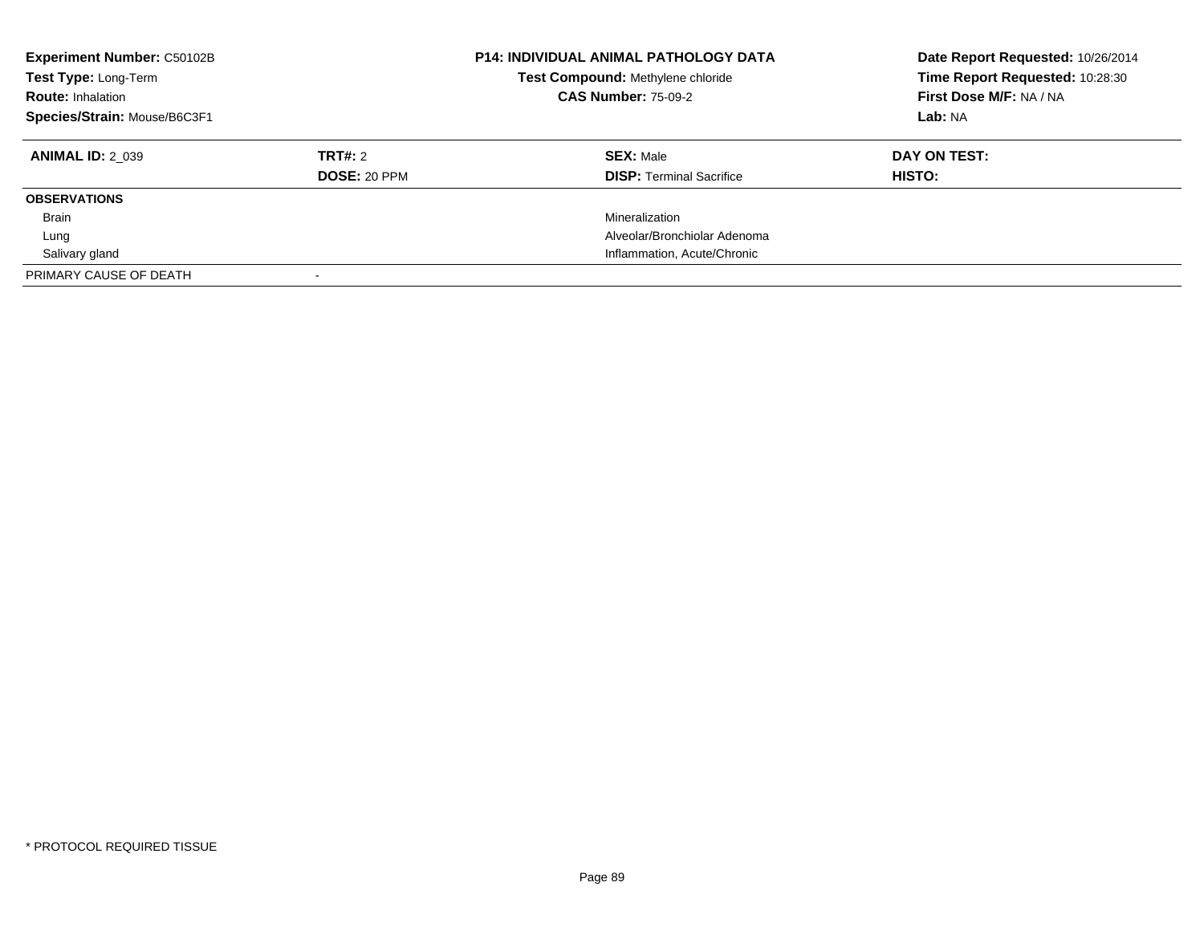**Experiment Number:** C50102B
**Test Type:** Long-Term
**Route:** Inhalation
**Species/Strain:** Mouse/B6C3F1

**P14: INDIVIDUAL ANIMAL PATHOLOGY DATA**
**Test Compound:** Methylene chloride
**CAS Number:** 75-09-2

**Date Report Requested:** 10/26/2014
**Time Report Requested:** 10:28:30
**First Dose M/F:** NA / NA
**Lab:** NA

| **ANIMAL ID:** 2_039 | **TRT#:** 2 | **SEX:** Male | **DAY ON TEST:** |
|---|---|---|---|
| | **DOSE:** 20 PPM | **DISP:** Terminal Sacrifice | **HISTO:** |
| **OBSERVATIONS** | | | |
| Brain | | Mineralization | |
| Lung | | Alveolar/Bronchiolar Adenoma | |
| Salivary gland | | Inflammation, Acute/Chronic | |
| PRIMARY CAUSE OF DEATH | - | | |

* PROTOCOL REQUIRED TISSUE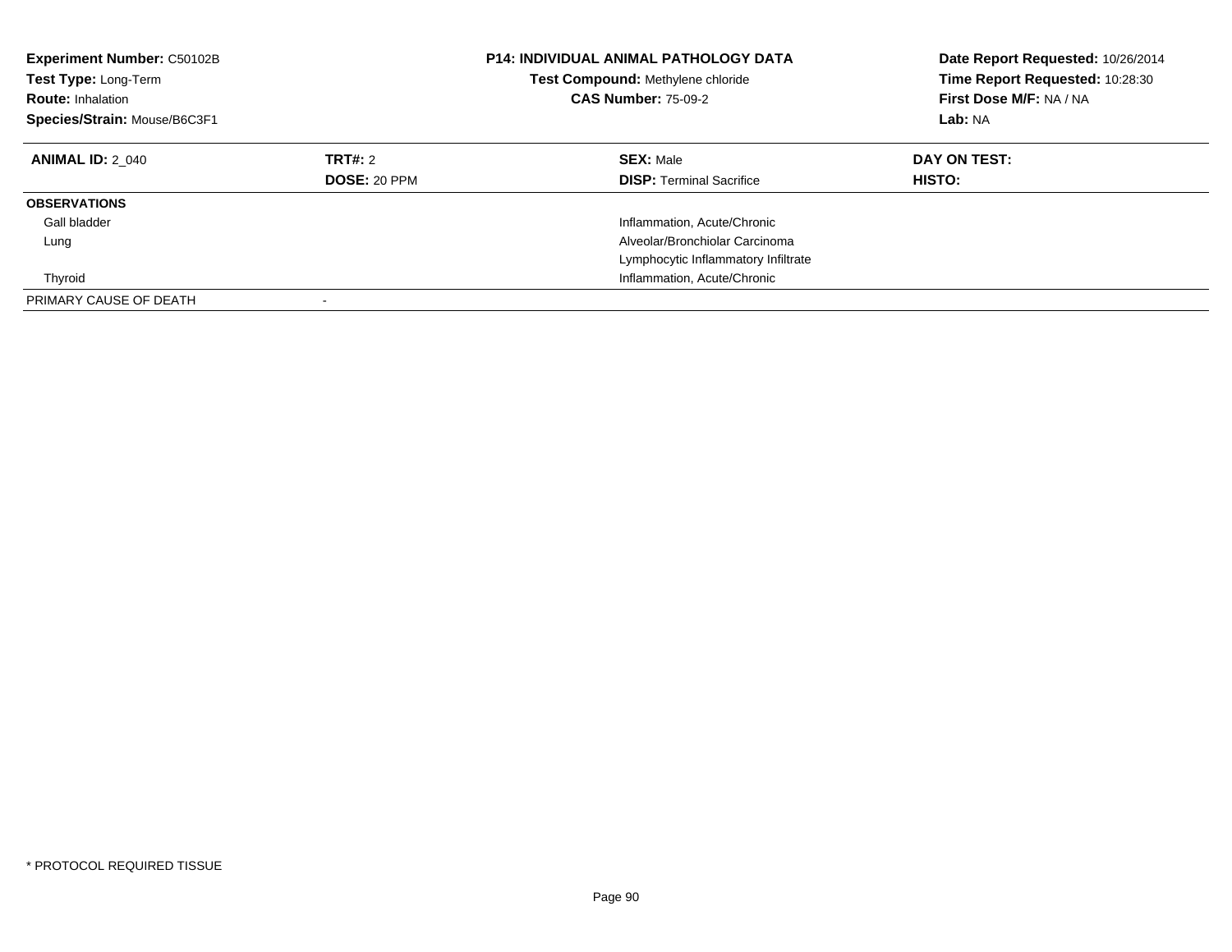**Experiment Number:** C50102B
**Test Type:** Long-Term
**Route:** Inhalation
**Species/Strain:** Mouse/B6C3F1

**P14: INDIVIDUAL ANIMAL PATHOLOGY DATA**
**Test Compound:** Methylene chloride
**CAS Number:** 75-09-2

**Date Report Requested:** 10/26/2014
**Time Report Requested:** 10:28:30
**First Dose M/F:** NA / NA
**Lab:** NA

| **ANIMAL ID:** 2_040 | **TRT#:** 2 | **SEX:** Male | **DAY ON TEST:** |
|---|---|---|---|
| | **DOSE:** 20 PPM | **DISP:** Terminal Sacrifice | **HISTO:** |
| **OBSERVATIONS** | | | |
| Gall bladder | | Inflammation, Acute/Chronic | |
| Lung | | Alveolar/Bronchiolar Carcinoma | |
| | | Lymphocytic Inflammatory Infiltrate | |
| Thyroid | | Inflammation, Acute/Chronic | |
| PRIMARY CAUSE OF DEATH | - | | |

* PROTOCOL REQUIRED TISSUE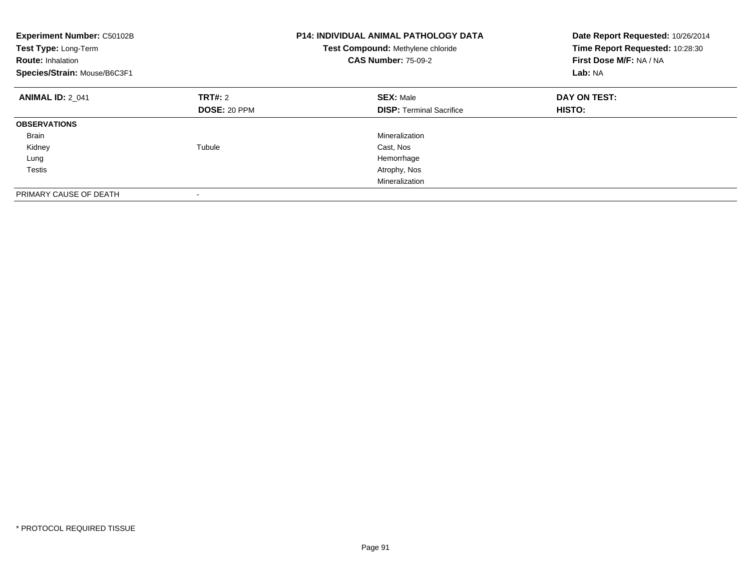**Experiment Number:** C50102B
**Test Type:** Long-Term
**Route:** Inhalation
**Species/Strain:** Mouse/B6C3F1

**P14: INDIVIDUAL ANIMAL PATHOLOGY DATA**
**Test Compound:** Methylene chloride
**CAS Number:** 75-09-2

**Date Report Requested:** 10/26/2014
**Time Report Requested:** 10:28:30
**First Dose M/F:** NA / NA
**Lab:** NA

| **ANIMAL ID:** 2_041 | **TRT#:** 2 | **SEX:** Male | **DAY ON TEST:** |
|---|---|---|---|
| | **DOSE:** 20 PPM | **DISP:** Terminal Sacrifice | **HISTO:** |
| **OBSERVATIONS** | | | |
| Brain | | Mineralization | |
| Kidney | Tubule | Cast, Nos | |
| Lung | | Hemorrhage | |
| Testis | | Atrophy, Nos | |
| | | Mineralization | |
| PRIMARY CAUSE OF DEATH | - | | |

* PROTOCOL REQUIRED TISSUE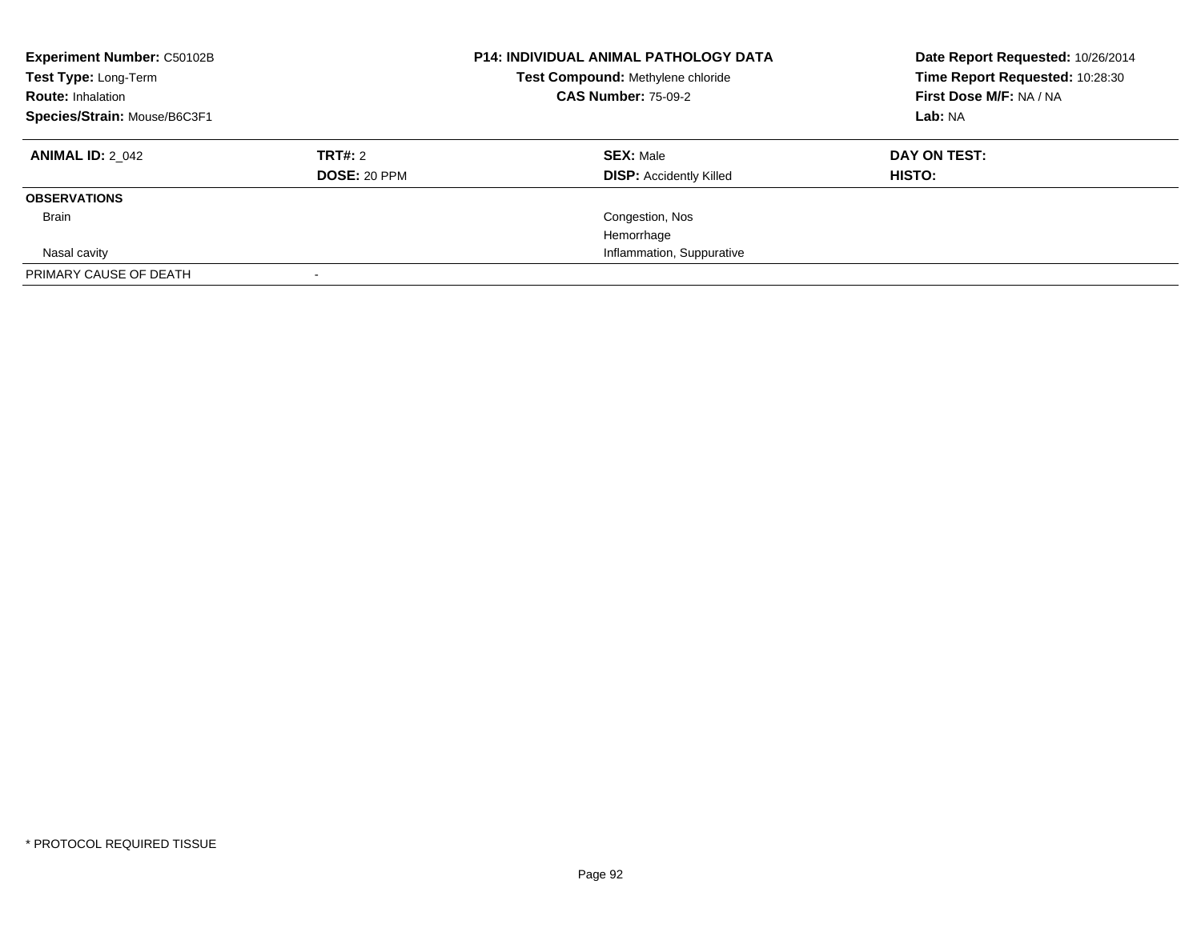**Experiment Number:** C50102B
**Test Type:** Long-Term
**Route:** Inhalation
**Species/Strain:** Mouse/B6C3F1

**P14: INDIVIDUAL ANIMAL PATHOLOGY DATA**
**Test Compound:** Methylene chloride
**CAS Number:** 75-09-2

**Date Report Requested:** 10/26/2014
**Time Report Requested:** 10:28:30
**First Dose M/F:** NA / NA
**Lab:** NA

| **ANIMAL ID:** 2_042 | **TRT#:** 2 | **SEX:** Male | **DAY ON TEST:** |
|---|---|---|---|
| | **DOSE:** 20 PPM | **DISP:** Accidently Killed | **HISTO:** |
| **OBSERVATIONS** | | | |
| Brain | | Congestion, Nos | |
| | | Hemorrhage | |
| Nasal cavity | | Inflammation, Suppurative | |
| PRIMARY CAUSE OF DEATH | - | | |

* PROTOCOL REQUIRED TISSUE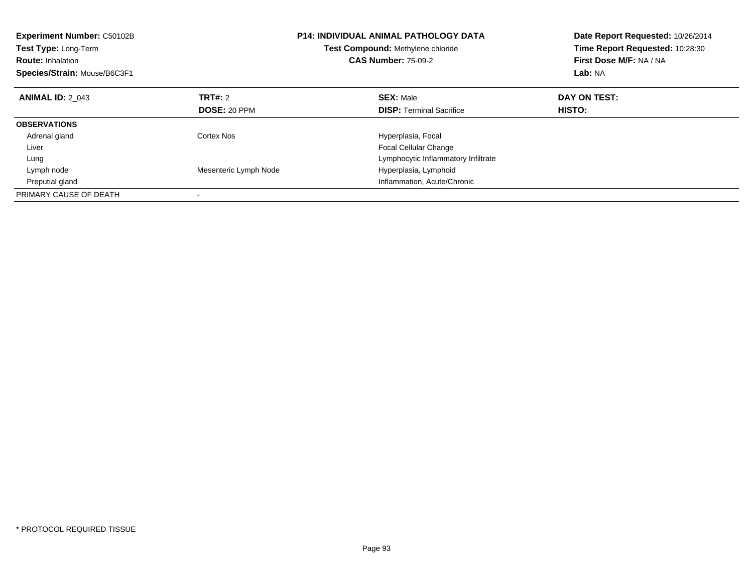**Experiment Number:** C50102B
**Test Type:** Long-Term
**Route:** Inhalation
**Species/Strain:** Mouse/B6C3F1

**P14: INDIVIDUAL ANIMAL PATHOLOGY DATA**
**Test Compound:** Methylene chloride
**CAS Number:** 75-09-2

**Date Report Requested:** 10/26/2014
**Time Report Requested:** 10:28:30
**First Dose M/F:** NA / NA
**Lab:** NA

| **ANIMAL ID:** 2_043 | **TRT#:** 2 | **SEX:** Male | **DAY ON TEST:** |
|---|---|---|---|
| | **DOSE:** 20 PPM | **DISP:** Terminal Sacrifice | **HISTO:** |
| **OBSERVATIONS** | | | |
| Adrenal gland | Cortex Nos | Hyperplasia, Focal | |
| Liver | | Focal Cellular Change | |
| Lung | | Lymphocytic Inflammatory Infiltrate | |
| Lymph node | Mesenteric Lymph Node | Hyperplasia, Lymphoid | |
| Preputial gland | | Inflammation, Acute/Chronic | |
| PRIMARY CAUSE OF DEATH | - | | |

* PROTOCOL REQUIRED TISSUE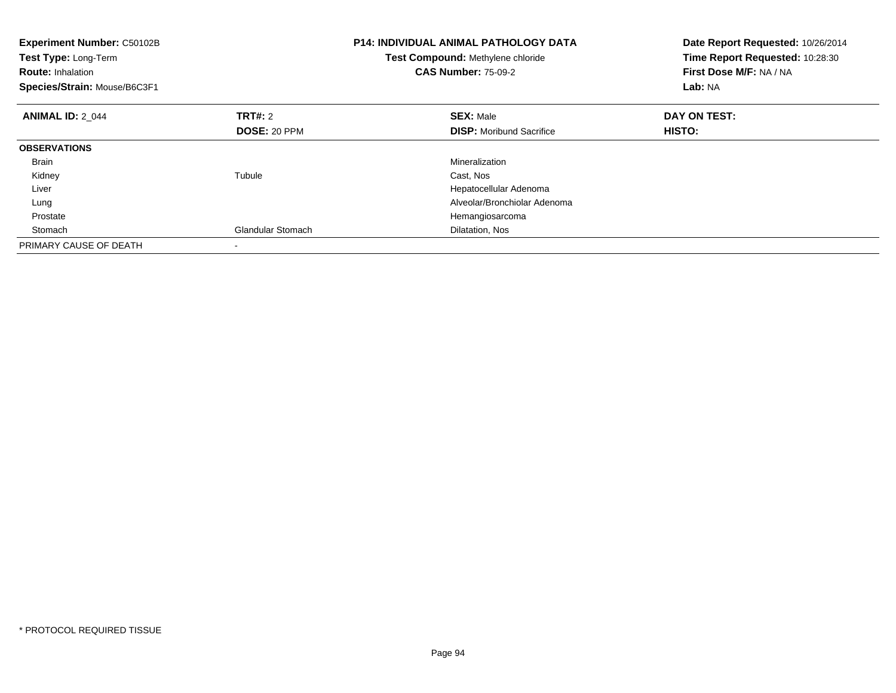**Experiment Number:** C50102B
**Test Type:** Long-Term
**Route:** Inhalation
**Species/Strain:** Mouse/B6C3F1

**P14: INDIVIDUAL ANIMAL PATHOLOGY DATA**
**Test Compound:** Methylene chloride
**CAS Number:** 75-09-2

**Date Report Requested:** 10/26/2014
**Time Report Requested:** 10:28:30
**First Dose M/F:** NA / NA
**Lab:** NA

| **ANIMAL ID:** 2_044 | **TRT#:** 2 | **SEX:** Male | **DAY ON TEST:** |
|---|---|---|---|
| | **DOSE:** 20 PPM | **DISP:** Moribund Sacrifice | **HISTO:** |
| **OBSERVATIONS** | | | |
| Brain | | Mineralization | |
| Kidney | Tubule | Cast, Nos | |
| Liver | | Hepatocellular Adenoma | |
| Lung | | Alveolar/Bronchiolar Adenoma | |
| Prostate | | Hemangiosarcoma | |
| Stomach | Glandular Stomach | Dilatation, Nos | |
| PRIMARY CAUSE OF DEATH | - | | |

* PROTOCOL REQUIRED TISSUE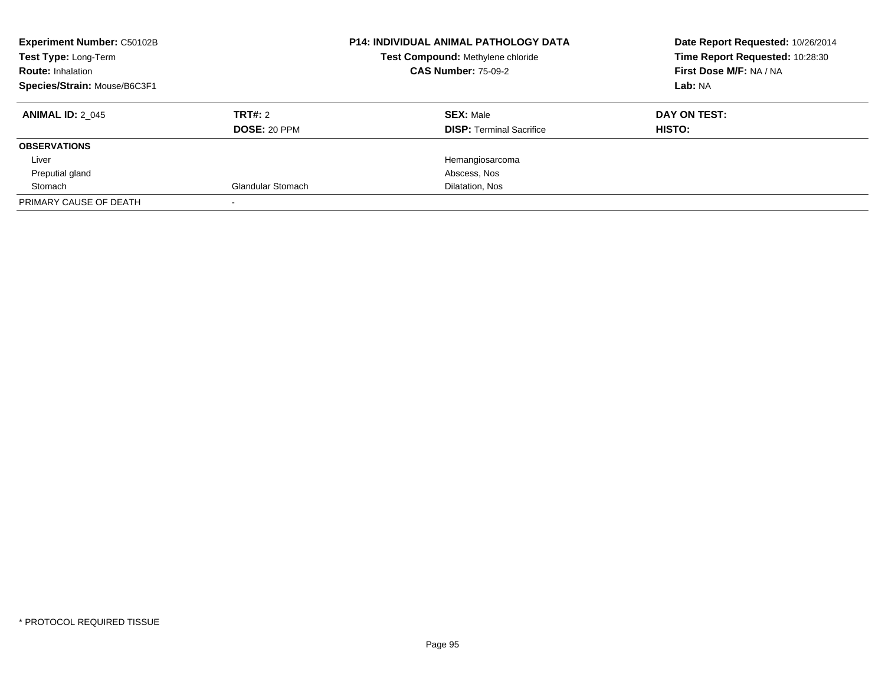**Experiment Number:** C50102B
**Test Type:** Long-Term
**Route:** Inhalation
**Species/Strain:** Mouse/B6C3F1

**P14: INDIVIDUAL ANIMAL PATHOLOGY DATA**
**Test Compound:** Methylene chloride
**CAS Number:** 75-09-2

**Date Report Requested:** 10/26/2014
**Time Report Requested:** 10:28:30
**First Dose M/F:** NA / NA
**Lab:** NA

| **ANIMAL ID:** 2_045 | **TRT#:** 2 | **SEX:** Male | **DAY ON TEST:** |
|---|---|---|---|
| | **DOSE:** 20 PPM | **DISP:** Terminal Sacrifice | **HISTO:** |
| **OBSERVATIONS** | | | |
| Liver | | Hemangiosarcoma | |
| Preputial gland | | Abscess, Nos | |
| Stomach | Glandular Stomach | Dilatation, Nos | |
| PRIMARY CAUSE OF DEATH | - | | |

* PROTOCOL REQUIRED TISSUE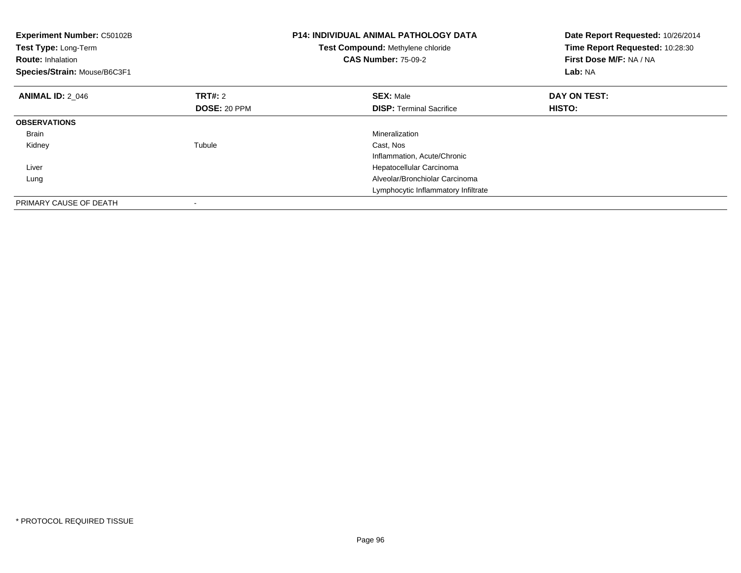**Experiment Number:** C50102B
**Test Type:** Long-Term
**Route:** Inhalation
**Species/Strain:** Mouse/B6C3F1

**P14: INDIVIDUAL ANIMAL PATHOLOGY DATA**
**Test Compound:** Methylene chloride
**CAS Number:** 75-09-2

**Date Report Requested:** 10/26/2014
**Time Report Requested:** 10:28:30
**First Dose M/F:** NA / NA
**Lab:** NA

| **ANIMAL ID:** 2_046 | **TRT#:** 2 | **SEX:** Male | **DAY ON TEST:** |
|---|---|---|---|
| | **DOSE:** 20 PPM | **DISP:** Terminal Sacrifice | **HISTO:** |
| **OBSERVATIONS** | | | |
| Brain | | Mineralization | |
| Kidney | Tubule | Cast, Nos | |
| | | Inflammation, Acute/Chronic | |
| Liver | | Hepatocellular Carcinoma | |
| Lung | | Alveolar/Bronchiolar Carcinoma | |
| | | Lymphocytic Inflammatory Infiltrate | |
| PRIMARY CAUSE OF DEATH | - | | |

* PROTOCOL REQUIRED TISSUE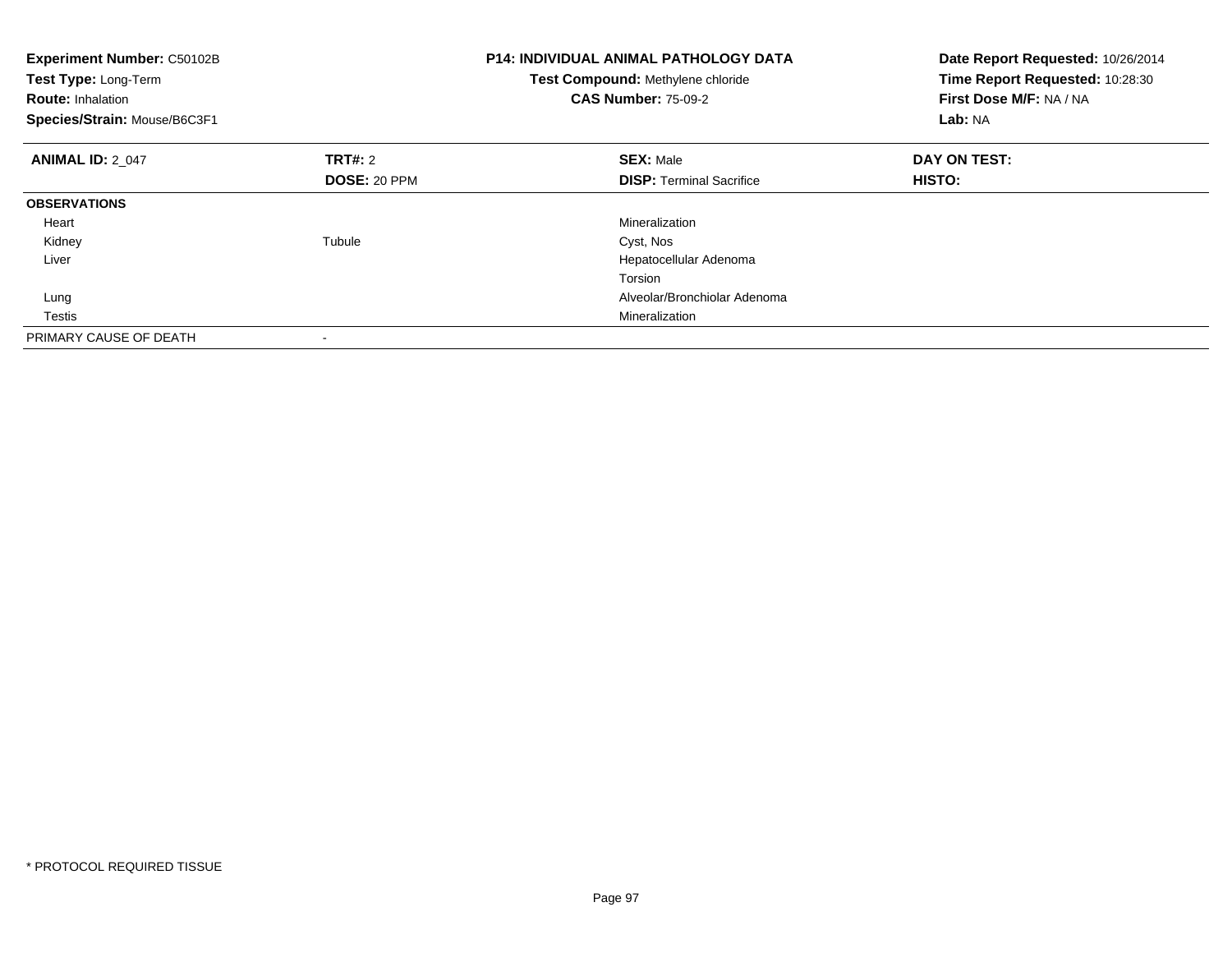**Experiment Number:** C50102B
**Test Type:** Long-Term
**Route:** Inhalation
**Species/Strain:** Mouse/B6C3F1

**P14: INDIVIDUAL ANIMAL PATHOLOGY DATA**
**Test Compound:** Methylene chloride
**CAS Number:** 75-09-2

**Date Report Requested:** 10/26/2014
**Time Report Requested:** 10:28:30
**First Dose M/F:** NA / NA
**Lab:** NA

| **ANIMAL ID:** 2_047 | **TRT#:** 2 | **SEX:** Male | **DAY ON TEST:** |
|---|---|---|---|
| | **DOSE:** 20 PPM | **DISP:** Terminal Sacrifice | **HISTO:** |
| **OBSERVATIONS** | | | |
| Heart | | Mineralization | |
| Kidney | Tubule | Cyst, Nos | |
| Liver | | Hepatocellular Adenoma | |
| | | Torsion | |
| Lung | | Alveolar/Bronchiolar Adenoma | |
| Testis | | Mineralization | |
| PRIMARY CAUSE OF DEATH | - | | |

* PROTOCOL REQUIRED TISSUE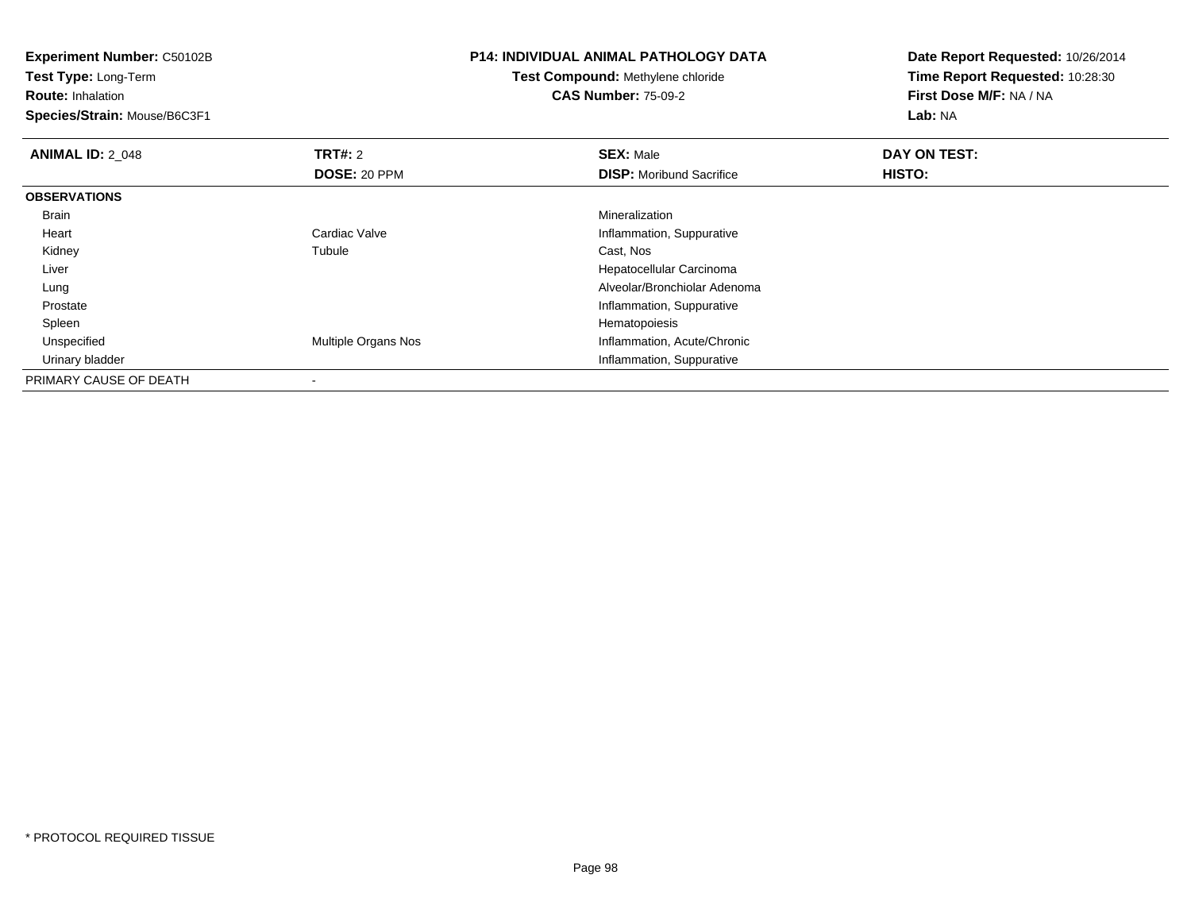**Experiment Number:** C50102B
**Test Type:** Long-Term
**Route:** Inhalation
**Species/Strain:** Mouse/B6C3F1

**P14: INDIVIDUAL ANIMAL PATHOLOGY DATA**
**Test Compound:** Methylene chloride
**CAS Number:** 75-09-2

**Date Report Requested:** 10/26/2014
**Time Report Requested:** 10:28:30
**First Dose M/F:** NA / NA
**Lab:** NA

| **ANIMAL ID:** 2_048 | **TRT#:** 2 | **SEX:** Male | **DAY ON TEST:** |
|---|---|---|---|
| | **DOSE:** 20 PPM | **DISP:** Moribund Sacrifice | **HISTO:** |
| **OBSERVATIONS** | | | |
| Brain | | Mineralization | |
| Heart | Cardiac Valve | Inflammation, Suppurative | |
| Kidney | Tubule | Cast, Nos | |
| Liver | | Hepatocellular Carcinoma | |
| Lung | | Alveolar/Bronchiolar Adenoma | |
| Prostate | | Inflammation, Suppurative | |
| Spleen | | Hematopoiesis | |
| Unspecified | Multiple Organs Nos | Inflammation, Acute/Chronic | |
| Urinary bladder | | Inflammation, Suppurative | |
| PRIMARY CAUSE OF DEATH | - | | |

* PROTOCOL REQUIRED TISSUE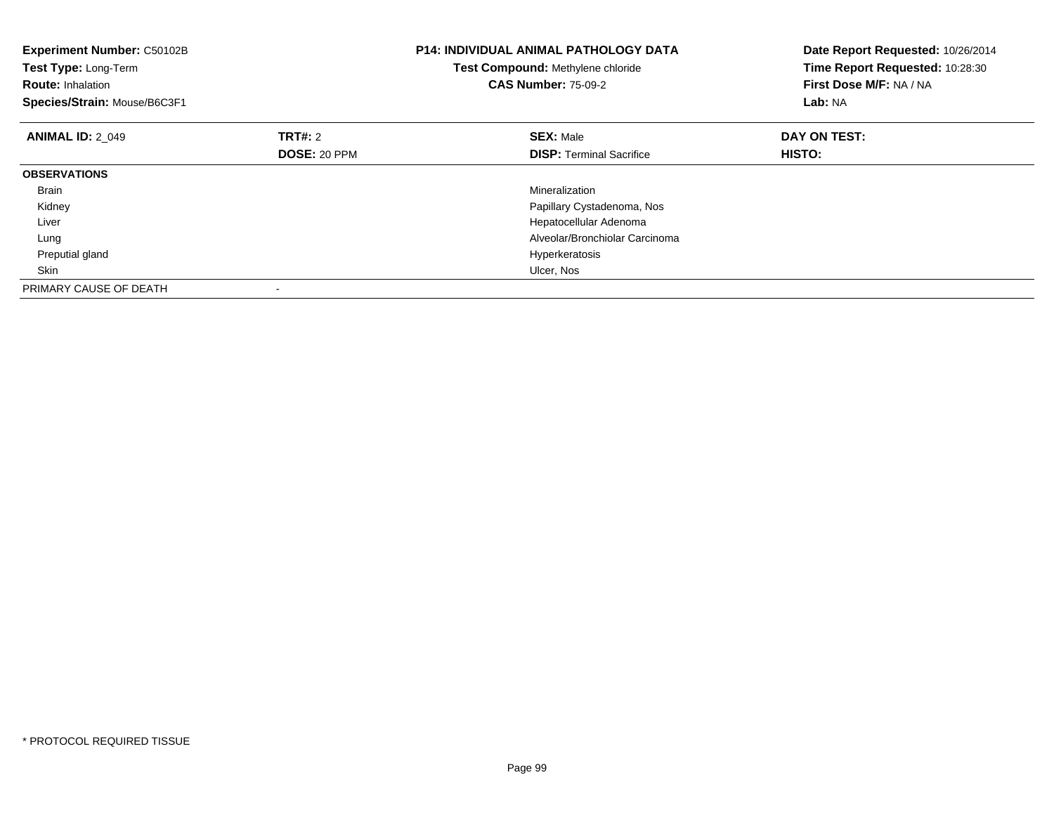**Experiment Number:** C50102B
**Test Type:** Long-Term
**Route:** Inhalation
**Species/Strain:** Mouse/B6C3F1

**P14: INDIVIDUAL ANIMAL PATHOLOGY DATA**
**Test Compound:** Methylene chloride
**CAS Number:** 75-09-2

**Date Report Requested:** 10/26/2014
**Time Report Requested:** 10:28:30
**First Dose M/F:** NA / NA
**Lab:** NA

| **ANIMAL ID:** 2_049 | **TRT#:** 2 | **SEX:** Male | **DAY ON TEST:** |
|---|---|---|---|
| | **DOSE:** 20 PPM | **DISP:** Terminal Sacrifice | **HISTO:** |
| **OBSERVATIONS** | | | |
| Brain | | Mineralization | |
| Kidney | | Papillary Cystadenoma, Nos | |
| Liver | | Hepatocellular Adenoma | |
| Lung | | Alveolar/Bronchiolar Carcinoma | |
| Preputial gland | | Hyperkeratosis | |
| Skin | | Ulcer, Nos | |
| PRIMARY CAUSE OF DEATH | - | | |

* PROTOCOL REQUIRED TISSUE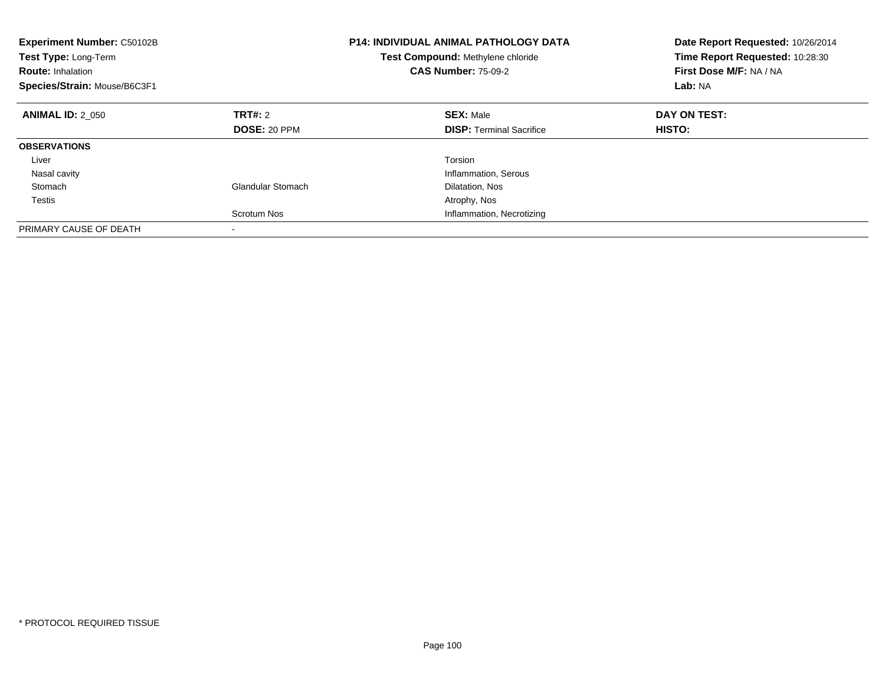**Experiment Number:** C50102B
**Test Type:** Long-Term
**Route:** Inhalation
**Species/Strain:** Mouse/B6C3F1

**P14: INDIVIDUAL ANIMAL PATHOLOGY DATA**
**Test Compound:** Methylene chloride
**CAS Number:** 75-09-2

**Date Report Requested:** 10/26/2014
**Time Report Requested:** 10:28:30
**First Dose M/F:** NA / NA
**Lab:** NA

| **ANIMAL ID:** 2_050 | **TRT#:** 2 | **SEX:** Male | **DAY ON TEST:** |
|---|---|---|---|
| | **DOSE:** 20 PPM | **DISP:** Terminal Sacrifice | **HISTO:** |
| **OBSERVATIONS** | | | |
| Liver | | Torsion | |
| Nasal cavity | | Inflammation, Serous | |
| Stomach | Glandular Stomach | Dilatation, Nos | |
| Testis | | Atrophy, Nos | |
| | Scrotum Nos | Inflammation, Necrotizing | |
| PRIMARY CAUSE OF DEATH | - | | |

* PROTOCOL REQUIRED TISSUE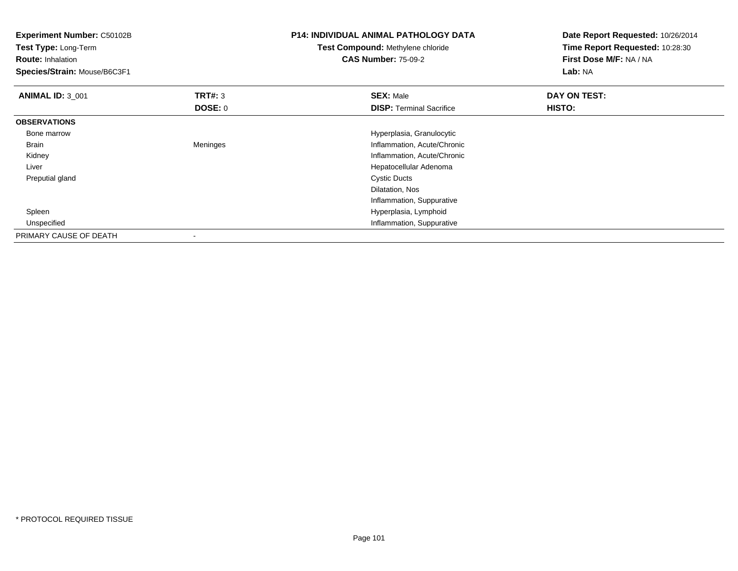**Experiment Number:** C50102B
**Test Type:** Long-Term
**Route:** Inhalation
**Species/Strain:** Mouse/B6C3F1

**P14: INDIVIDUAL ANIMAL PATHOLOGY DATA**
**Test Compound:** Methylene chloride
**CAS Number:** 75-09-2

**Date Report Requested:** 10/26/2014
**Time Report Requested:** 10:28:30
**First Dose M/F:** NA / NA
**Lab:** NA

| **ANIMAL ID:** 3_001 | **TRT#:** 3 | **SEX:** Male | **DAY ON TEST:** |
|---|---|---|---|
| | **DOSE:** 0 | **DISP:** Terminal Sacrifice | **HISTO:** |
| **OBSERVATIONS** | | | |
| Bone marrow | | Hyperplasia, Granulocytic | |
| Brain | Meninges | Inflammation, Acute/Chronic | |
| Kidney | | Inflammation, Acute/Chronic | |
| Liver | | Hepatocellular Adenoma | |
| Preputial gland | | Cystic Ducts | |
| | | Dilatation, Nos | |
| | | Inflammation, Suppurative | |
| Spleen | | Hyperplasia, Lymphoid | |
| Unspecified | | Inflammation, Suppurative | |
| PRIMARY CAUSE OF DEATH | - | | |

\* PROTOCOL REQUIRED TISSUE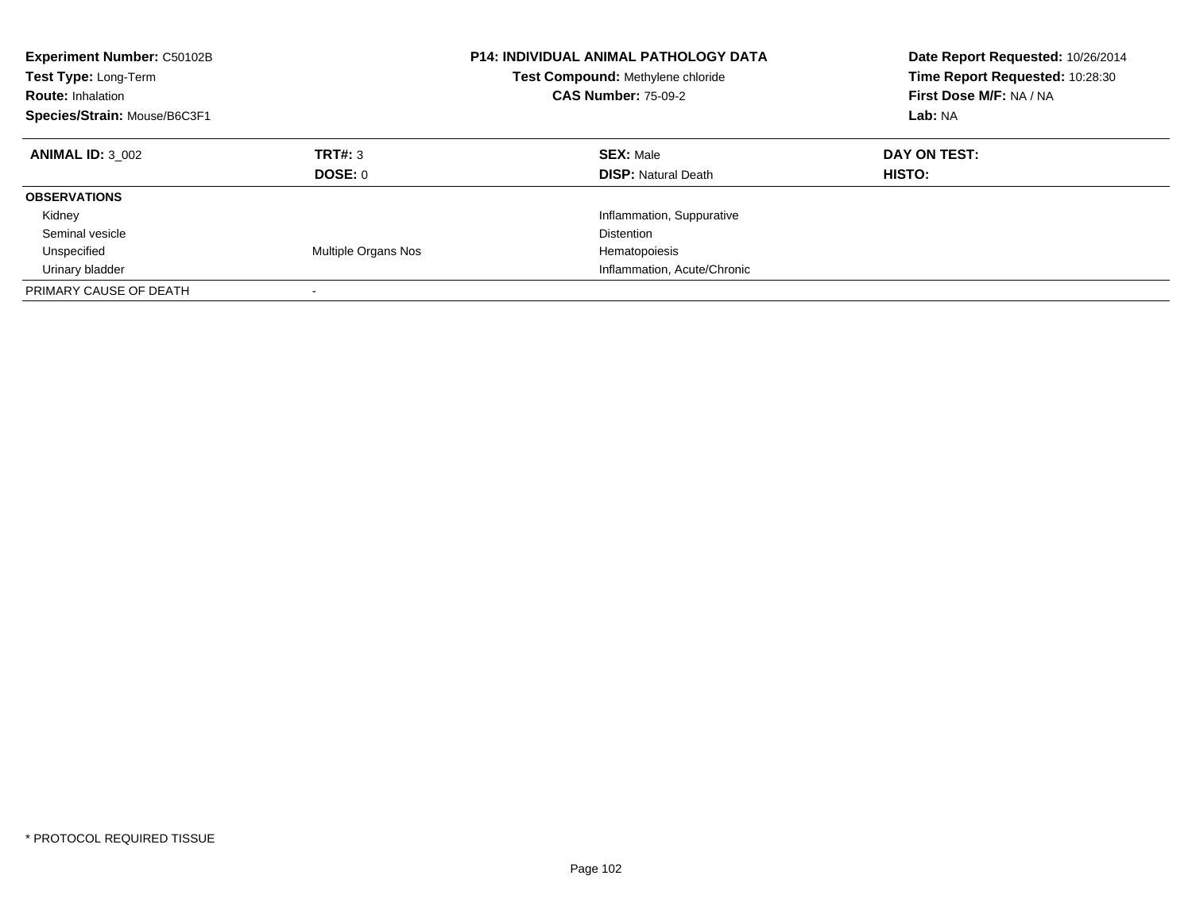**Experiment Number:** C50102B
**Test Type:** Long-Term
**Route:** Inhalation
**Species/Strain:** Mouse/B6C3F1

**P14: INDIVIDUAL ANIMAL PATHOLOGY DATA**
**Test Compound:** Methylene chloride
**CAS Number:** 75-09-2

**Date Report Requested:** 10/26/2014
**Time Report Requested:** 10:28:30
**First Dose M/F:** NA / NA
**Lab:** NA

| **ANIMAL ID:** 3_002 | **TRT#:** 3 | **SEX:** Male | **DAY ON TEST:** |
|---|---|---|---|
| | **DOSE:** 0 | **DISP:** Natural Death | **HISTO:** |
| **OBSERVATIONS** | | | |
| Kidney | | Inflammation, Suppurative | |
| Seminal vesicle | | Distention | |
| Unspecified | Multiple Organs Nos | Hematopoiesis | |
| Urinary bladder | | Inflammation, Acute/Chronic | |
| PRIMARY CAUSE OF DEATH | - | | |

* PROTOCOL REQUIRED TISSUE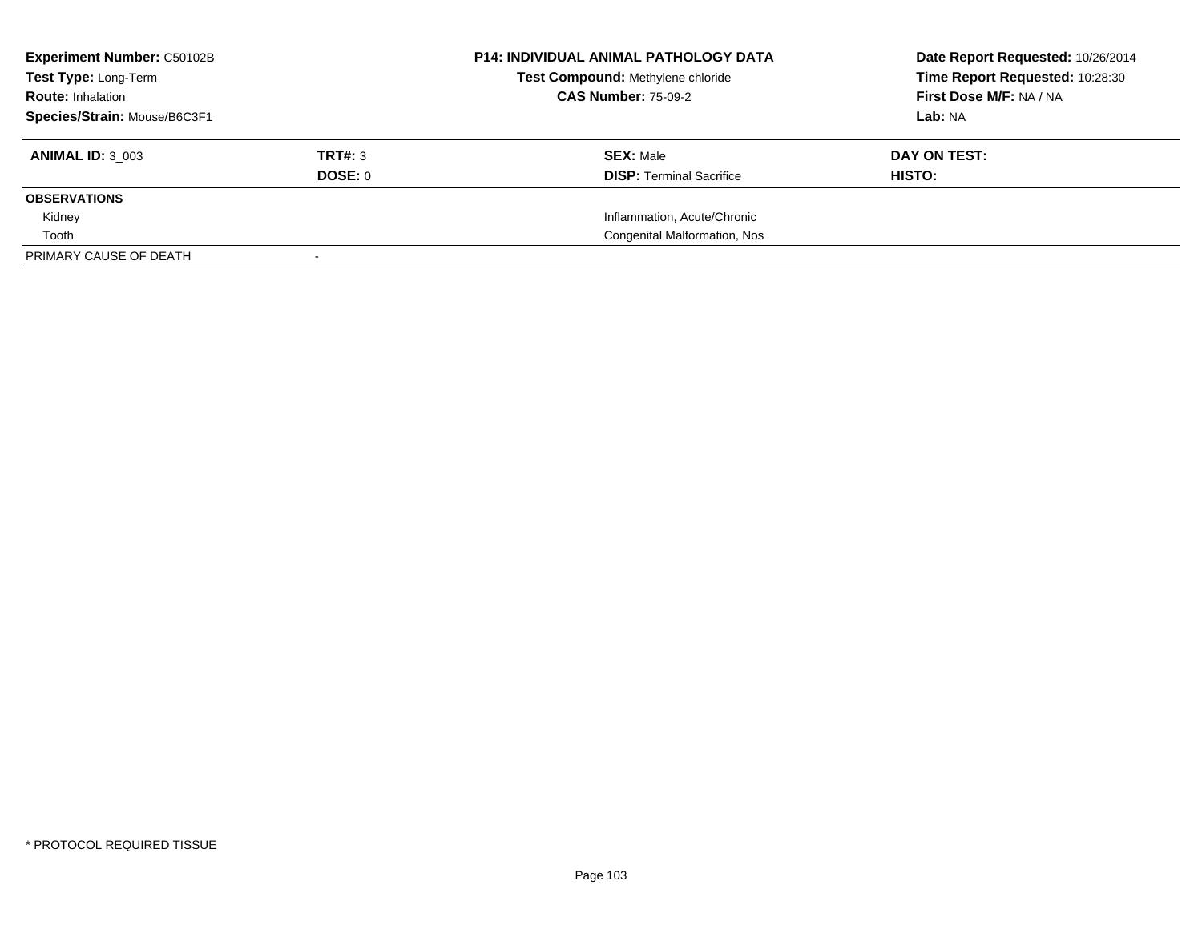| **Experiment Number:** C50102B | **P14: INDIVIDUAL ANIMAL PATHOLOGY DATA** | **Date Report Requested:** 10/26/2014 |
|---|---|---|
| **Test Type:** Long-Term | **Test Compound:** Methylene chloride | **Time Report Requested:** 10:28:30 |
| **Route:** Inhalation | **CAS Number:** 75-09-2 | **First Dose M/F:** NA / NA |
| **Species/Strain:** Mouse/B6C3F1 | | **Lab:** NA |

| **ANIMAL ID:** 3_003 | **TRT#:** 3 | **SEX:** Male | **DAY ON TEST:** |
|---|---|---|---|
| | **DOSE:** 0 | **DISP:** Terminal Sacrifice | **HISTO:** |
| **OBSERVATIONS** | | | |
| Kidney | | Inflammation, Acute/Chronic | |
| Tooth | | Congenital Malformation, Nos | |
| PRIMARY CAUSE OF DEATH | - | | |

* PROTOCOL REQUIRED TISSUE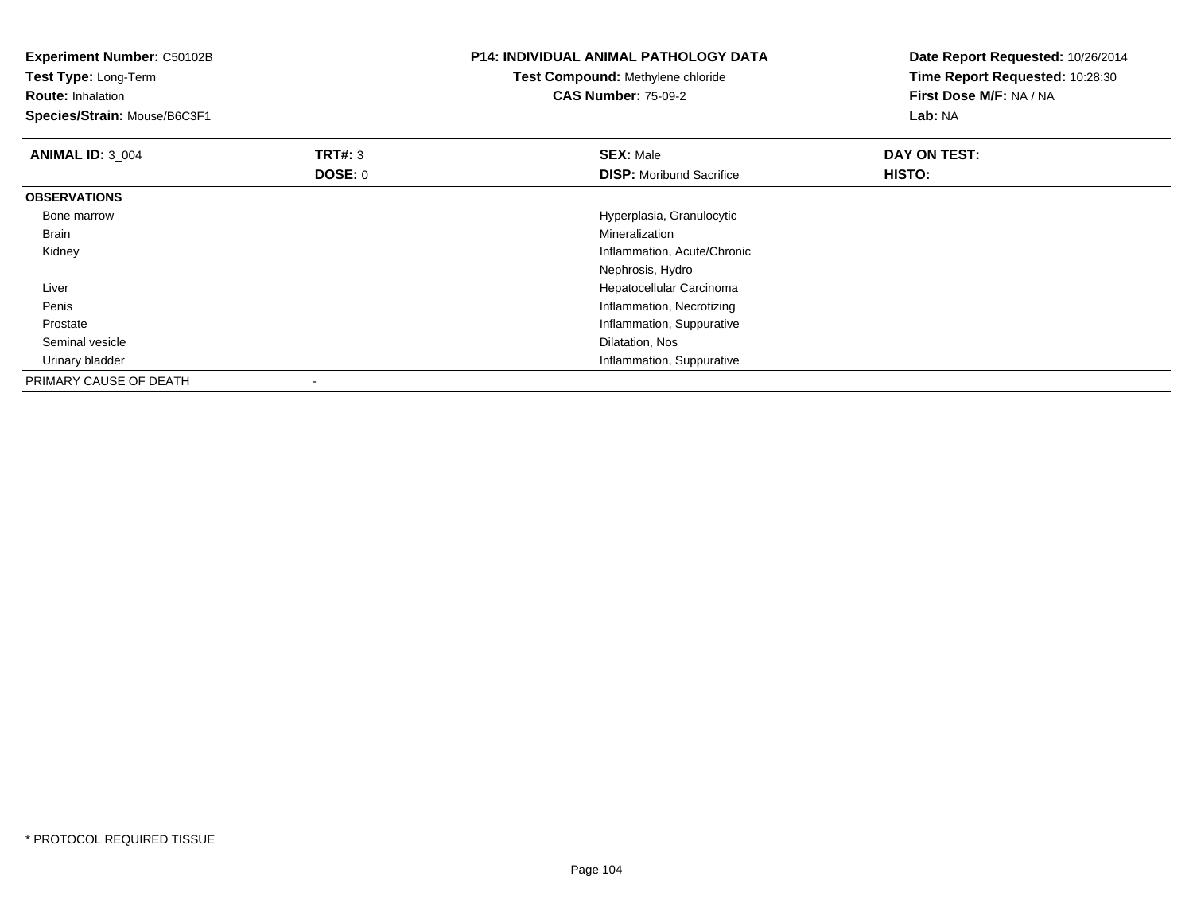**Experiment Number:** C50102B
**Test Type:** Long-Term
**Route:** Inhalation
**Species/Strain:** Mouse/B6C3F1

**P14: INDIVIDUAL ANIMAL PATHOLOGY DATA**
**Test Compound:** Methylene chloride
**CAS Number:** 75-09-2

**Date Report Requested:** 10/26/2014
**Time Report Requested:** 10:28:30
**First Dose M/F:** NA / NA
**Lab:** NA

| **ANIMAL ID:** 3_004 | **TRT#:** 3 | **SEX:** Male | **DAY ON TEST:** |
|---|---|---|---|
| | **DOSE:** 0 | **DISP:** Moribund Sacrifice | **HISTO:** |
| **OBSERVATIONS** | | | |
| Bone marrow | | Hyperplasia, Granulocytic | |
| Brain | | Mineralization | |
| Kidney | | Inflammation, Acute/Chronic | |
| | | Nephrosis, Hydro | |
| Liver | | Hepatocellular Carcinoma | |
| Penis | | Inflammation, Necrotizing | |
| Prostate | | Inflammation, Suppurative | |
| Seminal vesicle | | Dilatation, Nos | |
| Urinary bladder | | Inflammation, Suppurative | |
| PRIMARY CAUSE OF DEATH | - | | |

* PROTOCOL REQUIRED TISSUE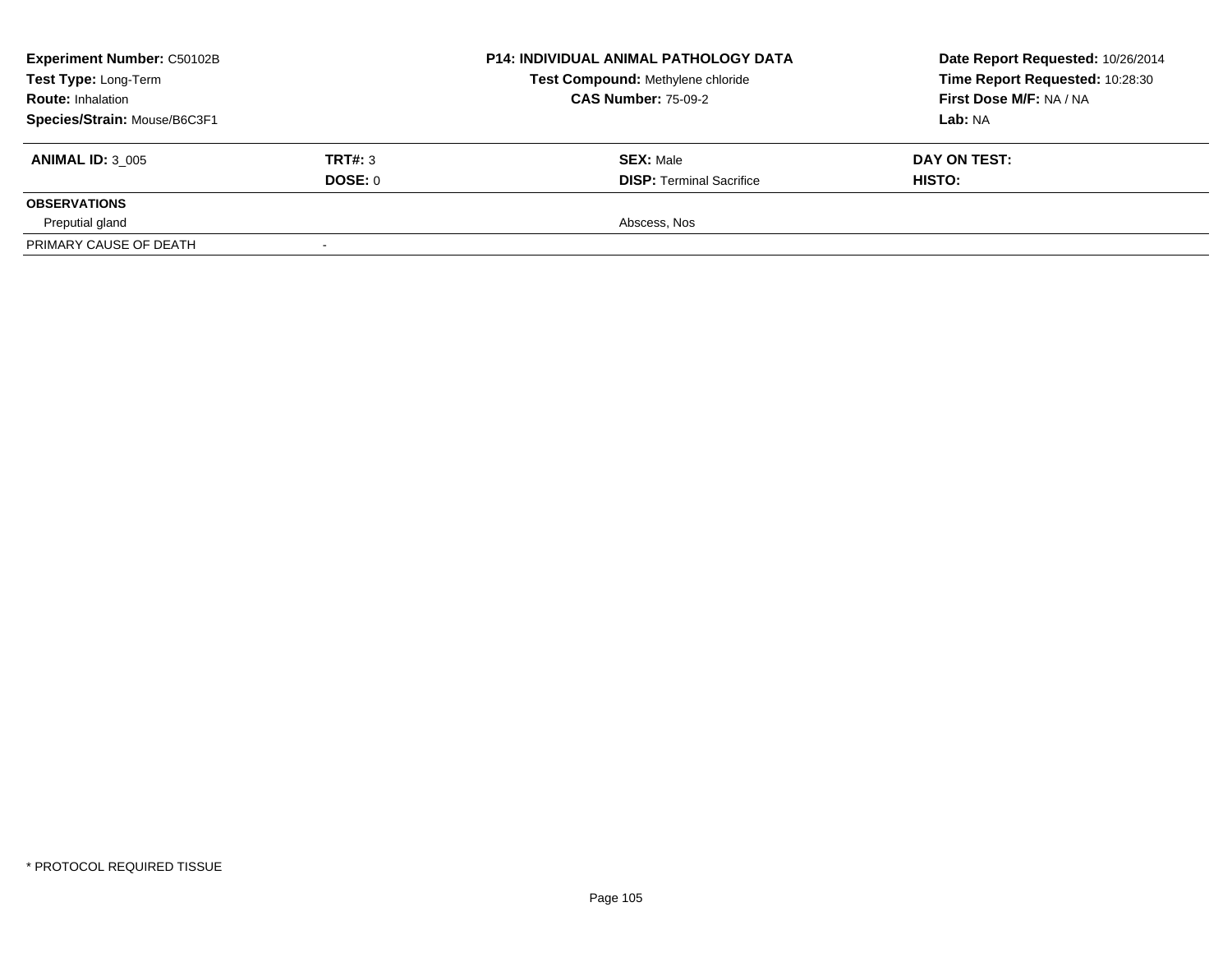| **Experiment Number:** C50102B | | **P14: INDIVIDUAL ANIMAL PATHOLOGY DATA** | **Date Report Requested:** 10/26/2014 |
|---|---|---|---|
| **Test Type:** Long-Term | | **Test Compound:** Methylene chloride | **Time Report Requested:** 10:28:30 |
| **Route:** Inhalation | | **CAS Number:** 75-09-2 | **First Dose M/F:** NA / NA |
| **Species/Strain:** Mouse/B6C3F1 | | | **Lab:** NA |

| **ANIMAL ID:** 3_005 | **TRT#:** 3 | **SEX:** Male | **DAY ON TEST:** |
|---|---|---|---|
| | **DOSE:** 0 | **DISP:** Terminal Sacrifice | **HISTO:** |
| **OBSERVATIONS** | | | |
| Preputial gland | | Abscess, Nos | |
| PRIMARY CAUSE OF DEATH | - | | |

\* PROTOCOL REQUIRED TISSUE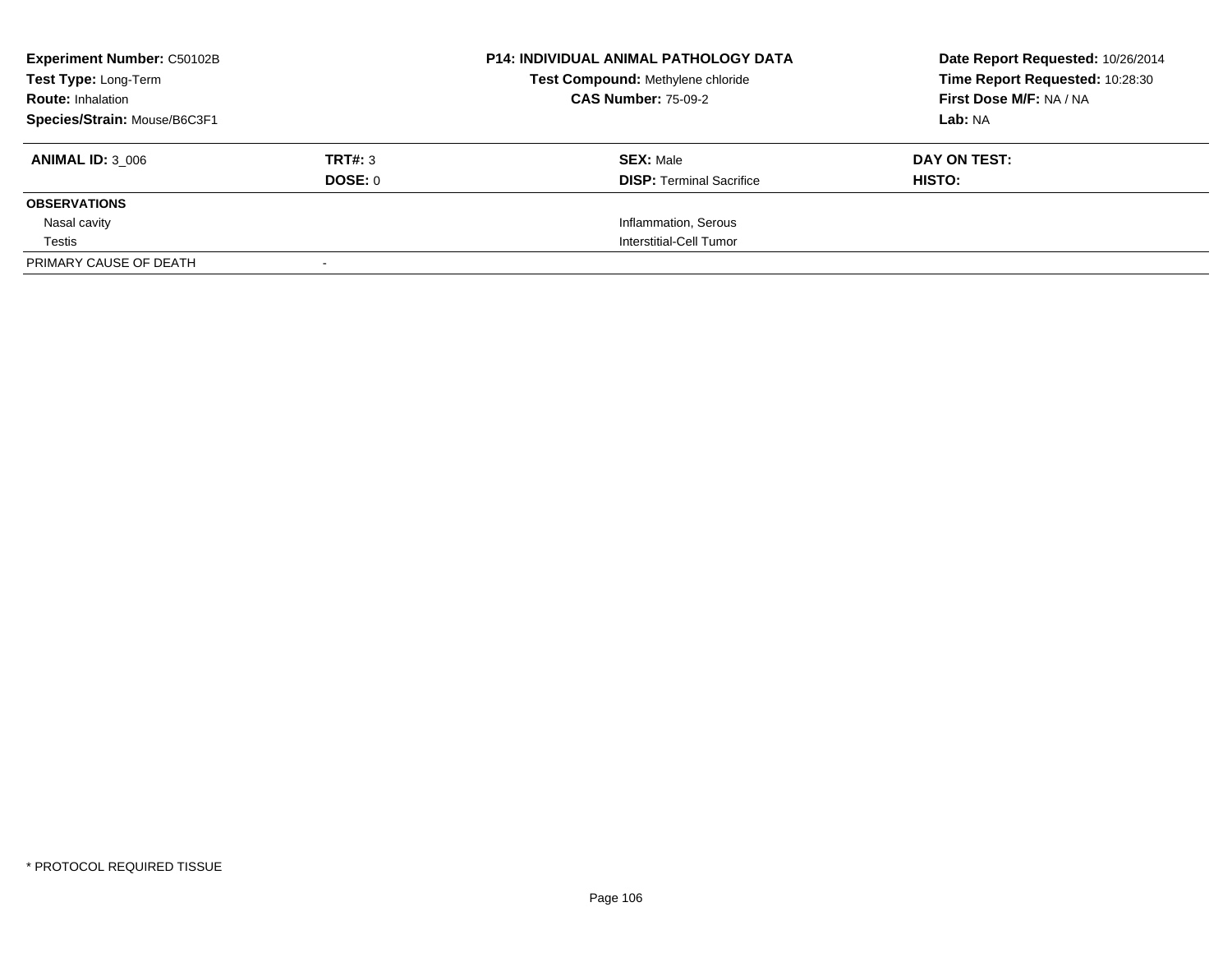| | | | |
|---|---|---|---|
| **Experiment Number:** C50102B | **P14: INDIVIDUAL ANIMAL PATHOLOGY DATA** | | **Date Report Requested:** 10/26/2014 |
| **Test Type:** Long-Term | **Test Compound:** Methylene chloride | | **Time Report Requested:** 10:28:30 |
| **Route:** Inhalation | **CAS Number:** 75-09-2 | | **First Dose M/F:** NA / NA |
| **Species/Strain:** Mouse/B6C3F1 | | | **Lab:** NA |

| **ANIMAL ID:** 3_006 | **TRT#:** 3 | **SEX:** Male | **DAY ON TEST:** |
|---|---|---|---|
| | **DOSE:** 0 | **DISP:** Terminal Sacrifice | **HISTO:** |
| **OBSERVATIONS** | | | |
| Nasal cavity | | Inflammation, Serous | |
| Testis | | Interstitial-Cell Tumor | |
| PRIMARY CAUSE OF DEATH | - | | |

* PROTOCOL REQUIRED TISSUE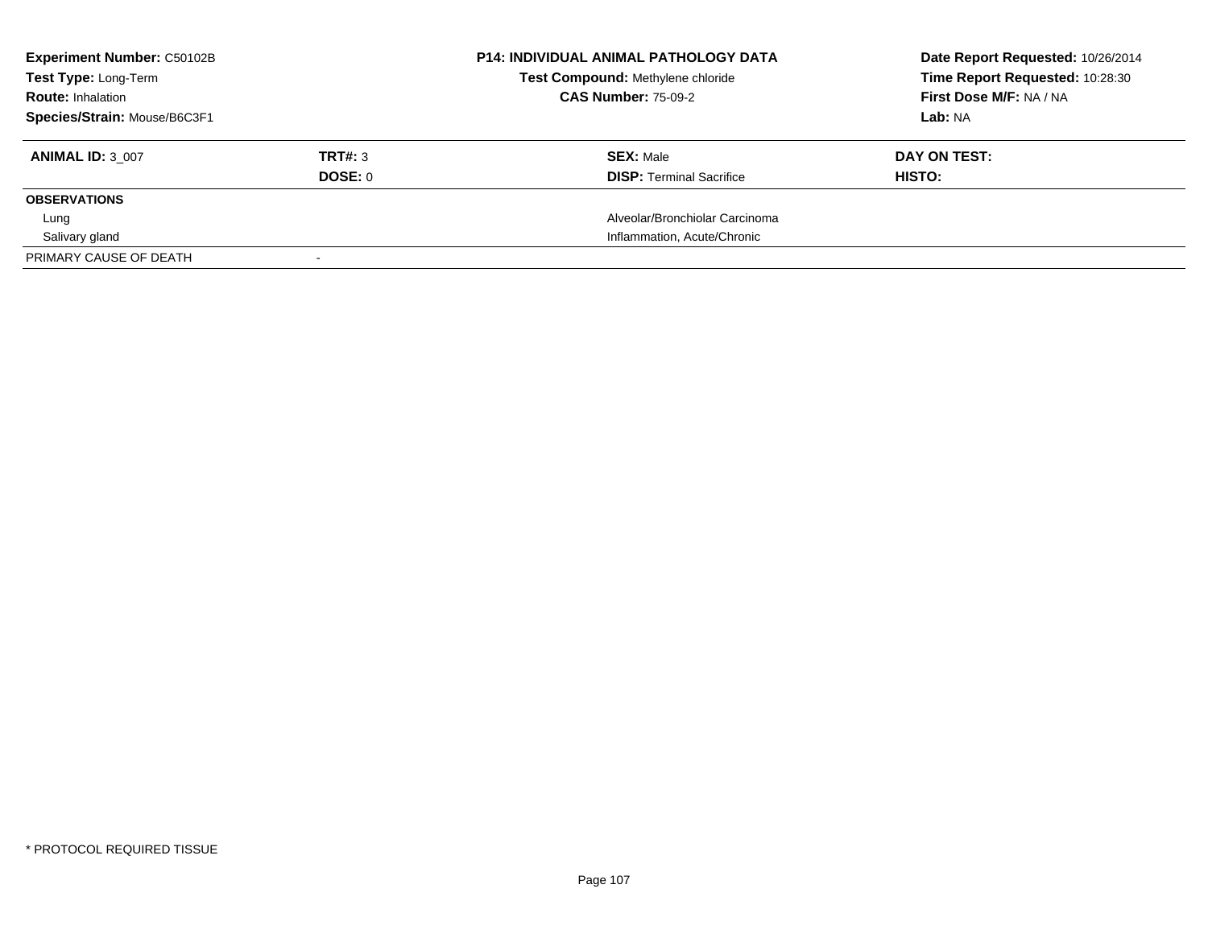**Experiment Number:** C50102B
**Test Type:** Long-Term
**Route:** Inhalation
**Species/Strain:** Mouse/B6C3F1

**P14: INDIVIDUAL ANIMAL PATHOLOGY DATA**
**Test Compound:** Methylene chloride
**CAS Number:** 75-09-2

**Date Report Requested:** 10/26/2014
**Time Report Requested:** 10:28:30
**First Dose M/F:** NA / NA
**Lab:** NA

| **ANIMAL ID:** 3_007 | **TRT#:** 3 | **SEX:** Male | **DAY ON TEST:** |
|---|---|---|---|
| | **DOSE:** 0 | **DISP:** Terminal Sacrifice | **HISTO:** |
| **OBSERVATIONS** | | | |
| Lung | | Alveolar/Bronchiolar Carcinoma | |
| Salivary gland | | Inflammation, Acute/Chronic | |
| PRIMARY CAUSE OF DEATH | - | | |

* PROTOCOL REQUIRED TISSUE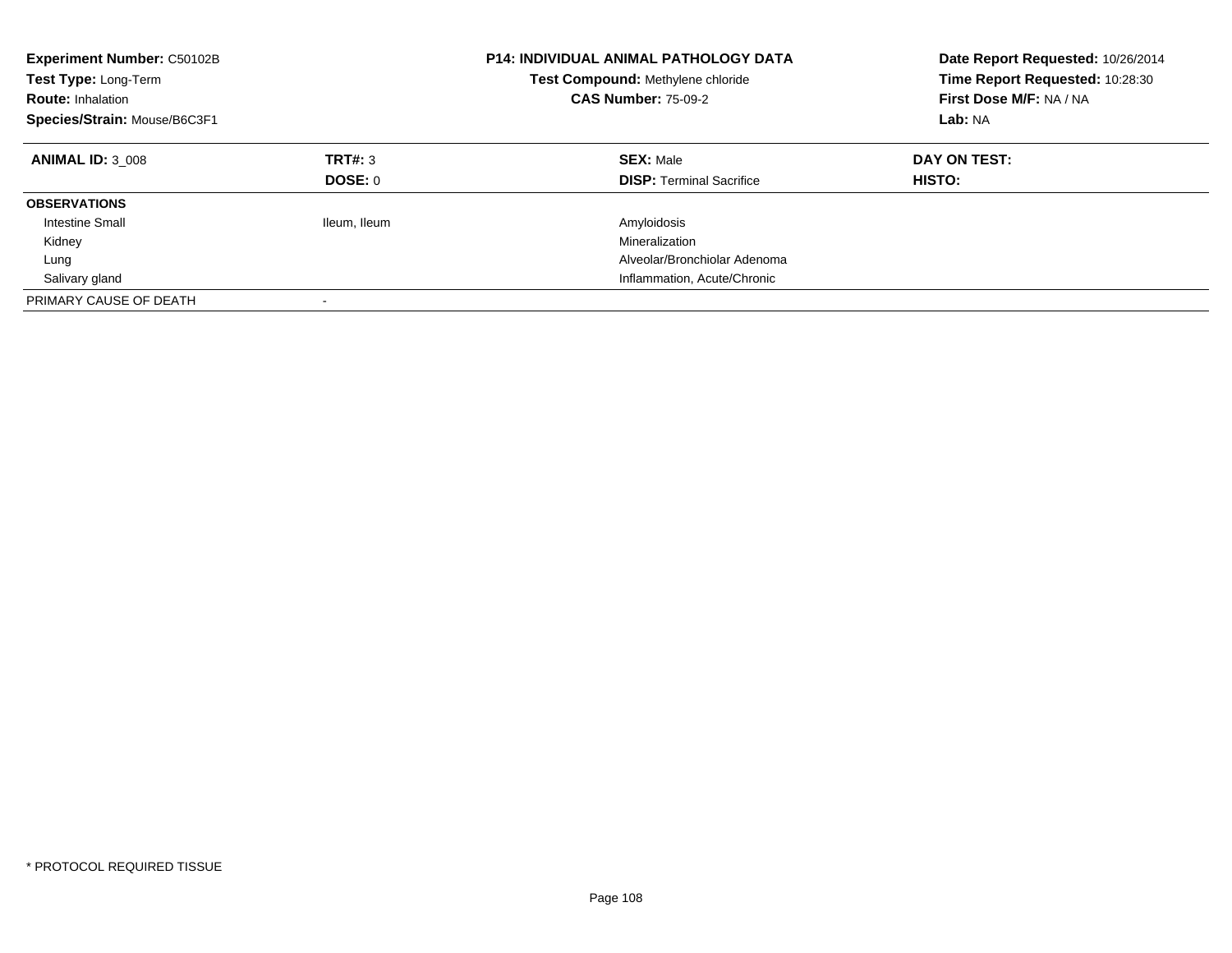**Experiment Number:** C50102B
**Test Type:** Long-Term
**Route:** Inhalation
**Species/Strain:** Mouse/B6C3F1

**P14: INDIVIDUAL ANIMAL PATHOLOGY DATA**
**Test Compound:** Methylene chloride
**CAS Number:** 75-09-2

**Date Report Requested:** 10/26/2014
**Time Report Requested:** 10:28:30
**First Dose M/F:** NA / NA
**Lab:** NA

| **ANIMAL ID:** 3_008 | **TRT#:** 3 | **SEX:** Male | **DAY ON TEST:** |
|---|---|---|---|
| | **DOSE:** 0 | **DISP:** Terminal Sacrifice | **HISTO:** |
| **OBSERVATIONS** | | | |
| Intestine Small | Ileum, Ileum | Amyloidosis | |
| Kidney | | Mineralization | |
| Lung | | Alveolar/Bronchiolar Adenoma | |
| Salivary gland | | Inflammation, Acute/Chronic | |
| PRIMARY CAUSE OF DEATH | - | | |

* PROTOCOL REQUIRED TISSUE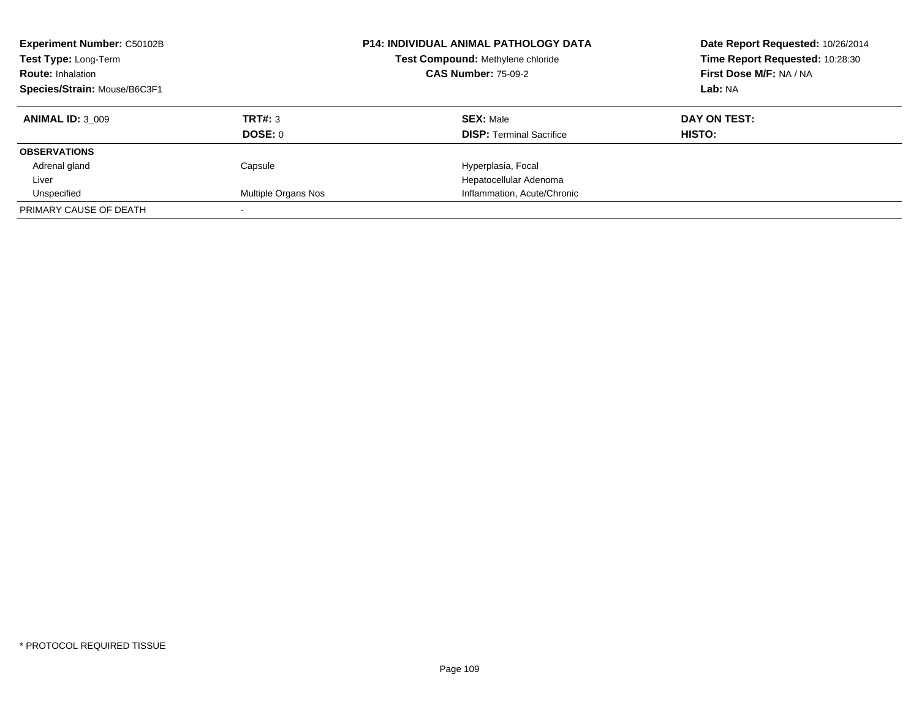**Experiment Number:** C50102B
**Test Type:** Long-Term
**Route:** Inhalation
**Species/Strain:** Mouse/B6C3F1

**P14: INDIVIDUAL ANIMAL PATHOLOGY DATA**
**Test Compound:** Methylene chloride
**CAS Number:** 75-09-2

**Date Report Requested:** 10/26/2014
**Time Report Requested:** 10:28:30
**First Dose M/F:** NA / NA
**Lab:** NA

| **ANIMAL ID:** 3_009 | **TRT#:** 3 | **SEX:** Male | **DAY ON TEST:** |
|---|---|---|---|
| | **DOSE:** 0 | **DISP:** Terminal Sacrifice | **HISTO:** |
| **OBSERVATIONS** | | | |
| Adrenal gland | Capsule | Hyperplasia, Focal | |
| Liver | | Hepatocellular Adenoma | |
| Unspecified | Multiple Organs Nos | Inflammation, Acute/Chronic | |
| PRIMARY CAUSE OF DEATH | - | | |

* PROTOCOL REQUIRED TISSUE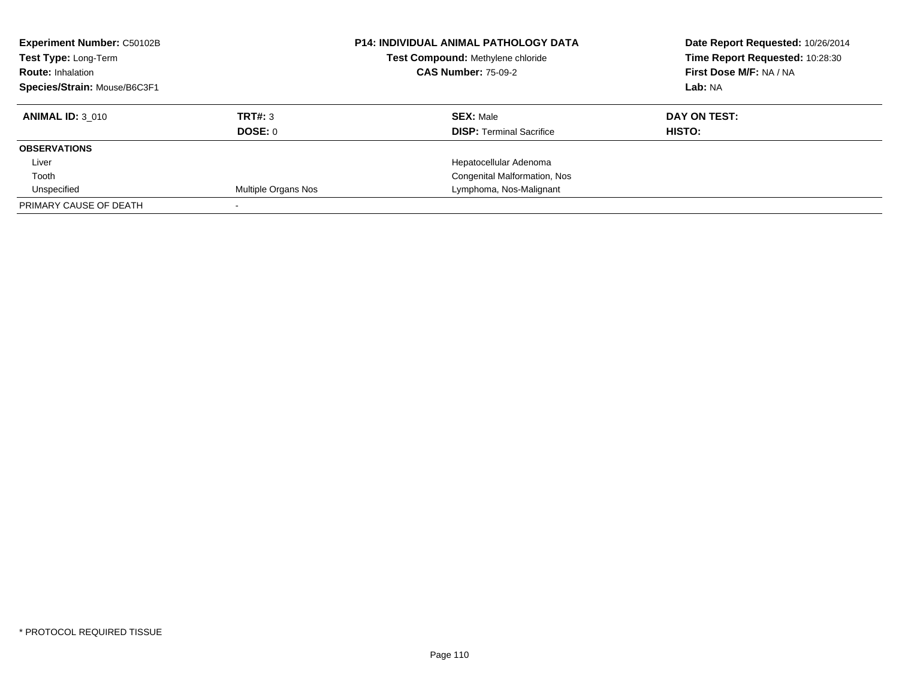**Experiment Number:** C50102B
**Test Type:** Long-Term
**Route:** Inhalation
**Species/Strain:** Mouse/B6C3F1

**P14: INDIVIDUAL ANIMAL PATHOLOGY DATA**
**Test Compound:** Methylene chloride
**CAS Number:** 75-09-2

**Date Report Requested:** 10/26/2014
**Time Report Requested:** 10:28:30
**First Dose M/F:** NA / NA
**Lab:** NA

| **ANIMAL ID:** 3_010 | **TRT#:** 3 | **SEX:** Male | **DAY ON TEST:** |
|---|---|---|---|
| | **DOSE:** 0 | **DISP:** Terminal Sacrifice | **HISTO:** |
| **OBSERVATIONS** | | | |
| Liver | | Hepatocellular Adenoma | |
| Tooth | | Congenital Malformation, Nos | |
| Unspecified | Multiple Organs Nos | Lymphoma, Nos-Malignant | |
| PRIMARY CAUSE OF DEATH | - | | |

* PROTOCOL REQUIRED TISSUE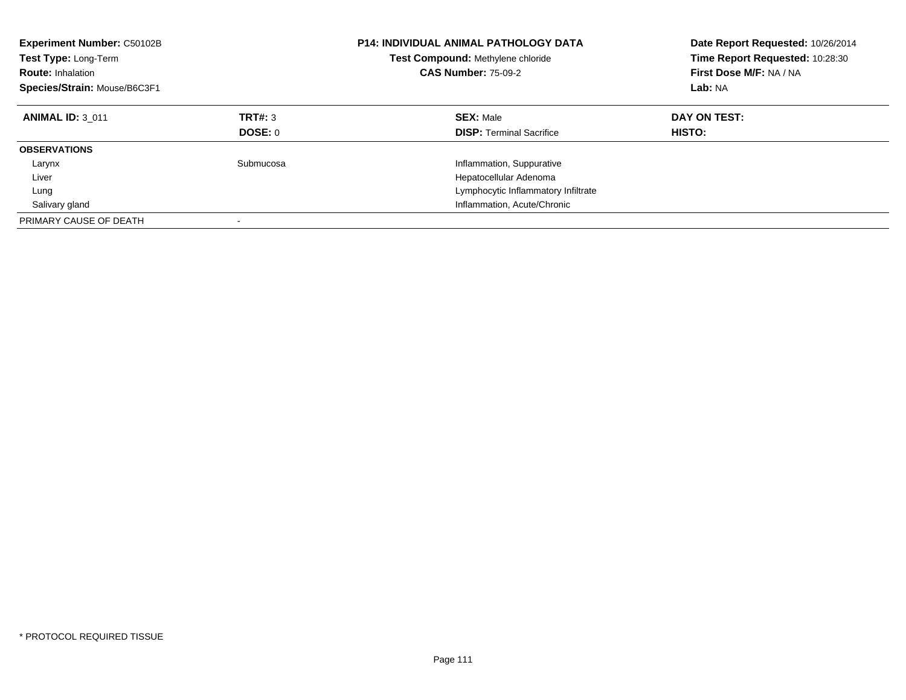**Experiment Number:** C50102B
**Test Type:** Long-Term
**Route:** Inhalation
**Species/Strain:** Mouse/B6C3F1

**P14: INDIVIDUAL ANIMAL PATHOLOGY DATA**
**Test Compound:** Methylene chloride
**CAS Number:** 75-09-2

**Date Report Requested:** 10/26/2014
**Time Report Requested:** 10:28:30
**First Dose M/F:** NA / NA
**Lab:** NA

| **ANIMAL ID:** 3_011 | **TRT#:** 3 | **SEX:** Male | **DAY ON TEST:** |
|---|---|---|---|
| | **DOSE:** 0 | **DISP:** Terminal Sacrifice | **HISTO:** |
| **OBSERVATIONS** | | | |
| Larynx | Submucosa | Inflammation, Suppurative | |
| Liver | | Hepatocellular Adenoma | |
| Lung | | Lymphocytic Inflammatory Infiltrate | |
| Salivary gland | | Inflammation, Acute/Chronic | |
| PRIMARY CAUSE OF DEATH | - | | |

* PROTOCOL REQUIRED TISSUE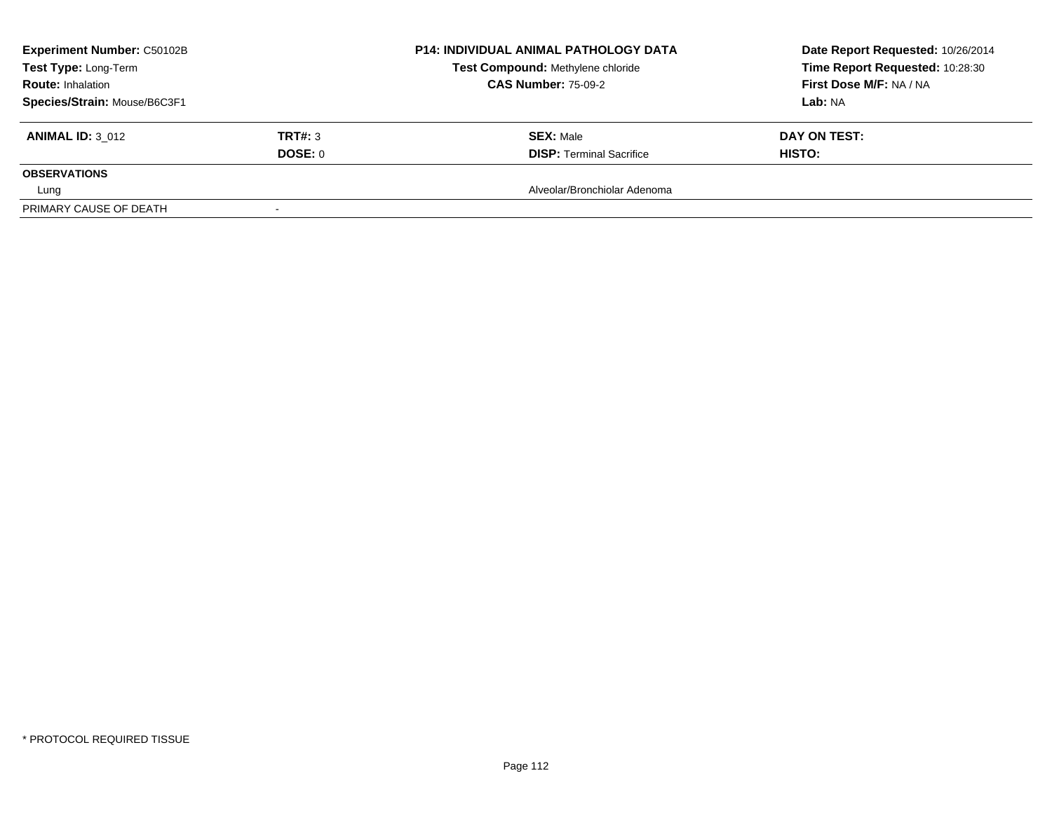| **Experiment Number:** C50102B | | **P14: INDIVIDUAL ANIMAL PATHOLOGY DATA** | **Date Report Requested:** 10/26/2014 |
|---|---|---|---|
| **Test Type:** Long-Term | | **Test Compound:** Methylene chloride | **Time Report Requested:** 10:28:30 |
| **Route:** Inhalation | | **CAS Number:** 75-09-2 | **First Dose M/F:** NA / NA |
| **Species/Strain:** Mouse/B6C3F1 | | | **Lab:** NA |

| **ANIMAL ID:** 3_012 | **TRT#:** 3 | **SEX:** Male | **DAY ON TEST:** |
|---|---|---|---|
| | **DOSE:** 0 | **DISP:** Terminal Sacrifice | **HISTO:** |
| **OBSERVATIONS** | | | |
| Lung | | Alveolar/Bronchiolar Adenoma | |
| PRIMARY CAUSE OF DEATH | - | | |

* PROTOCOL REQUIRED TISSUE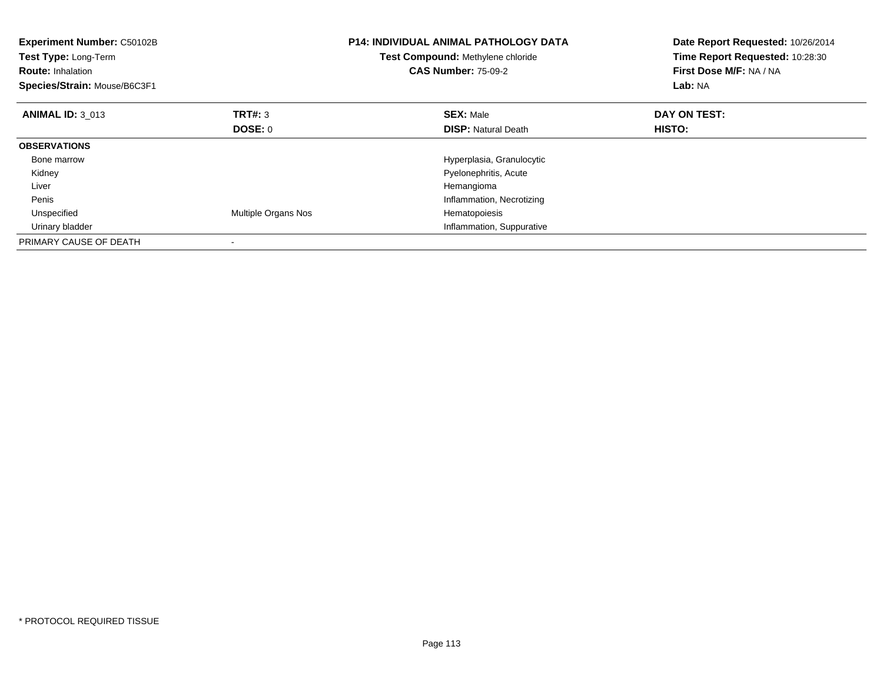**Experiment Number:** C50102B
**Test Type:** Long-Term
**Route:** Inhalation
**Species/Strain:** Mouse/B6C3F1

**P14: INDIVIDUAL ANIMAL PATHOLOGY DATA**
**Test Compound:** Methylene chloride
**CAS Number:** 75-09-2

**Date Report Requested:** 10/26/2014
**Time Report Requested:** 10:28:30
**First Dose M/F:** NA / NA
**Lab:** NA

| **ANIMAL ID:** 3_013 | **TRT#:** 3 | **SEX:** Male | **DAY ON TEST:** |
|---|---|---|---|
| | **DOSE:** 0 | **DISP:** Natural Death | **HISTO:** |
| **OBSERVATIONS** | | | |
| Bone marrow | | Hyperplasia, Granulocytic | |
| Kidney | | Pyelonephritis, Acute | |
| Liver | | Hemangioma | |
| Penis | | Inflammation, Necrotizing | |
| Unspecified | Multiple Organs Nos | Hematopoiesis | |
| Urinary bladder | | Inflammation, Suppurative | |
| PRIMARY CAUSE OF DEATH | - | | |

* PROTOCOL REQUIRED TISSUE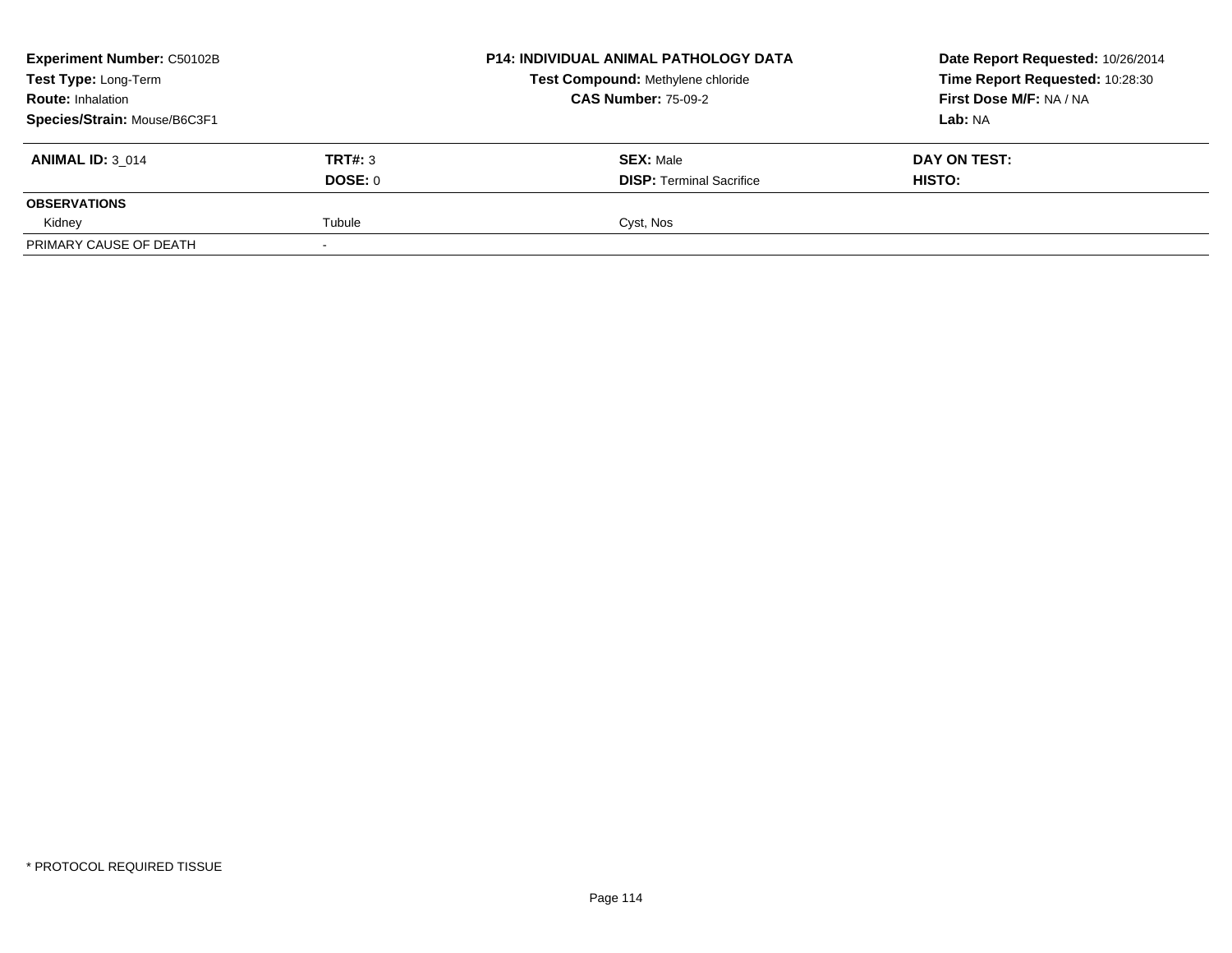**Experiment Number:** C50102B
**Test Type:** Long-Term
**Route:** Inhalation
**Species/Strain:** Mouse/B6C3F1

**P14: INDIVIDUAL ANIMAL PATHOLOGY DATA**
**Test Compound:** Methylene chloride
**CAS Number:** 75-09-2

**Date Report Requested:** 10/26/2014
**Time Report Requested:** 10:28:30
**First Dose M/F:** NA / NA
**Lab:** NA

| **ANIMAL ID:** 3_014 | **TRT#:** 3 | **SEX:** Male | **DAY ON TEST:** |
|---|---|---|---|
| | **DOSE:** 0 | **DISP:** Terminal Sacrifice | **HISTO:** |
| **OBSERVATIONS** | | | |
| Kidney | Tubule | Cyst, Nos | |
| PRIMARY CAUSE OF DEATH | - | | |

* PROTOCOL REQUIRED TISSUE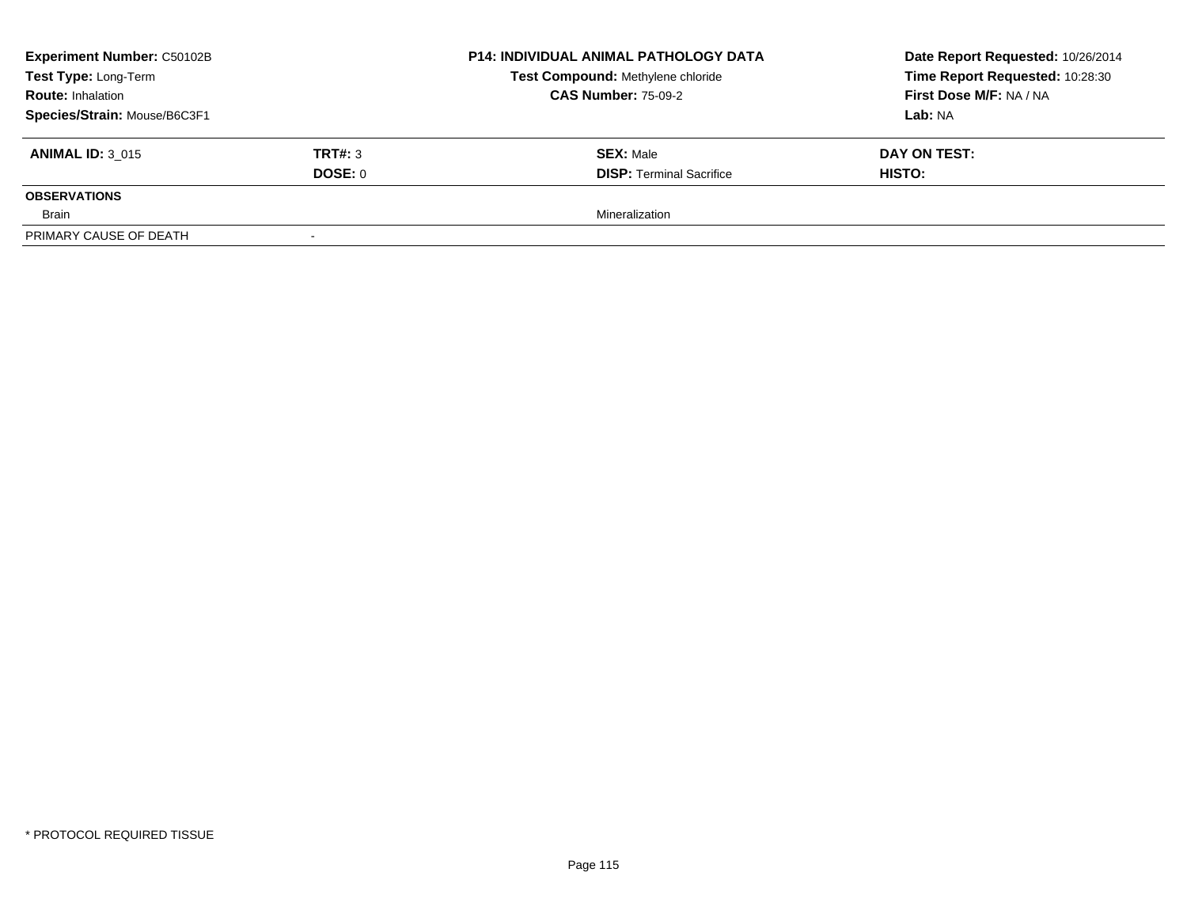| Experiment Number: C50102B | | P14: INDIVIDUAL ANIMAL PATHOLOGY DATA | Date Report Requested: 10/26/2014 |
|---|---|---|---|
| Test Type: Long-Term | | Test Compound: Methylene chloride | Time Report Requested: 10:28:30 |
| Route: Inhalation | | CAS Number: 75-09-2 | First Dose M/F: NA / NA |
| Species/Strain: Mouse/B6C3F1 | | | Lab: NA |

| ANIMAL ID: 3_015 | TRT#: 3 | SEX: Male | DAY ON TEST: |
|---|---|---|---|
| | DOSE: 0 | DISP: Terminal Sacrifice | HISTO: |
| **OBSERVATIONS** | | | |
| Brain | | Mineralization | |
| PRIMARY CAUSE OF DEATH | - | | |

* PROTOCOL REQUIRED TISSUE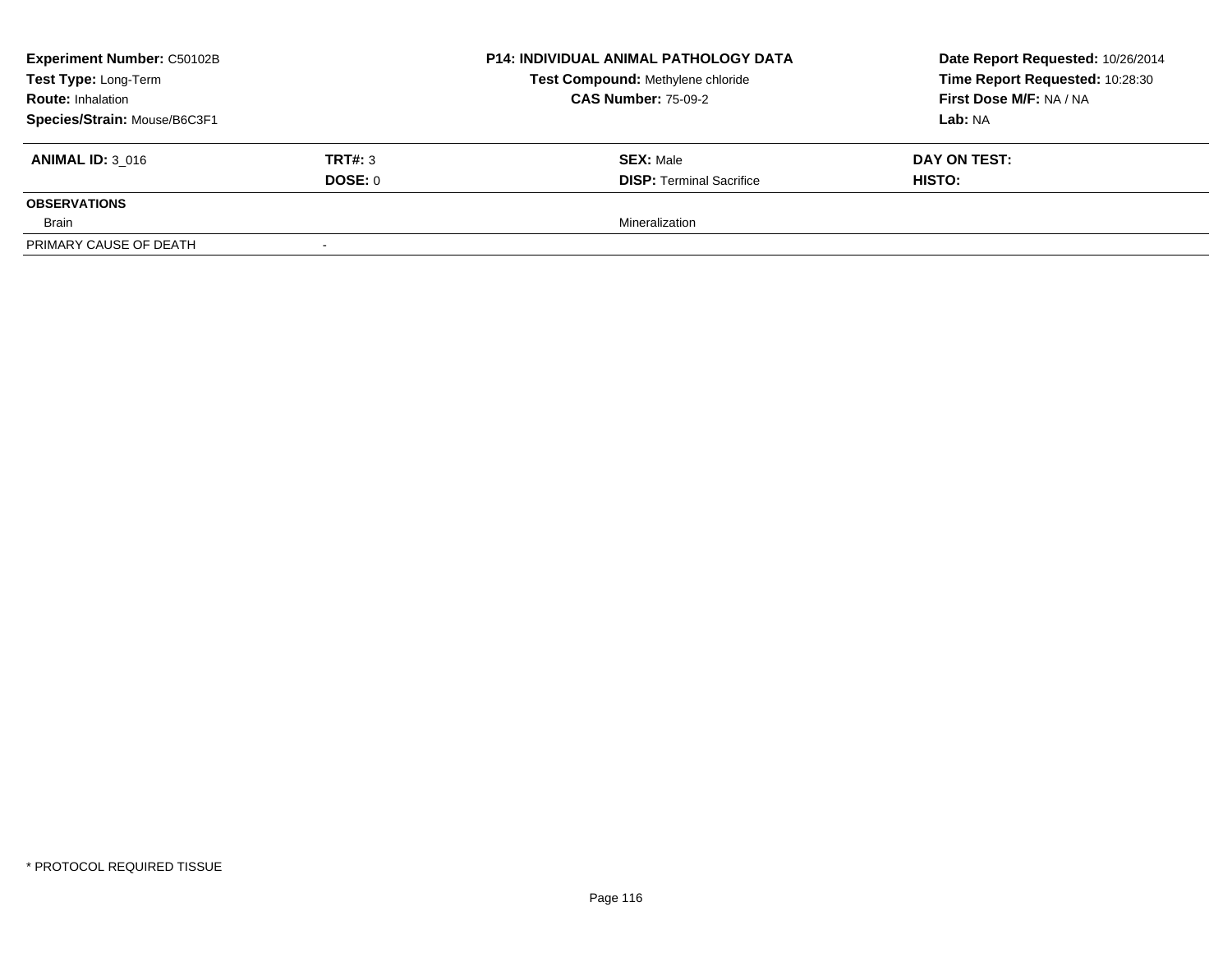| Experiment Number: C50102B | | P14: INDIVIDUAL ANIMAL PATHOLOGY DATA | Date Report Requested: 10/26/2014 |
|---|---|---|---|
| Test Type: Long-Term | | Test Compound: Methylene chloride | Time Report Requested: 10:28:30 |
| Route: Inhalation | | CAS Number: 75-09-2 | First Dose M/F: NA / NA |
| Species/Strain: Mouse/B6C3F1 | | | Lab: NA |

| ANIMAL ID: 3_016 | TRT#: 3 | SEX: Male | DAY ON TEST: |
|---|---|---|---|
| | DOSE: 0 | DISP: Terminal Sacrifice | HISTO: |
| **OBSERVATIONS** | | | |
| Brain | | Mineralization | |
| PRIMARY CAUSE OF DEATH | - | | |

* PROTOCOL REQUIRED TISSUE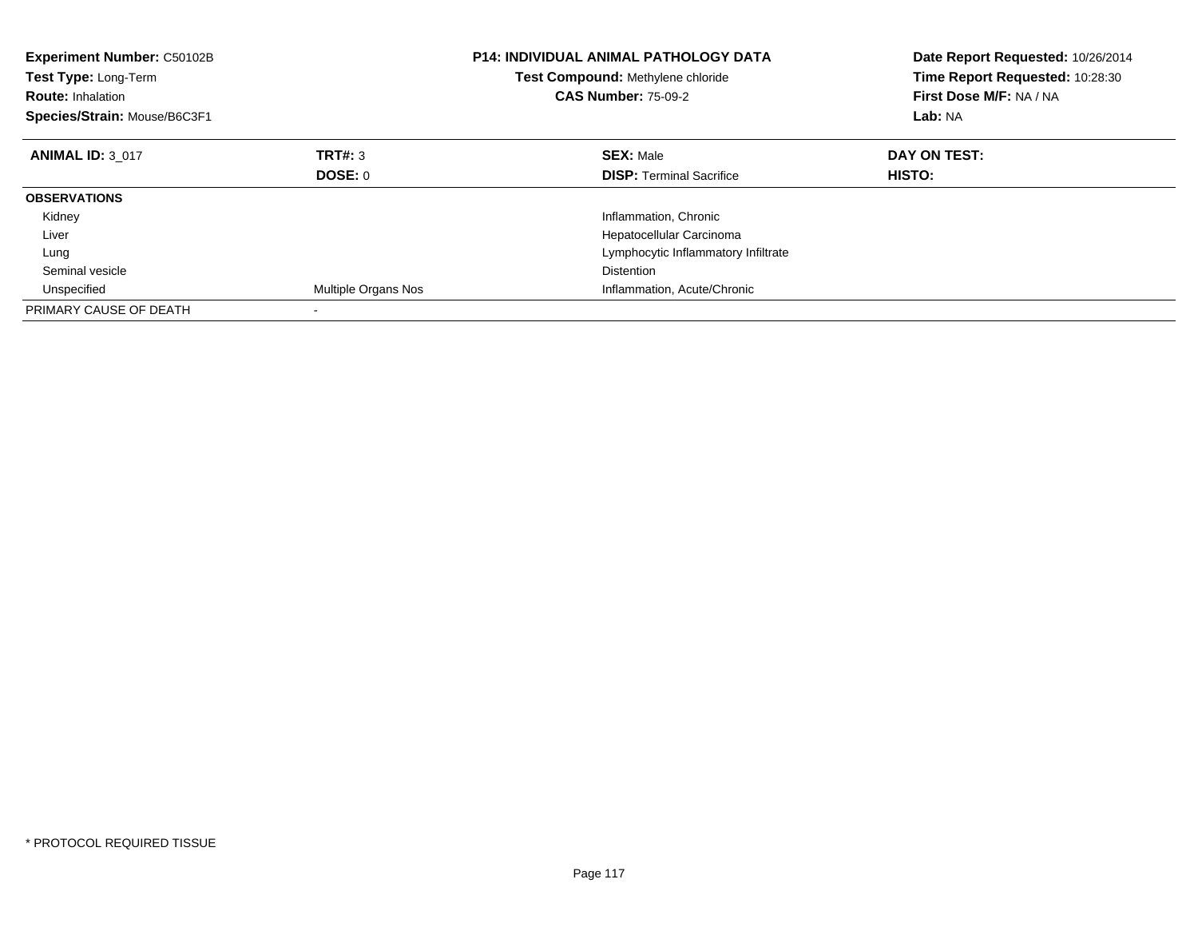**Experiment Number:** C50102B
**Test Type:** Long-Term
**Route:** Inhalation
**Species/Strain:** Mouse/B6C3F1

**P14: INDIVIDUAL ANIMAL PATHOLOGY DATA**
**Test Compound:** Methylene chloride
**CAS Number:** 75-09-2

**Date Report Requested:** 10/26/2014
**Time Report Requested:** 10:28:30
**First Dose M/F:** NA / NA
**Lab:** NA

| **ANIMAL ID:** 3_017 | **TRT#:** 3 | **SEX:** Male | **DAY ON TEST:** |
|---|---|---|---|
| | **DOSE:** 0 | **DISP:** Terminal Sacrifice | **HISTO:** |
| **OBSERVATIONS** | | | |
| Kidney | | Inflammation, Chronic | |
| Liver | | Hepatocellular Carcinoma | |
| Lung | | Lymphocytic Inflammatory Infiltrate | |
| Seminal vesicle | | Distention | |
| Unspecified | Multiple Organs Nos | Inflammation, Acute/Chronic | |
| PRIMARY CAUSE OF DEATH | - | | |

\* PROTOCOL REQUIRED TISSUE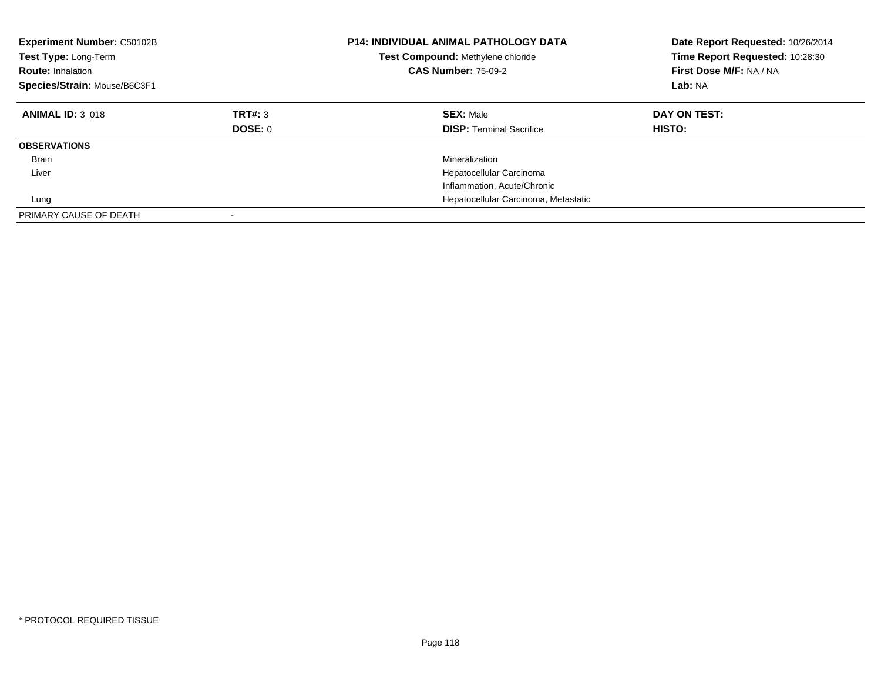**Experiment Number:** C50102B
**Test Type:** Long-Term
**Route:** Inhalation
**Species/Strain:** Mouse/B6C3F1

**P14: INDIVIDUAL ANIMAL PATHOLOGY DATA**
**Test Compound:** Methylene chloride
**CAS Number:** 75-09-2

**Date Report Requested:** 10/26/2014
**Time Report Requested:** 10:28:30
**First Dose M/F:** NA / NA
**Lab:** NA

| **ANIMAL ID:** 3_018 | **TRT#:** 3 | **SEX:** Male | **DAY ON TEST:** |
|---|---|---|---|
| | **DOSE:** 0 | **DISP:** Terminal Sacrifice | **HISTO:** |
| **OBSERVATIONS** | | | |
| Brain | | Mineralization | |
| Liver | | Hepatocellular Carcinoma | |
| | | Inflammation, Acute/Chronic | |
| Lung | | Hepatocellular Carcinoma, Metastatic | |
| PRIMARY CAUSE OF DEATH | - | | |

* PROTOCOL REQUIRED TISSUE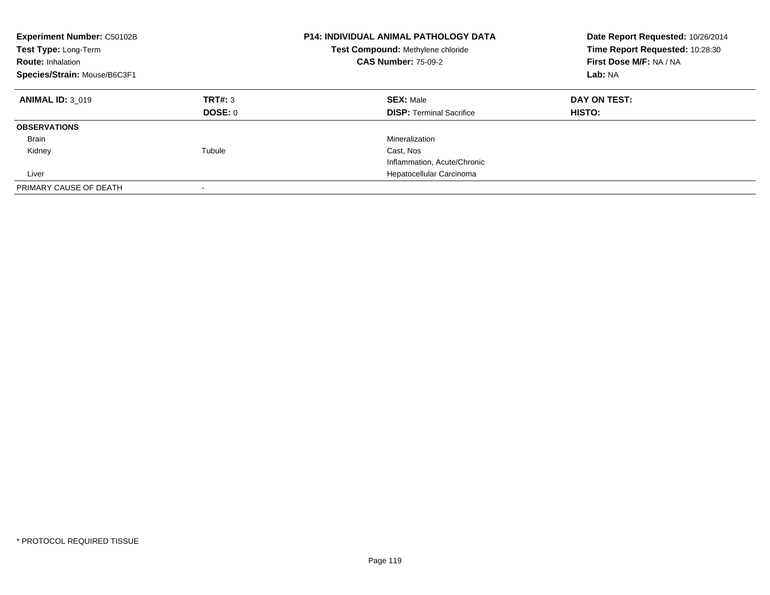**Experiment Number:** C50102B
**Test Type:** Long-Term
**Route:** Inhalation
**Species/Strain:** Mouse/B6C3F1

**P14: INDIVIDUAL ANIMAL PATHOLOGY DATA**
**Test Compound:** Methylene chloride
**CAS Number:** 75-09-2

**Date Report Requested:** 10/26/2014
**Time Report Requested:** 10:28:30
**First Dose M/F:** NA / NA
**Lab:** NA

| **ANIMAL ID:** 3_019 | **TRT#:** 3 | **SEX:** Male | **DAY ON TEST:** |
|---|---|---|---|
| | **DOSE:** 0 | **DISP:** Terminal Sacrifice | **HISTO:** |
| **OBSERVATIONS** | | | |
| Brain | | Mineralization | |
| Kidney | Tubule | Cast, Nos | |
| | | Inflammation, Acute/Chronic | |
| Liver | | Hepatocellular Carcinoma | |
| PRIMARY CAUSE OF DEATH | - | | |

* PROTOCOL REQUIRED TISSUE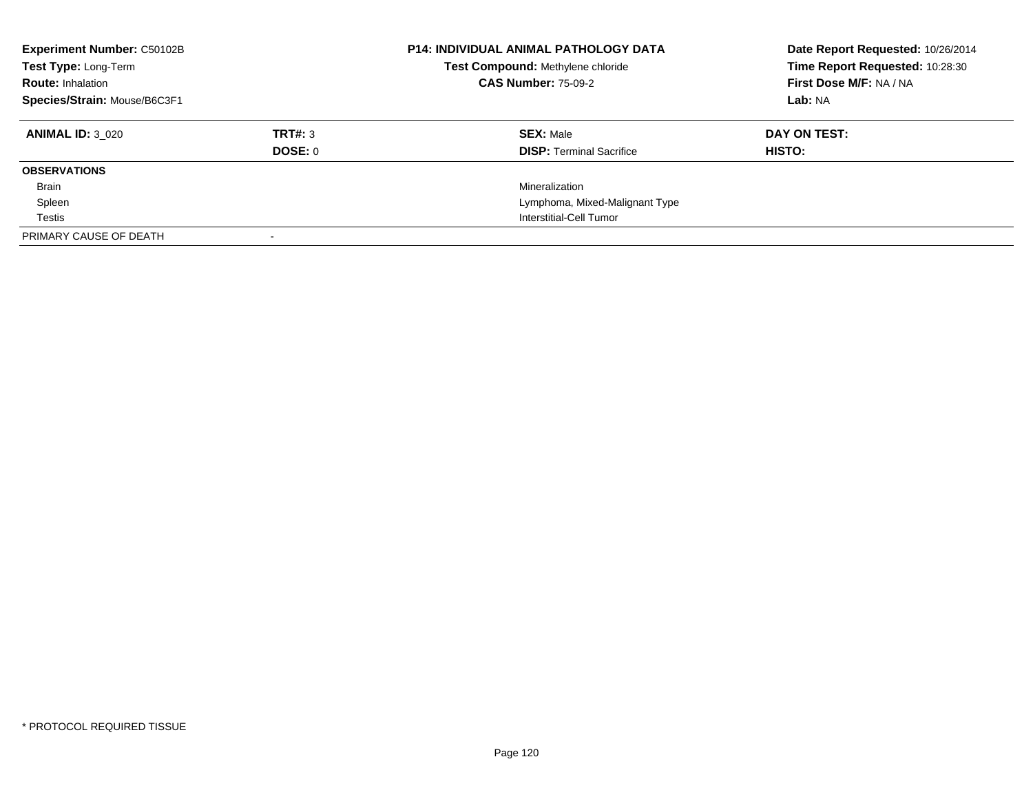| **Experiment Number:** C50102B | | **P14: INDIVIDUAL ANIMAL PATHOLOGY DATA** | **Date Report Requested:** 10/26/2014 |
|---|---|---|---|
| **Test Type:** Long-Term | | **Test Compound:** Methylene chloride | **Time Report Requested:** 10:28:30 |
| **Route:** Inhalation | | **CAS Number:** 75-09-2 | **First Dose M/F:** NA / NA |
| **Species/Strain:** Mouse/B6C3F1 | | | **Lab:** NA |

| **ANIMAL ID:** 3_020 | **TRT#:** 3 | **SEX:** Male | **DAY ON TEST:** |
|---|---|---|---|
| | **DOSE:** 0 | **DISP:** Terminal Sacrifice | **HISTO:** |
| **OBSERVATIONS** | | | |
| Brain | | Mineralization | |
| Spleen | | Lymphoma, Mixed-Malignant Type | |
| Testis | | Interstitial-Cell Tumor | |
| PRIMARY CAUSE OF DEATH | - | | |

* PROTOCOL REQUIRED TISSUE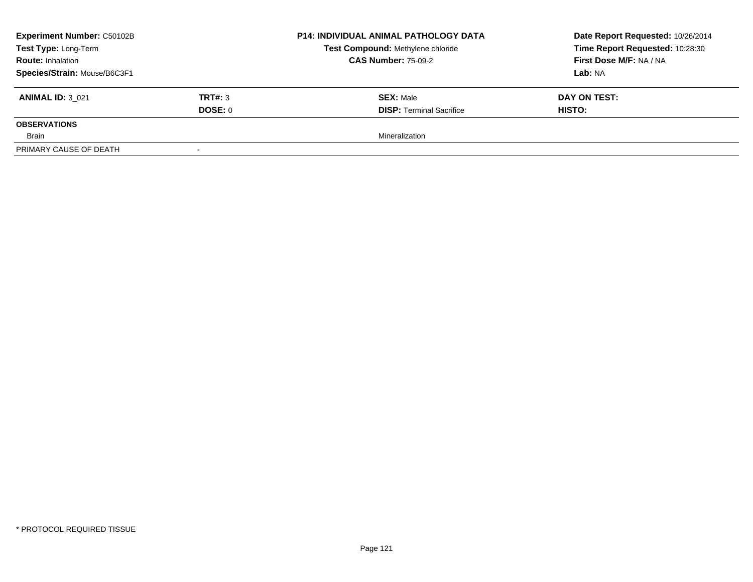**Experiment Number:** C50102B
**Test Type:** Long-Term
**Route:** Inhalation
**Species/Strain:** Mouse/B6C3F1

**P14: INDIVIDUAL ANIMAL PATHOLOGY DATA**
**Test Compound:** Methylene chloride
**CAS Number:** 75-09-2

**Date Report Requested:** 10/26/2014
**Time Report Requested:** 10:28:30
**First Dose M/F:** NA / NA
**Lab:** NA

| **ANIMAL ID:** 3_021 | **TRT#:** 3 | **SEX:** Male | **DAY ON TEST:** |
|---|---|---|---|
| | **DOSE:** 0 | **DISP:** Terminal Sacrifice | **HISTO:** |
| **OBSERVATIONS** | | | |
| Brain | | Mineralization | |
| PRIMARY CAUSE OF DEATH | - | | |

* PROTOCOL REQUIRED TISSUE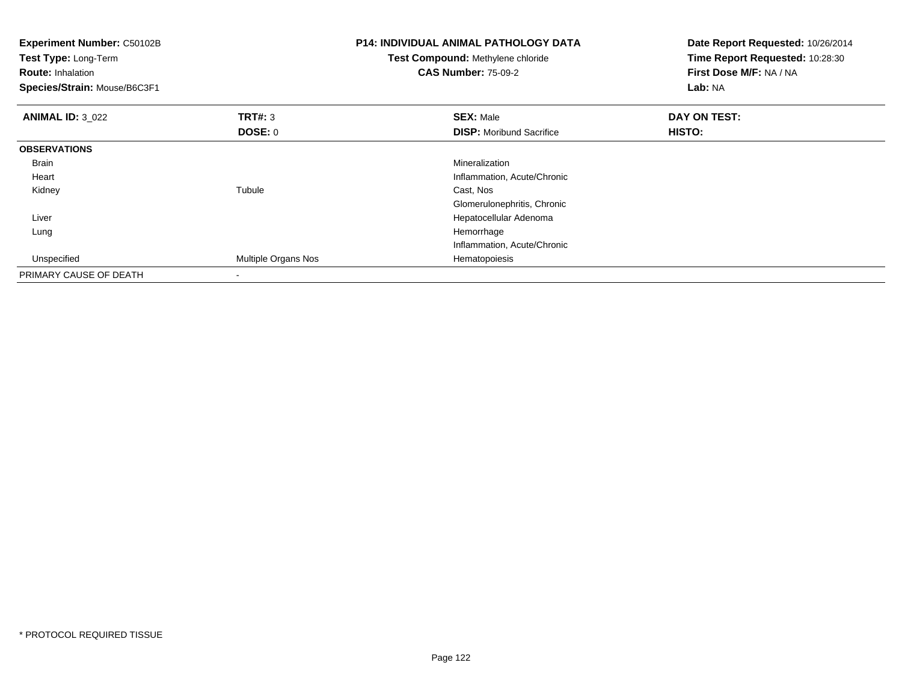**Experiment Number:** C50102B
**Test Type:** Long-Term
**Route:** Inhalation
**Species/Strain:** Mouse/B6C3F1

**P14: INDIVIDUAL ANIMAL PATHOLOGY DATA**
**Test Compound:** Methylene chloride
**CAS Number:** 75-09-2

**Date Report Requested:** 10/26/2014
**Time Report Requested:** 10:28:30
**First Dose M/F:** NA / NA
**Lab:** NA

| **ANIMAL ID:** 3_022 | **TRT#:** 3 | **SEX:** Male | **DAY ON TEST:** |
|---|---|---|---|
| | **DOSE:** 0 | **DISP:** Moribund Sacrifice | **HISTO:** |
| **OBSERVATIONS** | | | |
| Brain | | Mineralization | |
| Heart | | Inflammation, Acute/Chronic | |
| Kidney | Tubule | Cast, Nos | |
| | | Glomerulonephritis, Chronic | |
| Liver | | Hepatocellular Adenoma | |
| Lung | | Hemorrhage | |
| | | Inflammation, Acute/Chronic | |
| Unspecified | Multiple Organs Nos | Hematopoiesis | |
| PRIMARY CAUSE OF DEATH | - | | |

* PROTOCOL REQUIRED TISSUE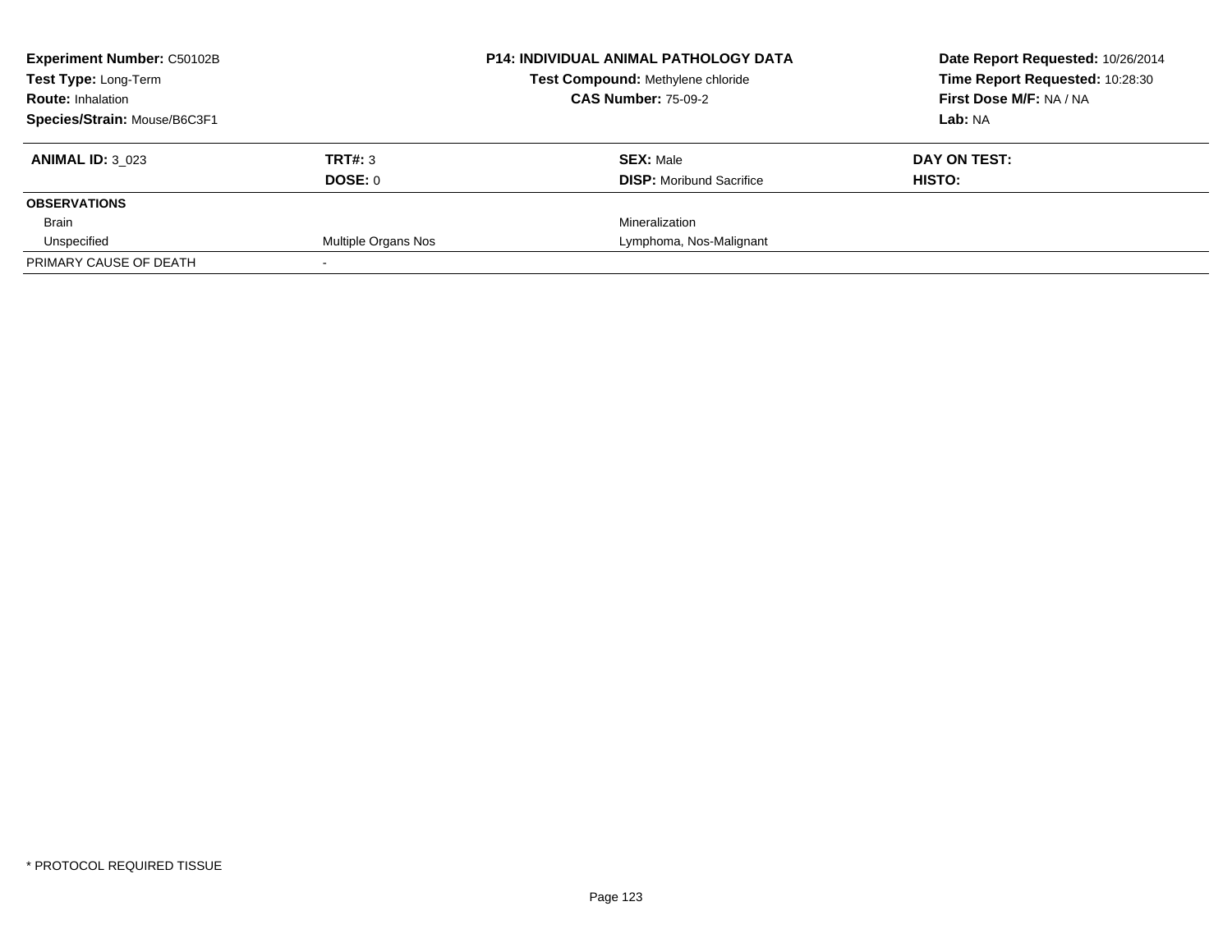**Experiment Number:** C50102B
**Test Type:** Long-Term
**Route:** Inhalation
**Species/Strain:** Mouse/B6C3F1

**P14: INDIVIDUAL ANIMAL PATHOLOGY DATA**
**Test Compound:** Methylene chloride
**CAS Number:** 75-09-2

**Date Report Requested:** 10/26/2014
**Time Report Requested:** 10:28:30
**First Dose M/F:** NA / NA
**Lab:** NA

| **ANIMAL ID:** 3_023 | **TRT#:** 3 | **SEX:** Male | **DAY ON TEST:** |
|---|---|---|---|
| | **DOSE:** 0 | **DISP:** Moribund Sacrifice | **HISTO:** |
| **OBSERVATIONS** | | | |
| Brain | | Mineralization | |
| Unspecified | Multiple Organs Nos | Lymphoma, Nos-Malignant | |
| PRIMARY CAUSE OF DEATH | - | | |

\* PROTOCOL REQUIRED TISSUE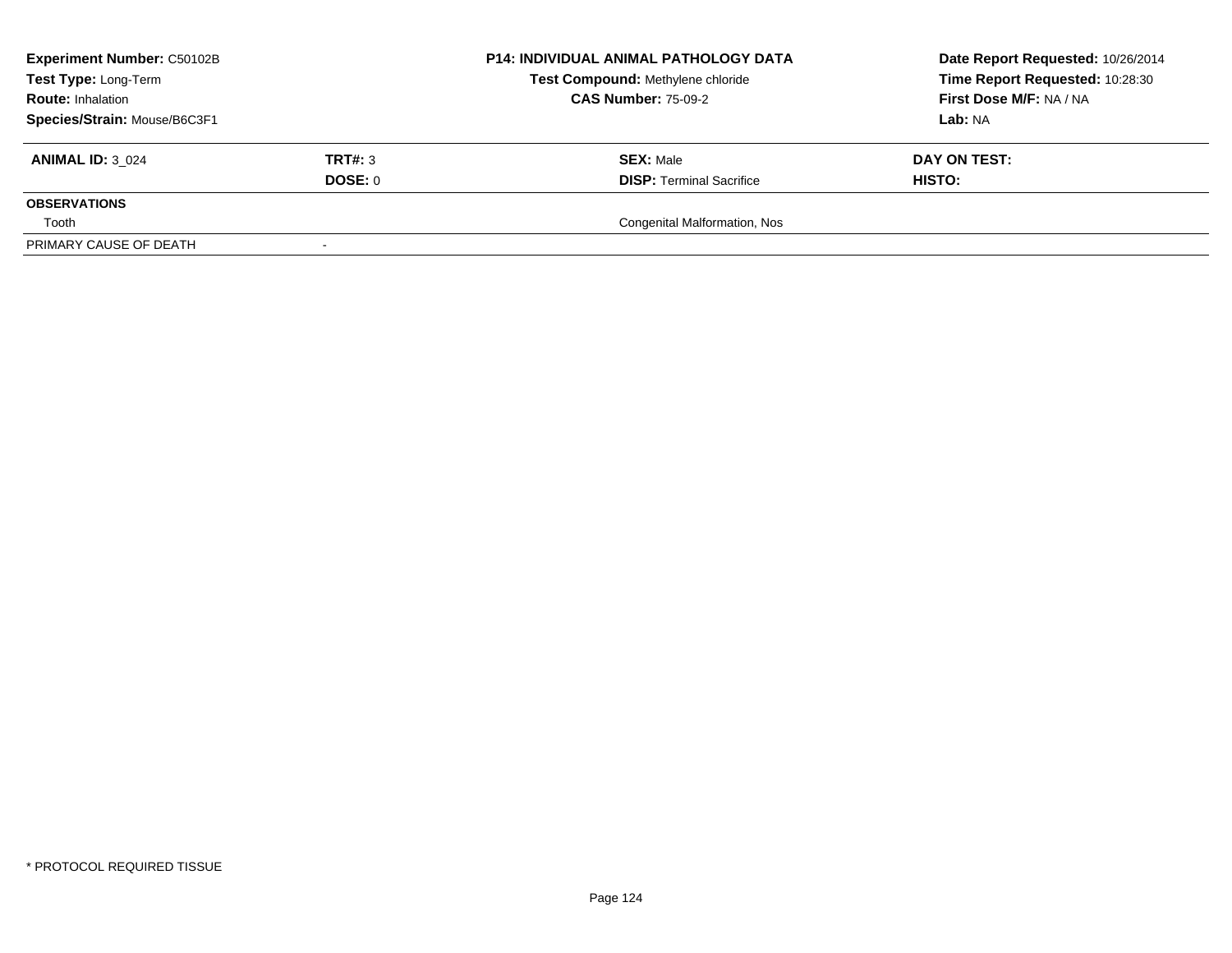| **Experiment Number:** C50102B | **P14: INDIVIDUAL ANIMAL PATHOLOGY DATA** | **Date Report Requested:** 10/26/2014 |
|---|---|---|
| **Test Type:** Long-Term | **Test Compound:** Methylene chloride | **Time Report Requested:** 10:28:30 |
| **Route:** Inhalation | **CAS Number:** 75-09-2 | **First Dose M/F:** NA / NA |
| **Species/Strain:** Mouse/B6C3F1 | | **Lab:** NA |

| **ANIMAL ID:** 3_024 | **TRT#:** 3 | **SEX:** Male | **DAY ON TEST:** |
|---|---|---|---|
| | **DOSE:** 0 | **DISP:** Terminal Sacrifice | **HISTO:** |
| **OBSERVATIONS** | | | |
| Tooth | | Congenital Malformation, Nos | |
| PRIMARY CAUSE OF DEATH | - | | |

* PROTOCOL REQUIRED TISSUE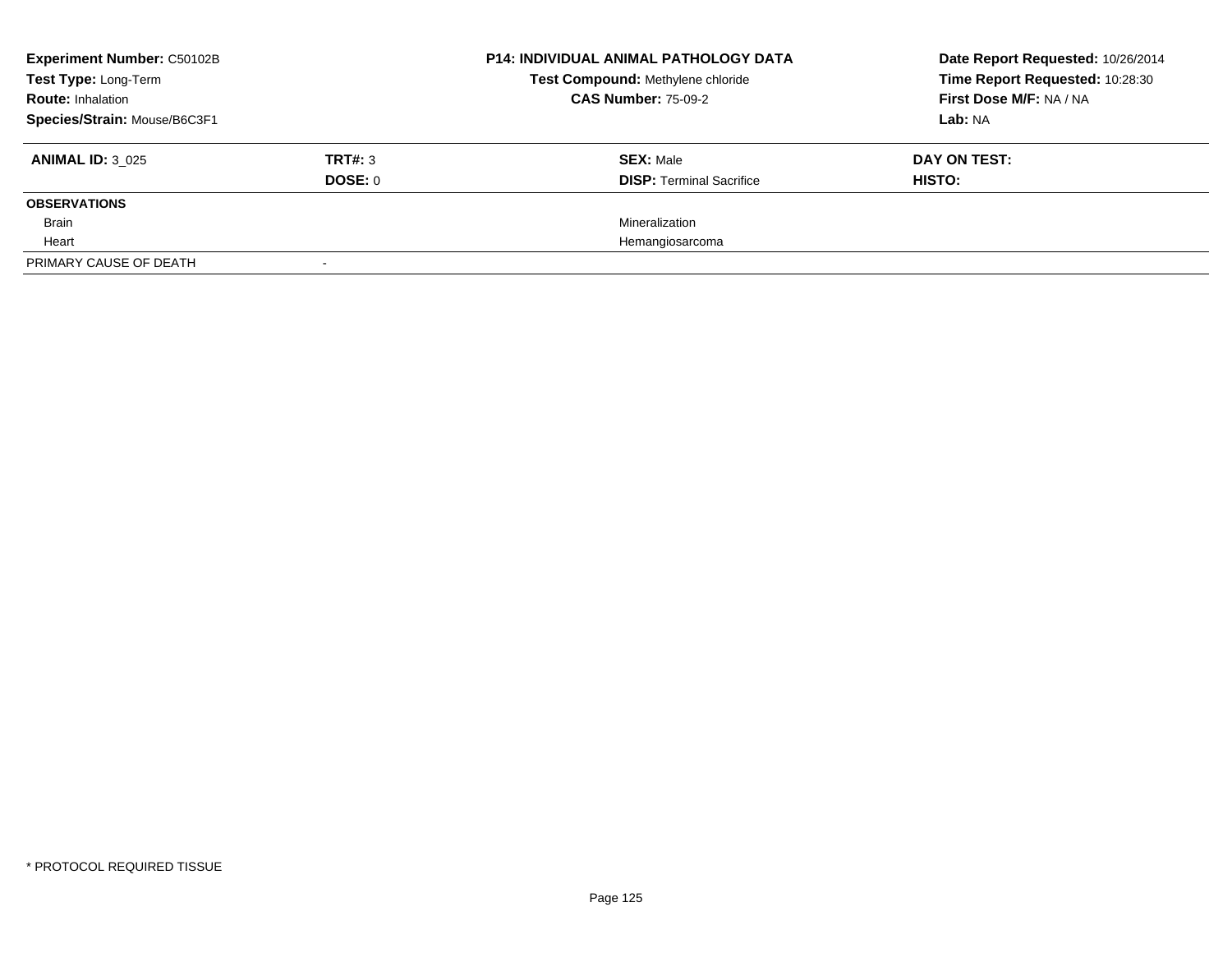**Experiment Number:** C50102B
**Test Type:** Long-Term
**Route:** Inhalation
**Species/Strain:** Mouse/B6C3F1

**P14: INDIVIDUAL ANIMAL PATHOLOGY DATA**
**Test Compound:** Methylene chloride
**CAS Number:** 75-09-2

**Date Report Requested:** 10/26/2014
**Time Report Requested:** 10:28:30
**First Dose M/F:** NA / NA
**Lab:** NA

| **ANIMAL ID:** 3_025 | **TRT#:** 3 | **SEX:** Male | **DAY ON TEST:** |
|---|---|---|---|
| | **DOSE:** 0 | **DISP:** Terminal Sacrifice | **HISTO:** |
| **OBSERVATIONS** | | | |
| Brain | | Mineralization | |
| Heart | | Hemangiosarcoma | |
| PRIMARY CAUSE OF DEATH | - | | |

* PROTOCOL REQUIRED TISSUE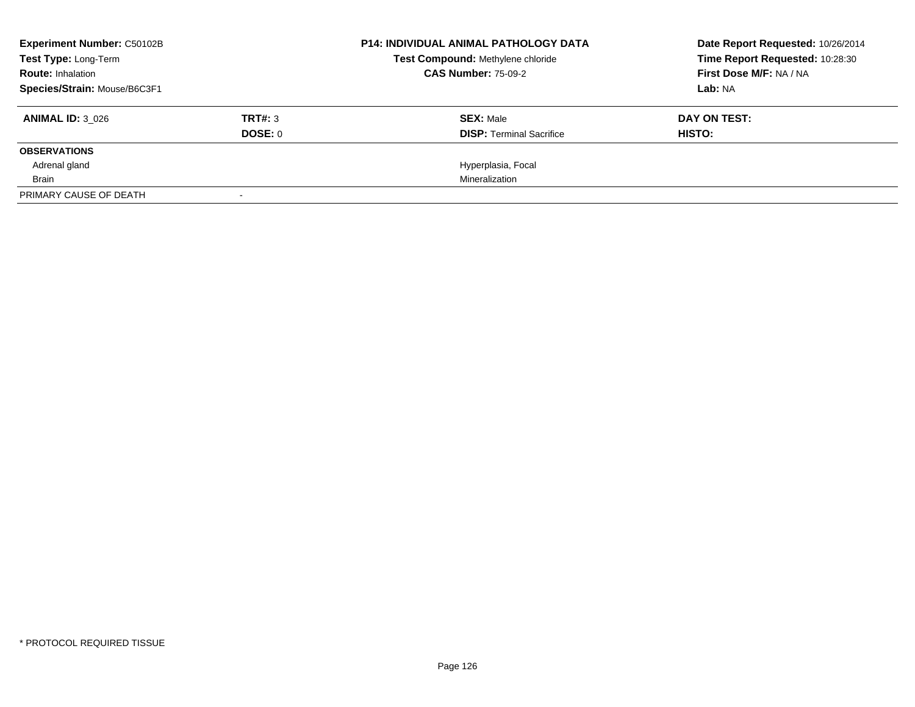**Experiment Number:** C50102B
**Test Type:** Long-Term
**Route:** Inhalation
**Species/Strain:** Mouse/B6C3F1

**P14: INDIVIDUAL ANIMAL PATHOLOGY DATA**
**Test Compound:** Methylene chloride
**CAS Number:** 75-09-2

**Date Report Requested:** 10/26/2014
**Time Report Requested:** 10:28:30
**First Dose M/F:** NA / NA
**Lab:** NA

| **ANIMAL ID:** 3_026 | **TRT#:** 3 | **SEX:** Male | **DAY ON TEST:** |
|---|---|---|---|
| | **DOSE:** 0 | **DISP:** Terminal Sacrifice | **HISTO:** |
| **OBSERVATIONS** | | | |
| Adrenal gland | | Hyperplasia, Focal | |
| Brain | | Mineralization | |
| PRIMARY CAUSE OF DEATH | - | | |

\* PROTOCOL REQUIRED TISSUE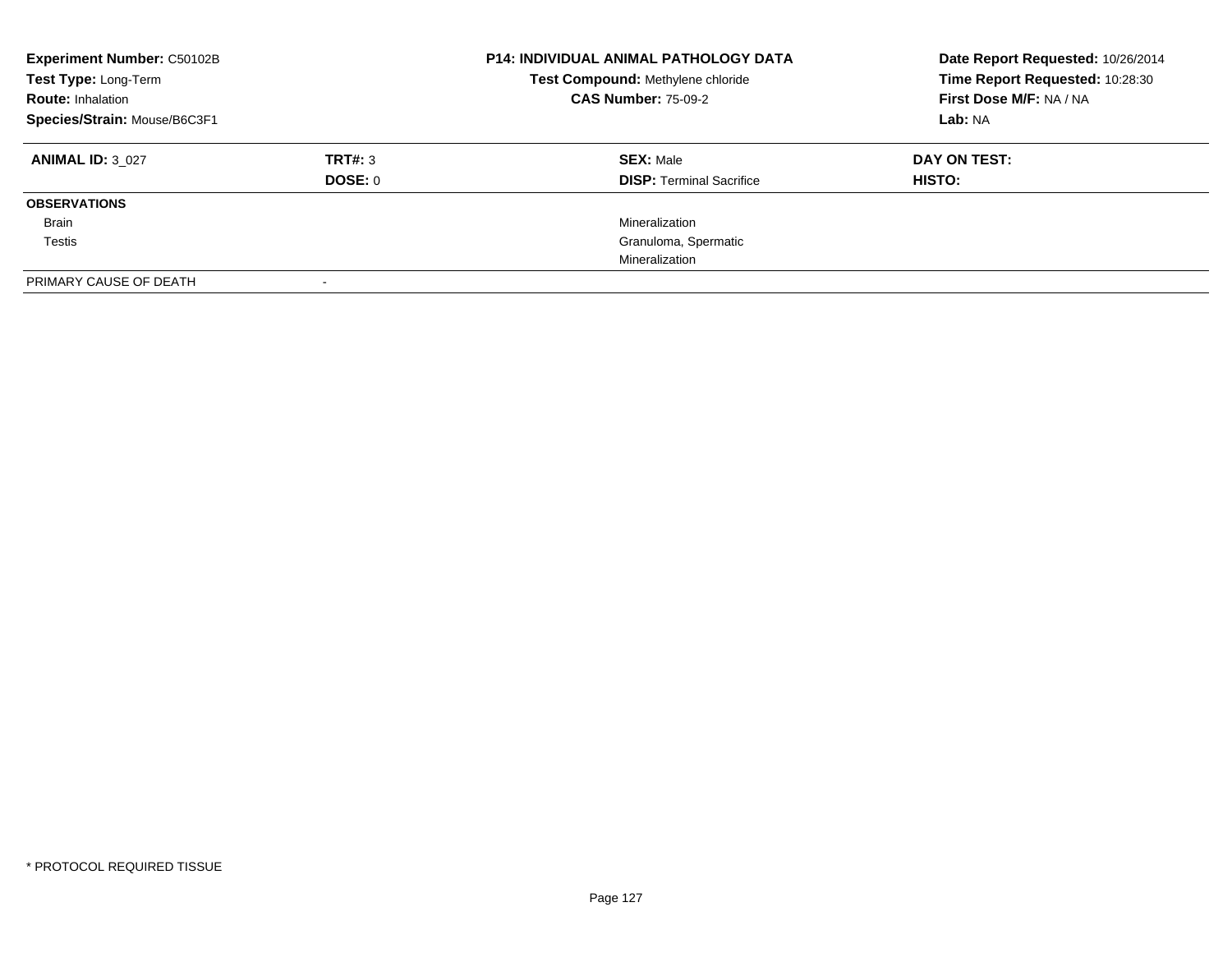**Experiment Number:** C50102B
**Test Type:** Long-Term
**Route:** Inhalation
**Species/Strain:** Mouse/B6C3F1

**P14: INDIVIDUAL ANIMAL PATHOLOGY DATA**
**Test Compound:** Methylene chloride
**CAS Number:** 75-09-2

**Date Report Requested:** 10/26/2014
**Time Report Requested:** 10:28:30
**First Dose M/F:** NA / NA
**Lab:** NA

| **ANIMAL ID:** 3_027 | **TRT#:** 3 | **SEX:** Male | **DAY ON TEST:** |
|---|---|---|---|
| | **DOSE:** 0 | **DISP:** Terminal Sacrifice | **HISTO:** |
| **OBSERVATIONS** | | | |
| Brain | | Mineralization | |
| Testis | | Granuloma, Spermatic | |
| | | Mineralization | |
| PRIMARY CAUSE OF DEATH | - | | |

* PROTOCOL REQUIRED TISSUE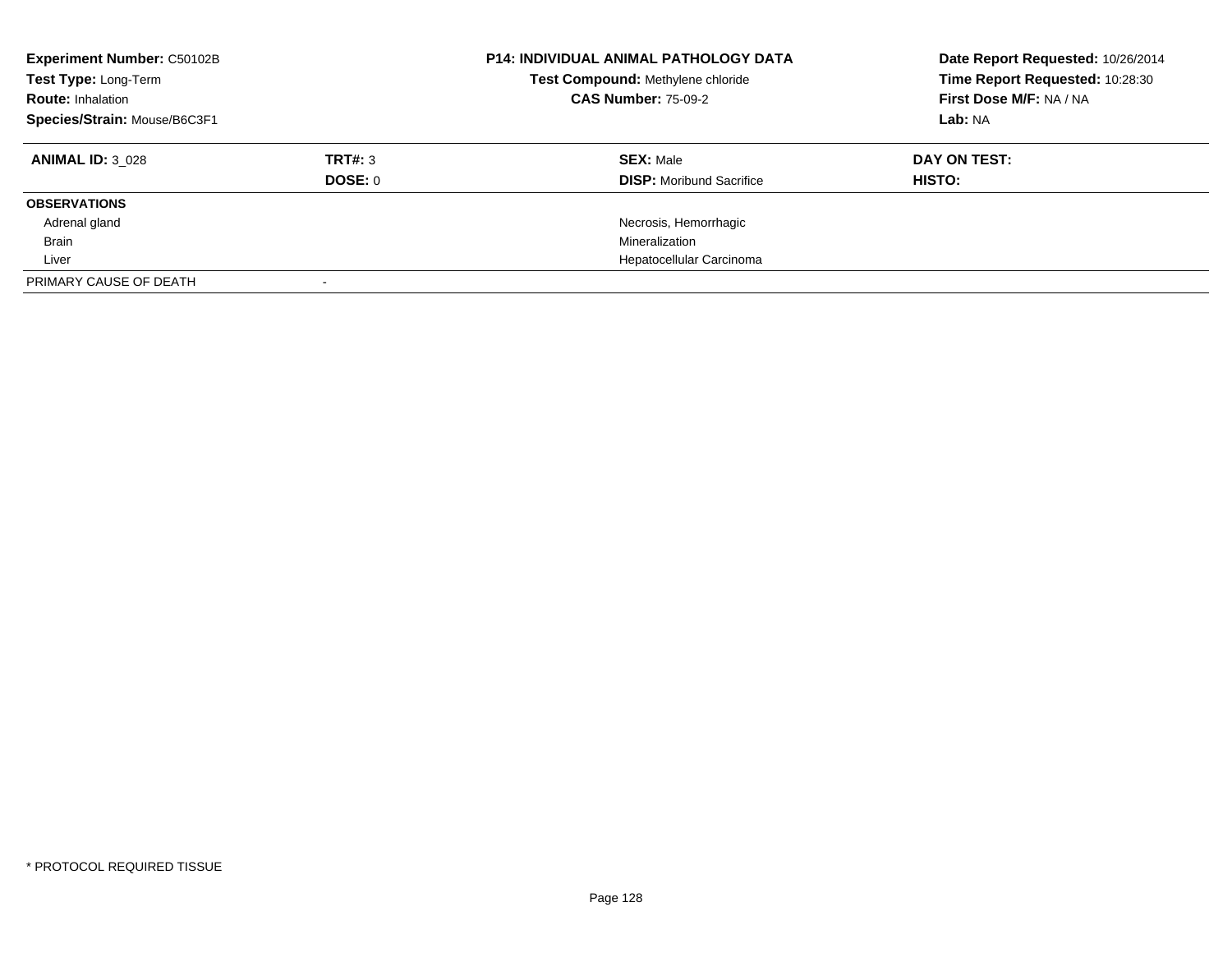**Experiment Number:** C50102B
**Test Type:** Long-Term
**Route:** Inhalation
**Species/Strain:** Mouse/B6C3F1

**P14: INDIVIDUAL ANIMAL PATHOLOGY DATA**
**Test Compound:** Methylene chloride
**CAS Number:** 75-09-2

**Date Report Requested:** 10/26/2014
**Time Report Requested:** 10:28:30
**First Dose M/F:** NA / NA
**Lab:** NA

| **ANIMAL ID:** 3_028 | **TRT#:** 3 | **SEX:** Male | **DAY ON TEST:** |
|---|---|---|---|
| | **DOSE:** 0 | **DISP:** Moribund Sacrifice | **HISTO:** |
| **OBSERVATIONS** | | | |
| Adrenal gland | | Necrosis, Hemorrhagic | |
| Brain | | Mineralization | |
| Liver | | Hepatocellular Carcinoma | |
| PRIMARY CAUSE OF DEATH | - | | |

\* PROTOCOL REQUIRED TISSUE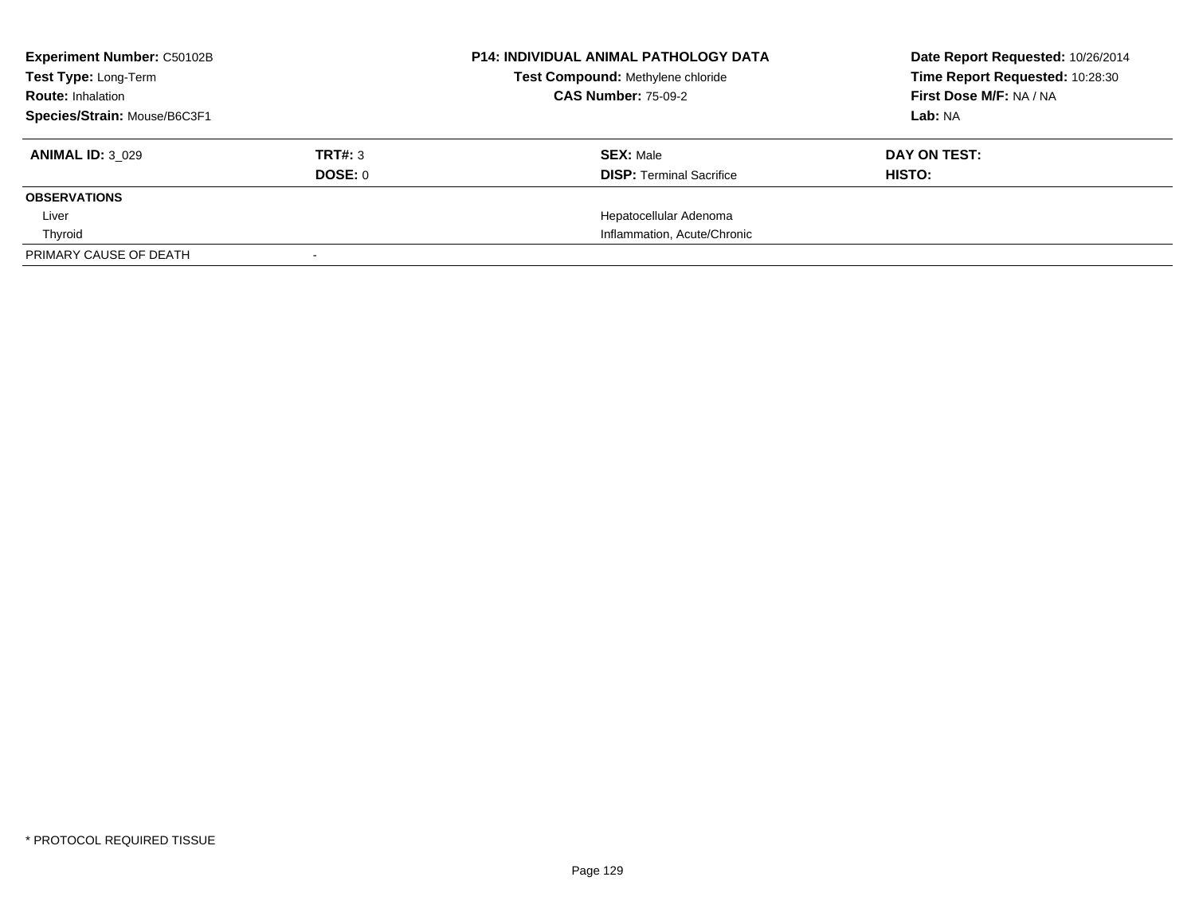**Experiment Number:** C50102B
**Test Type:** Long-Term
**Route:** Inhalation
**Species/Strain:** Mouse/B6C3F1

**P14: INDIVIDUAL ANIMAL PATHOLOGY DATA**
**Test Compound:** Methylene chloride
**CAS Number:** 75-09-2

**Date Report Requested:** 10/26/2014
**Time Report Requested:** 10:28:30
**First Dose M/F:** NA / NA
**Lab:** NA

| **ANIMAL ID:** 3_029 | **TRT#:** 3 | **SEX:** Male | **DAY ON TEST:** |
|---|---|---|---|
| | **DOSE:** 0 | **DISP:** Terminal Sacrifice | **HISTO:** |
| **OBSERVATIONS** | | | |
| Liver | | Hepatocellular Adenoma | |
| Thyroid | | Inflammation, Acute/Chronic | |
| PRIMARY CAUSE OF DEATH | - | | |

* PROTOCOL REQUIRED TISSUE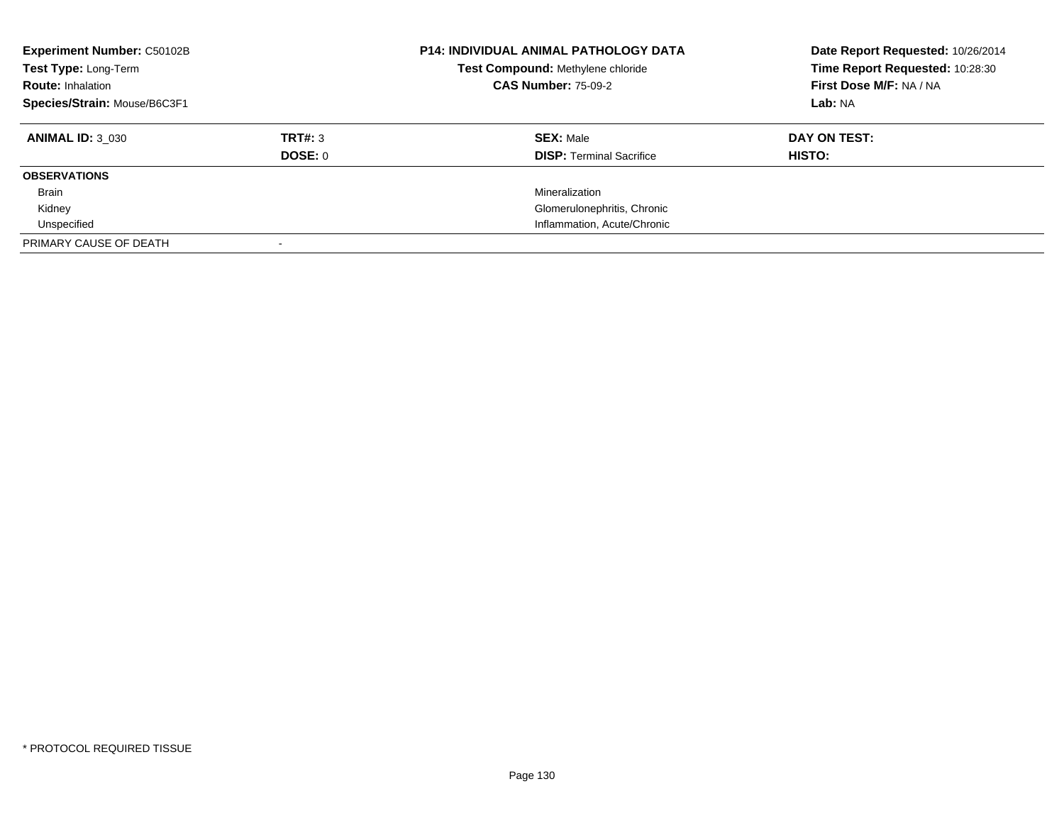**Experiment Number:** C50102B
**Test Type:** Long-Term
**Route:** Inhalation
**Species/Strain:** Mouse/B6C3F1

**P14: INDIVIDUAL ANIMAL PATHOLOGY DATA**
**Test Compound:** Methylene chloride
**CAS Number:** 75-09-2

**Date Report Requested:** 10/26/2014
**Time Report Requested:** 10:28:30
**First Dose M/F:** NA / NA
**Lab:** NA

| **ANIMAL ID:** 3_030 | **TRT#:** 3 | **SEX:** Male | **DAY ON TEST:** |
|---|---|---|---|
| | **DOSE:** 0 | **DISP:** Terminal Sacrifice | **HISTO:** |
| **OBSERVATIONS** | | | |
| Brain | | Mineralization | |
| Kidney | | Glomerulonephritis, Chronic | |
| Unspecified | | Inflammation, Acute/Chronic | |
| PRIMARY CAUSE OF DEATH | - | | |

* PROTOCOL REQUIRED TISSUE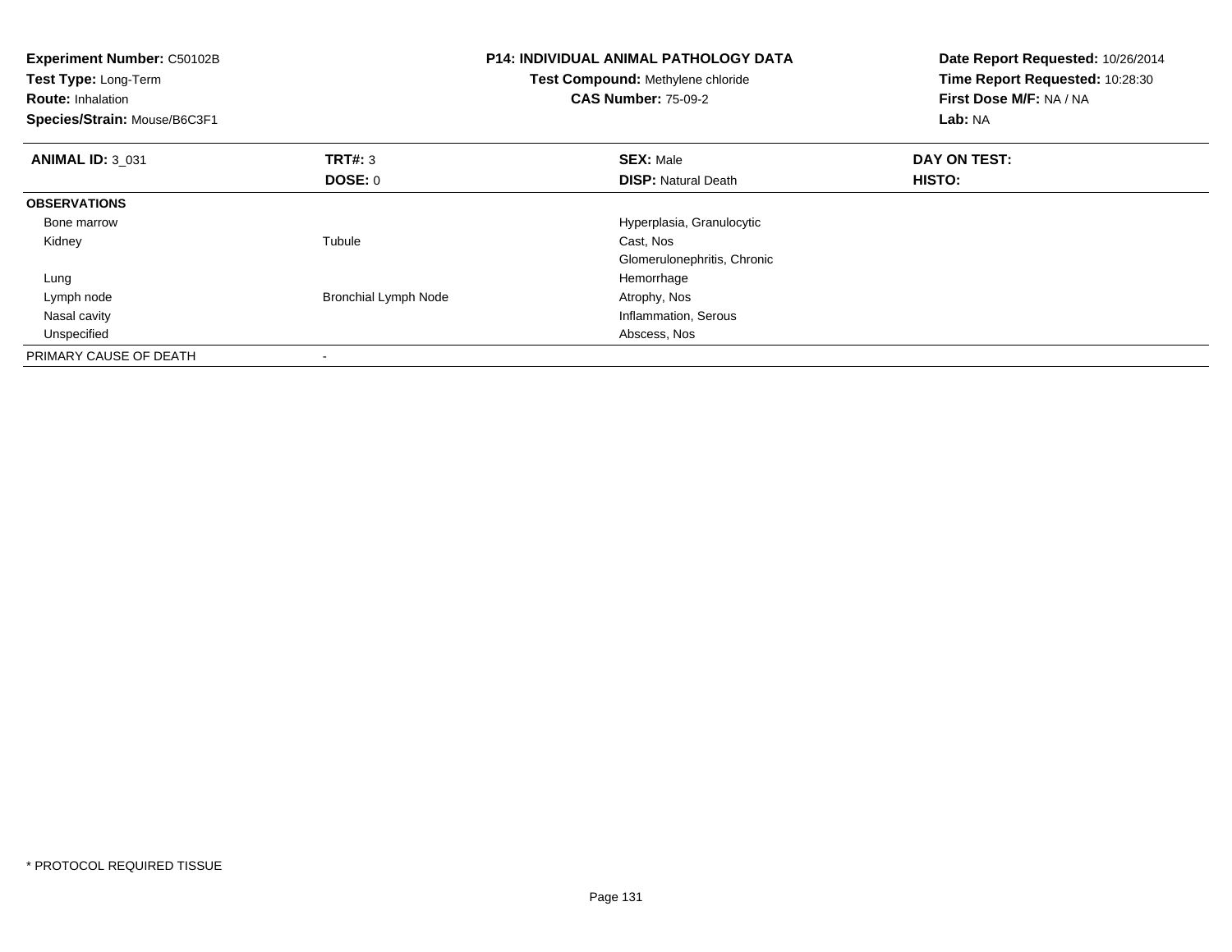**Experiment Number:** C50102B
**Test Type:** Long-Term
**Route:** Inhalation
**Species/Strain:** Mouse/B6C3F1

**P14: INDIVIDUAL ANIMAL PATHOLOGY DATA**
**Test Compound:** Methylene chloride
**CAS Number:** 75-09-2

**Date Report Requested:** 10/26/2014
**Time Report Requested:** 10:28:30
**First Dose M/F:** NA / NA
**Lab:** NA

| **ANIMAL ID:** 3_031 | **TRT#:** 3 | **SEX:** Male | **DAY ON TEST:** |
|---|---|---|---|
| | **DOSE:** 0 | **DISP:** Natural Death | **HISTO:** |
| **OBSERVATIONS** | | | |
| Bone marrow | | Hyperplasia, Granulocytic | |
| Kidney | Tubule | Cast, Nos | |
| | | Glomerulonephritis, Chronic | |
| Lung | | Hemorrhage | |
| Lymph node | Bronchial Lymph Node | Atrophy, Nos | |
| Nasal cavity | | Inflammation, Serous | |
| Unspecified | | Abscess, Nos | |
| PRIMARY CAUSE OF DEATH | - | | |

* PROTOCOL REQUIRED TISSUE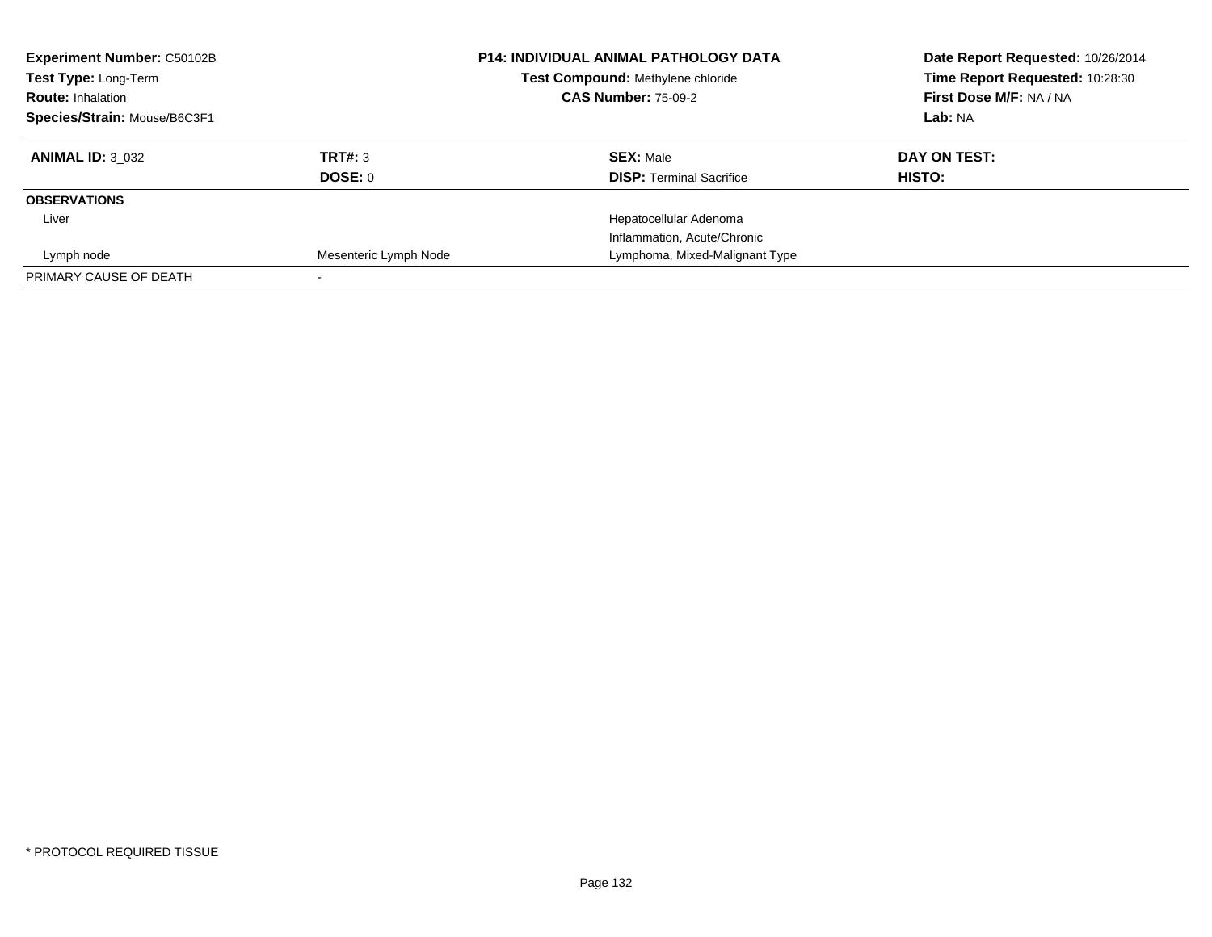**Experiment Number:** C50102B
**Test Type:** Long-Term
**Route:** Inhalation
**Species/Strain:** Mouse/B6C3F1

**P14: INDIVIDUAL ANIMAL PATHOLOGY DATA**
**Test Compound:** Methylene chloride
**CAS Number:** 75-09-2

**Date Report Requested:** 10/26/2014
**Time Report Requested:** 10:28:30
**First Dose M/F:** NA / NA
**Lab:** NA

| **ANIMAL ID:** 3_032 | **TRT#:** 3 | **SEX:** Male | **DAY ON TEST:** |
|---|---|---|---|
| | **DOSE:** 0 | **DISP:** Terminal Sacrifice | **HISTO:** |
| **OBSERVATIONS** | | | |
| Liver | | Hepatocellular Adenoma | |
| | | Inflammation, Acute/Chronic | |
| Lymph node | Mesenteric Lymph Node | Lymphoma, Mixed-Malignant Type | |
| PRIMARY CAUSE OF DEATH | - | | |

* PROTOCOL REQUIRED TISSUE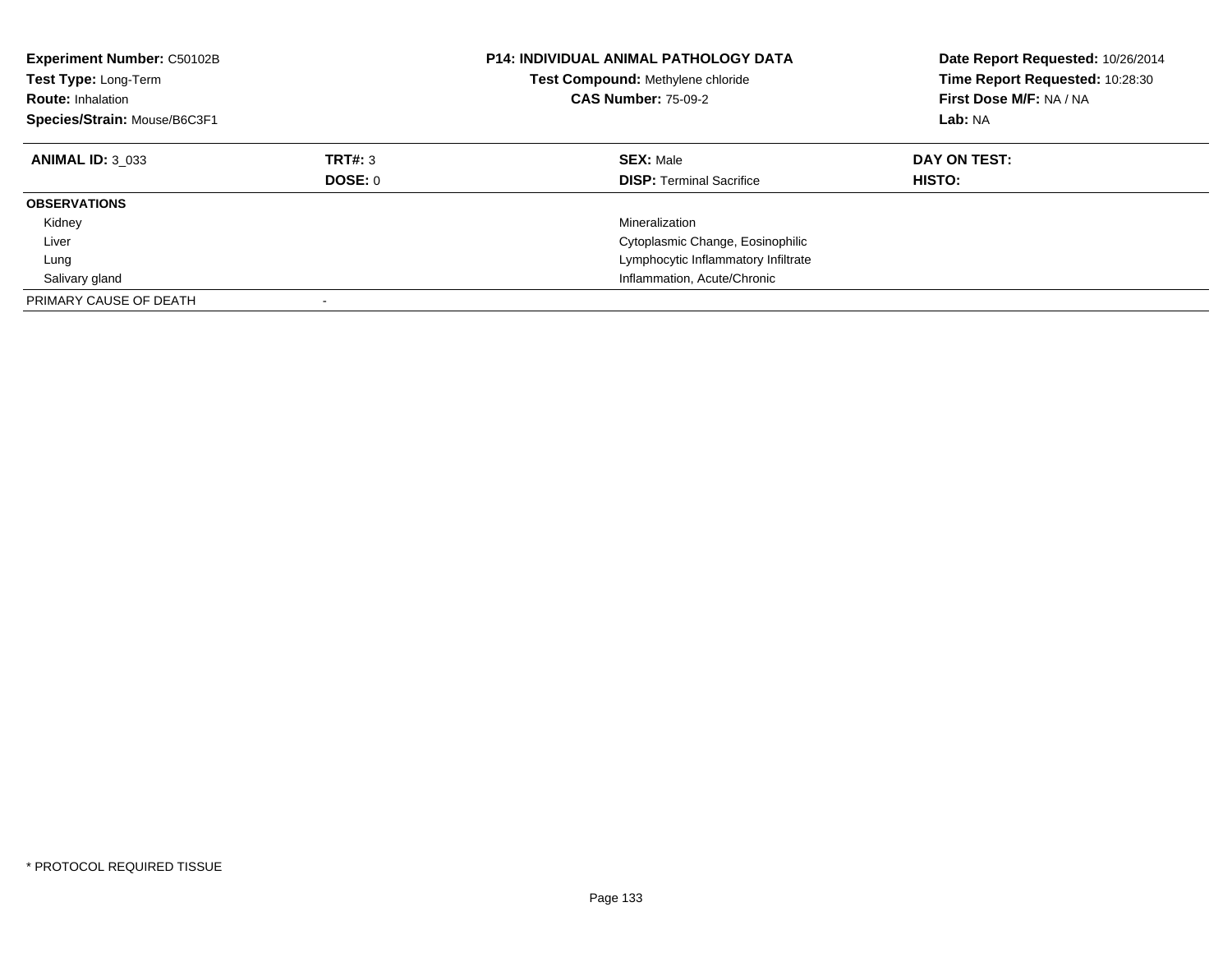| **Experiment Number:** C50102B | **P14: INDIVIDUAL ANIMAL PATHOLOGY DATA** | **Date Report Requested:** 10/26/2014 |
|---|---|---|
| **Test Type:** Long-Term | **Test Compound:** Methylene chloride | **Time Report Requested:** 10:28:30 |
| **Route:** Inhalation | **CAS Number:** 75-09-2 | **First Dose M/F:** NA / NA |
| **Species/Strain:** Mouse/B6C3F1 | | **Lab:** NA |

| **ANIMAL ID:** 3_033 | **TRT#:** 3 | **SEX:** Male | **DAY ON TEST:** |
|---|---|---|---|
| | **DOSE:** 0 | **DISP:** Terminal Sacrifice | **HISTO:** |
| **OBSERVATIONS** | | | |
| Kidney | | Mineralization | |
| Liver | | Cytoplasmic Change, Eosinophilic | |
| Lung | | Lymphocytic Inflammatory Infiltrate | |
| Salivary gland | | Inflammation, Acute/Chronic | |
| PRIMARY CAUSE OF DEATH | - | | |

* PROTOCOL REQUIRED TISSUE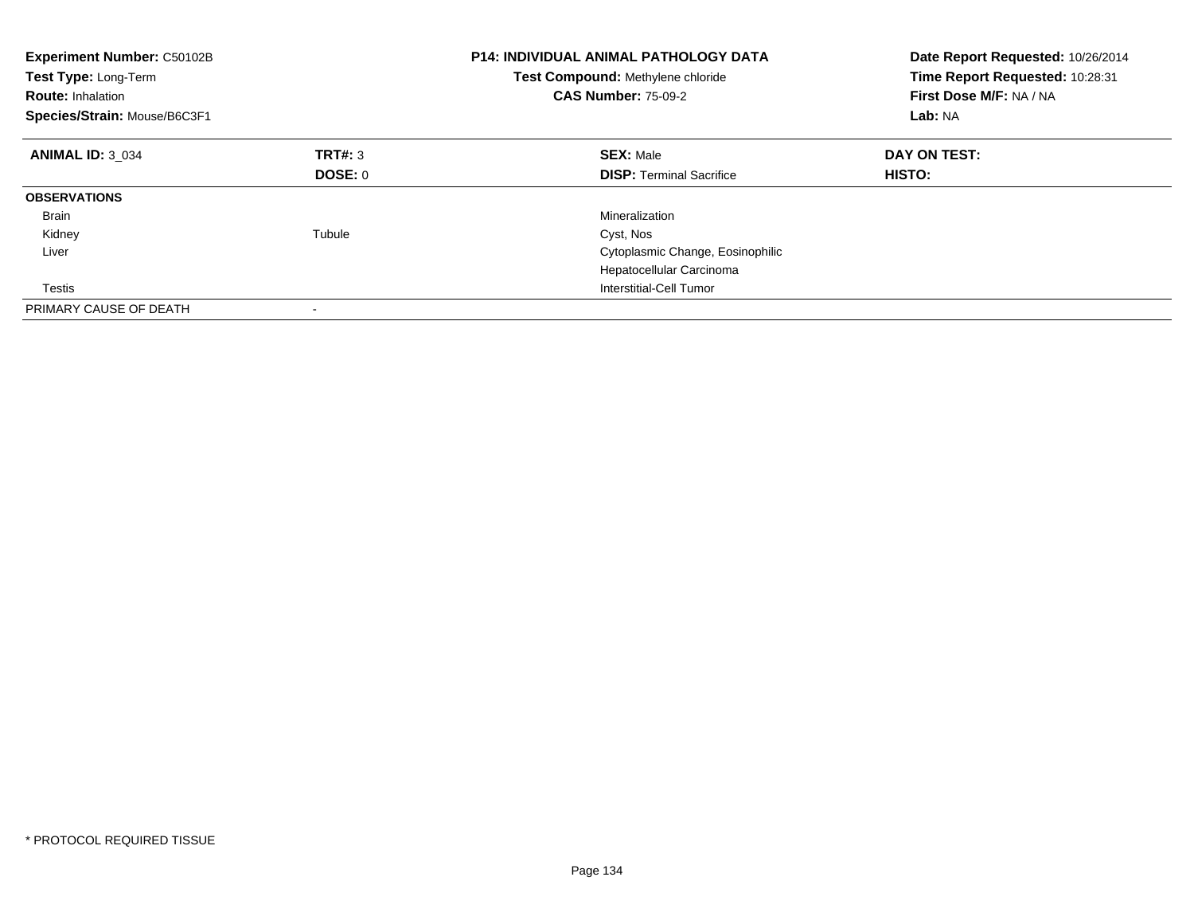**Experiment Number:** C50102B
**Test Type:** Long-Term
**Route:** Inhalation
**Species/Strain:** Mouse/B6C3F1

**P14: INDIVIDUAL ANIMAL PATHOLOGY DATA**
**Test Compound:** Methylene chloride
**CAS Number:** 75-09-2

**Date Report Requested:** 10/26/2014
**Time Report Requested:** 10:28:31
**First Dose M/F:** NA / NA
**Lab:** NA

| **ANIMAL ID:** 3_034 | **TRT#:** 3 | **SEX:** Male | **DAY ON TEST:** |
|---|---|---|---|
| | **DOSE:** 0 | **DISP:** Terminal Sacrifice | **HISTO:** |
| **OBSERVATIONS** | | | |
| Brain | | Mineralization | |
| Kidney | Tubule | Cyst, Nos | |
| Liver | | Cytoplasmic Change, Eosinophilic | |
| | | Hepatocellular Carcinoma | |
| Testis | | Interstitial-Cell Tumor | |
| PRIMARY CAUSE OF DEATH | - | | |

* PROTOCOL REQUIRED TISSUE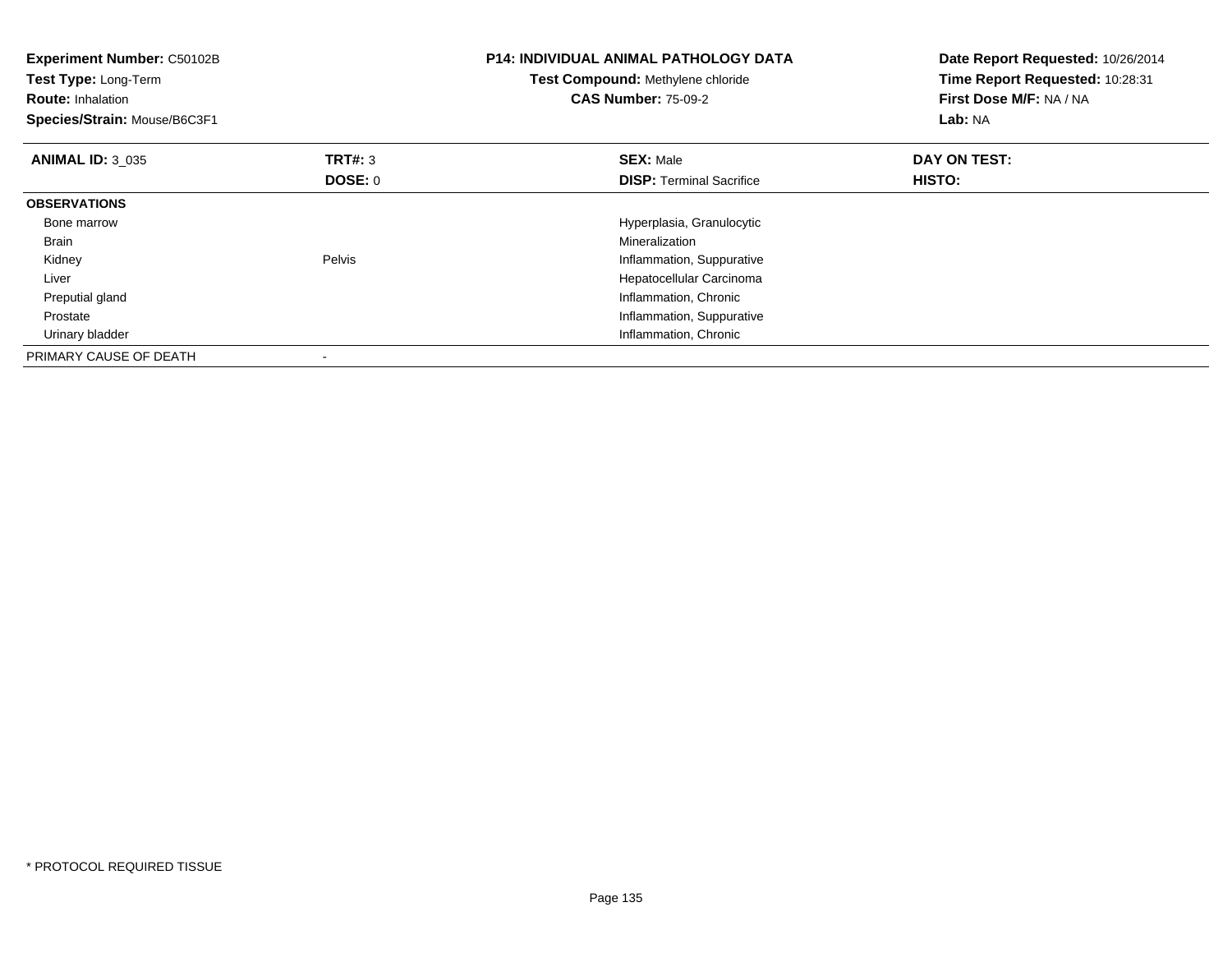**Experiment Number:** C50102B
**Test Type:** Long-Term
**Route:** Inhalation
**Species/Strain:** Mouse/B6C3F1

**P14: INDIVIDUAL ANIMAL PATHOLOGY DATA**
**Test Compound:** Methylene chloride
**CAS Number:** 75-09-2

**Date Report Requested:** 10/26/2014
**Time Report Requested:** 10:28:31
**First Dose M/F:** NA / NA
**Lab:** NA

| **ANIMAL ID:** 3_035 | **TRT#:** 3 | **SEX:** Male | **DAY ON TEST:** |
|---|---|---|---|
| | **DOSE:** 0 | **DISP:** Terminal Sacrifice | **HISTO:** |
| **OBSERVATIONS** | | | |
| Bone marrow | | Hyperplasia, Granulocytic | |
| Brain | | Mineralization | |
| Kidney | Pelvis | Inflammation, Suppurative | |
| Liver | | Hepatocellular Carcinoma | |
| Preputial gland | | Inflammation, Chronic | |
| Prostate | | Inflammation, Suppurative | |
| Urinary bladder | | Inflammation, Chronic | |
| PRIMARY CAUSE OF DEATH | - | | |

* PROTOCOL REQUIRED TISSUE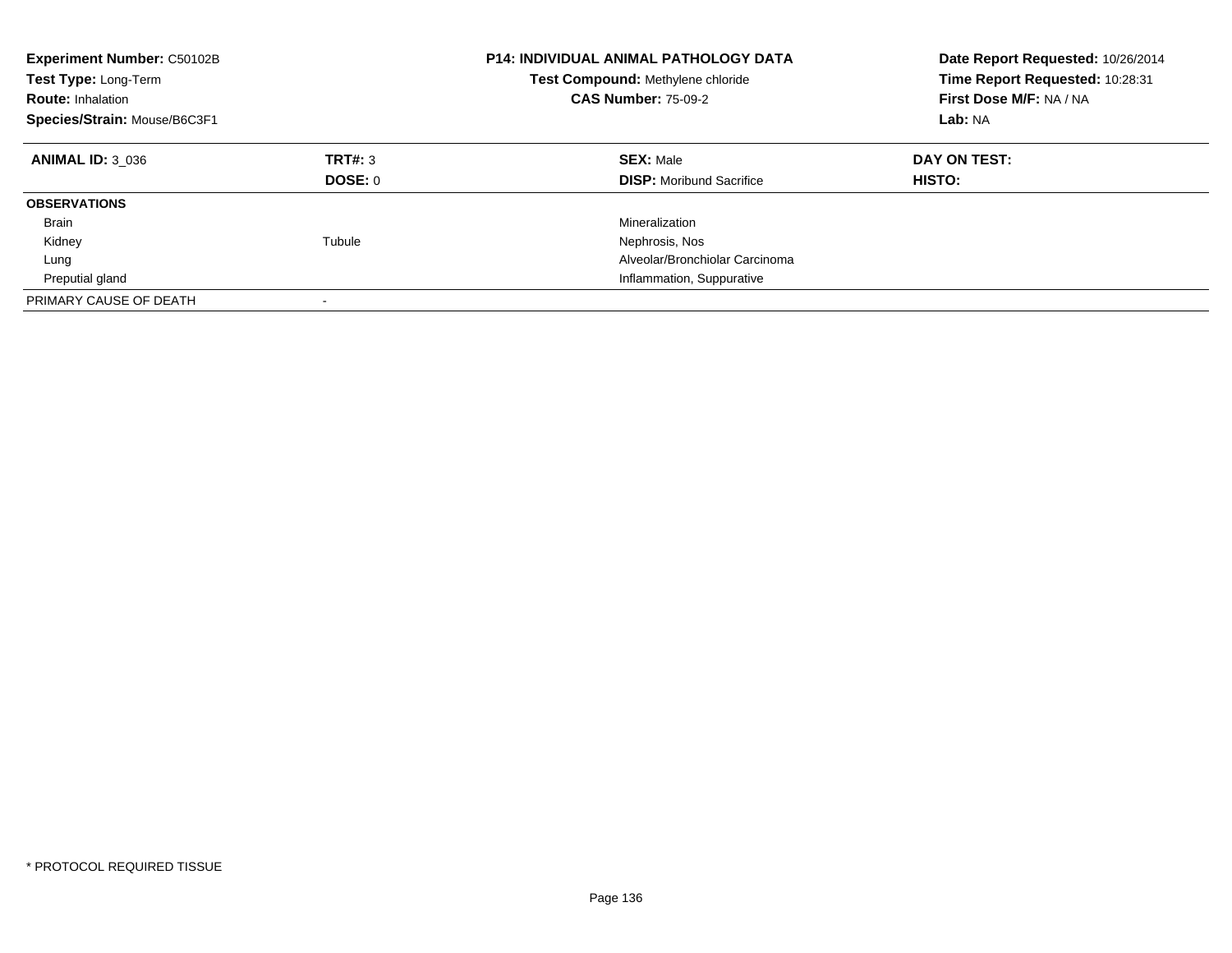**Experiment Number:** C50102B
**Test Type:** Long-Term
**Route:** Inhalation
**Species/Strain:** Mouse/B6C3F1

**P14: INDIVIDUAL ANIMAL PATHOLOGY DATA**
**Test Compound:** Methylene chloride
**CAS Number:** 75-09-2

**Date Report Requested:** 10/26/2014
**Time Report Requested:** 10:28:31
**First Dose M/F:** NA / NA
**Lab:** NA

| **ANIMAL ID:** 3_036 | **TRT#:** 3 | **SEX:** Male | **DAY ON TEST:** |
|---|---|---|---|
| | **DOSE:** 0 | **DISP:** Moribund Sacrifice | **HISTO:** |
| **OBSERVATIONS** | | | |
| Brain | | Mineralization | |
| Kidney | Tubule | Nephrosis, Nos | |
| Lung | | Alveolar/Bronchiolar Carcinoma | |
| Preputial gland | | Inflammation, Suppurative | |
| PRIMARY CAUSE OF DEATH | - | | |

* PROTOCOL REQUIRED TISSUE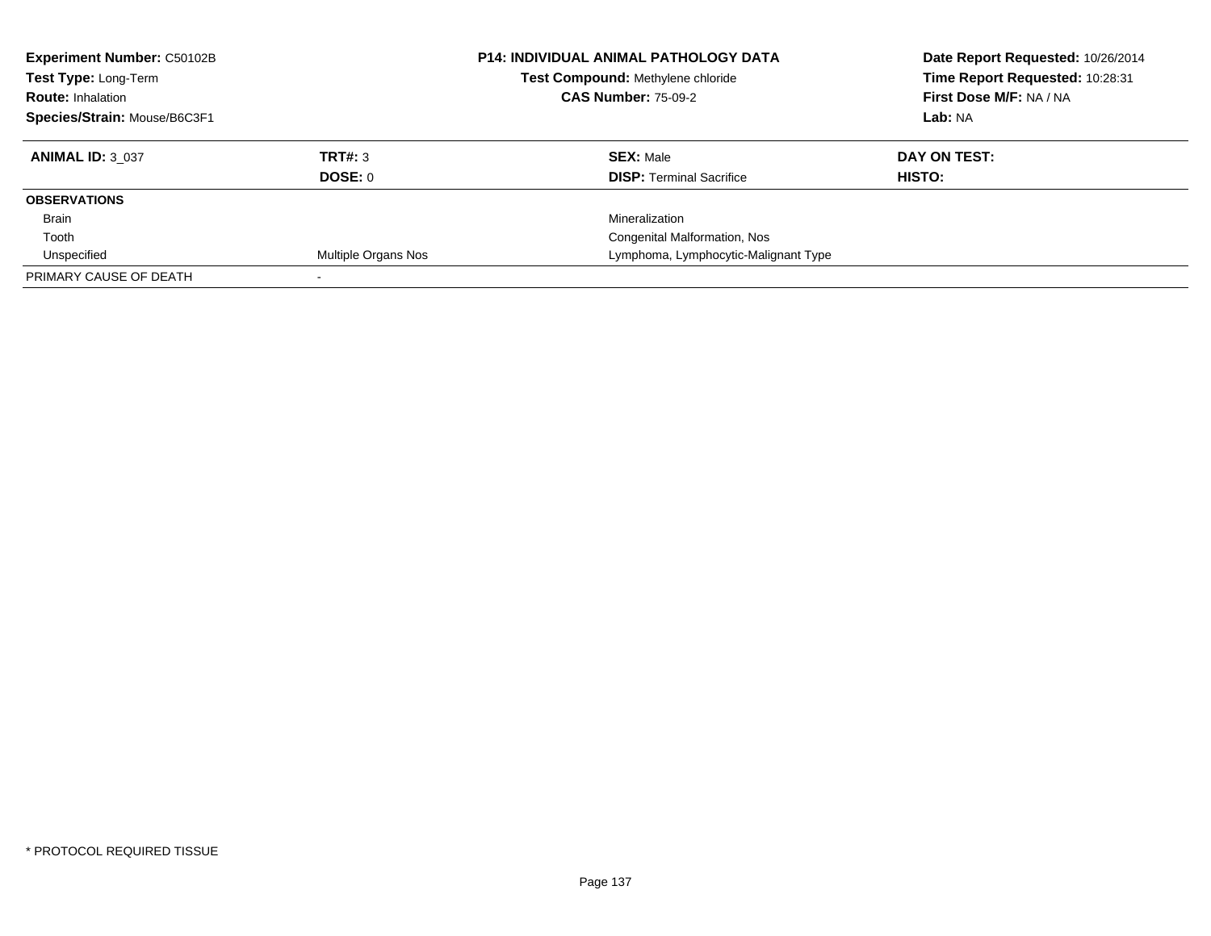| **Experiment Number:** C50102B | **P14: INDIVIDUAL ANIMAL PATHOLOGY DATA** | **Date Report Requested:** 10/26/2014 |
|---|---|---|
| **Test Type:** Long-Term | **Test Compound:** Methylene chloride | **Time Report Requested:** 10:28:31 |
| **Route:** Inhalation | **CAS Number:** 75-09-2 | **First Dose M/F:** NA / NA |
| **Species/Strain:** Mouse/B6C3F1 | | **Lab:** NA |

| **ANIMAL ID:** 3_037 | **TRT#:** 3 | **SEX:** Male | **DAY ON TEST:** |
|---|---|---|---|
| | **DOSE:** 0 | **DISP:** Terminal Sacrifice | **HISTO:** |
| **OBSERVATIONS** | | | |
| Brain | | Mineralization | |
| Tooth | | Congenital Malformation, Nos | |
| Unspecified | Multiple Organs Nos | Lymphoma, Lymphocytic-Malignant Type | |
| PRIMARY CAUSE OF DEATH | - | | |

* PROTOCOL REQUIRED TISSUE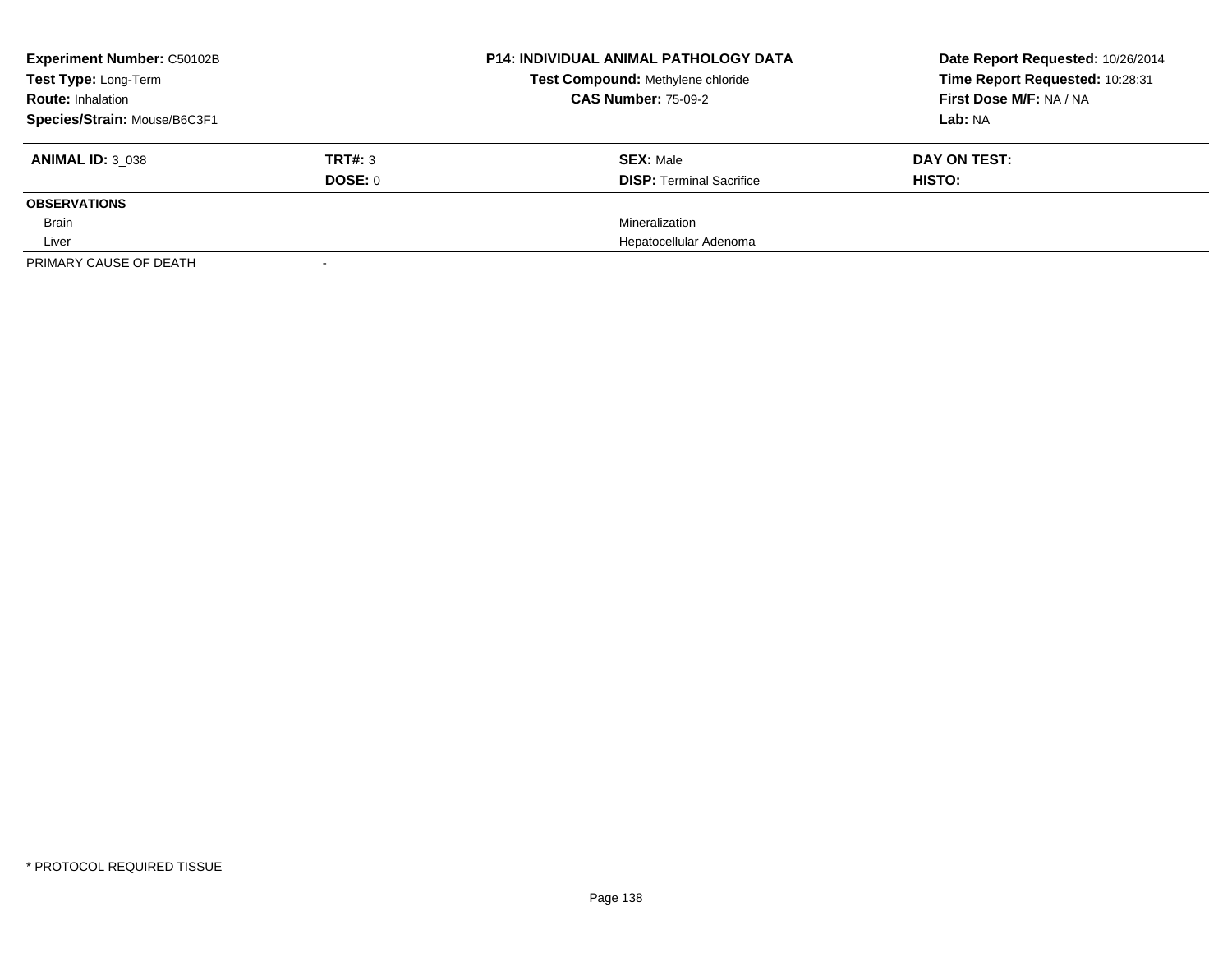**Experiment Number:** C50102B
**Test Type:** Long-Term
**Route:** Inhalation
**Species/Strain:** Mouse/B6C3F1

**P14: INDIVIDUAL ANIMAL PATHOLOGY DATA**
**Test Compound:** Methylene chloride
**CAS Number:** 75-09-2

**Date Report Requested:** 10/26/2014
**Time Report Requested:** 10:28:31
**First Dose M/F:** NA / NA
**Lab:** NA

| **ANIMAL ID:** 3_038 | **TRT#:** 3 | **SEX:** Male | **DAY ON TEST:** |
|---|---|---|---|
| | **DOSE:** 0 | **DISP:** Terminal Sacrifice | **HISTO:** |
| **OBSERVATIONS** | | | |
| Brain | | Mineralization | |
| Liver | | Hepatocellular Adenoma | |
| PRIMARY CAUSE OF DEATH | - | | |

\* PROTOCOL REQUIRED TISSUE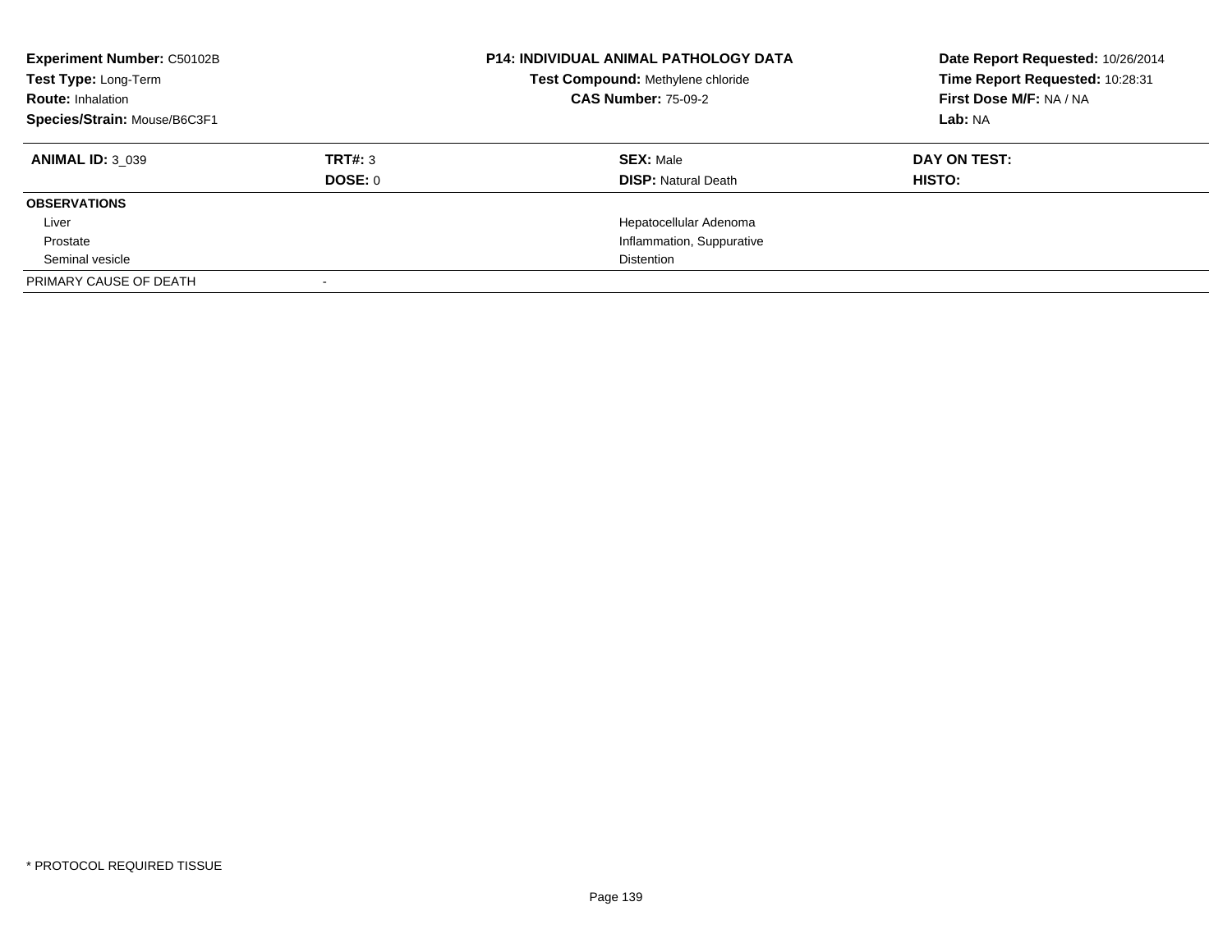**Experiment Number:** C50102B
**Test Type:** Long-Term
**Route:** Inhalation
**Species/Strain:** Mouse/B6C3F1

**P14: INDIVIDUAL ANIMAL PATHOLOGY DATA**
**Test Compound:** Methylene chloride
**CAS Number:** 75-09-2

**Date Report Requested:** 10/26/2014
**Time Report Requested:** 10:28:31
**First Dose M/F:** NA / NA
**Lab:** NA

| **ANIMAL ID:** 3_039 | **TRT#:** 3 | **SEX:** Male | **DAY ON TEST:** |
|---|---|---|---|
| | **DOSE:** 0 | **DISP:** Natural Death | **HISTO:** |
| **OBSERVATIONS** | | | |
| Liver | | Hepatocellular Adenoma | |
| Prostate | | Inflammation, Suppurative | |
| Seminal vesicle | | Distention | |
| PRIMARY CAUSE OF DEATH | - | | |

* PROTOCOL REQUIRED TISSUE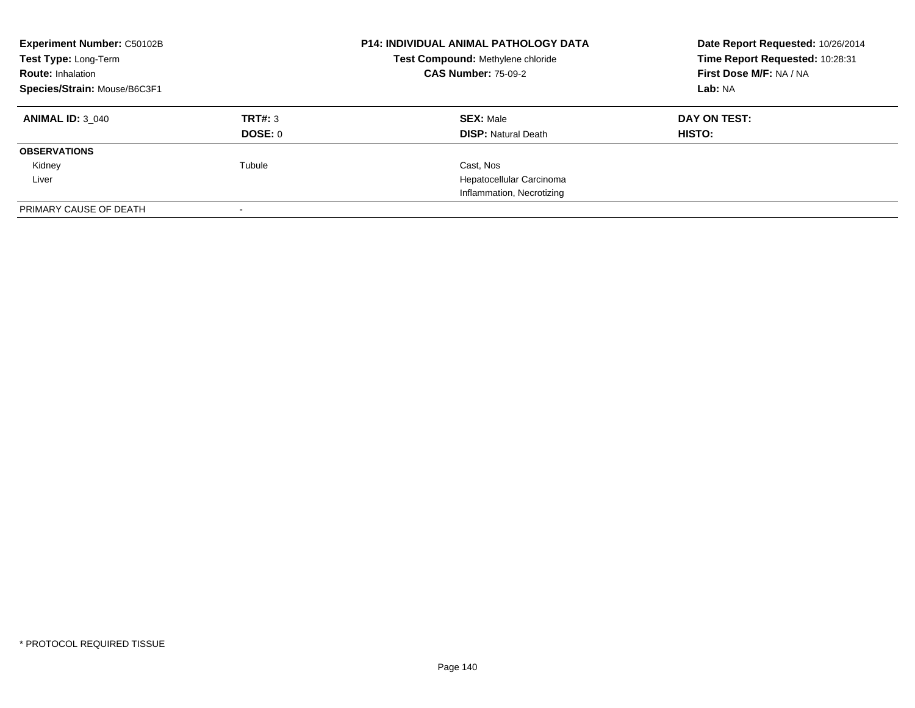**Experiment Number:** C50102B
**Test Type:** Long-Term
**Route:** Inhalation
**Species/Strain:** Mouse/B6C3F1

**P14: INDIVIDUAL ANIMAL PATHOLOGY DATA**
**Test Compound:** Methylene chloride
**CAS Number:** 75-09-2

**Date Report Requested:** 10/26/2014
**Time Report Requested:** 10:28:31
**First Dose M/F:** NA / NA
**Lab:** NA

| **ANIMAL ID:** 3_040 | **TRT#:** 3 | **SEX:** Male | **DAY ON TEST:** |
|---|---|---|---|
| | **DOSE:** 0 | **DISP:** Natural Death | **HISTO:** |
| **OBSERVATIONS** | | | |
| Kidney | Tubule | Cast, Nos | |
| Liver | | Hepatocellular Carcinoma | |
| | | Inflammation, Necrotizing | |
| PRIMARY CAUSE OF DEATH | - | | |

\* PROTOCOL REQUIRED TISSUE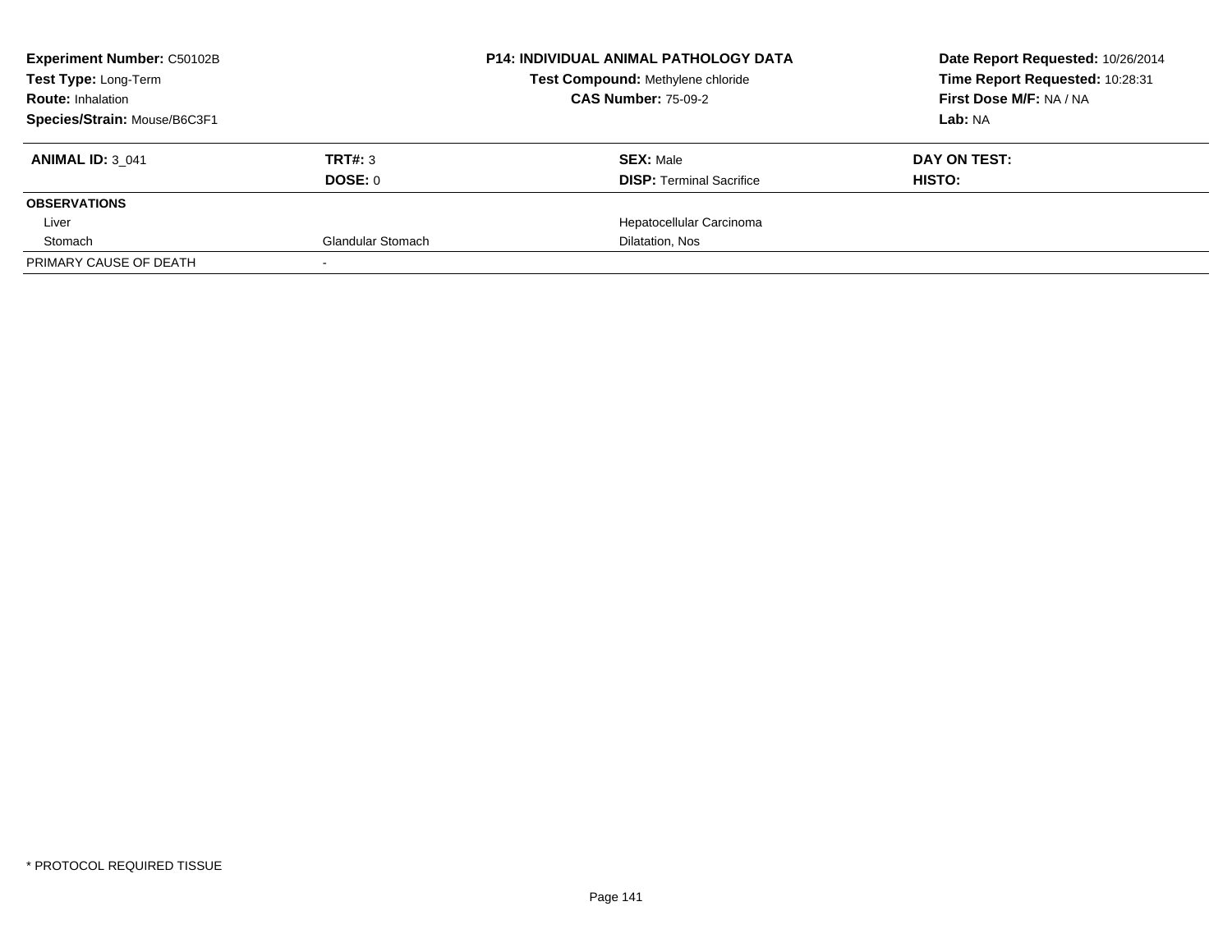**Experiment Number:** C50102B
**Test Type:** Long-Term
**Route:** Inhalation
**Species/Strain:** Mouse/B6C3F1

**P14: INDIVIDUAL ANIMAL PATHOLOGY DATA**
**Test Compound:** Methylene chloride
**CAS Number:** 75-09-2

**Date Report Requested:** 10/26/2014
**Time Report Requested:** 10:28:31
**First Dose M/F:** NA / NA
**Lab:** NA

| **ANIMAL ID:** 3_041 | **TRT#:** 3 | **SEX:** Male | **DAY ON TEST:** |
|---|---|---|---|
| | **DOSE:** 0 | **DISP:** Terminal Sacrifice | **HISTO:** |
| **OBSERVATIONS** | | | |
| Liver | | Hepatocellular Carcinoma | |
| Stomach | Glandular Stomach | Dilatation, Nos | |
| PRIMARY CAUSE OF DEATH | - | | |

* PROTOCOL REQUIRED TISSUE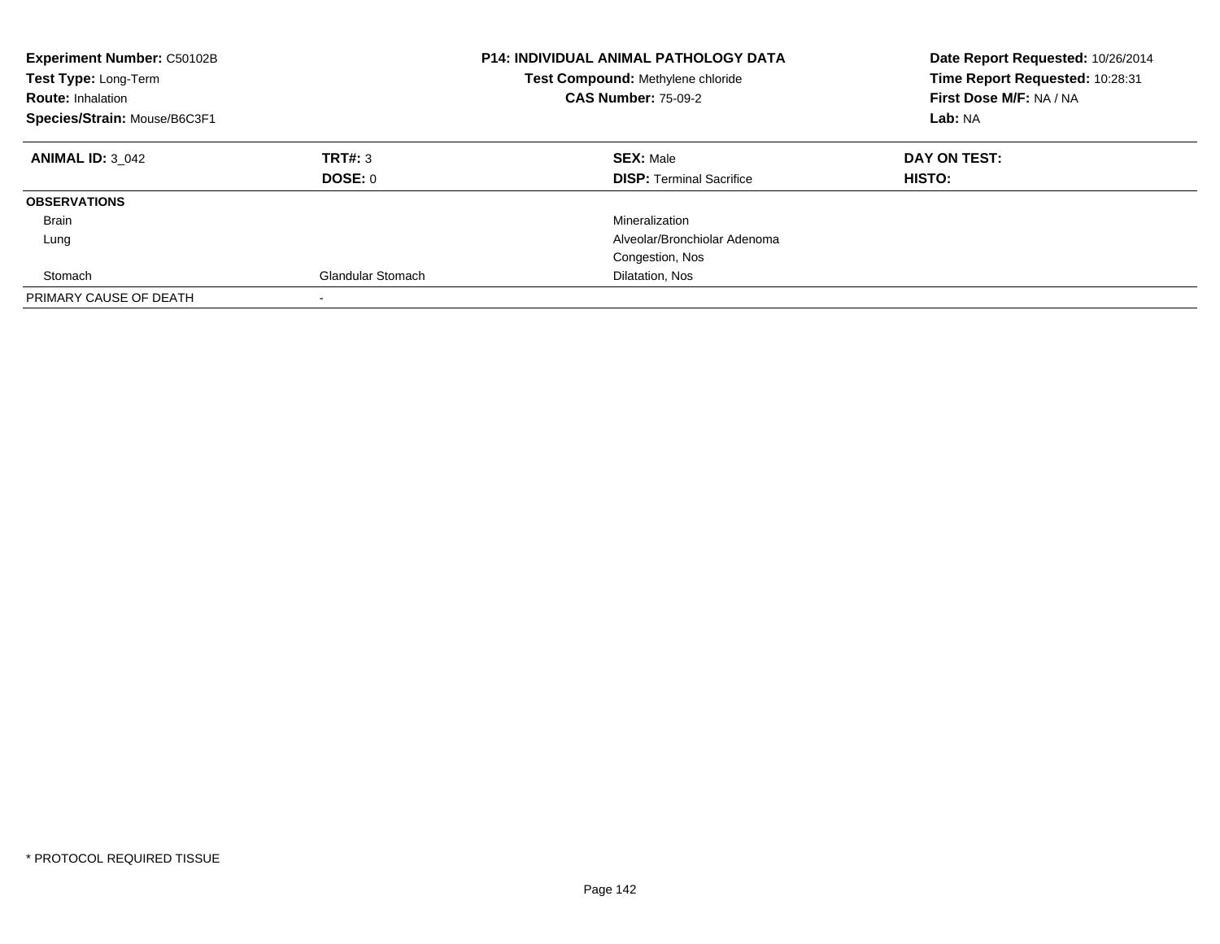**Experiment Number:** C50102B
**Test Type:** Long-Term
**Route:** Inhalation
**Species/Strain:** Mouse/B6C3F1

## P14: INDIVIDUAL ANIMAL PATHOLOGY DATA

**Test Compound:** Methylene chloride
**CAS Number:** 75-09-2

**Date Report Requested:** 10/26/2014
**Time Report Requested:** 10:28:31
**First Dose M/F:** NA / NA
**Lab:** NA

| **ANIMAL ID:** 3_042 | **TRT#:** 3 | **SEX:** Male | **DAY ON TEST:** |
|---|---|---|---|
| | **DOSE:** 0 | **DISP:** Terminal Sacrifice | **HISTO:** |
| **OBSERVATIONS** | | | |
| Brain | | Mineralization | |
| Lung | | Alveolar/Bronchiolar Adenoma | |
| | | Congestion, Nos | |
| Stomach | Glandular Stomach | Dilatation, Nos | |
| PRIMARY CAUSE OF DEATH | - | | |

* PROTOCOL REQUIRED TISSUE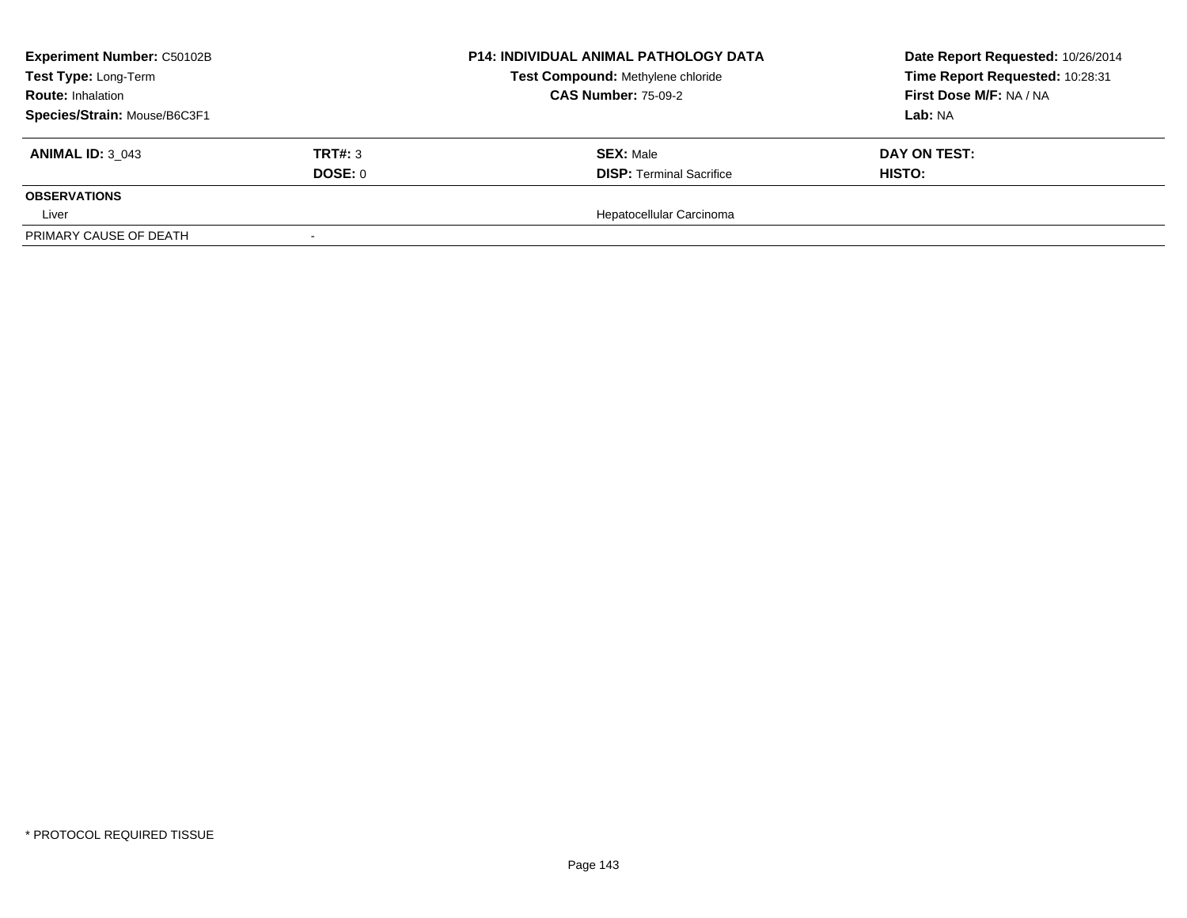| **Experiment Number:** C50102B | **P14: INDIVIDUAL ANIMAL PATHOLOGY DATA** | **Date Report Requested:** 10/26/2014 |
|---|---|---|
| **Test Type:** Long-Term | **Test Compound:** Methylene chloride | **Time Report Requested:** 10:28:31 |
| **Route:** Inhalation | **CAS Number:** 75-09-2 | **First Dose M/F:** NA / NA |
| **Species/Strain:** Mouse/B6C3F1 | | **Lab:** NA |

| **ANIMAL ID:** 3_043 | **TRT#:** 3 | **SEX:** Male | **DAY ON TEST:** |
|---|---|---|---|
| | **DOSE:** 0 | **DISP:** Terminal Sacrifice | **HISTO:** |
| **OBSERVATIONS** | | | |
| Liver | | Hepatocellular Carcinoma | |
| PRIMARY CAUSE OF DEATH | - | | |

\* PROTOCOL REQUIRED TISSUE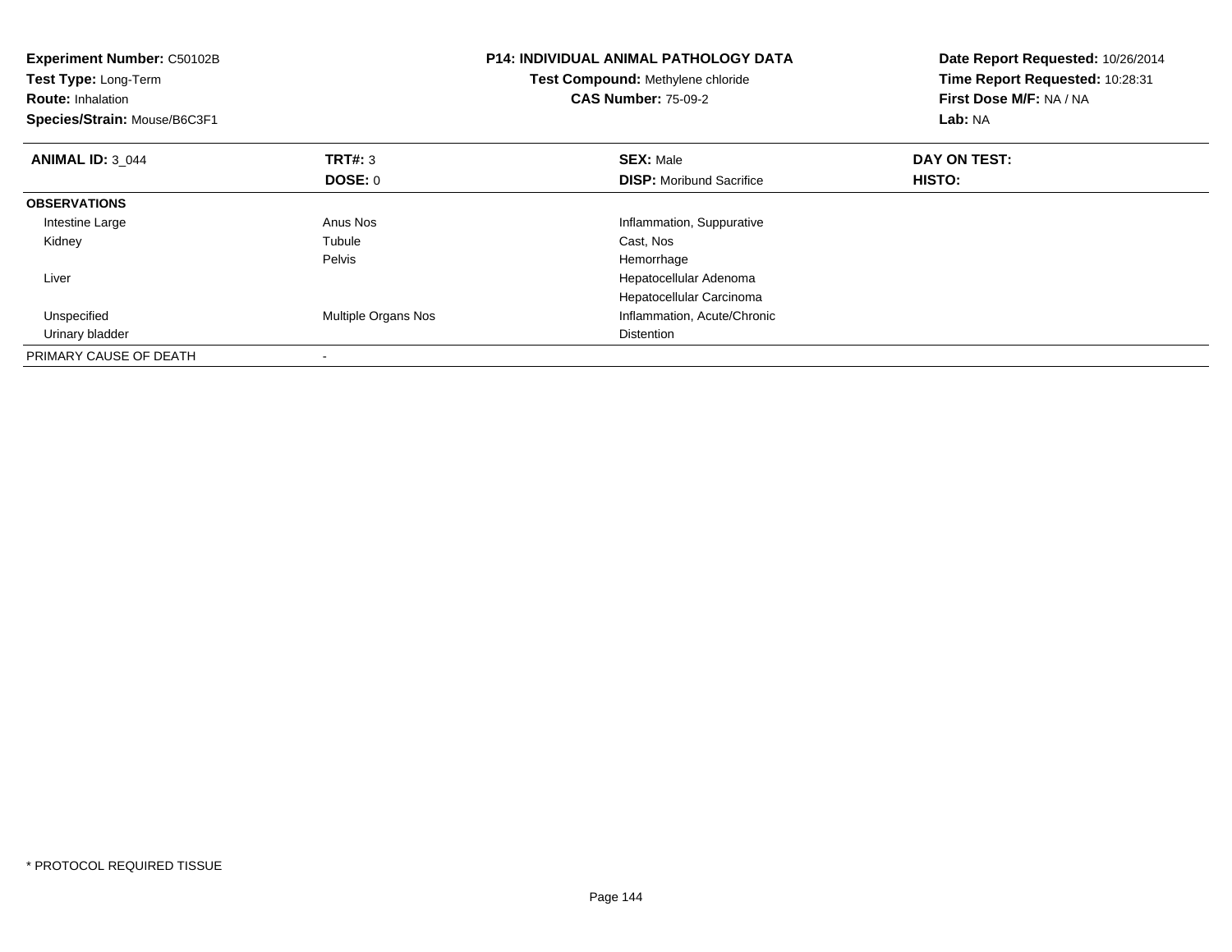**Experiment Number:** C50102B
**Test Type:** Long-Term
**Route:** Inhalation
**Species/Strain:** Mouse/B6C3F1

**P14: INDIVIDUAL ANIMAL PATHOLOGY DATA**
**Test Compound:** Methylene chloride
**CAS Number:** 75-09-2

**Date Report Requested:** 10/26/2014
**Time Report Requested:** 10:28:31
**First Dose M/F:** NA / NA
**Lab:** NA

| **ANIMAL ID:** 3_044 | **TRT#:** 3 | **SEX:** Male | **DAY ON TEST:** |
|---|---|---|---|
| | **DOSE:** 0 | **DISP:** Moribund Sacrifice | **HISTO:** |
| **OBSERVATIONS** | | | |
| Intestine Large | Anus Nos | Inflammation, Suppurative | |
| Kidney | Tubule | Cast, Nos | |
| | Pelvis | Hemorrhage | |
| Liver | | Hepatocellular Adenoma | |
| | | Hepatocellular Carcinoma | |
| Unspecified | Multiple Organs Nos | Inflammation, Acute/Chronic | |
| Urinary bladder | | Distention | |
| PRIMARY CAUSE OF DEATH | - | | |

* PROTOCOL REQUIRED TISSUE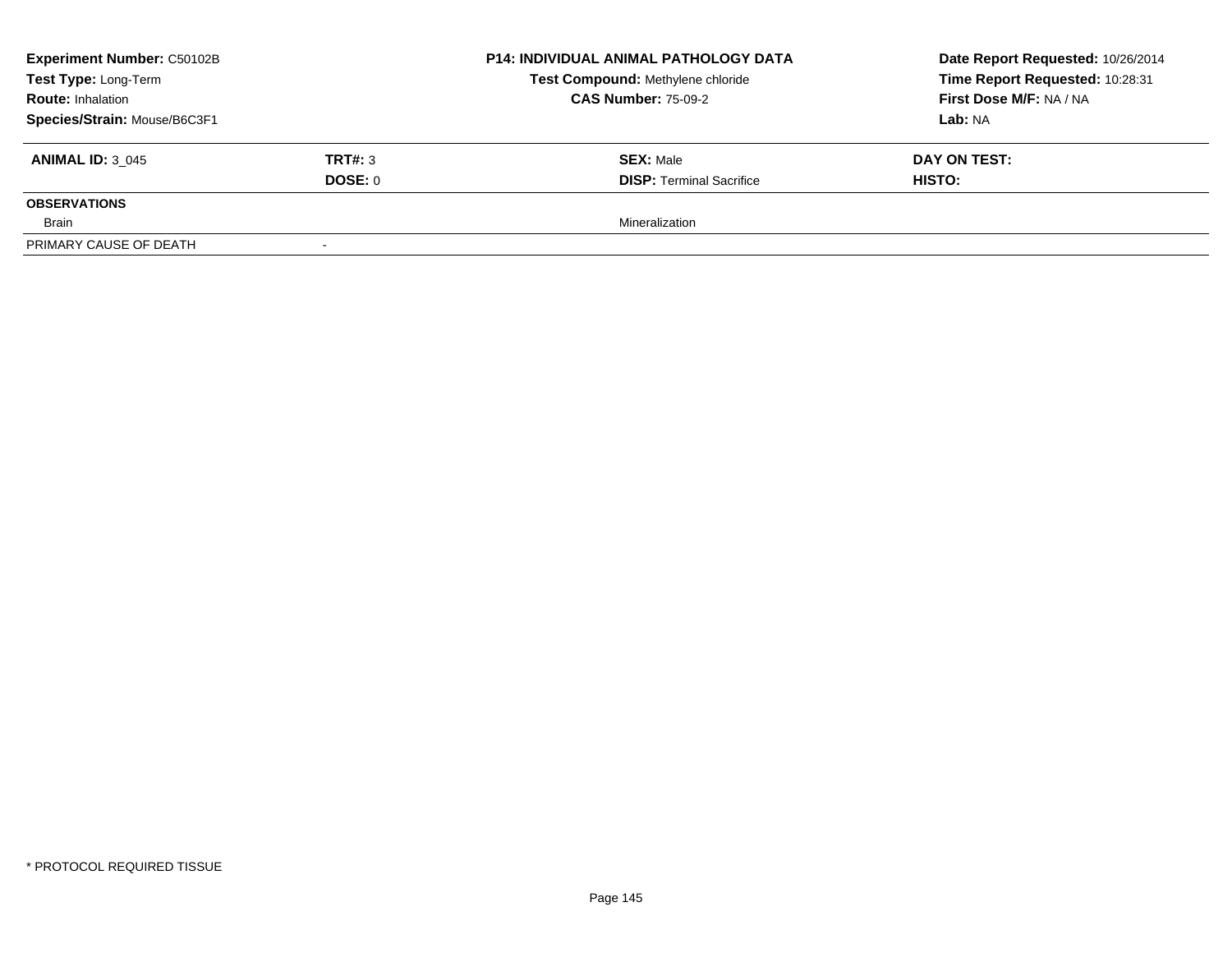| Experiment Number: C50102B | | P14: INDIVIDUAL ANIMAL PATHOLOGY DATA | Date Report Requested: 10/26/2014 |
|---|---|---|---|
| Test Type: Long-Term | | Test Compound: Methylene chloride | Time Report Requested: 10:28:31 |
| Route: Inhalation | | CAS Number: 75-09-2 | First Dose M/F: NA / NA |
| Species/Strain: Mouse/B6C3F1 | | | Lab: NA |

| ANIMAL ID: 3_045 | TRT#: 3 | SEX: Male | DAY ON TEST: |
|---|---|---|---|
| | DOSE: 0 | DISP: Terminal Sacrifice | HISTO: |
| **OBSERVATIONS** | | | |
| Brain | | Mineralization | |
| PRIMARY CAUSE OF DEATH | - | | |

\* PROTOCOL REQUIRED TISSUE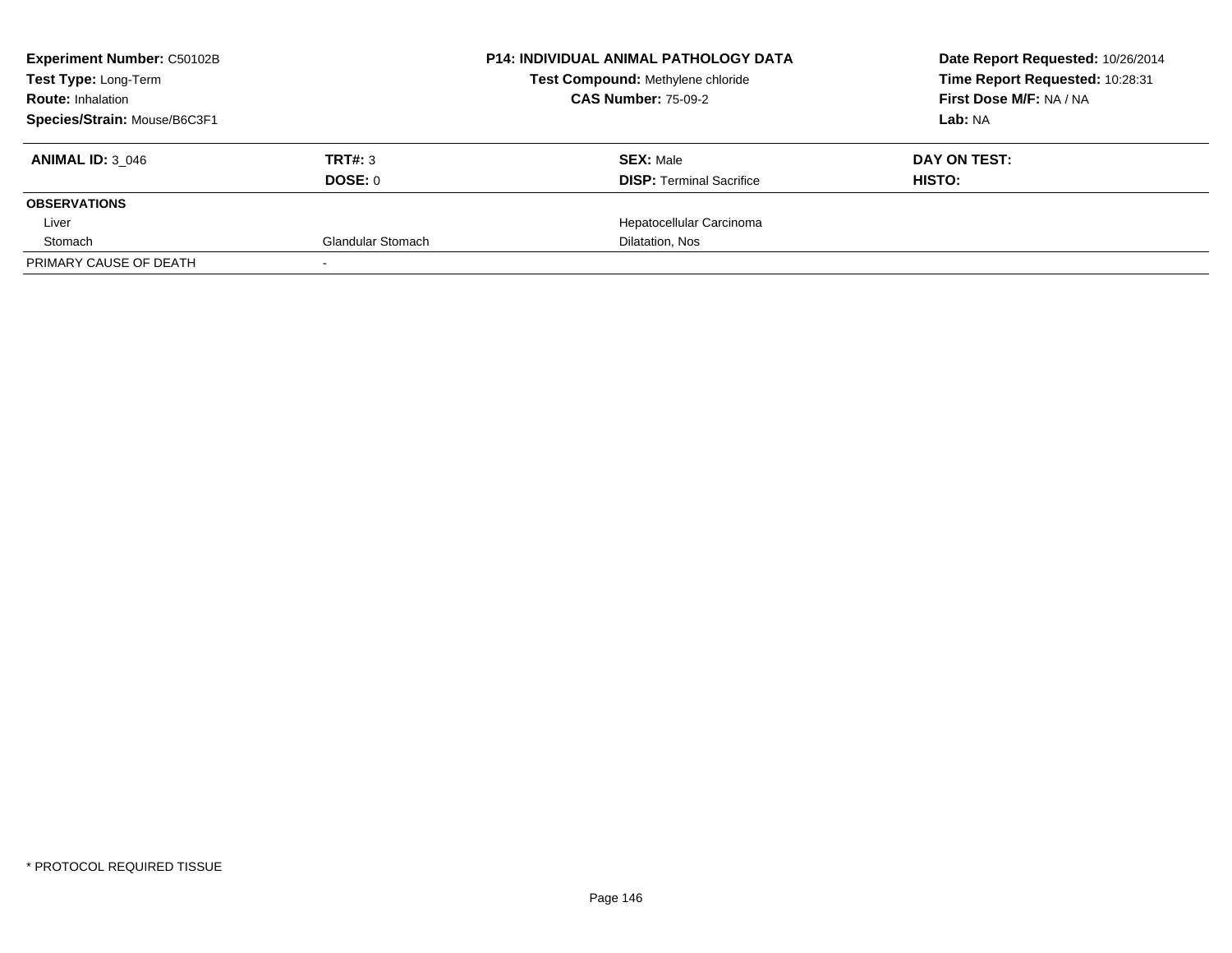**Experiment Number:** C50102B
**Test Type:** Long-Term
**Route:** Inhalation
**Species/Strain:** Mouse/B6C3F1

**P14: INDIVIDUAL ANIMAL PATHOLOGY DATA**
**Test Compound:** Methylene chloride
**CAS Number:** 75-09-2

**Date Report Requested:** 10/26/2014
**Time Report Requested:** 10:28:31
**First Dose M/F:** NA / NA
**Lab:** NA

| **ANIMAL ID:** 3_046 | **TRT#:** 3 | **SEX:** Male | **DAY ON TEST:** |
|---|---|---|---|
| | **DOSE:** 0 | **DISP:** Terminal Sacrifice | **HISTO:** |
| **OBSERVATIONS** | | | |
| Liver | | Hepatocellular Carcinoma | |
| Stomach | Glandular Stomach | Dilatation, Nos | |
| PRIMARY CAUSE OF DEATH | - | | |

\* PROTOCOL REQUIRED TISSUE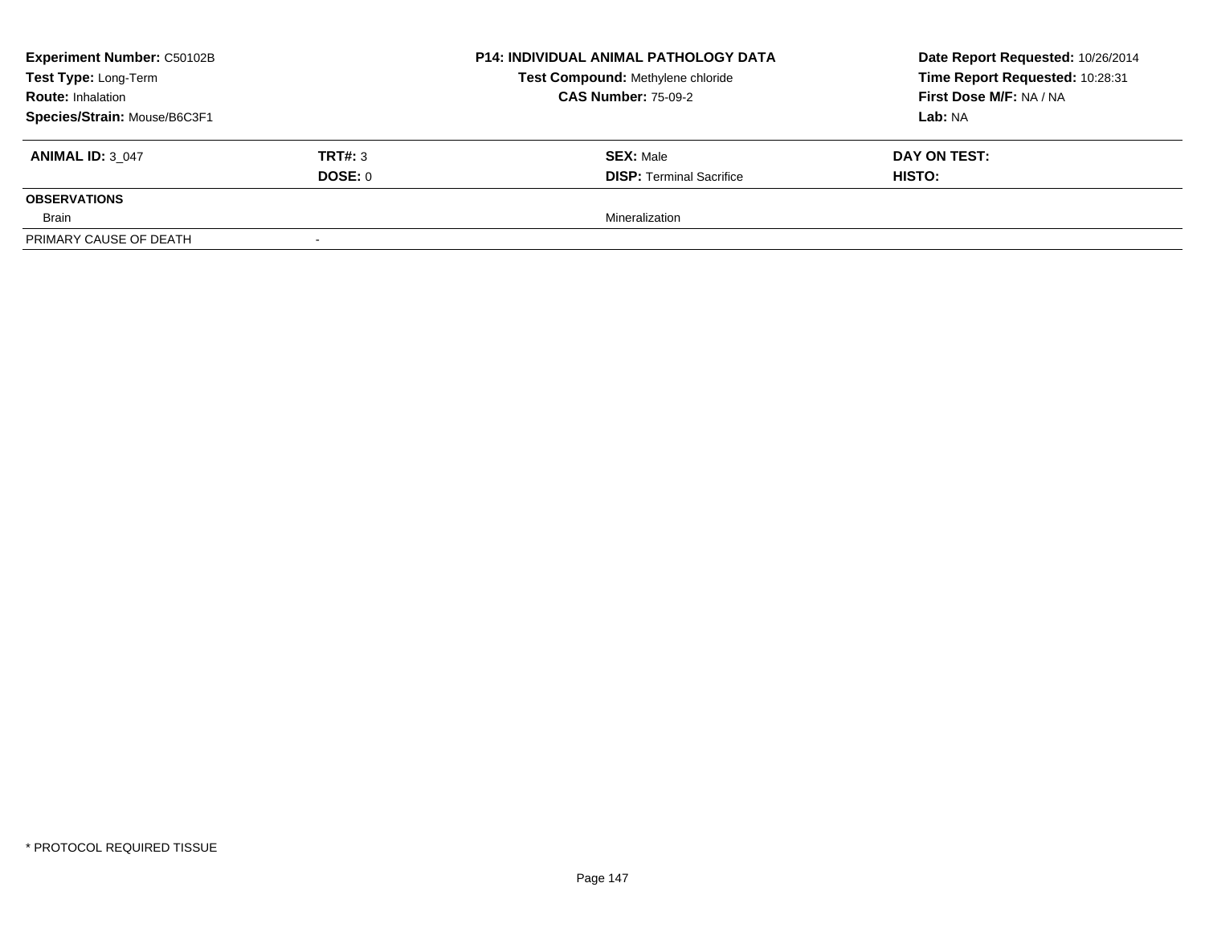**Experiment Number:** C50102B
**Test Type:** Long-Term
**Route:** Inhalation
**Species/Strain:** Mouse/B6C3F1

**P14: INDIVIDUAL ANIMAL PATHOLOGY DATA**
**Test Compound:** Methylene chloride
**CAS Number:** 75-09-2

**Date Report Requested:** 10/26/2014
**Time Report Requested:** 10:28:31
**First Dose M/F:** NA / NA
**Lab:** NA

| **ANIMAL ID:** 3_047 | **TRT#:** 3 | **SEX:** Male | **DAY ON TEST:** |
|---|---|---|---|
| | **DOSE:** 0 | **DISP:** Terminal Sacrifice | **HISTO:** |
| **OBSERVATIONS** | | | |
| Brain | | Mineralization | |
| PRIMARY CAUSE OF DEATH | - | | |

* PROTOCOL REQUIRED TISSUE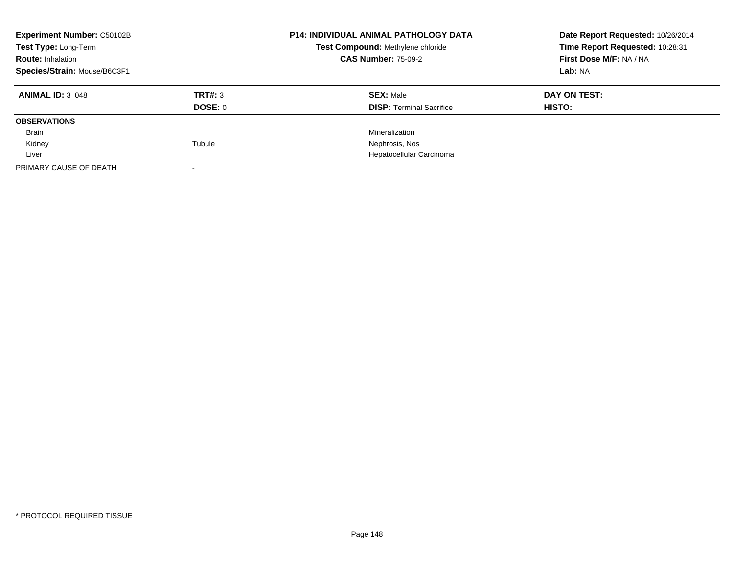**Experiment Number:** C50102B
**Test Type:** Long-Term
**Route:** Inhalation
**Species/Strain:** Mouse/B6C3F1

**P14: INDIVIDUAL ANIMAL PATHOLOGY DATA**
**Test Compound:** Methylene chloride
**CAS Number:** 75-09-2

**Date Report Requested:** 10/26/2014
**Time Report Requested:** 10:28:31
**First Dose M/F:** NA / NA
**Lab:** NA

| **ANIMAL ID:** 3_048 | **TRT#:** 3 | **SEX:** Male | **DAY ON TEST:** |
|---|---|---|---|
| | **DOSE:** 0 | **DISP:** Terminal Sacrifice | **HISTO:** |
| **OBSERVATIONS** | | | |
| Brain | | Mineralization | |
| Kidney | Tubule | Nephrosis, Nos | |
| Liver | | Hepatocellular Carcinoma | |
| PRIMARY CAUSE OF DEATH | - | | |

\* PROTOCOL REQUIRED TISSUE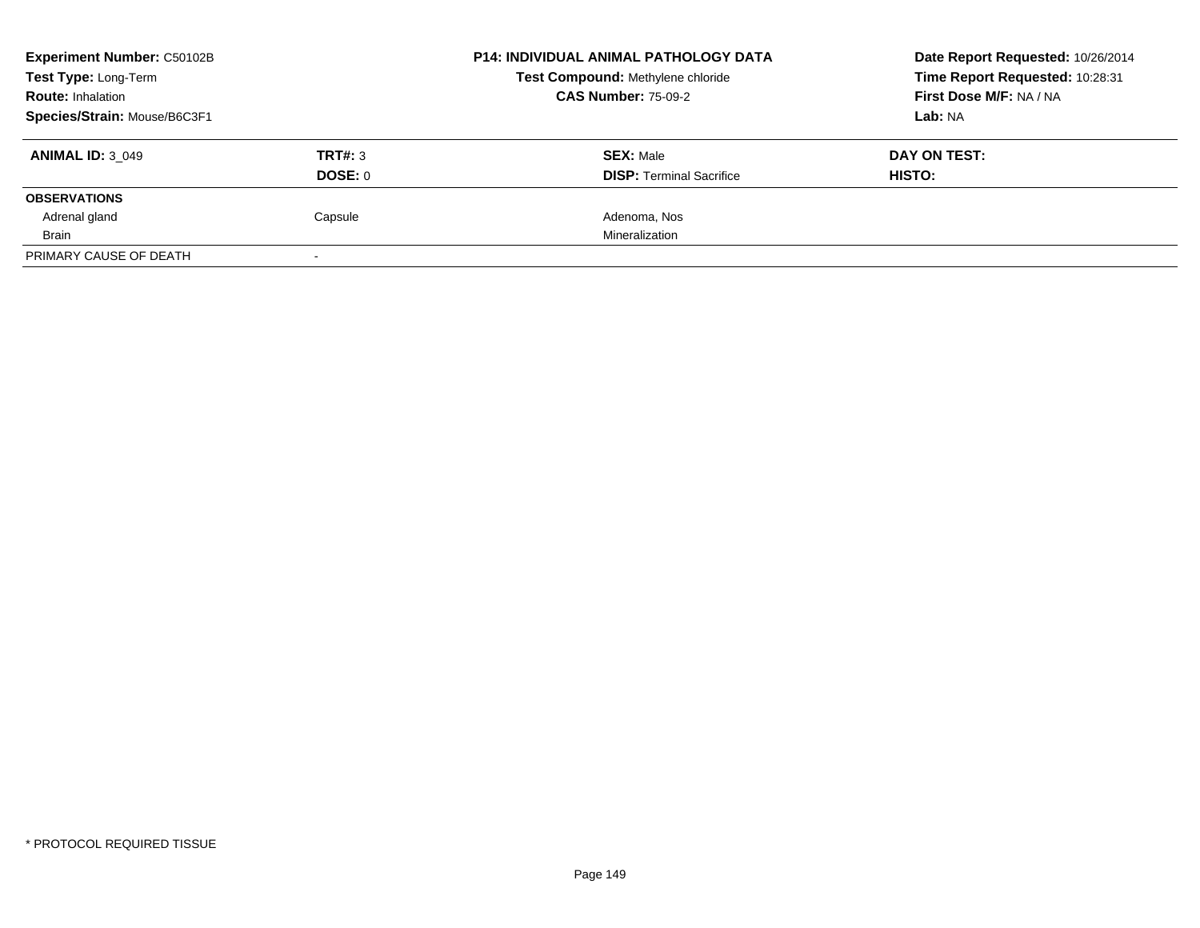**Experiment Number:** C50102B
**Test Type:** Long-Term
**Route:** Inhalation
**Species/Strain:** Mouse/B6C3F1

**P14: INDIVIDUAL ANIMAL PATHOLOGY DATA**
**Test Compound:** Methylene chloride
**CAS Number:** 75-09-2

**Date Report Requested:** 10/26/2014
**Time Report Requested:** 10:28:31
**First Dose M/F:** NA / NA
**Lab:** NA

| **ANIMAL ID:** 3_049 | **TRT#:** 3 | **SEX:** Male | **DAY ON TEST:** |
|---|---|---|---|
| | **DOSE:** 0 | **DISP:** Terminal Sacrifice | **HISTO:** |
| **OBSERVATIONS** | | | |
| Adrenal gland | Capsule | Adenoma, Nos | |
| Brain | | Mineralization | |
| PRIMARY CAUSE OF DEATH | - | | |

\* PROTOCOL REQUIRED TISSUE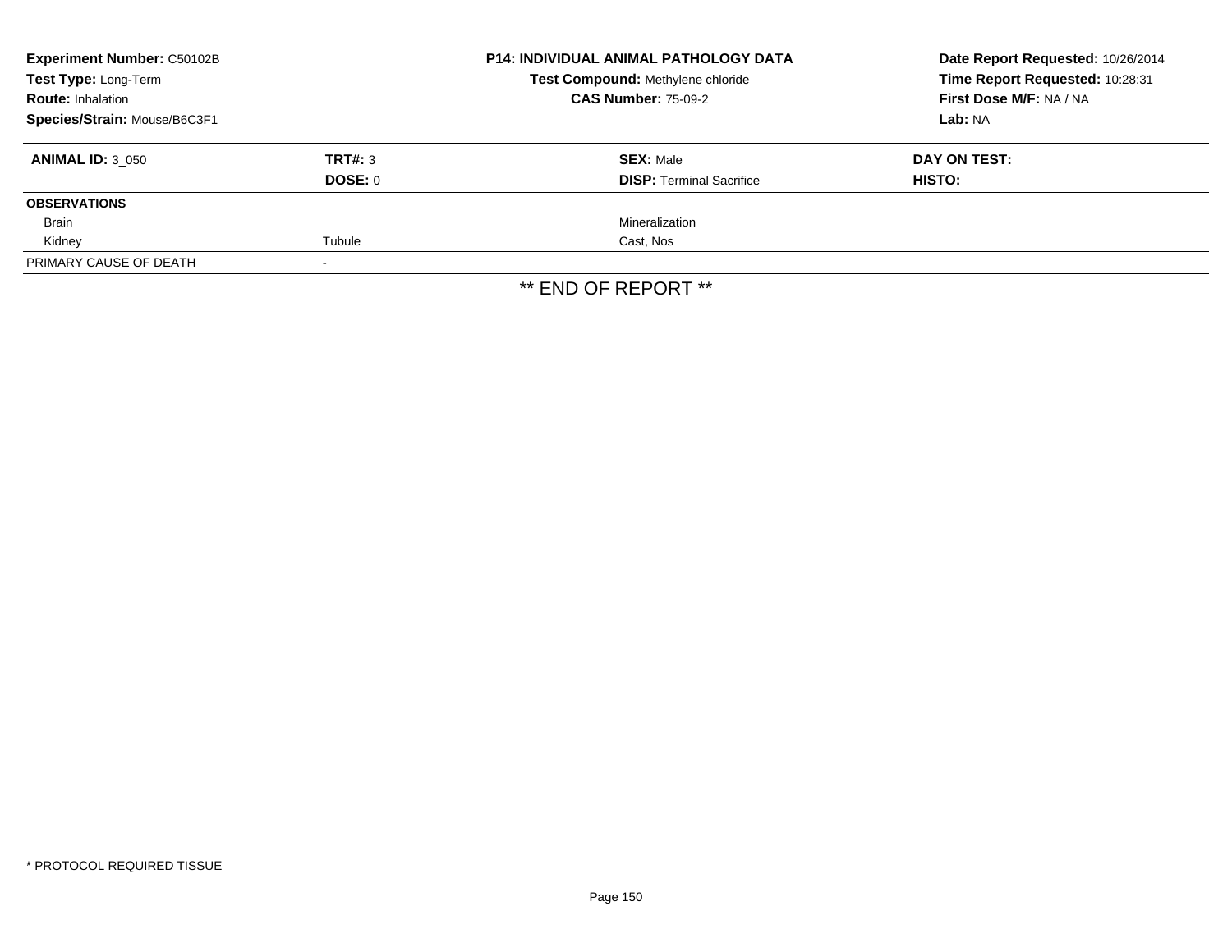| | | | |
|---|---|---|---|
| **Experiment Number:** C50102B | **P14: INDIVIDUAL ANIMAL PATHOLOGY DATA** | | **Date Report Requested:** 10/26/2014 |
| **Test Type:** Long-Term | **Test Compound:** Methylene chloride | | **Time Report Requested:** 10:28:31 |
| **Route:** Inhalation | **CAS Number:** 75-09-2 | | **First Dose M/F:** NA / NA |
| **Species/Strain:** Mouse/B6C3F1 | | | **Lab:** NA |

| **ANIMAL ID:** 3_050 | **TRT#:** 3 | **SEX:** Male | **DAY ON TEST:** |
|---|---|---|---|
| | **DOSE:** 0 | **DISP:** Terminal Sacrifice | **HISTO:** |
| **OBSERVATIONS** | | | |
| Brain | | Mineralization | |
| Kidney | Tubule | Cast, Nos | |
| PRIMARY CAUSE OF DEATH | - | | |

** END OF REPORT **

* PROTOCOL REQUIRED TISSUE